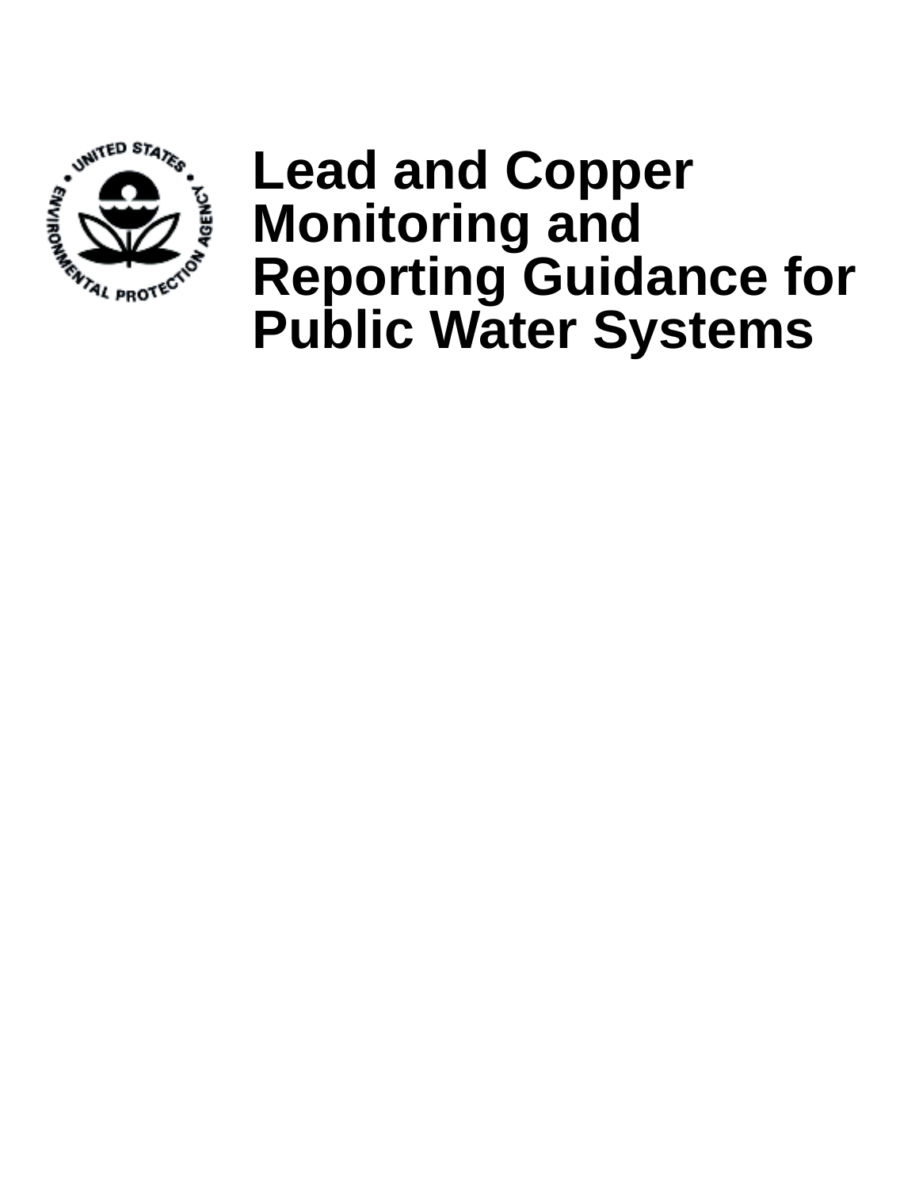# Lead and Copper Monitoring and Reporting Guidance for Public Water Systems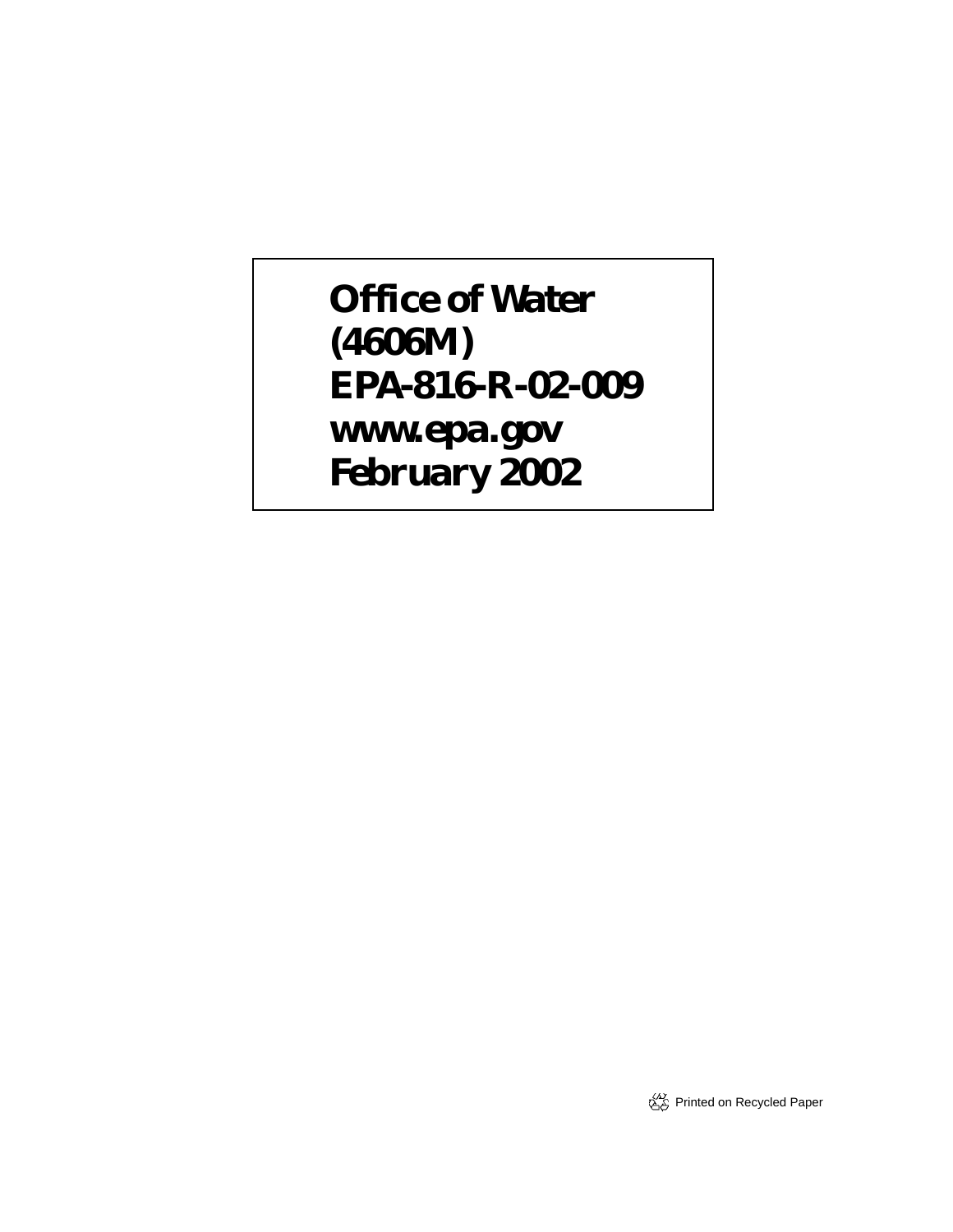**Office of Water**
**(4606M)**
**EPA-816-R-02-009**
**www.epa.gov**
**February 2002**

Printed on Recycled Paper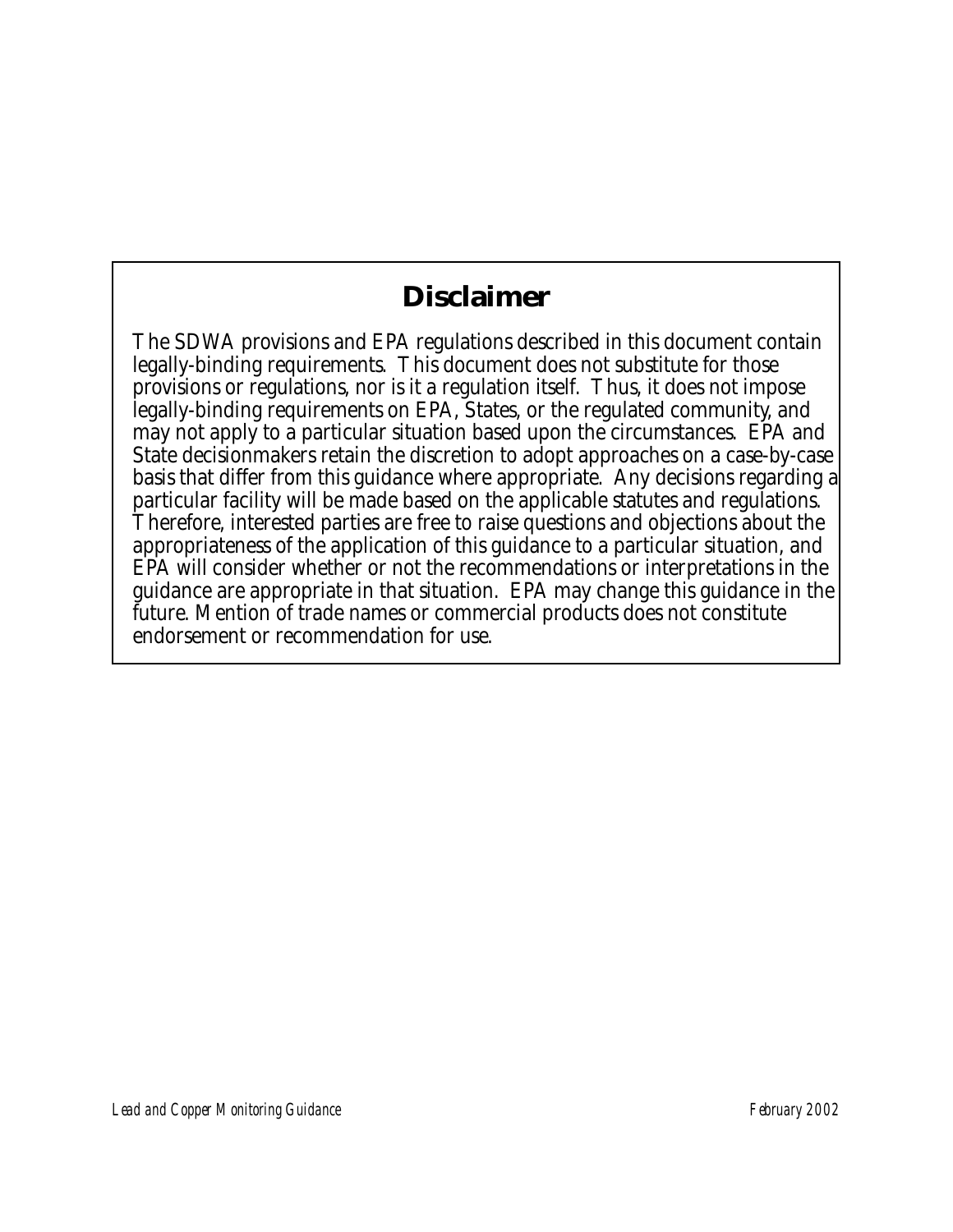## Disclaimer

The SDWA provisions and EPA regulations described in this document contain legally-binding requirements. This document does not substitute for those provisions or regulations, nor is it a regulation itself. Thus, it does not impose legally-binding requirements on EPA, States, or the regulated community, and may not apply to a particular situation based upon the circumstances. EPA and State decisionmakers retain the discretion to adopt approaches on a case-by-case basis that differ from this guidance where appropriate. Any decisions regarding a particular facility will be made based on the applicable statutes and regulations. Therefore, interested parties are free to raise questions and objections about the appropriateness of the application of this guidance to a particular situation, and EPA will consider whether or not the recommendations or interpretations in the guidance are appropriate in that situation. EPA may change this guidance in the future. Mention of trade names or commercial products does not constitute endorsement or recommendation for use.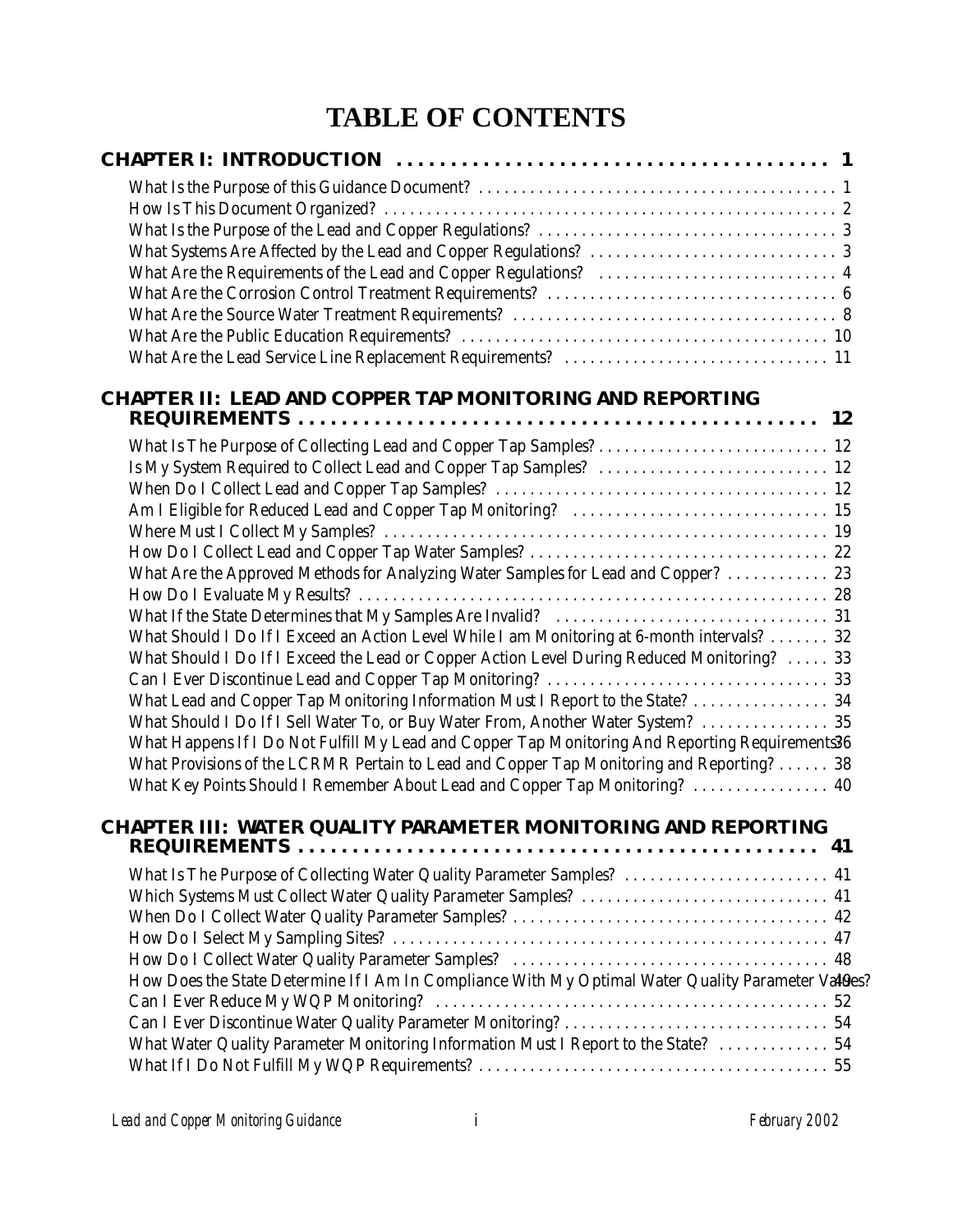# TABLE OF CONTENTS

**CHAPTER I: INTRODUCTION . . . . . . . . . . . . . . . . . . . . . . . . . . . . . . . . . . . . . . . . . 1**

What Is the Purpose of this Guidance Document? . . . . . . . . . . . . . . . . . . . . . . . . . . . . . . . . . . . . . . . . . . 1
How Is This Document Organized? . . . . . . . . . . . . . . . . . . . . . . . . . . . . . . . . . . . . . . . . . . . . . . . . . . . . 2
What Is the Purpose of the Lead and Copper Regulations? . . . . . . . . . . . . . . . . . . . . . . . . . . . . . . . . . . . 3
What Systems Are Affected by the Lead and Copper Regulations? . . . . . . . . . . . . . . . . . . . . . . . . . . . . . 3
What Are the Requirements of the Lead and Copper Regulations? . . . . . . . . . . . . . . . . . . . . . . . . . . . . 4
What Are the Corrosion Control Treatment Requirements? . . . . . . . . . . . . . . . . . . . . . . . . . . . . . . . . . . 6
What Are the Source Water Treatment Requirements? . . . . . . . . . . . . . . . . . . . . . . . . . . . . . . . . . . . . . . 8
What Are the Public Education Requirements? . . . . . . . . . . . . . . . . . . . . . . . . . . . . . . . . . . . . . . . . . . . 10
What Are the Lead Service Line Replacement Requirements? . . . . . . . . . . . . . . . . . . . . . . . . . . . . . . . 11

**CHAPTER II: LEAD AND COPPER TAP MONITORING AND REPORTING REQUIREMENTS . . . . . . . . . . . . . . . . . . . . . . . . . . . . . . . . . . . . . . . . . . . . . . . 12**

What Is The Purpose of Collecting Lead and Copper Tap Samples? . . . . . . . . . . . . . . . . . . . . . . . . . . . 12
Is My System Required to Collect Lead and Copper Tap Samples? . . . . . . . . . . . . . . . . . . . . . . . . . . . 12
When Do I Collect Lead and Copper Tap Samples? . . . . . . . . . . . . . . . . . . . . . . . . . . . . . . . . . . . . . . . 12
Am I Eligible for Reduced Lead and Copper Tap Monitoring? . . . . . . . . . . . . . . . . . . . . . . . . . . . . . . 15
Where Must I Collect My Samples? . . . . . . . . . . . . . . . . . . . . . . . . . . . . . . . . . . . . . . . . . . . . . . . . . . . . 19
How Do I Collect Lead and Copper Tap Water Samples? . . . . . . . . . . . . . . . . . . . . . . . . . . . . . . . . . . . 22
What Are the Approved Methods for Analyzing Water Samples for Lead and Copper? . . . . . . . . . . . . 23
How Do I Evaluate My Results? . . . . . . . . . . . . . . . . . . . . . . . . . . . . . . . . . . . . . . . . . . . . . . . . . . . . . . . 28
What If the State Determines that My Samples Are Invalid? . . . . . . . . . . . . . . . . . . . . . . . . . . . . . . . . 31
What Should I Do If I Exceed an Action Level While I am Monitoring at 6-month intervals? . . . . . . . 32
What Should I Do If I Exceed the Lead or Copper Action Level During Reduced Monitoring? . . . . . 33
Can I Ever Discontinue Lead and Copper Tap Monitoring? . . . . . . . . . . . . . . . . . . . . . . . . . . . . . . . . . 33
What Lead and Copper Tap Monitoring Information Must I Report to the State? . . . . . . . . . . . . . . . . 34
What Should I Do If I Sell Water To, or Buy Water From, Another Water System? . . . . . . . . . . . . . . . 35
What Happens If I Do Not Fulfill My Lead and Copper Tap Monitoring And Reporting Requirements 36
What Provisions of the LCRMR Pertain to Lead and Copper Tap Monitoring and Reporting? . . . . . . 38
What Key Points Should I Remember About Lead and Copper Tap Monitoring? . . . . . . . . . . . . . . . . 40

**CHAPTER III: WATER QUALITY PARAMETER MONITORING AND REPORTING REQUIREMENTS . . . . . . . . . . . . . . . . . . . . . . . . . . . . . . . . . . . . . . . . . . . . . . . 41**

What Is The Purpose of Collecting Water Quality Parameter Samples? . . . . . . . . . . . . . . . . . . . . . . . . 41
Which Systems Must Collect Water Quality Parameter Samples? . . . . . . . . . . . . . . . . . . . . . . . . . . . . . 41
When Do I Collect Water Quality Parameter Samples? . . . . . . . . . . . . . . . . . . . . . . . . . . . . . . . . . . . . . 42
How Do I Select My Sampling Sites? . . . . . . . . . . . . . . . . . . . . . . . . . . . . . . . . . . . . . . . . . . . . . . . . . . . 47
How Do I Collect Water Quality Parameter Samples? . . . . . . . . . . . . . . . . . . . . . . . . . . . . . . . . . . . . . 48
How Does the State Determine If I Am In Compliance With My Optimal Water Quality Parameter Values? 49
Can I Ever Reduce My WQP Monitoring? . . . . . . . . . . . . . . . . . . . . . . . . . . . . . . . . . . . . . . . . . . . . . . 52
Can I Ever Discontinue Water Quality Parameter Monitoring? . . . . . . . . . . . . . . . . . . . . . . . . . . . . . . . 54
What Water Quality Parameter Monitoring Information Must I Report to the State? . . . . . . . . . . . . . 54
What If I Do Not Fulfill My WQP Requirements? . . . . . . . . . . . . . . . . . . . . . . . . . . . . . . . . . . . . . . . . . 55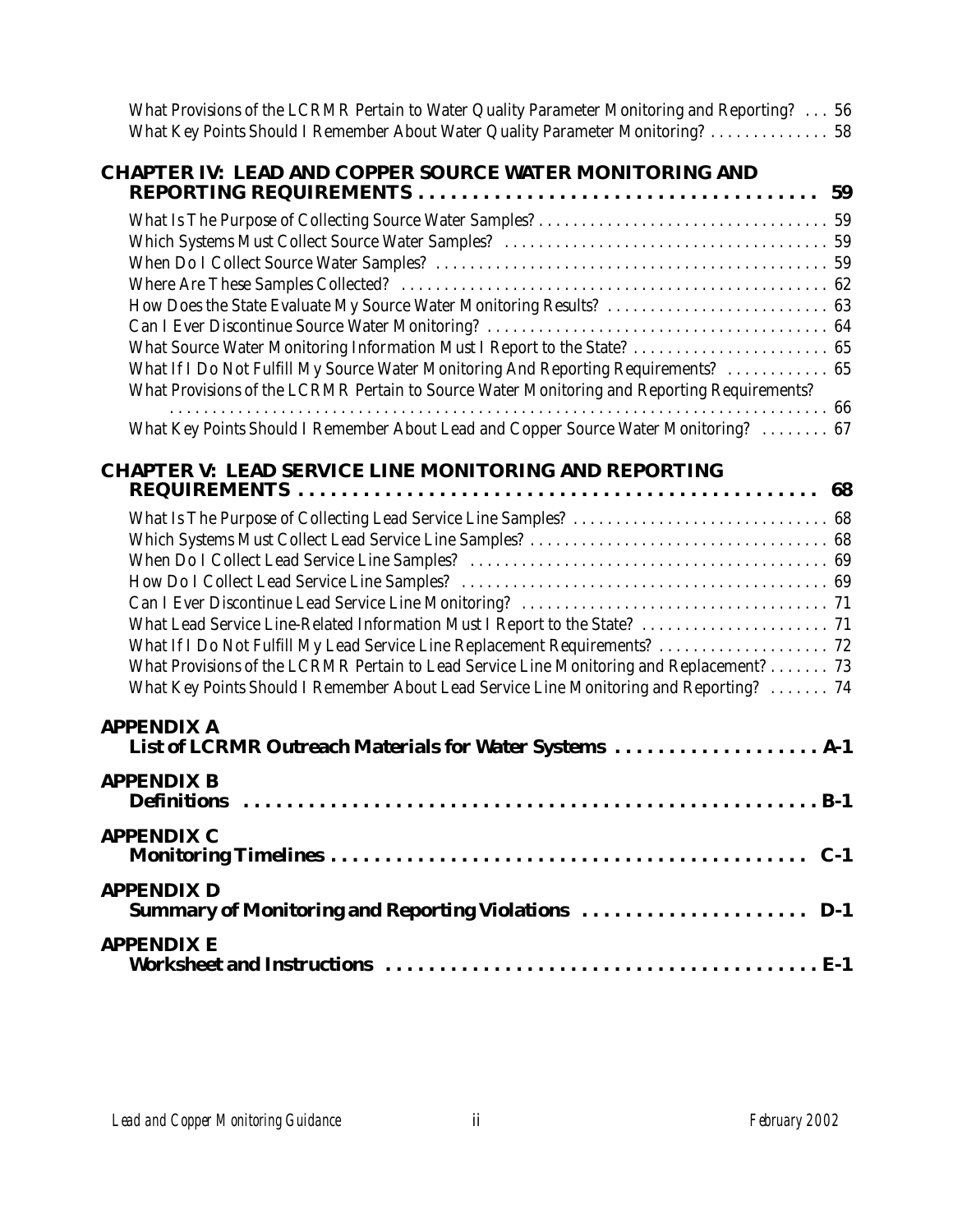What Provisions of the LCRMR Pertain to Water Quality Parameter Monitoring and Reporting? . . . 56
What Key Points Should I Remember About Water Quality Parameter Monitoring? . . . . . . . . . . . . . . 58

**CHAPTER IV: LEAD AND COPPER SOURCE WATER MONITORING AND REPORTING REQUIREMENTS . . . . . . . . . . . . . . . . . . . . . . . . . . . . . . . . . . . . . . 59**

What Is The Purpose of Collecting Source Water Samples? . . . . . . . . . . . . . . . . . . . . . . . . . . . . . . . . . 59
Which Systems Must Collect Source Water Samples? . . . . . . . . . . . . . . . . . . . . . . . . . . . . . . . . . . . . . 59
When Do I Collect Source Water Samples? . . . . . . . . . . . . . . . . . . . . . . . . . . . . . . . . . . . . . . . . . . . . . 59
Where Are These Samples Collected? . . . . . . . . . . . . . . . . . . . . . . . . . . . . . . . . . . . . . . . . . . . . . . . . . 62
How Does the State Evaluate My Source Water Monitoring Results? . . . . . . . . . . . . . . . . . . . . . . . . . . 63
Can I Ever Discontinue Source Water Monitoring? . . . . . . . . . . . . . . . . . . . . . . . . . . . . . . . . . . . . . . . 64
What Source Water Monitoring Information Must I Report to the State? . . . . . . . . . . . . . . . . . . . . . . . 65
What If I Do Not Fulfill My Source Water Monitoring And Reporting Requirements? . . . . . . . . . . . . 65
What Provisions of the LCRMR Pertain to Source Water Monitoring and Reporting Requirements? . . . . . . . . . . . . . . . . . . . . . . . . . . . . . . . . . . . . . . . . . . . . . . . . . . . . . . . . . . . . . . . . . . . . . . . . . . 66
What Key Points Should I Remember About Lead and Copper Source Water Monitoring? . . . . . . . . 67

**CHAPTER V: LEAD SERVICE LINE MONITORING AND REPORTING REQUIREMENTS . . . . . . . . . . . . . . . . . . . . . . . . . . . . . . . . . . . . . . . . . . . . . . . . 68**

What Is The Purpose of Collecting Lead Service Line Samples? . . . . . . . . . . . . . . . . . . . . . . . . . . . . . . 68
Which Systems Must Collect Lead Service Line Samples? . . . . . . . . . . . . . . . . . . . . . . . . . . . . . . . . . . . 68
When Do I Collect Lead Service Line Samples? . . . . . . . . . . . . . . . . . . . . . . . . . . . . . . . . . . . . . . . . . . 69
How Do I Collect Lead Service Line Samples? . . . . . . . . . . . . . . . . . . . . . . . . . . . . . . . . . . . . . . . . . . . 69
Can I Ever Discontinue Lead Service Line Monitoring? . . . . . . . . . . . . . . . . . . . . . . . . . . . . . . . . . . . . 71
What Lead Service Line-Related Information Must I Report to the State? . . . . . . . . . . . . . . . . . . . . . . 71
What If I Do Not Fulfill My Lead Service Line Replacement Requirements? . . . . . . . . . . . . . . . . . . . . 72
What Provisions of the LCRMR Pertain to Lead Service Line Monitoring and Replacement? . . . . . . . 73
What Key Points Should I Remember About Lead Service Line Monitoring and Reporting? . . . . . . . 74

**APPENDIX A**
**List of LCRMR Outreach Materials for Water Systems . . . . . . . . . . . . . . . . . . . A-1**

**APPENDIX B**
**Definitions . . . . . . . . . . . . . . . . . . . . . . . . . . . . . . . . . . . . . . . . . . . . . . . . . . . . . . B-1**

**APPENDIX C**
**Monitoring Timelines . . . . . . . . . . . . . . . . . . . . . . . . . . . . . . . . . . . . . . . . . . . . . C-1**

**APPENDIX D**
**Summary of Monitoring and Reporting Violations . . . . . . . . . . . . . . . . . . . . . D-1**

**APPENDIX E**
**Worksheet and Instructions . . . . . . . . . . . . . . . . . . . . . . . . . . . . . . . . . . . . . . . . E-1**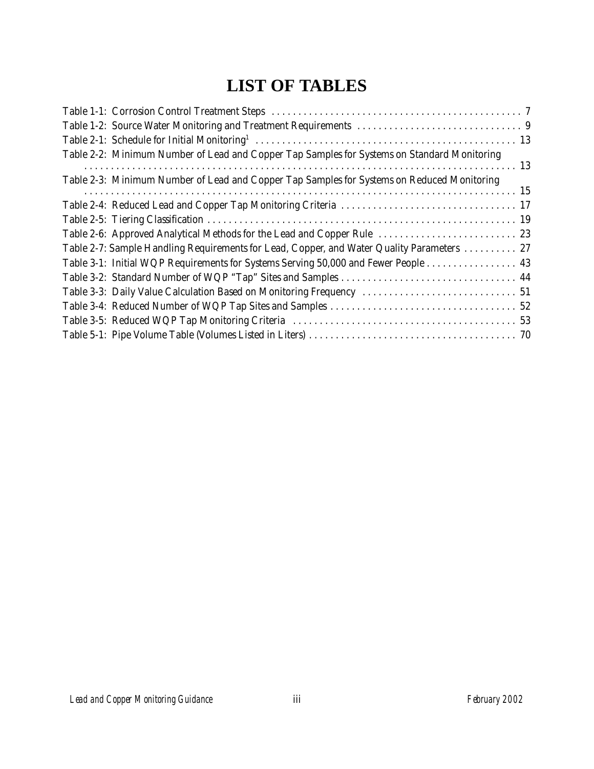# LIST OF TABLES

Table 1-1: Corrosion Control Treatment Steps . . . . . . . . . . . . . . . . . . . . . . . . . . . . . . . . . . . . . . . . . . . . . . . . 7
Table 1-2: Source Water Monitoring and Treatment Requirements . . . . . . . . . . . . . . . . . . . . . . . . . . . . . . . 9
Table 2-1: Schedule for Initial Monitoring[1] . . . . . . . . . . . . . . . . . . . . . . . . . . . . . . . . . . . . . . . . . . . . . . . . . 13
Table 2-2: Minimum Number of Lead and Copper Tap Samples for Systems on Standard Monitoring . . . . . . . . . . . . . . . . . . . . . . . . . . . . . . . . . . . . . . . . . . . . . . . . . . . . . . . . . . . . . . . . . . . . . . . . . . . . . 13
Table 2-3: Minimum Number of Lead and Copper Tap Samples for Systems on Reduced Monitoring . . . . . . . . . . . . . . . . . . . . . . . . . . . . . . . . . . . . . . . . . . . . . . . . . . . . . . . . . . . . . . . . . . . . . . . . . . . . . 15
Table 2-4: Reduced Lead and Copper Tap Monitoring Criteria . . . . . . . . . . . . . . . . . . . . . . . . . . . . . . . . . 17
Table 2-5: Tiering Classification . . . . . . . . . . . . . . . . . . . . . . . . . . . . . . . . . . . . . . . . . . . . . . . . . . . . . . . . . . 19
Table 2-6: Approved Analytical Methods for the Lead and Copper Rule . . . . . . . . . . . . . . . . . . . . . . . . . . 23
Table 2-7: Sample Handling Requirements for Lead, Copper, and Water Quality Parameters . . . . . . . . . . 27
Table 3-1: Initial WQP Requirements for Systems Serving 50,000 and Fewer People . . . . . . . . . . . . . . . . . 43
Table 3-2: Standard Number of WQP "Tap" Sites and Samples . . . . . . . . . . . . . . . . . . . . . . . . . . . . . . . . . 44
Table 3-3: Daily Value Calculation Based on Monitoring Frequency . . . . . . . . . . . . . . . . . . . . . . . . . . . . . 51
Table 3-4: Reduced Number of WQP Tap Sites and Samples . . . . . . . . . . . . . . . . . . . . . . . . . . . . . . . . . . . 52
Table 3-5: Reduced WQP Tap Monitoring Criteria . . . . . . . . . . . . . . . . . . . . . . . . . . . . . . . . . . . . . . . . . . 53
Table 5-1: Pipe Volume Table (Volumes Listed in Liters) . . . . . . . . . . . . . . . . . . . . . . . . . . . . . . . . . . . . . . . 70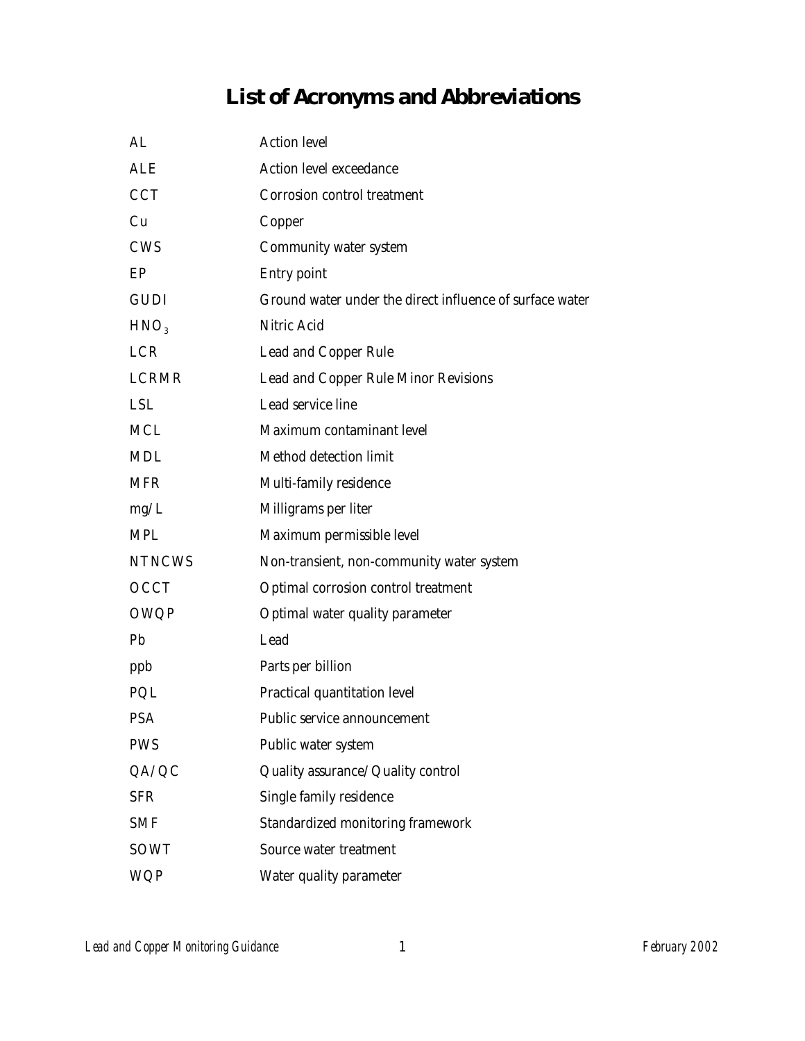# List of Acronyms and Abbreviations

| | |
|---|---|
| AL | Action level |
| ALE | Action level exceedance |
| CCT | Corrosion control treatment |
| Cu | Copper |
| CWS | Community water system |
| EP | Entry point |
| GUDI | Ground water under the direct influence of surface water |
| $HNO_3$ | Nitric Acid |
| LCR | Lead and Copper Rule |
| LCRMR | Lead and Copper Rule Minor Revisions |
| LSL | Lead service line |
| MCL | Maximum contaminant level |
| MDL | Method detection limit |
| MFR | Multi-family residence |
| mg/L | Milligrams per liter |
| MPL | Maximum permissible level |
| NTNCWS | Non-transient, non-community water system |
| OCCT | Optimal corrosion control treatment |
| OWQP | Optimal water quality parameter |
| Pb | Lead |
| ppb | Parts per billion |
| PQL | Practical quantitation level |
| PSA | Public service announcement |
| PWS | Public water system |
| QA/QC | Quality assurance/Quality control |
| SFR | Single family residence |
| SMF | Standardized monitoring framework |
| SOWT | Source water treatment |
| WQP | Water quality parameter |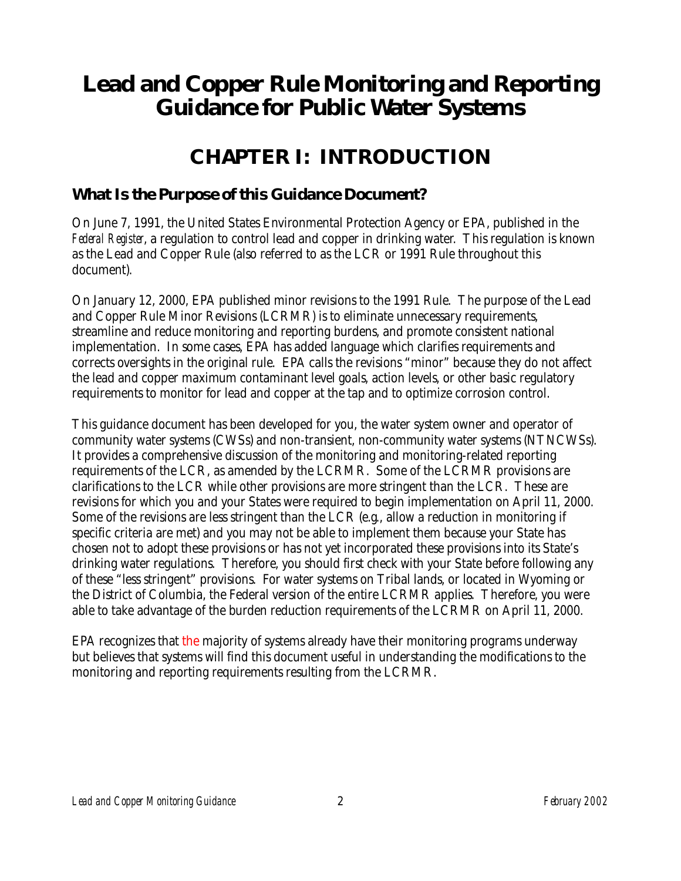# Lead and Copper Rule Monitoring and Reporting Guidance for Public Water Systems

## CHAPTER I: INTRODUCTION

### What Is the Purpose of this Guidance Document?

On June 7, 1991, the United States Environmental Protection Agency or EPA, published in the *Federal Register*, a regulation to control lead and copper in drinking water. This regulation is known as the Lead and Copper Rule (also referred to as the LCR or 1991 Rule throughout this document).

On January 12, 2000, EPA published minor revisions to the 1991 Rule. The purpose of the Lead and Copper Rule Minor Revisions (LCRMR) is to eliminate unnecessary requirements, streamline and reduce monitoring and reporting burdens, and promote consistent national implementation. In some cases, EPA has added language which clarifies requirements and corrects oversights in the original rule. EPA calls the revisions "minor" because they do not affect the lead and copper maximum contaminant level goals, action levels, or other basic regulatory requirements to monitor for lead and copper at the tap and to optimize corrosion control.

This guidance document has been developed for you, the water system owner and operator of community water systems (CWSs) and non-transient, non-community water systems (NTNCWSs). It provides a comprehensive discussion of the monitoring and monitoring-related reporting requirements of the LCR, as amended by the LCRMR. Some of the LCRMR provisions are clarifications to the LCR while other provisions are more stringent than the LCR. These are revisions for which you and your States were required to begin implementation on April 11, 2000. Some of the revisions are less stringent than the LCR (e.g., allow a reduction in monitoring if specific criteria are met) and you may not be able to implement them because your State has chosen not to adopt these provisions or has not yet incorporated these provisions into its State's drinking water regulations. Therefore, you should first check with your State before following any of these "less stringent" provisions. For water systems on Tribal lands, or located in Wyoming or the District of Columbia, the Federal version of the entire LCRMR applies. Therefore, you were able to take advantage of the burden reduction requirements of the LCRMR on April 11, 2000.

EPA recognizes that the majority of systems already have their monitoring programs underway but believes that systems will find this document useful in understanding the modifications to the monitoring and reporting requirements resulting from the LCRMR.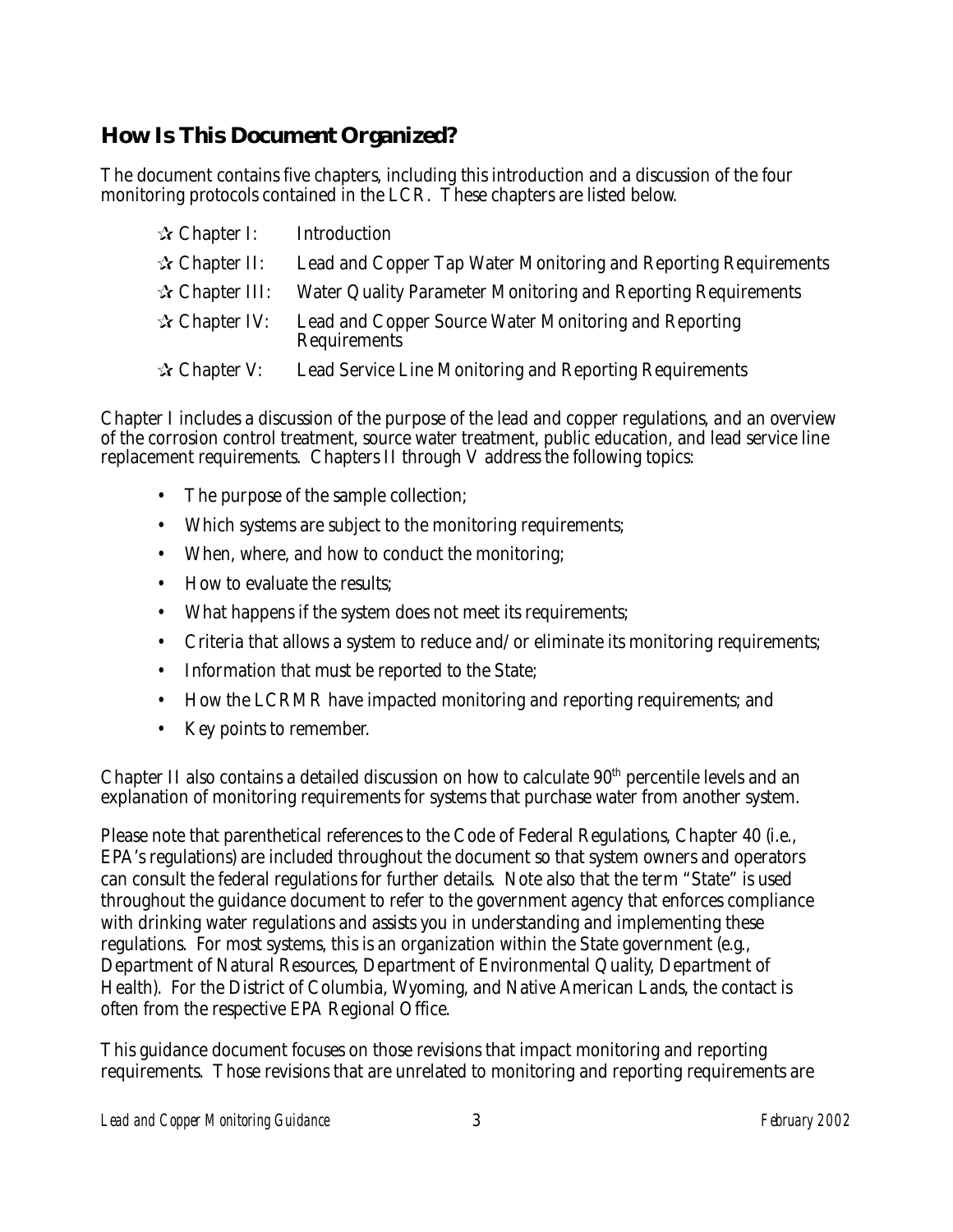## How Is This Document Organized?

The document contains five chapters, including this introduction and a discussion of the four monitoring protocols contained in the LCR. These chapters are listed below.

- ✰ Chapter I: Introduction
- ✰ Chapter II: Lead and Copper Tap Water Monitoring and Reporting Requirements
- ✰ Chapter III: Water Quality Parameter Monitoring and Reporting Requirements
- ✰ Chapter IV: Lead and Copper Source Water Monitoring and Reporting Requirements
- ✰ Chapter V: Lead Service Line Monitoring and Reporting Requirements

Chapter I includes a discussion of the purpose of the lead and copper regulations, and an overview of the corrosion control treatment, source water treatment, public education, and lead service line replacement requirements. Chapters II through V address the following topics:

- The purpose of the sample collection;
- Which systems are subject to the monitoring requirements;
- When, where, and how to conduct the monitoring;
- How to evaluate the results;
- What happens if the system does not meet its requirements;
- Criteria that allows a system to reduce and/or eliminate its monitoring requirements;
- Information that must be reported to the State;
- How the LCRMR have impacted monitoring and reporting requirements; and
- Key points to remember.

Chapter II also contains a detailed discussion on how to calculate 90th percentile levels and an explanation of monitoring requirements for systems that purchase water from another system.

Please note that parenthetical references to the Code of Federal Regulations, Chapter 40 (i.e., EPA's regulations) are included throughout the document so that system owners and operators can consult the federal regulations for further details. Note also that the term "State" is used throughout the guidance document to refer to the government agency that enforces compliance with drinking water regulations and assists you in understanding and implementing these regulations. For most systems, this is an organization within the State government (e.g., Department of Natural Resources, Department of Environmental Quality, Department of Health). For the District of Columbia, Wyoming, and Native American Lands, the contact is often from the respective EPA Regional Office.

This guidance document focuses on those revisions that impact monitoring and reporting requirements. Those revisions that are unrelated to monitoring and reporting requirements are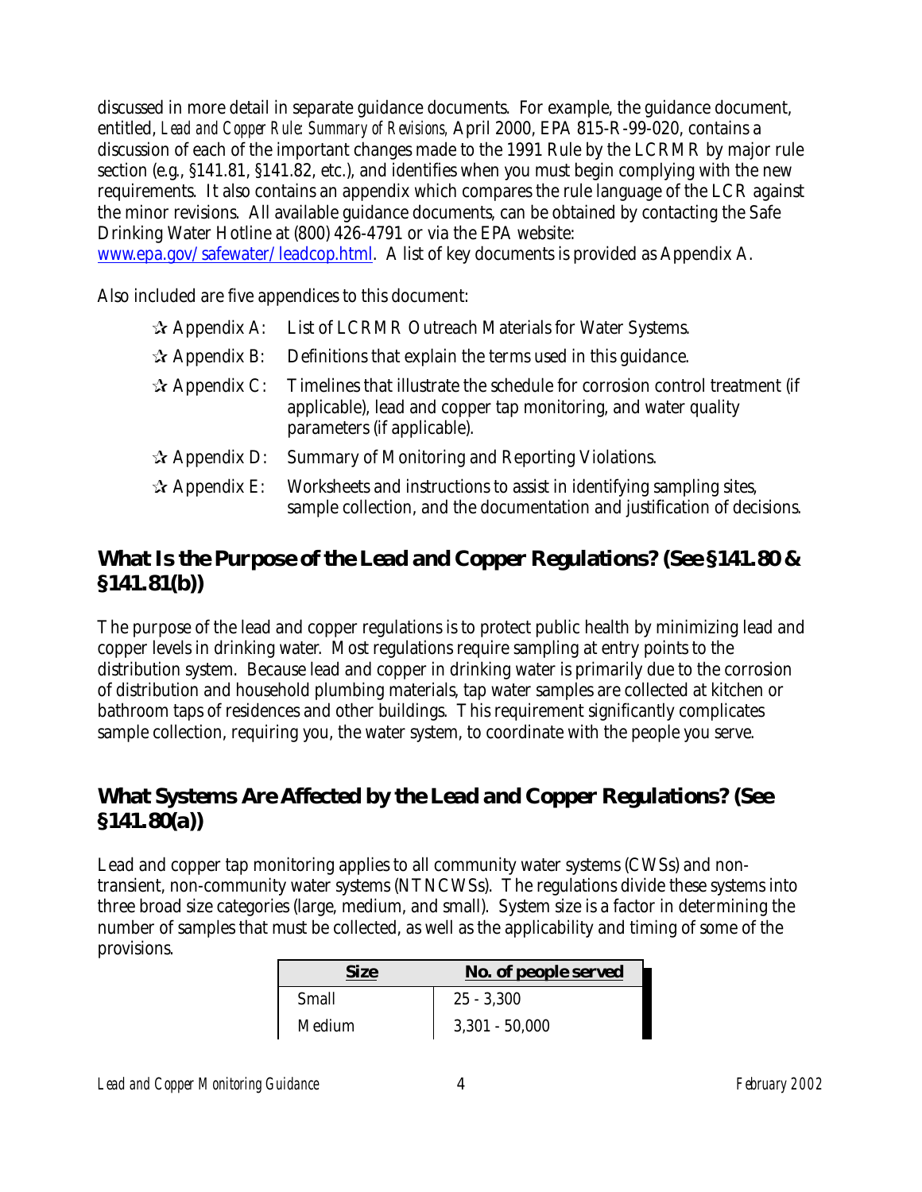discussed in more detail in separate guidance documents. For example, the guidance document, entitled, *Lead and Copper Rule: Summary of Revisions,* April 2000, EPA 815-R-99-020, contains a discussion of each of the important changes made to the 1991 Rule by the LCRMR by major rule section (e.g., §141.81, §141.82, etc.), and identifies when you must begin complying with the new requirements. It also contains an appendix which compares the rule language of the LCR against the minor revisions. All available guidance documents, can be obtained by contacting the Safe Drinking Water Hotline at (800) 426-4791 or via the EPA website: www.epa.gov/safewater/leadcop.html. A list of key documents is provided as Appendix A.

Also included are five appendices to this document:

- ✰ Appendix A: List of LCRMR Outreach Materials for Water Systems.
- ✰ Appendix B: Definitions that explain the terms used in this guidance.
- ✰ Appendix C: Timelines that illustrate the schedule for corrosion control treatment (if applicable), lead and copper tap monitoring, and water quality parameters (if applicable).
- ✰ Appendix D: Summary of Monitoring and Reporting Violations.
- ✰ Appendix E: Worksheets and instructions to assist in identifying sampling sites, sample collection, and the documentation and justification of decisions.

## What Is the Purpose of the Lead and Copper Regulations? (See §141.80 & §141.81(b))

The purpose of the lead and copper regulations is to protect public health by minimizing lead and copper levels in drinking water. Most regulations require sampling at entry points to the distribution system. Because lead and copper in drinking water is primarily due to the corrosion of distribution and household plumbing materials, tap water samples are collected at kitchen or bathroom taps of residences and other buildings. This requirement significantly complicates sample collection, requiring you, the water system, to coordinate with the people you serve.

## What Systems Are Affected by the Lead and Copper Regulations? (See §141.80(a))

Lead and copper tap monitoring applies to all community water systems (CWSs) and non-transient, non-community water systems (NTNCWSs). The regulations divide these systems into three broad size categories (large, medium, and small). System size is a factor in determining the number of samples that must be collected, as well as the applicability and timing of some of the provisions.

| Size | No. of people served |
|---|---|
| Small | 25 - 3,300 |
| Medium | 3,301 - 50,000 |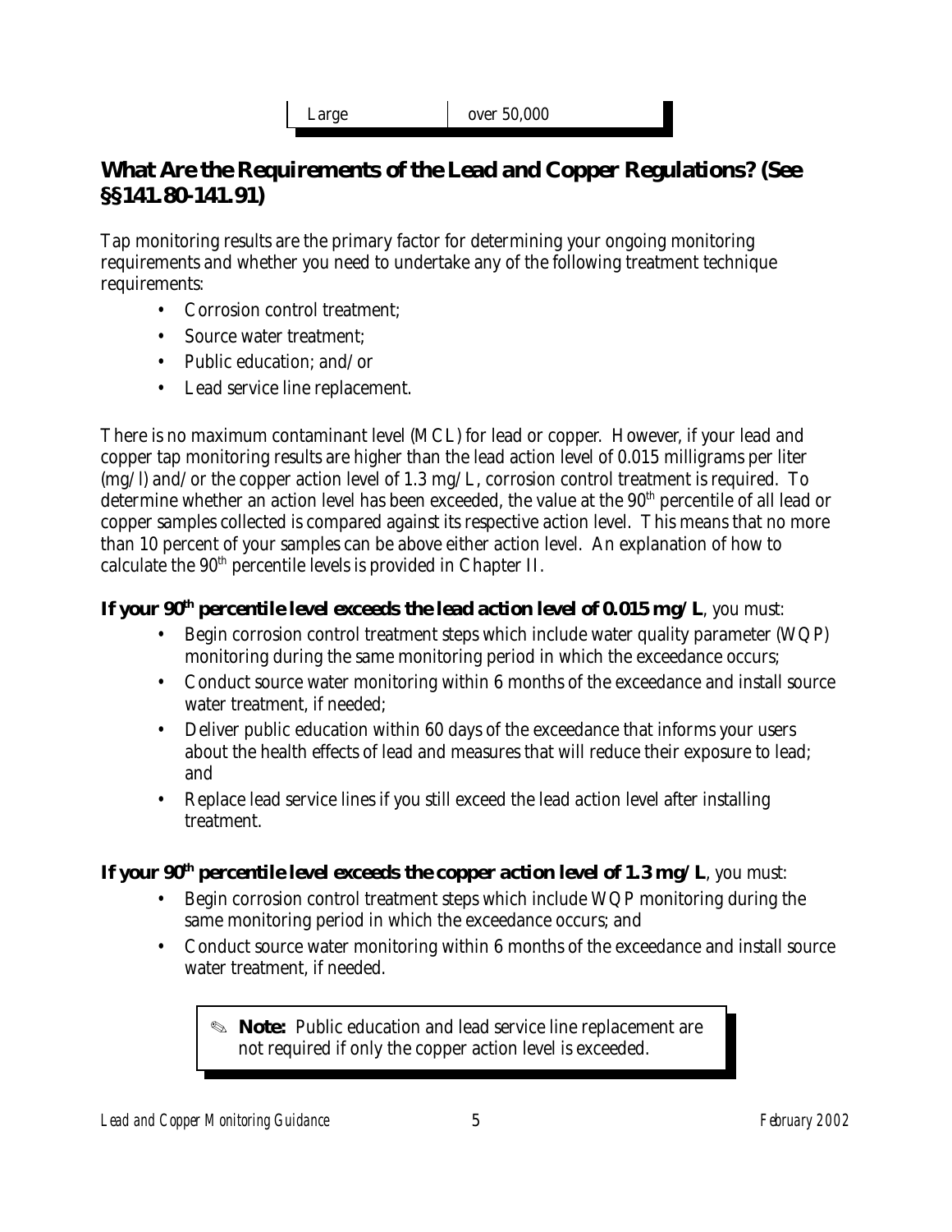| Large | over 50,000 |
|---|---|

## What Are the Requirements of the Lead and Copper Regulations? (See §§141.80-141.91)

Tap monitoring results are the primary factor for determining your ongoing monitoring requirements and whether you need to undertake any of the following treatment technique requirements:

- Corrosion control treatment;
- Source water treatment;
- Public education; and/or
- Lead service line replacement.

There is no maximum contaminant level (MCL) for lead or copper. However, if your lead and copper tap monitoring results are higher than the lead action level of 0.015 milligrams per liter (mg/l) and/or the copper action level of 1.3 mg/L, corrosion control treatment is required. To determine whether an action level has been exceeded, the value at the 90th percentile of all lead or copper samples collected is compared against its respective action level. This means that no more than 10 percent of your samples can be above either action level. An explanation of how to calculate the 90th percentile levels is provided in Chapter II.

**If your 90th percentile level exceeds the lead action level of 0.015 mg/L**, you must:

- Begin corrosion control treatment steps which include water quality parameter (WQP) monitoring during the same monitoring period in which the exceedance occurs;
- Conduct source water monitoring within 6 months of the exceedance and install source water treatment, if needed;
- Deliver public education within 60 days of the exceedance that informs your users about the health effects of lead and measures that will reduce their exposure to lead; and
- Replace lead service lines if you still exceed the lead action level after installing treatment.

**If your 90th percentile level exceeds the copper action level of 1.3 mg/L**, you must:

- Begin corrosion control treatment steps which include WQP monitoring during the same monitoring period in which the exceedance occurs; and
- Conduct source water monitoring within 6 months of the exceedance and install source water treatment, if needed.

> ✎ **Note:** Public education and lead service line replacement are not required if only the copper action level is exceeded.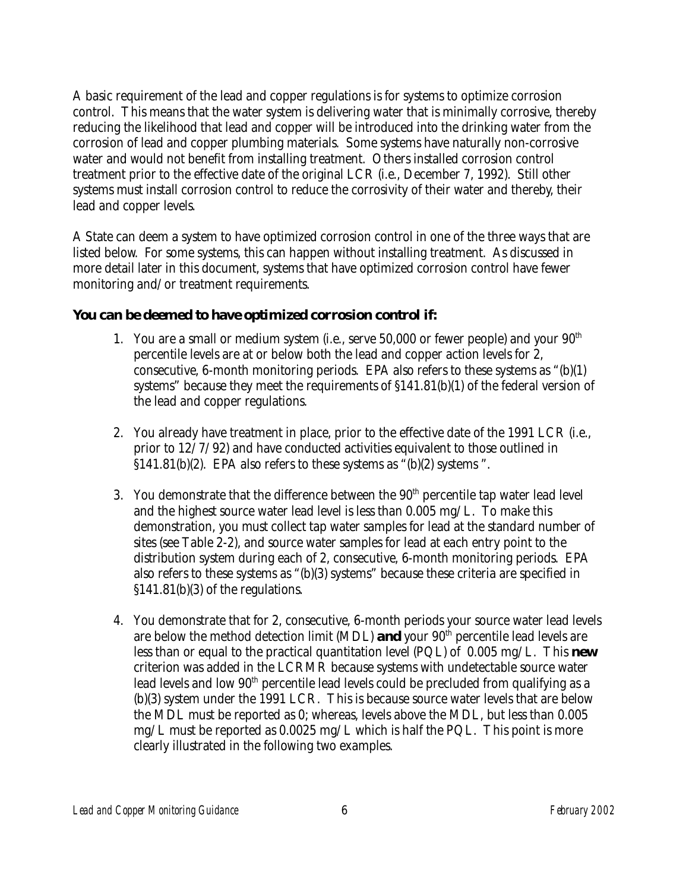A basic requirement of the lead and copper regulations is for systems to optimize corrosion control. This means that the water system is delivering water that is minimally corrosive, thereby reducing the likelihood that lead and copper will be introduced into the drinking water from the corrosion of lead and copper plumbing materials. Some systems have naturally non-corrosive water and would not benefit from installing treatment. Others installed corrosion control treatment prior to the effective date of the original LCR (i.e., December 7, 1992). Still other systems must install corrosion control to reduce the corrosivity of their water and thereby, their lead and copper levels.

A State can deem a system to have optimized corrosion control in one of the three ways that are listed below. For some systems, this can happen without installing treatment. As discussed in more detail later in this document, systems that have optimized corrosion control have fewer monitoring and/or treatment requirements.

**You can be deemed to have optimized corrosion control if:**

1. You are a small or medium system (i.e., serve 50,000 or fewer people) and your 90th percentile levels are at or below both the lead and copper action levels for 2, consecutive, 6-month monitoring periods. EPA also refers to these systems as "(b)(1) systems" because they meet the requirements of §141.81(b)(1) of the federal version of the lead and copper regulations.

2. You already have treatment in place, prior to the effective date of the 1991 LCR (i.e., prior to 12/7/92) and have conducted activities equivalent to those outlined in §141.81(b)(2). EPA also refers to these systems as "(b)(2) systems ".

3. You demonstrate that the difference between the 90th percentile tap water lead level and the highest source water lead level is less than 0.005 mg/L. To make this demonstration, you must collect tap water samples for lead at the standard number of sites (see Table 2-2), and source water samples for lead at each entry point to the distribution system during each of 2, consecutive, 6-month monitoring periods. EPA also refers to these systems as "(b)(3) systems" because these criteria are specified in §141.81(b)(3) of the regulations.

4. You demonstrate that for 2, consecutive, 6-month periods your source water lead levels are below the method detection limit (MDL) **and** your 90th percentile lead levels are less than or equal to the practical quantitation level (PQL) of 0.005 mg/L. This **new** criterion was added in the LCRMR because systems with undetectable source water lead levels and low 90th percentile lead levels could be precluded from qualifying as a (b)(3) system under the 1991 LCR. This is because source water levels that are below the MDL must be reported as 0; whereas, levels above the MDL, but less than 0.005 mg/L must be reported as 0.0025 mg/L which is half the PQL. This point is more clearly illustrated in the following two examples.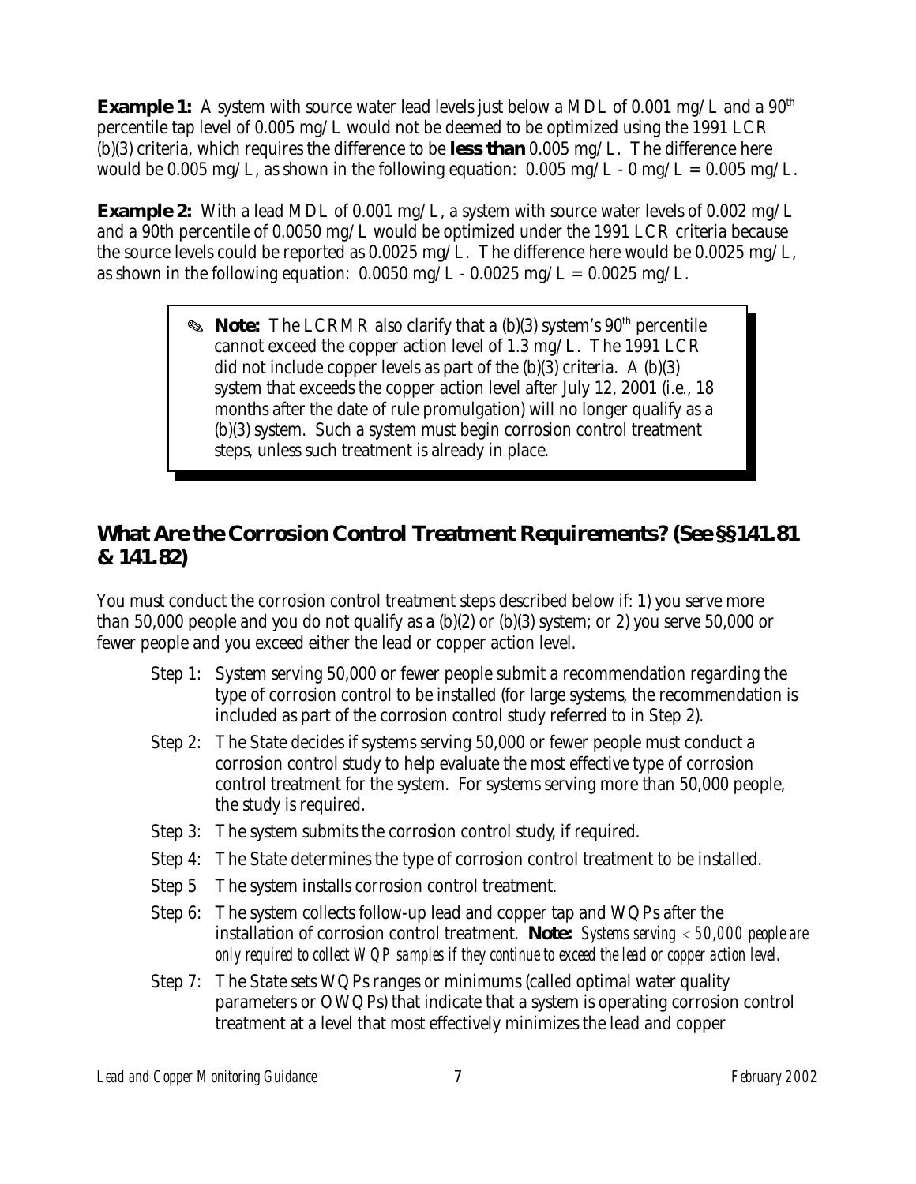**Example 1:** A system with source water lead levels just below a MDL of 0.001 mg/L and a 90th percentile tap level of 0.005 mg/L would not be deemed to be optimized using the 1991 LCR (b)(3) criteria, which requires the difference to be **less than** 0.005 mg/L. The difference here would be 0.005 mg/L, as shown in the following equation: 0.005 mg/L - 0 mg/L = 0.005 mg/L.

**Example 2:** With a lead MDL of 0.001 mg/L, a system with source water levels of 0.002 mg/L and a 90th percentile of 0.0050 mg/L would be optimized under the 1991 LCR criteria because the source levels could be reported as 0.0025 mg/L. The difference here would be 0.0025 mg/L, as shown in the following equation: 0.0050 mg/L - 0.0025 mg/L = 0.0025 mg/L.

> ✎ **Note:** The LCRMR also clarify that a (b)(3) system's 90th percentile cannot exceed the copper action level of 1.3 mg/L. The 1991 LCR did not include copper levels as part of the (b)(3) criteria. A (b)(3) system that exceeds the copper action level after July 12, 2001 (i.e., 18 months after the date of rule promulgation) will no longer qualify as a (b)(3) system. Such a system must begin corrosion control treatment steps, unless such treatment is already in place.

## What Are the Corrosion Control Treatment Requirements? (See §§141.81 & 141.82)

You must conduct the corrosion control treatment steps described below if: 1) you serve more than 50,000 people and you do not qualify as a (b)(2) or (b)(3) system; or 2) you serve 50,000 or fewer people and you exceed either the lead or copper action level.

- Step 1: System serving 50,000 or fewer people submit a recommendation regarding the type of corrosion control to be installed (for large systems, the recommendation is included as part of the corrosion control study referred to in Step 2).
- Step 2: The State decides if systems serving 50,000 or fewer people must conduct a corrosion control study to help evaluate the most effective type of corrosion control treatment for the system. For systems serving more than 50,000 people, the study is required.
- Step 3: The system submits the corrosion control study, if required.
- Step 4: The State determines the type of corrosion control treatment to be installed.
- Step 5 The system installs corrosion control treatment.
- Step 6: The system collects follow-up lead and copper tap and WQPs after the installation of corrosion control treatment. **Note:** *Systems serving ≤ 50,000 people are only required to collect WQP samples if they continue to exceed the lead or copper action level.*
- Step 7: The State sets WQPs ranges or minimums (called optimal water quality parameters or OWQPs) that indicate that a system is operating corrosion control treatment at a level that most effectively minimizes the lead and copper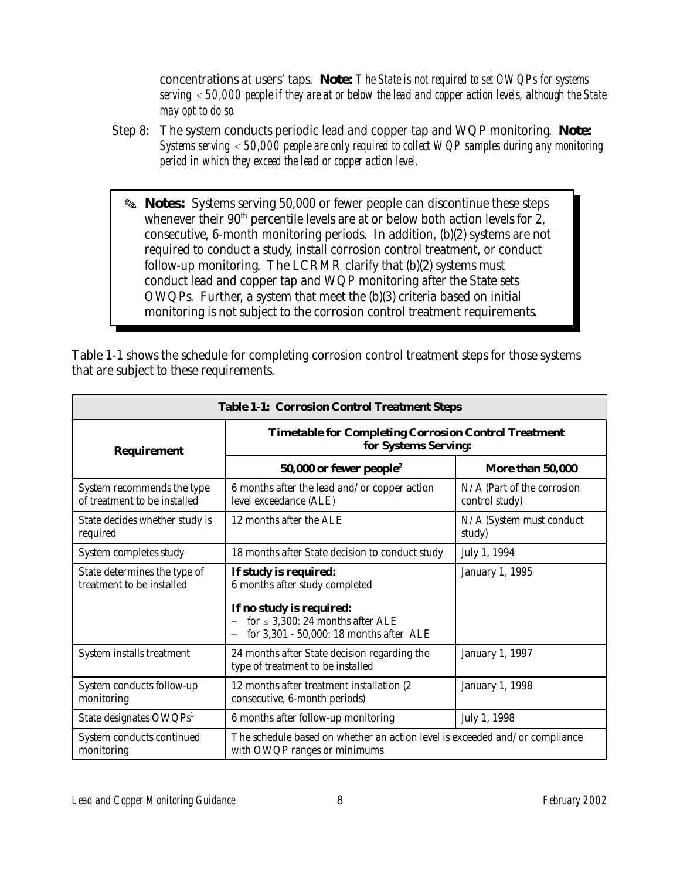concentrations at users' taps. **Note:** *The State is not required to set OWQPs for systems serving ≤ 50,000 people if they are at or below the lead and copper action levels, although the State may opt to do so.*

Step 8: The system conducts periodic lead and copper tap and WQP monitoring. **Note:** *Systems serving ≤ 50,000 people are only required to collect WQP samples during any monitoring period in which they exceed the lead or copper action level.*

> ✎ **Notes:** Systems serving 50,000 or fewer people can discontinue these steps whenever their 90th percentile levels are at or below both action levels for 2, consecutive, 6-month monitoring periods. In addition, (b)(2) systems are not required to conduct a study, install corrosion control treatment, or conduct follow-up monitoring. The LCRMR clarify that (b)(2) systems must conduct lead and copper tap and WQP monitoring after the State sets OWQPs. Further, a system that meet the (b)(3) criteria based on initial monitoring is not subject to the corrosion control treatment requirements.

Table 1-1 shows the schedule for completing corrosion control treatment steps for those systems that are subject to these requirements.

| **Table 1-1: Corrosion Control Treatment Steps** | | |
|---|---|---|
| **Requirement** | **Timetable for Completing Corrosion Control Treatment for Systems Serving:** | |
| | **50,000 or fewer people[2]** | **More than 50,000** |
| System recommends the type of treatment to be installed | 6 months after the lead and/or copper action level exceedance (ALE) | N/A (Part of the corrosion control study) |
| State decides whether study is required | 12 months after the ALE | N/A (System must conduct study) |
| System completes study | 18 months after State decision to conduct study | July 1, 1994 |
| State determines the type of treatment to be installed | **If study is required:** 6 months after study completed<br>**If no study is required:**<br>– for ≤ 3,300: 24 months after ALE<br>– for 3,301 - 50,000: 18 months after ALE | January 1, 1995 |
| System installs treatment | 24 months after State decision regarding the type of treatment to be installed | January 1, 1997 |
| System conducts follow-up monitoring | 12 months after treatment installation (2 consecutive, 6-month periods) | January 1, 1998 |
| State designates OWQPs[1] | 6 months after follow-up monitoring | July 1, 1998 |
| System conducts continued monitoring | The schedule based on whether an action level is exceeded and/or compliance with OWQP ranges or minimums | |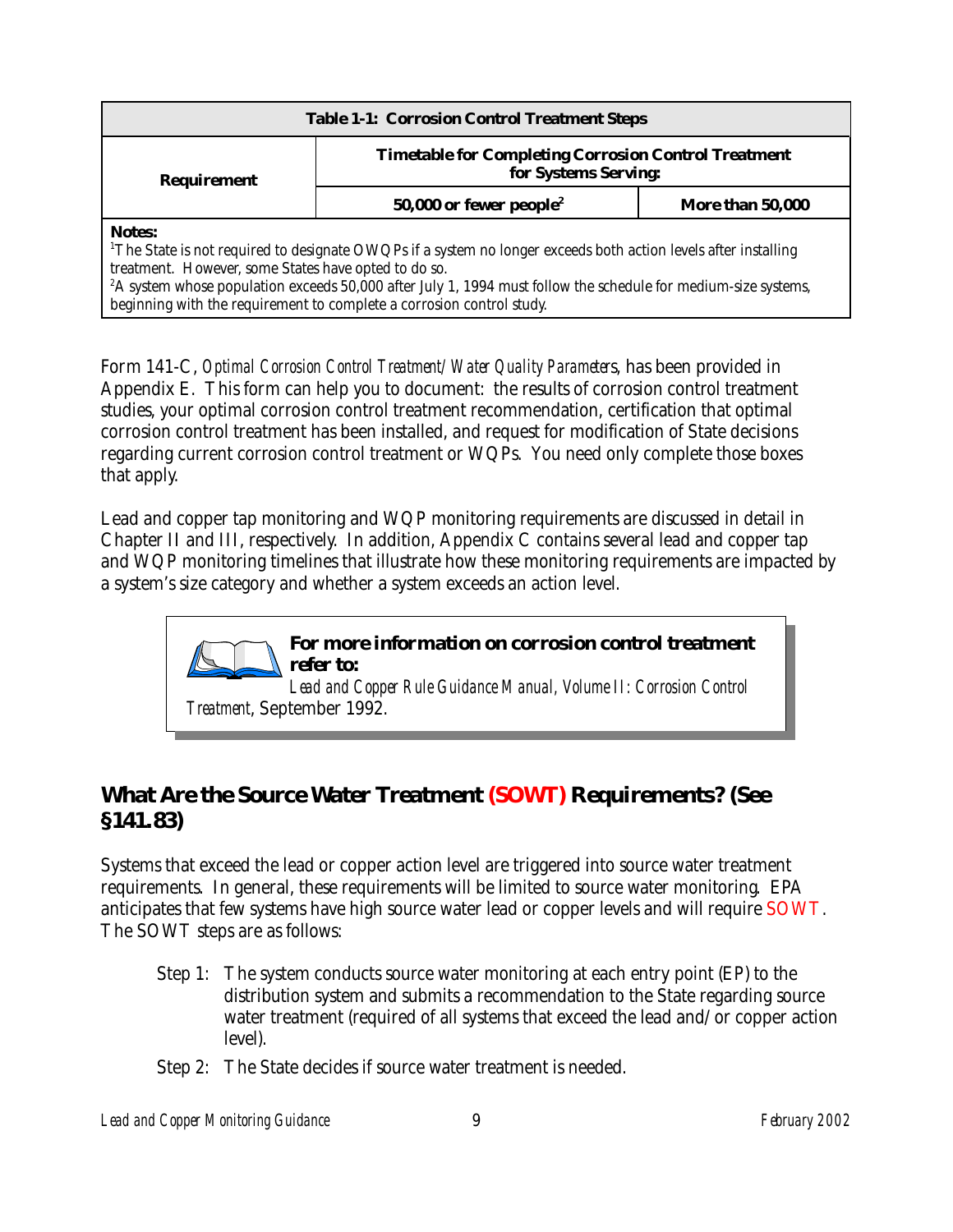| Table 1-1: Corrosion Control Treatment Steps | | |
|---|---|---|
| Requirement | Timetable for Completing Corrosion Control Treatment for Systems Serving: | |
| | 50,000 or fewer people[2] | More than 50,000 |

**Notes:**
[1]The State is not required to designate OWQPs if a system no longer exceeds both action levels after installing treatment. However, some States have opted to do so.
[2]A system whose population exceeds 50,000 after July 1, 1994 must follow the schedule for medium-size systems, beginning with the requirement to complete a corrosion control study.

Form 141-C, *Optimal Corrosion Control Treatment/Water Quality Parameters*, has been provided in Appendix E. This form can help you to document: the results of corrosion control treatment studies, your optimal corrosion control treatment recommendation, certification that optimal corrosion control treatment has been installed, and request for modification of State decisions regarding current corrosion control treatment or WQPs. You need only complete those boxes that apply.

Lead and copper tap monitoring and WQP monitoring requirements are discussed in detail in Chapter II and III, respectively. In addition, Appendix C contains several lead and copper tap and WQP monitoring timelines that illustrate how these monitoring requirements are impacted by a system's size category and whether a system exceeds an action level.

> **For more information on corrosion control treatment refer to:**
> *Lead and Copper Rule Guidance Manual, Volume II: Corrosion Control Treatment*, September 1992.

## What Are the Source Water Treatment (SOWT) Requirements? (See §141.83)

Systems that exceed the lead or copper action level are triggered into source water treatment requirements. In general, these requirements will be limited to source water monitoring. EPA anticipates that few systems have high source water lead or copper levels and will require SOWT. The SOWT steps are as follows:

- Step 1: The system conducts source water monitoring at each entry point (EP) to the distribution system and submits a recommendation to the State regarding source water treatment (required of all systems that exceed the lead and/or copper action level).
- Step 2: The State decides if source water treatment is needed.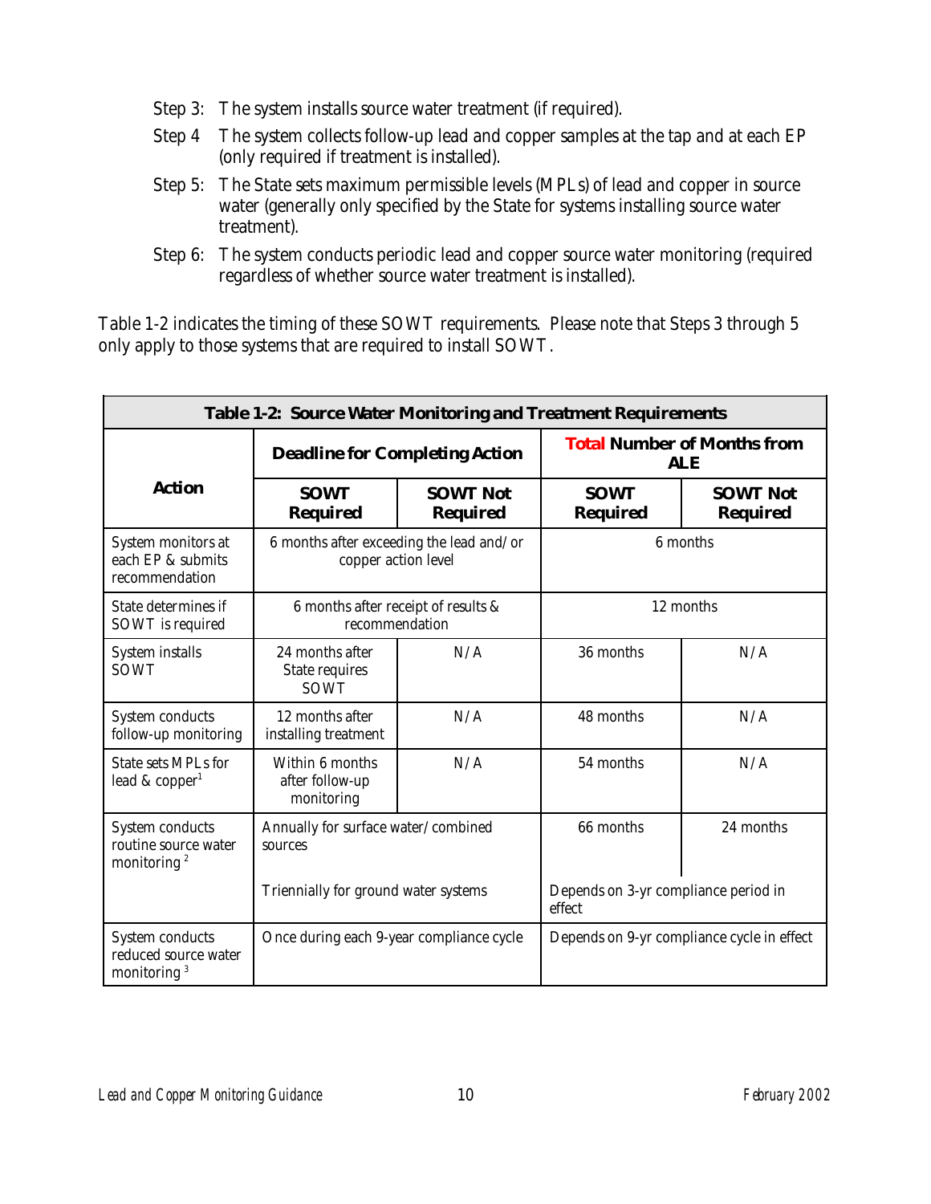Step 3: The system installs source water treatment (if required).

Step 4 The system collects follow-up lead and copper samples at the tap and at each EP (only required if treatment is installed).

Step 5: The State sets maximum permissible levels (MPLs) of lead and copper in source water (generally only specified by the State for systems installing source water treatment).

Step 6: The system conducts periodic lead and copper source water monitoring (required regardless of whether source water treatment is installed).

Table 1-2 indicates the timing of these SOWT requirements. Please note that Steps 3 through 5 only apply to those systems that are required to install SOWT.

**Table 1-2: Source Water Monitoring and Treatment Requirements**

| Action | Deadline for Completing Action | | Total Number of Months from ALE | |
|---|---|---|---|---|
| | SOWT Required | SOWT Not Required | SOWT Required | SOWT Not Required |
| System monitors at each EP & submits recommendation | 6 months after exceeding the lead and/or copper action level | | 6 months | |
| State determines if SOWT is required | 6 months after receipt of results & recommendation | | 12 months | |
| System installs SOWT | 24 months after State requires SOWT | N/A | 36 months | N/A |
| System conducts follow-up monitoring | 12 months after installing treatment | N/A | 48 months | N/A |
| State sets MPLs for lead & copper[1] | Within 6 months after follow-up monitoring | N/A | 54 months | N/A |
| System conducts routine source water monitoring [2] | Annually for surface water/combined sources | | 66 months | 24 months |
| | Triennially for ground water systems | | Depends on 3-yr compliance period in effect | |
| System conducts reduced source water monitoring [3] | Once during each 9-year compliance cycle | | Depends on 9-yr compliance cycle in effect | |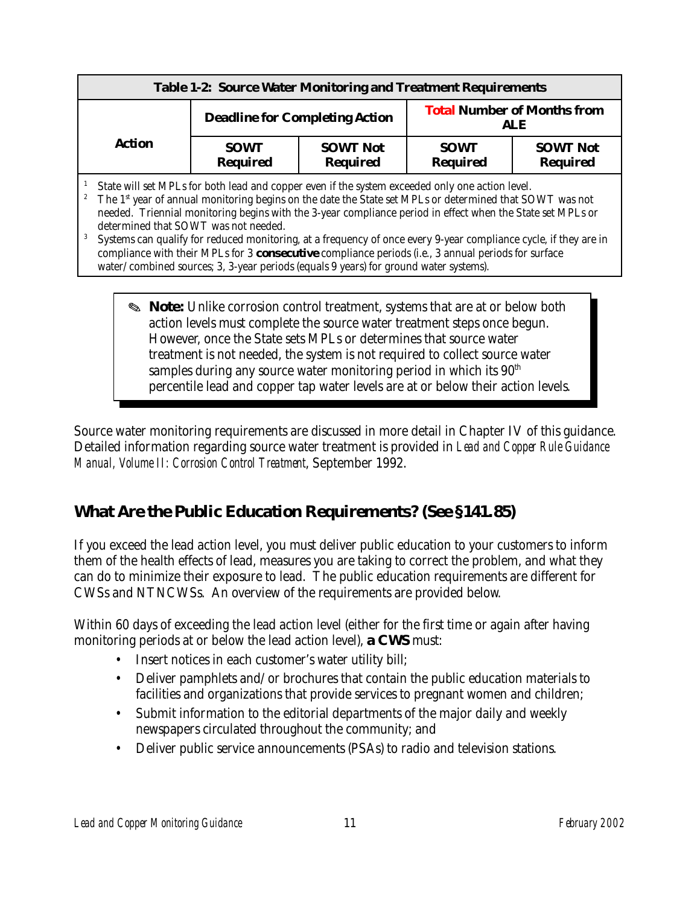| Table 1-2: Source Water Monitoring and Treatment Requirements | | | | |
|---|---|---|---|---|
| Action | Deadline for Completing Action | | **Total** Number of Months from ALE | |
| | SOWT Required | SOWT Not Required | SOWT Required | SOWT Not Required |

[1] State will set MPLs for both lead and copper even if the system exceeded only one action level.
[2] The 1st year of annual monitoring begins on the date the State set MPLs or determined that SOWT was not needed. Triennial monitoring begins with the 3-year compliance period in effect when the State set MPLs or determined that SOWT was not needed.
[3] Systems can qualify for reduced monitoring, at a frequency of once every 9-year compliance cycle, if they are in compliance with their MPLs for 3 **consecutive** compliance periods (i.e., 3 annual periods for surface water/combined sources; 3, 3-year periods (equals 9 years) for ground water systems).

> ✎ **Note:** Unlike corrosion control treatment, systems that are at or below both action levels must complete the source water treatment steps once begun. However, once the State sets MPLs or determines that source water treatment is not needed, the system is not required to collect source water samples during any source water monitoring period in which its 90th percentile lead and copper tap water levels are at or below their action levels.

Source water monitoring requirements are discussed in more detail in Chapter IV of this guidance. Detailed information regarding source water treatment is provided in *Lead and Copper Rule Guidance Manual, Volume II: Corrosion Control Treatment*, September 1992.

## What Are the Public Education Requirements? (See §141.85)

If you exceed the lead action level, you must deliver public education to your customers to inform them of the health effects of lead, measures you are taking to correct the problem, and what they can do to minimize their exposure to lead. The public education requirements are different for CWSs and NTNCWSs. An overview of the requirements are provided below.

Within 60 days of exceeding the lead action level (either for the first time or again after having monitoring periods at or below the lead action level), **a CWS** must:

- Insert notices in each customer's water utility bill;
- Deliver pamphlets and/or brochures that contain the public education materials to facilities and organizations that provide services to pregnant women and children;
- Submit information to the editorial departments of the major daily and weekly newspapers circulated throughout the community; and
- Deliver public service announcements (PSAs) to radio and television stations.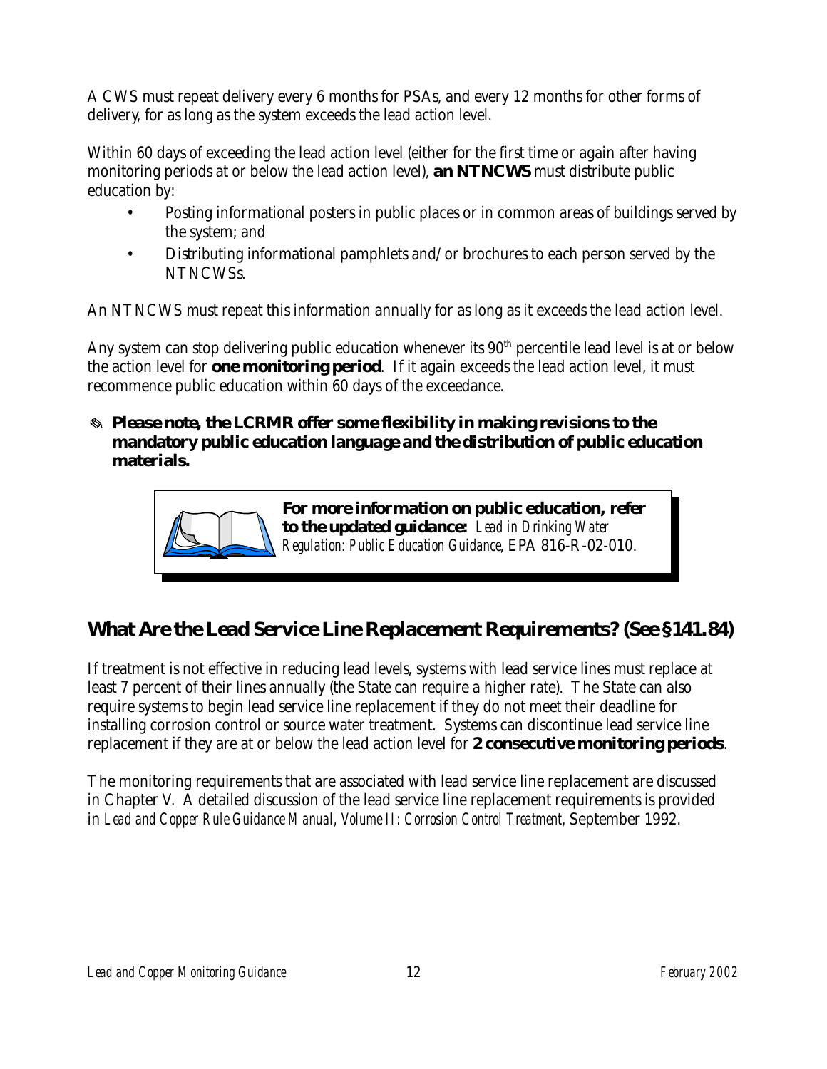A CWS must repeat delivery every 6 months for PSAs, and every 12 months for other forms of delivery, for as long as the system exceeds the lead action level.

Within 60 days of exceeding the lead action level (either for the first time or again after having monitoring periods at or below the lead action level), **an NTNCWS** must distribute public education by:

- Posting informational posters in public places or in common areas of buildings served by the system; and
- Distributing informational pamphlets and/or brochures to each person served by the NTNCWSs.

An NTNCWS must repeat this information annually for as long as it exceeds the lead action level.

Any system can stop delivering public education whenever its 90th percentile lead level is at or below the action level for **one monitoring period**. If it again exceeds the lead action level, it must recommence public education within 60 days of the exceedance.

✎ **Please note, the LCRMR offer some flexibility in making revisions to the mandatory public education language and the distribution of public education materials.**

**For more information on public education, refer to the updated guidance:** *Lead in Drinking Water Regulation: Public Education Guidance*, EPA 816-R-02-010.

## What Are the Lead Service Line Replacement Requirements? (See §141.84)

If treatment is not effective in reducing lead levels, systems with lead service lines must replace at least 7 percent of their lines annually (the State can require a higher rate). The State can also require systems to begin lead service line replacement if they do not meet their deadline for installing corrosion control or source water treatment. Systems can discontinue lead service line replacement if they are at or below the lead action level for **2 consecutive monitoring periods**.

The monitoring requirements that are associated with lead service line replacement are discussed in Chapter V. A detailed discussion of the lead service line replacement requirements is provided in *Lead and Copper Rule Guidance Manual, Volume II: Corrosion Control Treatment*, September 1992.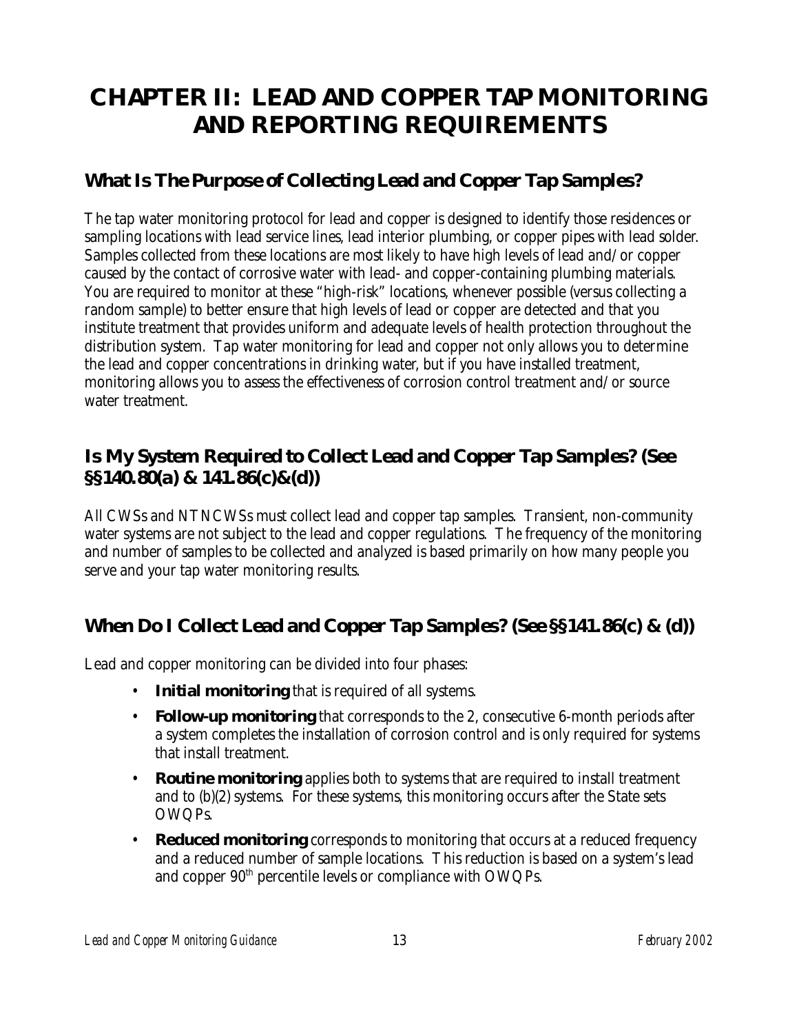# CHAPTER II: LEAD AND COPPER TAP MONITORING AND REPORTING REQUIREMENTS

## What Is The Purpose of Collecting Lead and Copper Tap Samples?

The tap water monitoring protocol for lead and copper is designed to identify those residences or sampling locations with lead service lines, lead interior plumbing, or copper pipes with lead solder. Samples collected from these locations are most likely to have high levels of lead and/or copper caused by the contact of corrosive water with lead- and copper-containing plumbing materials. You are required to monitor at these "high-risk" locations, whenever possible (versus collecting a random sample) to better ensure that high levels of lead or copper are detected and that you institute treatment that provides uniform and adequate levels of health protection throughout the distribution system. Tap water monitoring for lead and copper not only allows you to determine the lead and copper concentrations in drinking water, but if you have installed treatment, monitoring allows you to assess the effectiveness of corrosion control treatment and/or source water treatment.

## Is My System Required to Collect Lead and Copper Tap Samples? (See §§140.80(a) & 141.86(c)&(d))

All CWSs and NTNCWSs must collect lead and copper tap samples. Transient, non-community water systems are not subject to the lead and copper regulations. The frequency of the monitoring and number of samples to be collected and analyzed is based primarily on how many people you serve and your tap water monitoring results.

## When Do I Collect Lead and Copper Tap Samples? (See §§141.86(c) & (d))

Lead and copper monitoring can be divided into four phases:

- **Initial monitoring** that is required of all systems.
- **Follow-up monitoring** that corresponds to the 2, consecutive 6-month periods after a system completes the installation of corrosion control and is only required for systems that install treatment.
- **Routine monitoring** applies both to systems that are required to install treatment and to (b)(2) systems. For these systems, this monitoring occurs after the State sets OWQPs.
- **Reduced monitoring** corresponds to monitoring that occurs at a reduced frequency and a reduced number of sample locations. This reduction is based on a system's lead and copper 90th percentile levels or compliance with OWQPs.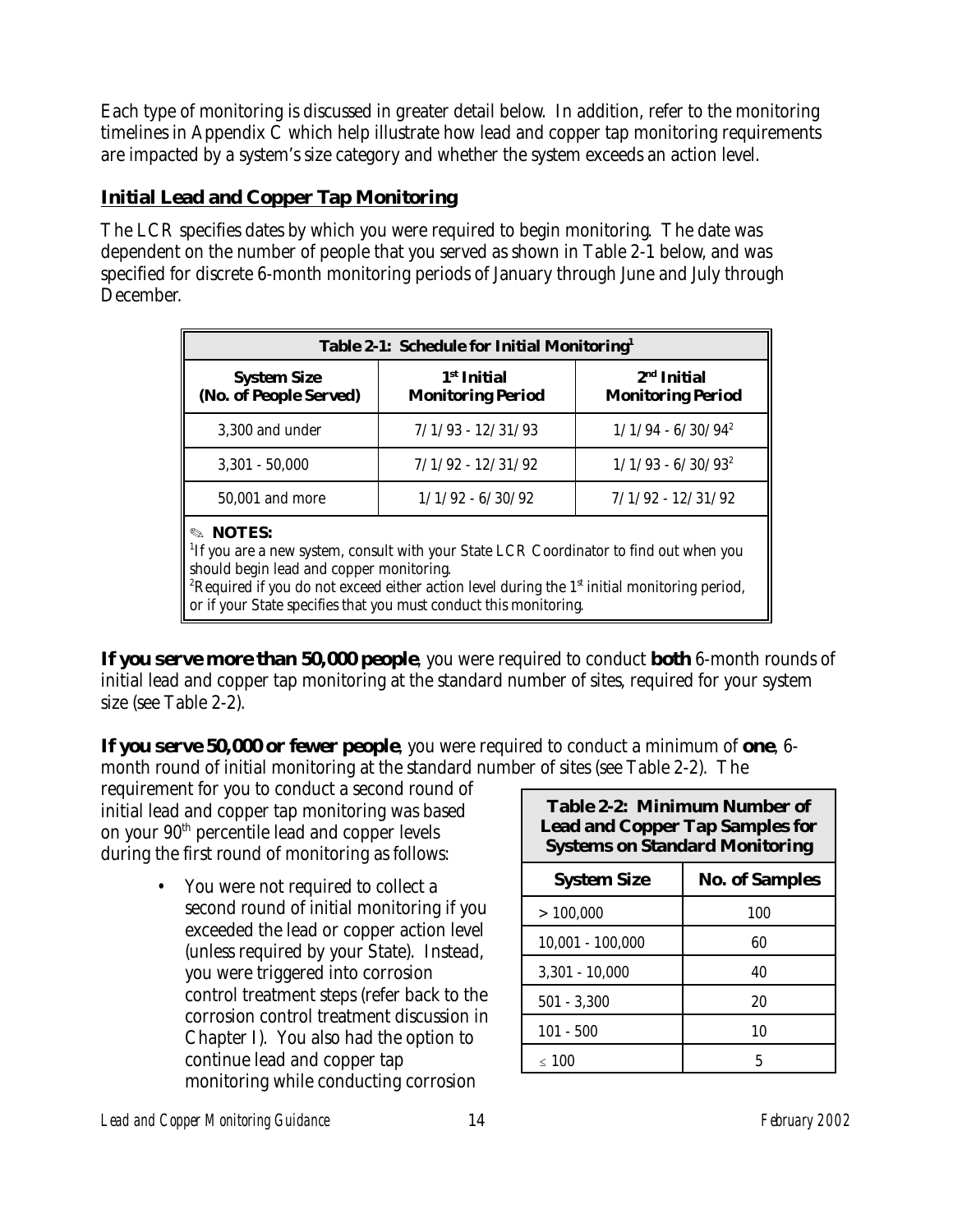Each type of monitoring is discussed in greater detail below. In addition, refer to the monitoring timelines in Appendix C which help illustrate how lead and copper tap monitoring requirements are impacted by a system's size category and whether the system exceeds an action level.

## Initial Lead and Copper Tap Monitoring

The LCR specifies dates by which you were required to begin monitoring. The date was dependent on the number of people that you served as shown in Table 2-1 below, and was specified for discrete 6-month monitoring periods of January through June and July through December.

**Table 2-1: Schedule for Initial Monitoring[1]**

| System Size (No. of People Served) | 1st Initial Monitoring Period | 2nd Initial Monitoring Period |
|---|---|---|
| 3,300 and under | 7/1/93 - 12/31/93 | 1/1/94 - 6/30/94[2] |
| 3,301 - 50,000 | 7/1/92 - 12/31/92 | 1/1/93 - 6/30/93[2] |
| 50,001 and more | 1/1/92 - 6/30/92 | 7/1/92 - 12/31/92 |

✎ **NOTES:**
[1]If you are a new system, consult with your State LCR Coordinator to find out when you should begin lead and copper monitoring.
[2]Required if you do not exceed either action level during the 1st initial monitoring period, or if your State specifies that you must conduct this monitoring.

**If you serve more than 50,000 people**, you were required to conduct **both** 6-month rounds of initial lead and copper tap monitoring at the standard number of sites, required for your system size (see Table 2-2).

**If you serve 50,000 or fewer people**, you were required to conduct a minimum of **one**, 6-month round of initial monitoring at the standard number of sites (see Table 2-2). The requirement for you to conduct a second round of initial lead and copper tap monitoring was based on your 90th percentile lead and copper levels during the first round of monitoring as follows:

- You were not required to collect a second round of initial monitoring if you exceeded the lead or copper action level (unless required by your State). Instead, you were triggered into corrosion control treatment steps (refer back to the corrosion control treatment discussion in Chapter I). You also had the option to continue lead and copper tap monitoring while conducting corrosion

**Table 2-2: Minimum Number of Lead and Copper Tap Samples for Systems on Standard Monitoring**

| System Size | No. of Samples |
|---|---|
| > 100,000 | 100 |
| 10,001 - 100,000 | 60 |
| 3,301 - 10,000 | 40 |
| 501 - 3,300 | 20 |
| 101 - 500 | 10 |
| ≤ 100 | 5 |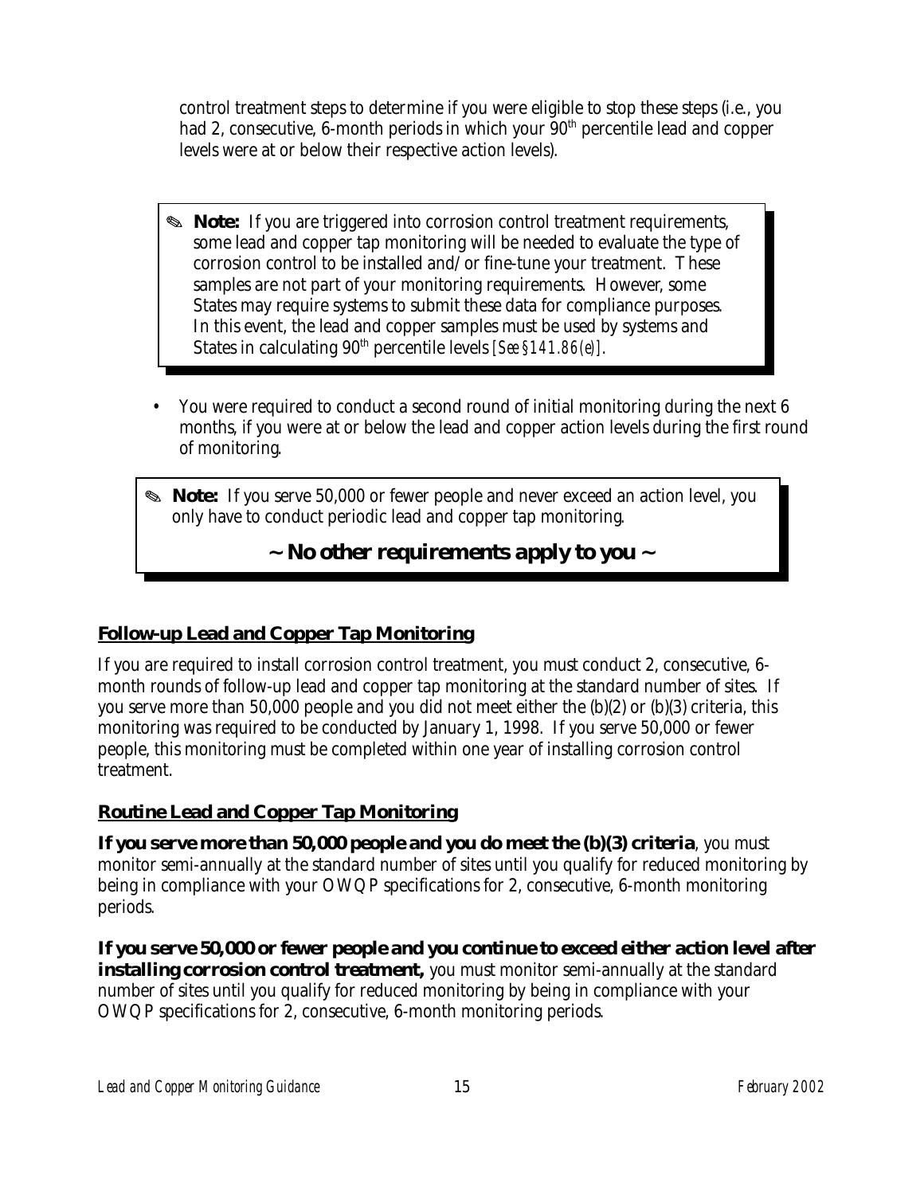control treatment steps to determine if you were eligible to stop these steps (i.e., you had 2, consecutive, 6-month periods in which your 90th percentile lead and copper levels were at or below their respective action levels).

> ✎ **Note:** If you are triggered into corrosion control treatment requirements, some lead and copper tap monitoring will be needed to evaluate the type of corrosion control to be installed and/or fine-tune your treatment. These samples are not part of your monitoring requirements. However, some States may require systems to submit these data for compliance purposes. In this event, the lead and copper samples must be used by systems and States in calculating 90th percentile levels *[See §141.86(e)]*.

- You were required to conduct a second round of initial monitoring during the next 6 months, if you were at or below the lead and copper action levels during the first round of monitoring.

> ✎ **Note:** If you serve 50,000 or fewer people and never exceed an action level, you only have to conduct periodic lead and copper tap monitoring.
>
> **~ No other requirements apply to you ~**

## Follow-up Lead and Copper Tap Monitoring

If you are required to install corrosion control treatment, you must conduct 2, consecutive, 6-month rounds of follow-up lead and copper tap monitoring at the standard number of sites. If you serve more than 50,000 people and you did not meet either the (b)(2) or (b)(3) criteria, this monitoring was required to be conducted by January 1, 1998. If you serve 50,000 or fewer people, this monitoring must be completed within one year of installing corrosion control treatment.

## Routine Lead and Copper Tap Monitoring

**If you serve more than 50,000 people and you do meet the (b)(3) criteria**, you must monitor semi-annually at the standard number of sites until you qualify for reduced monitoring by being in compliance with your OWQP specifications for 2, consecutive, 6-month monitoring periods.

**If you serve 50,000 or fewer people and you continue to exceed either action level after installing corrosion control treatment,** you must monitor semi-annually at the standard number of sites until you qualify for reduced monitoring by being in compliance with your OWQP specifications for 2, consecutive, 6-month monitoring periods.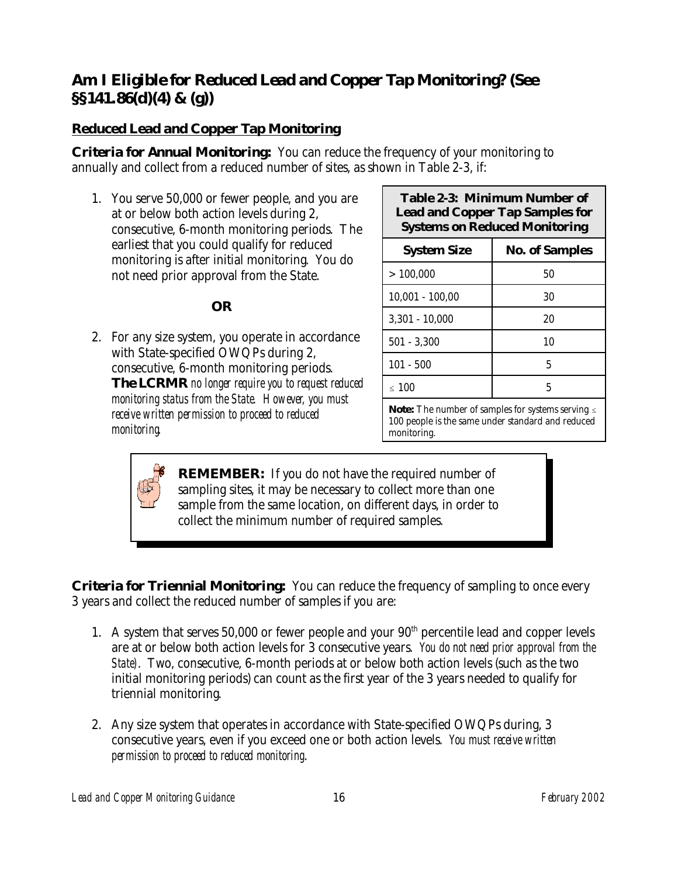## Am I Eligible for Reduced Lead and Copper Tap Monitoring? (See §§141.86(d)(4) & (g))

### Reduced Lead and Copper Tap Monitoring

**Criteria for Annual Monitoring:** You can reduce the frequency of your monitoring to annually and collect from a reduced number of sites, as shown in Table 2-3, if:

1. You serve 50,000 or fewer people, and you are at or below both action levels during 2, consecutive, 6-month monitoring periods. The earliest that you could qualify for reduced monitoring is after initial monitoring. You do not need prior approval from the State.

**OR**

2. For any size system, you operate in accordance with State-specified OWQPs during 2, consecutive, 6-month monitoring periods. **The LCRMR** *no longer require you to request reduced monitoring status from the State. However, you must receive written permission to proceed to reduced monitoring.*

**Table 2-3: Minimum Number of Lead and Copper Tap Samples for Systems on Reduced Monitoring**

| System Size | No. of Samples |
|---|---|
| > 100,000 | 50 |
| 10,001 - 100,00 | 30 |
| 3,301 - 10,000 | 20 |
| 501 - 3,300 | 10 |
| 101 - 500 | 5 |
| ≤ 100 | 5 |

**Note:** The number of samples for systems serving ≤ 100 people is the same under standard and reduced monitoring.

> **REMEMBER:** If you do not have the required number of sampling sites, it may be necessary to collect more than one sample from the same location, on different days, in order to collect the minimum number of required samples.

**Criteria for Triennial Monitoring:** You can reduce the frequency of sampling to once every 3 years and collect the reduced number of samples if you are:

1. A system that serves 50,000 or fewer people and your 90th percentile lead and copper levels are at or below both action levels for 3 consecutive years. *You do not need prior approval from the State)*. Two, consecutive, 6-month periods at or below both action levels (such as the two initial monitoring periods) can count as the first year of the 3 years needed to qualify for triennial monitoring.

2. Any size system that operates in accordance with State-specified OWQPs during, 3 consecutive years, even if you exceed one or both action levels. *You must receive written permission to proceed to reduced monitoring*.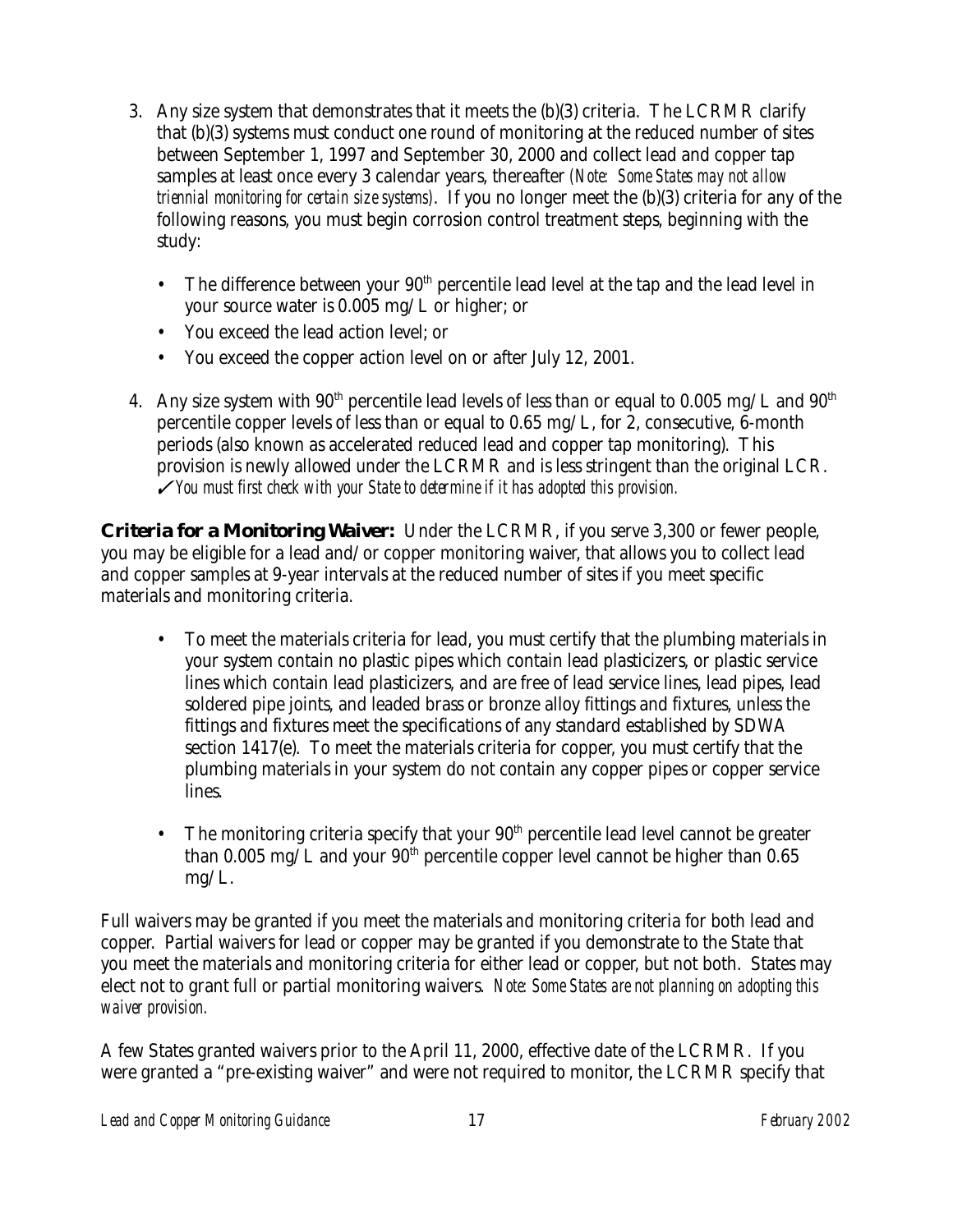3. Any size system that demonstrates that it meets the (b)(3) criteria. The LCRMR clarify that (b)(3) systems must conduct one round of monitoring at the reduced number of sites between September 1, 1997 and September 30, 2000 and collect lead and copper tap samples at least once every 3 calendar years, thereafter *(Note: Some States may not allow triennial monitoring for certain size systems)*. If you no longer meet the (b)(3) criteria for any of the following reasons, you must begin corrosion control treatment steps, beginning with the study:

   - The difference between your 90th percentile lead level at the tap and the lead level in your source water is 0.005 mg/L or higher; or
   - You exceed the lead action level; or
   - You exceed the copper action level on or after July 12, 2001.

4. Any size system with 90th percentile lead levels of less than or equal to 0.005 mg/L and 90th percentile copper levels of less than or equal to 0.65 mg/L, for 2, consecutive, 6-month periods (also known as accelerated reduced lead and copper tap monitoring). This provision is newly allowed under the LCRMR and is less stringent than the original LCR. ✓*You must first check with your State to determine if it has adopted this provision.*

**Criteria for a Monitoring Waiver:** Under the LCRMR, if you serve 3,300 or fewer people, you may be eligible for a lead and/or copper monitoring waiver, that allows you to collect lead and copper samples at 9-year intervals at the reduced number of sites if you meet specific materials and monitoring criteria.

- To meet the materials criteria for lead, you must certify that the plumbing materials in your system contain no plastic pipes which contain lead plasticizers, or plastic service lines which contain lead plasticizers, and are free of lead service lines, lead pipes, lead soldered pipe joints, and leaded brass or bronze alloy fittings and fixtures, unless the fittings and fixtures meet the specifications of any standard established by SDWA section 1417(e). To meet the materials criteria for copper, you must certify that the plumbing materials in your system do not contain any copper pipes or copper service lines.

- The monitoring criteria specify that your 90th percentile lead level cannot be greater than 0.005 mg/L and your 90th percentile copper level cannot be higher than 0.65 mg/L.

Full waivers may be granted if you meet the materials and monitoring criteria for both lead and copper. Partial waivers for lead or copper may be granted if you demonstrate to the State that you meet the materials and monitoring criteria for either lead or copper, but not both. States may elect not to grant full or partial monitoring waivers. *Note: Some States are not planning on adopting this waiver provision.*

A few States granted waivers prior to the April 11, 2000, effective date of the LCRMR. If you were granted a "pre-existing waiver" and were not required to monitor, the LCRMR specify that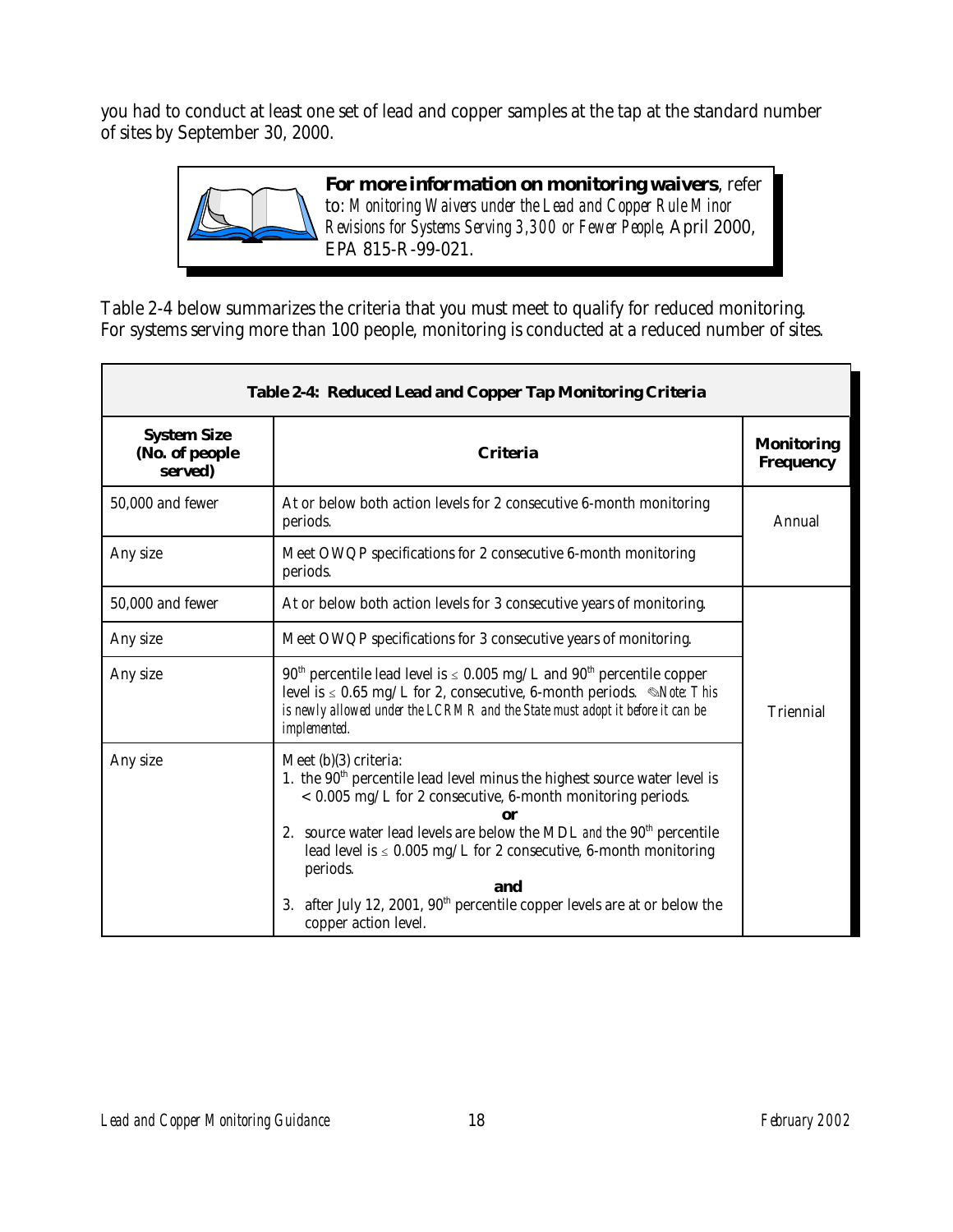you had to conduct at least one set of lead and copper samples at the tap at the standard number of sites by September 30, 2000.

> **For more information on monitoring waivers**, refer to: *Monitoring Waivers under the Lead and Copper Rule Minor Revisions for Systems Serving 3,300 or Fewer People*, April 2000, EPA 815-R-99-021.

Table 2-4 below summarizes the criteria that you must meet to qualify for reduced monitoring. For systems serving more than 100 people, monitoring is conducted at a reduced number of sites.

**Table 2-4: Reduced Lead and Copper Tap Monitoring Criteria**

| System Size (No. of people served) | Criteria | Monitoring Frequency |
|---|---|---|
| 50,000 and fewer | At or below both action levels for 2 consecutive 6-month monitoring periods. | Annual |
| Any size | Meet OWQP specifications for 2 consecutive 6-month monitoring periods. | |
| 50,000 and fewer | At or below both action levels for 3 consecutive years of monitoring. | Triennial |
| Any size | Meet OWQP specifications for 3 consecutive years of monitoring. | |
| Any size | 90th percentile lead level is ≤ 0.005 mg/L and 90th percentile copper level is ≤ 0.65 mg/L for 2, consecutive, 6-month periods. ✎*Note: This is newly allowed under the LCRMR and the State must adopt it before it can be implemented.* | |
| Any size | Meet (b)(3) criteria:<br>1. the 90th percentile lead level minus the highest source water level is < 0.005 mg/L for 2 consecutive, 6-month monitoring periods.<br>**or**<br>2. source water lead levels are below the MDL *and* the 90th percentile lead level is ≤ 0.005 mg/L for 2 consecutive, 6-month monitoring periods.<br>**and**<br>3. after July 12, 2001, 90th percentile copper levels are at or below the copper action level. | |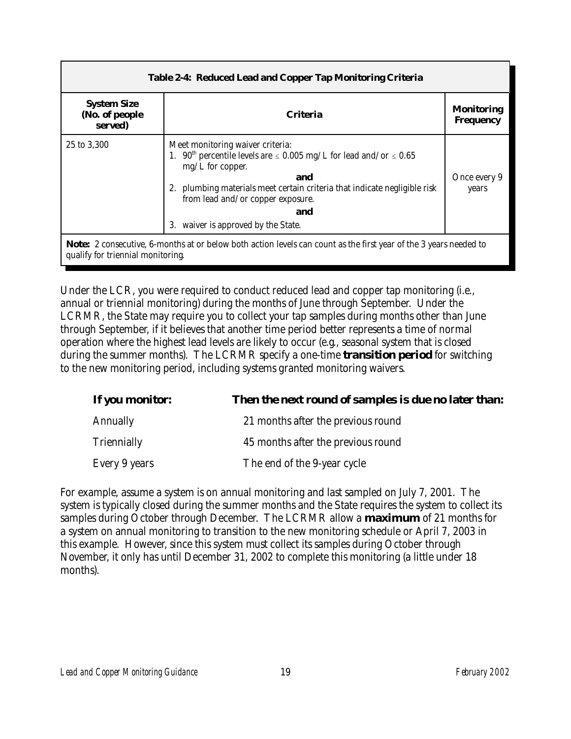| Table 2-4: Reduced Lead and Copper Tap Monitoring Criteria | | |
|---|---|---|
| **System Size (No. of people served)** | **Criteria** | **Monitoring Frequency** |
| 25 to 3,300 | Meet monitoring waiver criteria:<br>1. 90th percentile levels are ≤ 0.005 mg/L for lead and/or ≤ 0.65 mg/L for copper.<br>**and**<br>2. plumbing materials meet certain criteria that indicate negligible risk from lead and/or copper exposure.<br>**and**<br>3. waiver is approved by the State. | Once every 9 years |

**Note:** 2 consecutive, 6-months at or below both action levels can count as the first year of the 3 years needed to qualify for triennial monitoring.

Under the LCR, you were required to conduct reduced lead and copper tap monitoring (i.e., annual or triennial monitoring) during the months of June through September. Under the LCRMR, the State may require you to collect your tap samples during months other than June through September, if it believes that another time period better represents a time of normal operation where the highest lead levels are likely to occur (e.g., seasonal system that is closed during the summer months). The LCRMR specify a one-time **transition period** for switching to the new monitoring period, including systems granted monitoring waivers.

| **If you monitor:** | **Then the next round of samples is due no later than:** |
|---|---|
| Annually | 21 months after the previous round |
| Triennially | 45 months after the previous round |
| Every 9 years | The end of the 9-year cycle |

For example, assume a system is on annual monitoring and last sampled on July 7, 2001. The system is typically closed during the summer months and the State requires the system to collect its samples during October through December. The LCRMR allow a **maximum** of 21 months for a system on annual monitoring to transition to the new monitoring schedule or April 7, 2003 in this example. However, since this system must collect its samples during October through November, it only has until December 31, 2002 to complete this monitoring (a little under 18 months).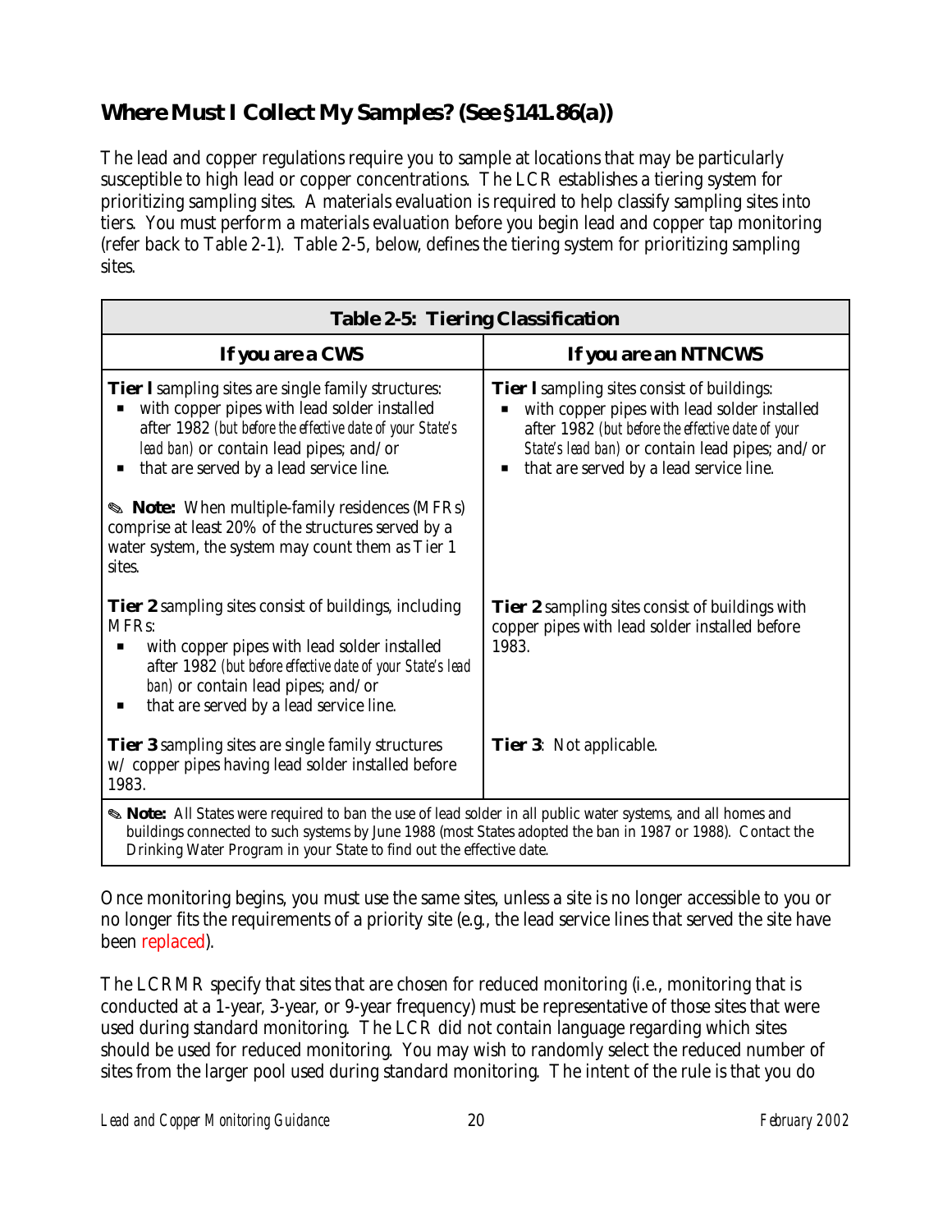## Where Must I Collect My Samples? (See §141.86(a))

The lead and copper regulations require you to sample at locations that may be particularly susceptible to high lead or copper concentrations. The LCR establishes a tiering system for prioritizing sampling sites. A materials evaluation is required to help classify sampling sites into tiers. You must perform a materials evaluation before you begin lead and copper tap monitoring (refer back to Table 2-1). Table 2-5, below, defines the tiering system for prioritizing sampling sites.

**Table 2-5: Tiering Classification**

| If you are a CWS | If you are an NTNCWS |
|---|---|
| **Tier I** sampling sites are single family structures:<br>▪ with copper pipes with lead solder installed after 1982 *(but before the effective date of your State's lead ban)* or contain lead pipes; and/or<br>▪ that are served by a lead service line.<br><br>✎ **Note:** When multiple-family residences (MFRs) comprise at least 20% of the structures served by a water system, the system may count them as Tier 1 sites. | **Tier I** sampling sites consist of buildings:<br>▪ with copper pipes with lead solder installed after 1982 *(but before the effective date of your State's lead ban)* or contain lead pipes; and/or<br>▪ that are served by a lead service line. |
| **Tier 2** sampling sites consist of buildings, including MFRs:<br>▪ with copper pipes with lead solder installed after 1982 *(but before effective date of your State's lead ban)* or contain lead pipes; and/or<br>▪ that are served by a lead service line. | **Tier 2** sampling sites consist of buildings with copper pipes with lead solder installed before 1983. |
| **Tier 3** sampling sites are single family structures w/ copper pipes having lead solder installed before 1983. | **Tier 3**: Not applicable. |

✎ **Note:** All States were required to ban the use of lead solder in all public water systems, and all homes and buildings connected to such systems by June 1988 (most States adopted the ban in 1987 or 1988). Contact the Drinking Water Program in your State to find out the effective date.

Once monitoring begins, you must use the same sites, unless a site is no longer accessible to you or no longer fits the requirements of a priority site (e.g., the lead service lines that served the site have been replaced).

The LCRMR specify that sites that are chosen for reduced monitoring (i.e., monitoring that is conducted at a 1-year, 3-year, or 9-year frequency) must be representative of those sites that were used during standard monitoring. The LCR did not contain language regarding which sites should be used for reduced monitoring. You may wish to randomly select the reduced number of sites from the larger pool used during standard monitoring. The intent of the rule is that you do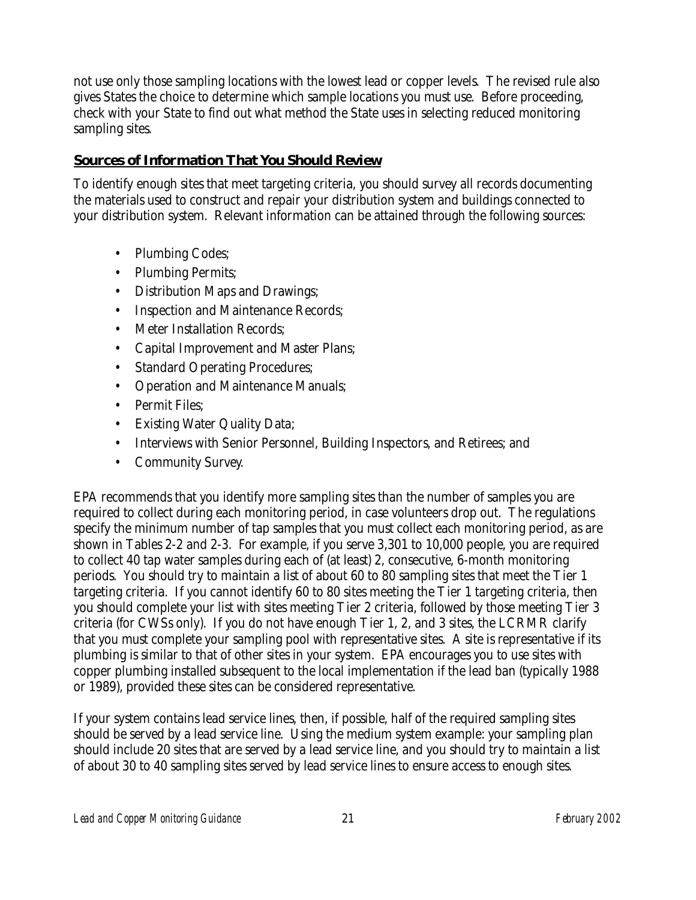not use only those sampling locations with the lowest lead or copper levels. The revised rule also gives States the choice to determine which sample locations you must use. Before proceeding, check with your State to find out what method the State uses in selecting reduced monitoring sampling sites.

## Sources of Information That You Should Review

To identify enough sites that meet targeting criteria, you should survey all records documenting the materials used to construct and repair your distribution system and buildings connected to your distribution system. Relevant information can be attained through the following sources:

- Plumbing Codes;
- Plumbing Permits;
- Distribution Maps and Drawings;
- Inspection and Maintenance Records;
- Meter Installation Records;
- Capital Improvement and Master Plans;
- Standard Operating Procedures;
- Operation and Maintenance Manuals;
- Permit Files;
- Existing Water Quality Data;
- Interviews with Senior Personnel, Building Inspectors, and Retirees; and
- Community Survey.

EPA recommends that you identify more sampling sites than the number of samples you are required to collect during each monitoring period, in case volunteers drop out. The regulations specify the minimum number of tap samples that you must collect each monitoring period, as are shown in Tables 2-2 and 2-3. For example, if you serve 3,301 to 10,000 people, you are required to collect 40 tap water samples during each of (at least) 2, consecutive, 6-month monitoring periods. You should try to maintain a list of about 60 to 80 sampling sites that meet the Tier 1 targeting criteria. If you cannot identify 60 to 80 sites meeting the Tier 1 targeting criteria, then you should complete your list with sites meeting Tier 2 criteria, followed by those meeting Tier 3 criteria (for CWSs only). If you do not have enough Tier 1, 2, and 3 sites, the LCRMR clarify that you must complete your sampling pool with representative sites. A site is representative if its plumbing is similar to that of other sites in your system. EPA encourages you to use sites with copper plumbing installed subsequent to the local implementation if the lead ban (typically 1988 or 1989), provided these sites can be considered representative.

If your system contains lead service lines, then, if possible, half of the required sampling sites should be served by a lead service line. Using the medium system example: your sampling plan should include 20 sites that are served by a lead service line, and you should try to maintain a list of about 30 to 40 sampling sites served by lead service lines to ensure access to enough sites.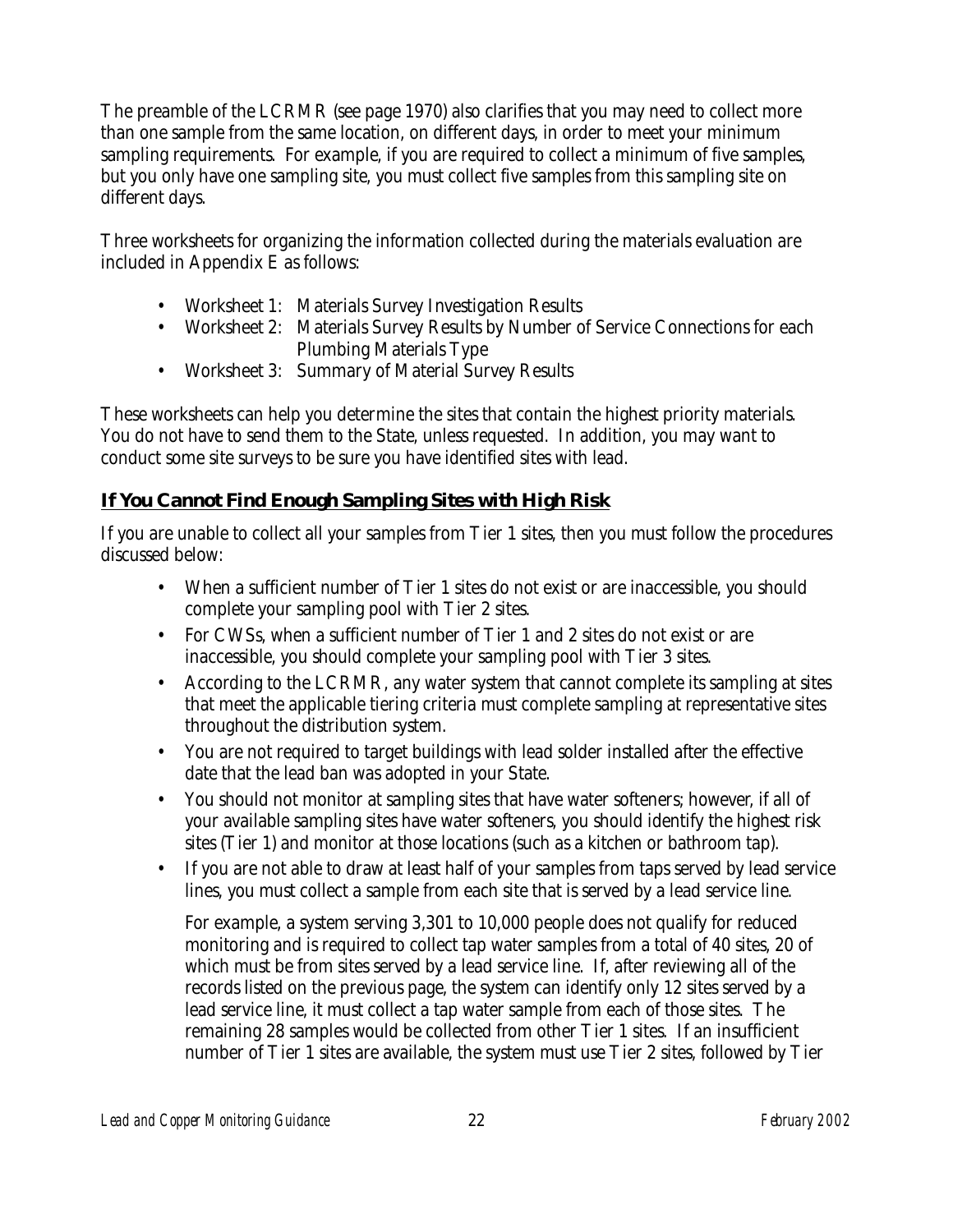The preamble of the LCRMR (see page 1970) also clarifies that you may need to collect more than one sample from the same location, on different days, in order to meet your minimum sampling requirements. For example, if you are required to collect a minimum of five samples, but you only have one sampling site, you must collect five samples from this sampling site on different days.

Three worksheets for organizing the information collected during the materials evaluation are included in Appendix E as follows:

- Worksheet 1: Materials Survey Investigation Results
- Worksheet 2: Materials Survey Results by Number of Service Connections for each Plumbing Materials Type
- Worksheet 3: Summary of Material Survey Results

These worksheets can help you determine the sites that contain the highest priority materials. You do not have to send them to the State, unless requested. In addition, you may want to conduct some site surveys to be sure you have identified sites with lead.

### If You Cannot Find Enough Sampling Sites with High Risk

If you are unable to collect all your samples from Tier 1 sites, then you must follow the procedures discussed below:

- When a sufficient number of Tier 1 sites do not exist or are inaccessible, you should complete your sampling pool with Tier 2 sites.
- For CWSs, when a sufficient number of Tier 1 and 2 sites do not exist or are inaccessible, you should complete your sampling pool with Tier 3 sites.
- According to the LCRMR, any water system that cannot complete its sampling at sites that meet the applicable tiering criteria must complete sampling at representative sites throughout the distribution system.
- You are not required to target buildings with lead solder installed after the effective date that the lead ban was adopted in your State.
- You should not monitor at sampling sites that have water softeners; however, if all of your available sampling sites have water softeners, you should identify the highest risk sites (Tier 1) and monitor at those locations (such as a kitchen or bathroom tap).
- If you are not able to draw at least half of your samples from taps served by lead service lines, you must collect a sample from each site that is served by a lead service line.

  For example, a system serving 3,301 to 10,000 people does not qualify for reduced monitoring and is required to collect tap water samples from a total of 40 sites, 20 of which must be from sites served by a lead service line. If, after reviewing all of the records listed on the previous page, the system can identify only 12 sites served by a lead service line, it must collect a tap water sample from each of those sites. The remaining 28 samples would be collected from other Tier 1 sites. If an insufficient number of Tier 1 sites are available, the system must use Tier 2 sites, followed by Tier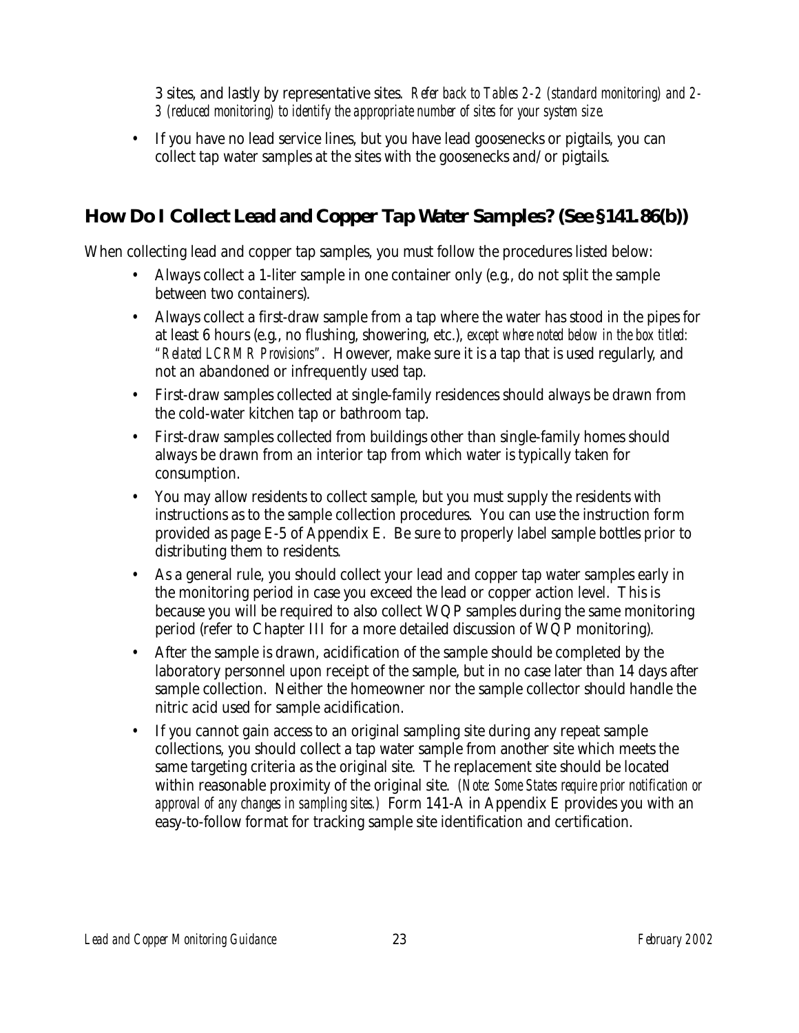3 sites, and lastly by representative sites. *Refer back to Tables 2-2 (standard monitoring) and 2-3 (reduced monitoring) to identify the appropriate number of sites for your system size.*

- If you have no lead service lines, but you have lead goosenecks or pigtails, you can collect tap water samples at the sites with the goosenecks and/or pigtails.

## How Do I Collect Lead and Copper Tap Water Samples? (See §141.86(b))

When collecting lead and copper tap samples, you must follow the procedures listed below:

- Always collect a 1-liter sample in one container only (e.g., do not split the sample between two containers).
- Always collect a first-draw sample from a tap where the water has stood in the pipes for at least 6 hours (e.g., no flushing, showering, etc.), *except where noted below in the box titled: "Related LCRMR Provisions"*. However, make sure it is a tap that is used regularly, and not an abandoned or infrequently used tap.
- First-draw samples collected at single-family residences should always be drawn from the cold-water kitchen tap or bathroom tap.
- First-draw samples collected from buildings other than single-family homes should always be drawn from an interior tap from which water is typically taken for consumption.
- You may allow residents to collect sample, but you must supply the residents with instructions as to the sample collection procedures. You can use the instruction form provided as page E-5 of Appendix E. Be sure to properly label sample bottles prior to distributing them to residents.
- As a general rule, you should collect your lead and copper tap water samples early in the monitoring period in case you exceed the lead or copper action level. This is because you will be required to also collect WQP samples during the same monitoring period (refer to Chapter III for a more detailed discussion of WQP monitoring).
- After the sample is drawn, acidification of the sample should be completed by the laboratory personnel upon receipt of the sample, but in no case later than 14 days after sample collection. Neither the homeowner nor the sample collector should handle the nitric acid used for sample acidification.
- If you cannot gain access to an original sampling site during any repeat sample collections, you should collect a tap water sample from another site which meets the same targeting criteria as the original site. The replacement site should be located within reasonable proximity of the original site. *(Note: Some States require prior notification or approval of any changes in sampling sites.)* Form 141-A in Appendix E provides you with an easy-to-follow format for tracking sample site identification and certification.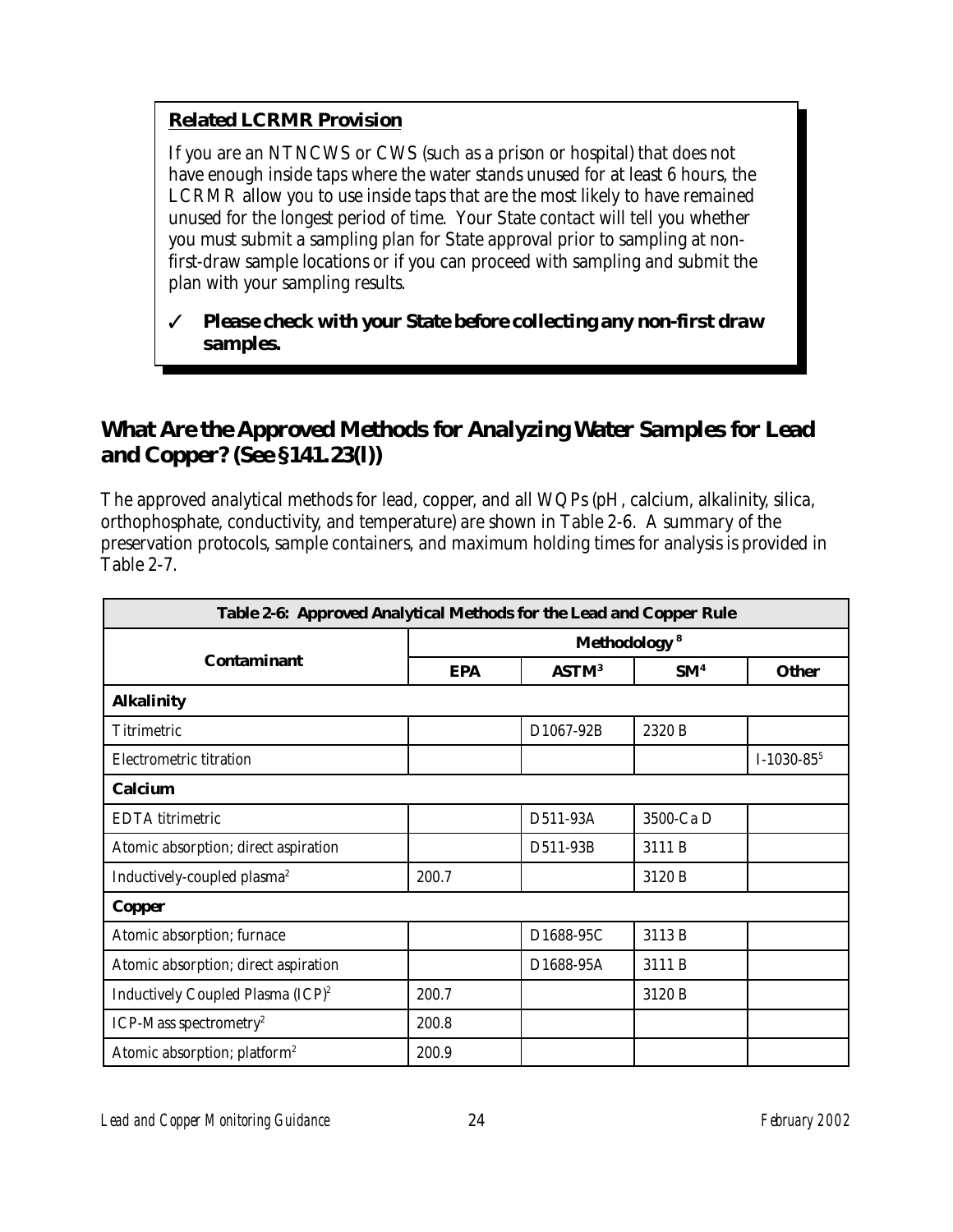**Related LCRMR Provision**

If you are an NTNCWS or CWS (such as a prison or hospital) that does not have enough inside taps where the water stands unused for at least 6 hours, the LCRMR allow you to use inside taps that are the most likely to have remained unused for the longest period of time. Your State contact will tell you whether you must submit a sampling plan for State approval prior to sampling at non-first-draw sample locations or if you can proceed with sampling and submit the plan with your sampling results.

✓ **Please check with your State before collecting any non-first draw samples.**

## What Are the Approved Methods for Analyzing Water Samples for Lead and Copper? (See §141.23(l))

The approved analytical methods for lead, copper, and all WQPs (pH, calcium, alkalinity, silica, orthophosphate, conductivity, and temperature) are shown in Table 2-6. A summary of the preservation protocols, sample containers, and maximum holding times for analysis is provided in Table 2-7.

| Table 2-6: Approved Analytical Methods for the Lead and Copper Rule | | | | |
|---|---|---|---|---|
| **Contaminant** | **Methodology [8]** | | | |
| | **EPA** | **ASTM[3]** | **SM[4]** | **Other** |
| **Alkalinity** | | | | |
| Titrimetric | | D1067-92B | 2320 B | |
| Electrometric titration | | | | I-1030-85[5] |
| **Calcium** | | | | |
| EDTA titrimetric | | D511-93A | 3500-Ca D | |
| Atomic absorption; direct aspiration | | D511-93B | 3111 B | |
| Inductively-coupled plasma[2] | 200.7 | | 3120 B | |
| **Copper** | | | | |
| Atomic absorption; furnace | | D1688-95C | 3113 B | |
| Atomic absorption; direct aspiration | | D1688-95A | 3111 B | |
| Inductively Coupled Plasma (ICP)[2] | 200.7 | | 3120 B | |
| ICP-Mass spectrometry[2] | 200.8 | | | |
| Atomic absorption; platform[2] | 200.9 | | | |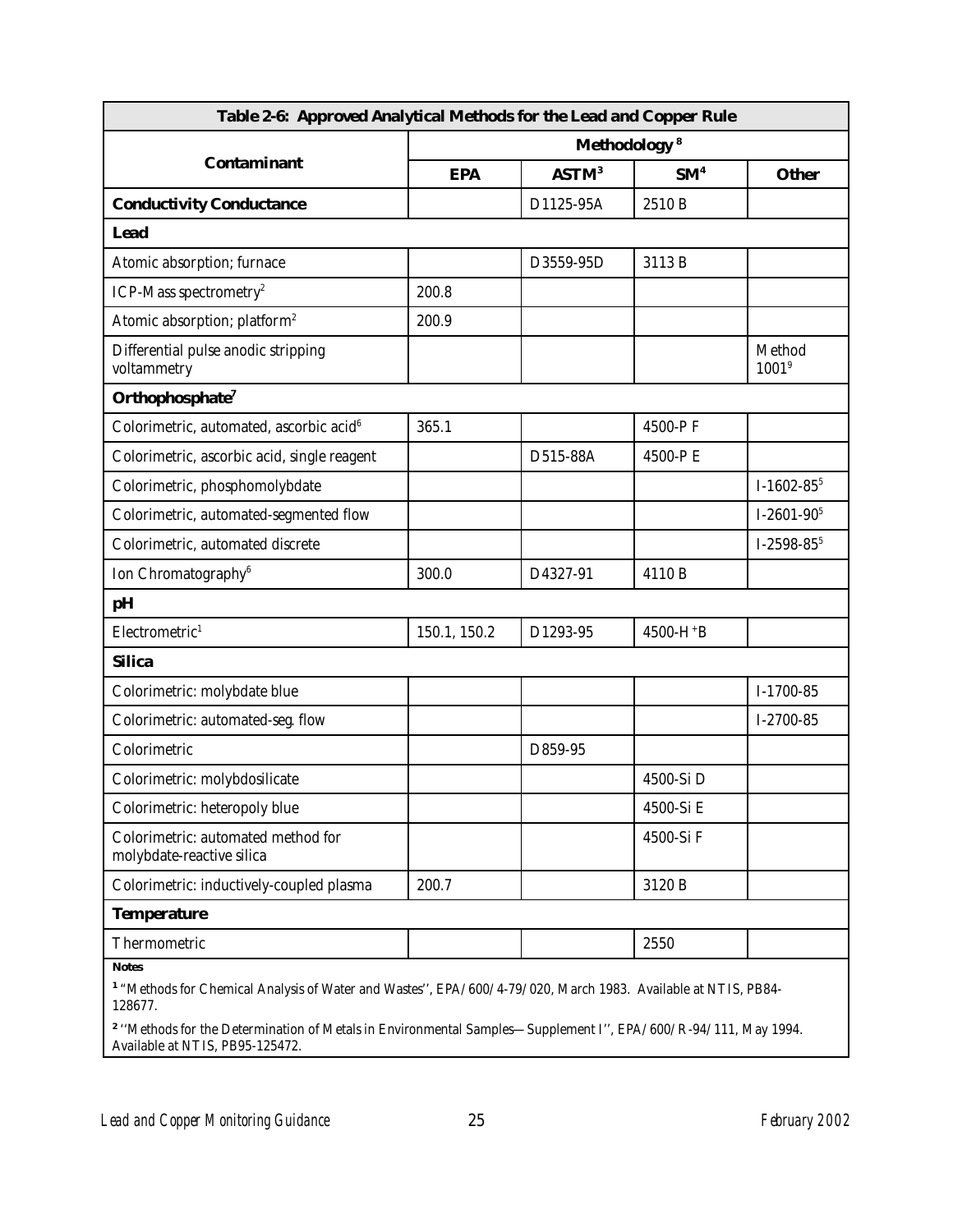| Table 2-6: Approved Analytical Methods for the Lead and Copper Rule | | | | |
|---|---|---|---|---|
| Contaminant | Methodology [8] | | | |
| | EPA | ASTM[3] | SM[4] | Other |
| **Conductivity Conductance** | | D1125-95A | 2510 B | |
| **Lead** | | | | |
| Atomic absorption; furnace | | D3559-95D | 3113 B | |
| ICP-Mass spectrometry[2] | 200.8 | | | |
| Atomic absorption; platform[2] | 200.9 | | | |
| Differential pulse anodic stripping voltammetry | | | | Method 1001[9] |
| **Orthophosphate[7]** | | | | |
| Colorimetric, automated, ascorbic acid[6] | 365.1 | | 4500-P F | |
| Colorimetric, ascorbic acid, single reagent | | D515-88A | 4500-P E | |
| Colorimetric, phosphomolybdate | | | | I-1602-85[5] |
| Colorimetric, automated-segmented flow | | | | I-2601-90[5] |
| Colorimetric, automated discrete | | | | I-2598-85[5] |
| Ion Chromatography[6] | 300.0 | D4327-91 | 4110 B | |
| **pH** | | | | |
| Electrometric[1] | 150.1, 150.2 | D1293-95 | 4500-$H^+$B | |
| **Silica** | | | | |
| Colorimetric: molybdate blue | | | | I-1700-85 |
| Colorimetric: automated-seg. flow | | | | I-2700-85 |
| Colorimetric | | D859-95 | | |
| Colorimetric: molybdosilicate | | | 4500-Si D | |
| Colorimetric: heteropoly blue | | | 4500-Si E | |
| Colorimetric: automated method for molybdate-reactive silica | | | 4500-Si F | |
| Colorimetric: inductively-coupled plasma | 200.7 | | 3120 B | |
| **Temperature** | | | | |
| Thermometric | | | 2550 | |

**Notes**

[1] "Methods for Chemical Analysis of Water and Wastes'', EPA/600/4-79/020, March 1983. Available at NTIS, PB84-128677.

[2] ''Methods for the Determination of Metals in Environmental Samples—Supplement I'', EPA/600/R-94/111, May 1994. Available at NTIS, PB95-125472.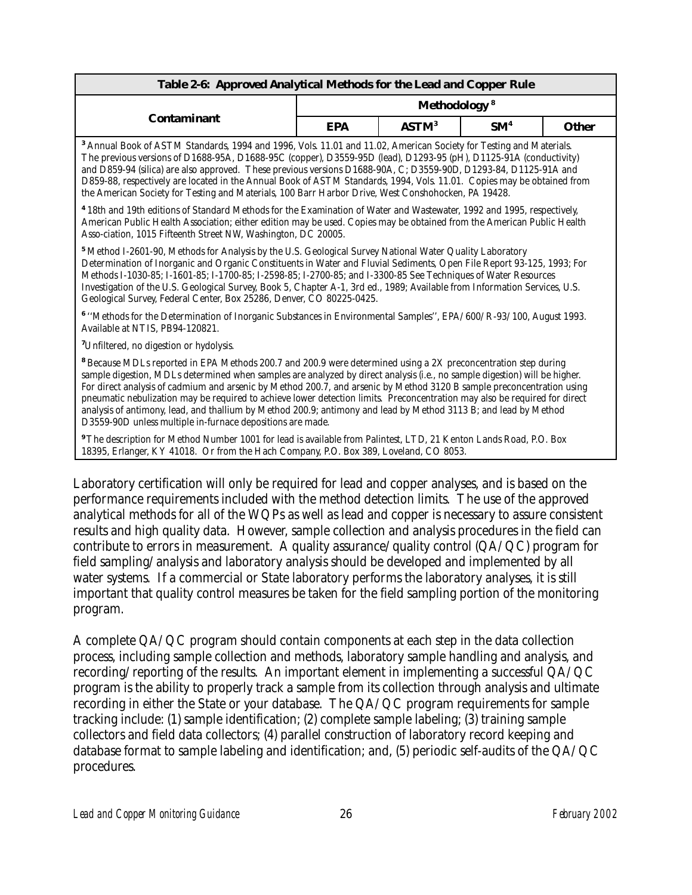| Table 2-6: Approved Analytical Methods for the Lead and Copper Rule | | | | |
|---|---|---|---|---|
| Contaminant | Methodology [8] | | | |
| | EPA | ASTM[3] | SM[4] | Other |

[3] Annual Book of ASTM Standards, 1994 and 1996, Vols. 11.01 and 11.02, American Society for Testing and Materials. The previous versions of D1688-95A, D1688-95C (copper), D3559-95D (lead), D1293-95 (pH), D1125-91A (conductivity) and D859-94 (silica) are also approved. These previous versions D1688-90A, C; D3559-90D, D1293-84, D1125-91A and D859-88, respectively are located in the Annual Book of ASTM Standards, 1994, Vols. 11.01. Copies may be obtained from the American Society for Testing and Materials, 100 Barr Harbor Drive, West Conshohocken, PA 19428.

[4] 18th and 19th editions of Standard Methods for the Examination of Water and Wastewater, 1992 and 1995, respectively, American Public Health Association; either edition may be used. Copies may be obtained from the American Public Health Asso-ciation, 1015 Fifteenth Street NW, Washington, DC 20005.

[5] Method I-2601-90, Methods for Analysis by the U.S. Geological Survey National Water Quality Laboratory Determination of Inorganic and Organic Constituents in Water and Fluvial Sediments, Open File Report 93-125, 1993; For Methods I-1030-85; I-1601-85; I-1700-85; I-2598-85; I-2700-85; and I-3300-85 See Techniques of Water Resources Investigation of the U.S. Geological Survey, Book 5, Chapter A-1, 3rd ed., 1989; Available from Information Services, U.S. Geological Survey, Federal Center, Box 25286, Denver, CO 80225-0425.

[6] ''Methods for the Determination of Inorganic Substances in Environmental Samples'', EPA/600/R-93/100, August 1993. Available at NTIS, PB94-120821.

[7] Unfiltered, no digestion or hydolysis.

[8] Because MDLs reported in EPA Methods 200.7 and 200.9 were determined using a 2X preconcentration step during sample digestion, MDLs determined when samples are analyzed by direct analysis (i.e., no sample digestion) will be higher. For direct analysis of cadmium and arsenic by Method 200.7, and arsenic by Method 3120 B sample preconcentration using pneumatic nebulization may be required to achieve lower detection limits. Preconcentration may also be required for direct analysis of antimony, lead, and thallium by Method 200.9; antimony and lead by Method 3113 B; and lead by Method D3559-90D unless multiple in-furnace depositions are made.

[9] The description for Method Number 1001 for lead is available from Palintest, LTD, 21 Kenton Lands Road, P.O. Box 18395, Erlanger, KY 41018. Or from the Hach Company, P.O. Box 389, Loveland, CO 8053.

Laboratory certification will only be required for lead and copper analyses, and is based on the performance requirements included with the method detection limits. The use of the approved analytical methods for all of the WQPs as well as lead and copper is necessary to assure consistent results and high quality data. However, sample collection and analysis procedures in the field can contribute to errors in measurement. A quality assurance/quality control (QA/QC) program for field sampling/analysis and laboratory analysis should be developed and implemented by all water systems. If a commercial or State laboratory performs the laboratory analyses, it is still important that quality control measures be taken for the field sampling portion of the monitoring program.

A complete QA/QC program should contain components at each step in the data collection process, including sample collection and methods, laboratory sample handling and analysis, and recording/reporting of the results. An important element in implementing a successful QA/QC program is the ability to properly track a sample from its collection through analysis and ultimate recording in either the State or your database. The QA/QC program requirements for sample tracking include: (1) sample identification; (2) complete sample labeling; (3) training sample collectors and field data collectors; (4) parallel construction of laboratory record keeping and database format to sample labeling and identification; and, (5) periodic self-audits of the QA/QC procedures.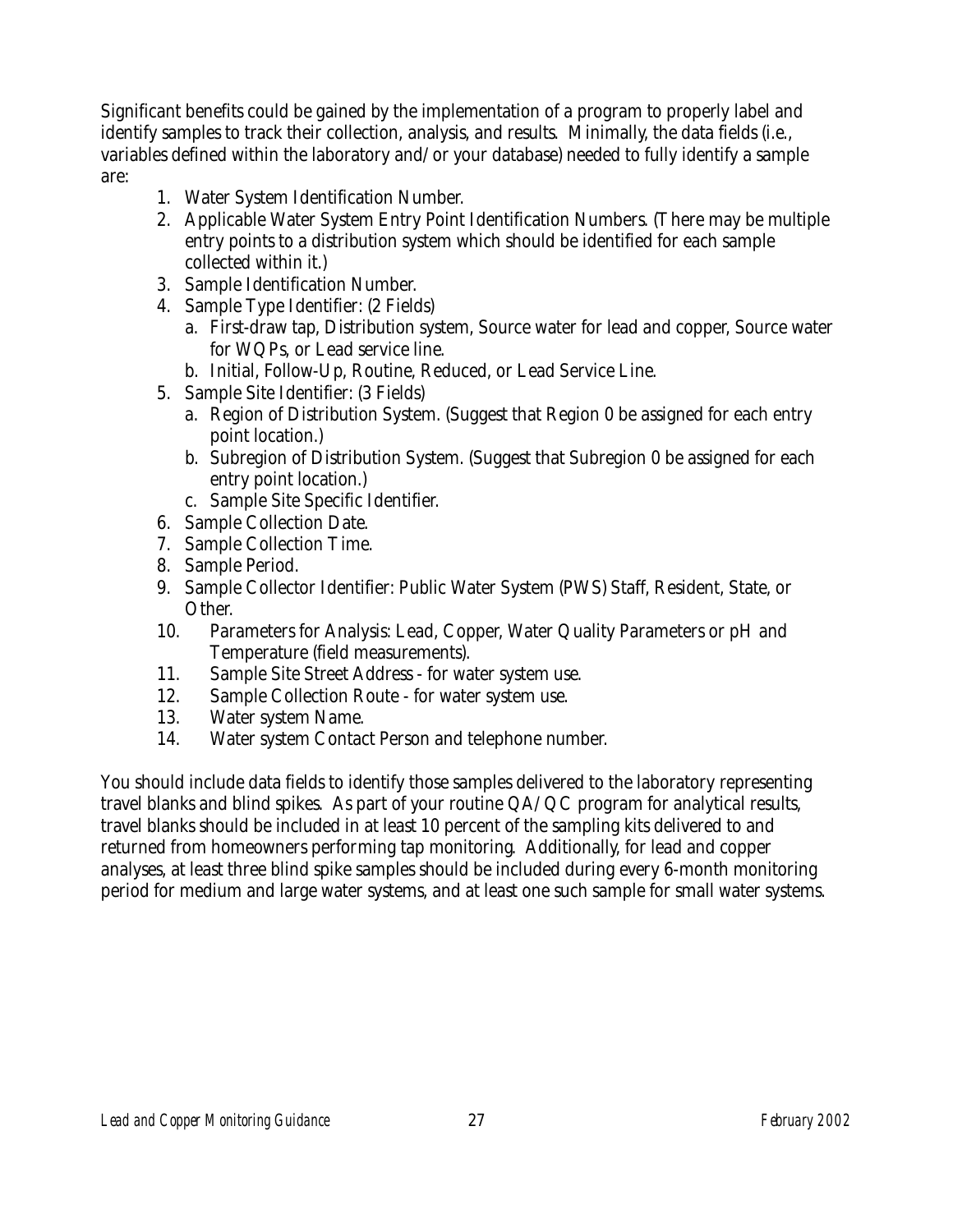Significant benefits could be gained by the implementation of a program to properly label and identify samples to track their collection, analysis, and results. Minimally, the data fields (i.e., variables defined within the laboratory and/or your database) needed to fully identify a sample are:

1. Water System Identification Number.
2. Applicable Water System Entry Point Identification Numbers. (There may be multiple entry points to a distribution system which should be identified for each sample collected within it.)
3. Sample Identification Number.
4. Sample Type Identifier: (2 Fields)
   a. First-draw tap, Distribution system, Source water for lead and copper, Source water for WQPs, or Lead service line.
   b. Initial, Follow-Up, Routine, Reduced, or Lead Service Line.
5. Sample Site Identifier: (3 Fields)
   a. Region of Distribution System. (Suggest that Region 0 be assigned for each entry point location.)
   b. Subregion of Distribution System. (Suggest that Subregion 0 be assigned for each entry point location.)
   c. Sample Site Specific Identifier.
6. Sample Collection Date.
7. Sample Collection Time.
8. Sample Period.
9. Sample Collector Identifier: Public Water System (PWS) Staff, Resident, State, or Other.
10. Parameters for Analysis: Lead, Copper, Water Quality Parameters or pH and Temperature (field measurements).
11. Sample Site Street Address - for water system use.
12. Sample Collection Route - for water system use.
13. Water system Name.
14. Water system Contact Person and telephone number.

You should include data fields to identify those samples delivered to the laboratory representing travel blanks and blind spikes. As part of your routine QA/QC program for analytical results, travel blanks should be included in at least 10 percent of the sampling kits delivered to and returned from homeowners performing tap monitoring. Additionally, for lead and copper analyses, at least three blind spike samples should be included during every 6-month monitoring period for medium and large water systems, and at least one such sample for small water systems.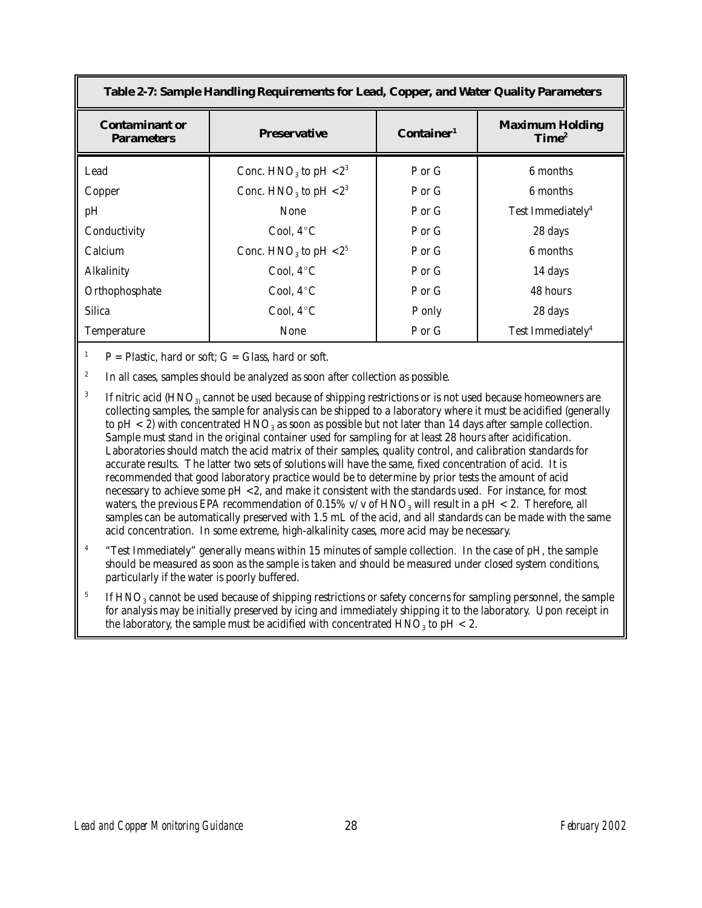**Table 2-7: Sample Handling Requirements for Lead, Copper, and Water Quality Parameters**

| Contaminant or Parameters | Preservative | Container[1] | Maximum Holding Time[2] |
|---|---|---|---|
| Lead | Conc. $HNO_3$ to pH <2[3] | P or G | 6 months |
| Copper | Conc. $HNO_3$ to pH <2[3] | P or G | 6 months |
| pH | None | P or G | Test Immediately[4] |
| Conductivity | Cool, 4°C | P or G | 28 days |
| Calcium | Conc. $HNO_3$ to pH <2[5] | P or G | 6 months |
| Alkalinity | Cool, 4°C | P or G | 14 days |
| Orthophosphate | Cool, 4°C | P or G | 48 hours |
| Silica | Cool, 4°C | P only | 28 days |
| Temperature | None | P or G | Test Immediately[4] |

[1] P = Plastic, hard or soft; G = Glass, hard or soft.

[2] In all cases, samples should be analyzed as soon after collection as possible.

[3] If nitric acid ($HNO_3$) cannot be used because of shipping restrictions or is not used because homeowners are collecting samples, the sample for analysis can be shipped to a laboratory where it must be acidified (generally to pH < 2) with concentrated $HNO_3$ as soon as possible but not later than 14 days after sample collection. Sample must stand in the original container used for sampling for at least 28 hours after acidification. Laboratories should match the acid matrix of their samples, quality control, and calibration standards for accurate results. The latter two sets of solutions will have the same, fixed concentration of acid. It is recommended that good laboratory practice would be to determine by prior tests the amount of acid necessary to achieve some pH <2, and make it consistent with the standards used. For instance, for most waters, the previous EPA recommendation of 0.15% v/v of $HNO_3$ will result in a pH < 2. Therefore, all samples can be automatically preserved with 1.5 mL of the acid, and all standards can be made with the same acid concentration. In some extreme, high-alkalinity cases, more acid may be necessary.

[4] "Test Immediately" generally means within 15 minutes of sample collection. In the case of pH, the sample should be measured as soon as the sample is taken and should be measured under closed system conditions, particularly if the water is poorly buffered.

[5] If $HNO_3$ cannot be used because of shipping restrictions or safety concerns for sampling personnel, the sample for analysis may be initially preserved by icing and immediately shipping it to the laboratory. Upon receipt in the laboratory, the sample must be acidified with concentrated $HNO_3$ to pH < 2.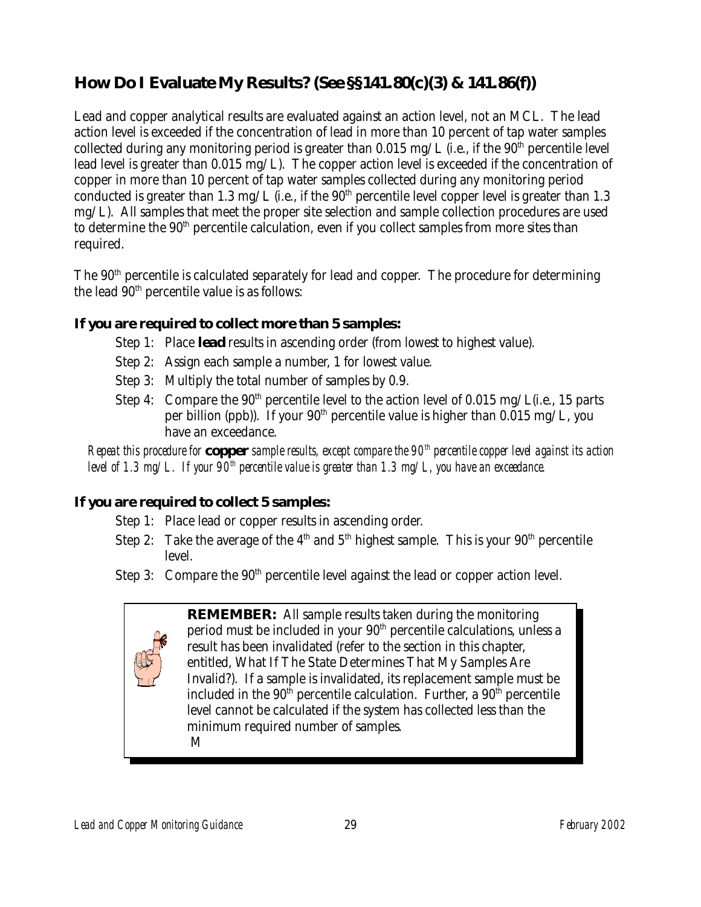## How Do I Evaluate My Results? (See §§141.80(c)(3) & 141.86(f))

Lead and copper analytical results are evaluated against an action level, not an MCL. The lead action level is exceeded if the concentration of lead in more than 10 percent of tap water samples collected during any monitoring period is greater than 0.015 mg/L (i.e., if the 90th percentile level lead level is greater than 0.015 mg/L). The copper action level is exceeded if the concentration of copper in more than 10 percent of tap water samples collected during any monitoring period conducted is greater than 1.3 mg/L (i.e., if the 90th percentile level copper level is greater than 1.3 mg/L). All samples that meet the proper site selection and sample collection procedures are used to determine the 90th percentile calculation, even if you collect samples from more sites than required.

The 90th percentile is calculated separately for lead and copper. The procedure for determining the lead 90th percentile value is as follows:

### If you are required to collect more than 5 samples:

- Step 1: Place **lead** results in ascending order (from lowest to highest value).
- Step 2: Assign each sample a number, 1 for lowest value.
- Step 3: Multiply the total number of samples by 0.9.
- Step 4: Compare the 90th percentile level to the action level of 0.015 mg/L(i.e., 15 parts per billion (ppb)). If your 90th percentile value is higher than 0.015 mg/L, you have an exceedance.

*Repeat this procedure for* **copper** *sample results, except compare the 90th percentile copper level against its action level of 1.3 mg/L. If your 90th percentile value is greater than 1.3 mg/L, you have an exceedance.*

### If you are required to collect 5 samples:

- Step 1: Place lead or copper results in ascending order.
- Step 2: Take the average of the 4th and 5th highest sample. This is your 90th percentile level.
- Step 3: Compare the 90th percentile level against the lead or copper action level.

> **REMEMBER:** All sample results taken during the monitoring period must be included in your 90th percentile calculations, unless a result has been invalidated (refer to the section in this chapter, entitled, What If The State Determines That My Samples Are Invalid?). If a sample is invalidated, its replacement sample must be included in the 90th percentile calculation. Further, a 90th percentile level cannot be calculated if the system has collected less than the minimum required number of samples.
> M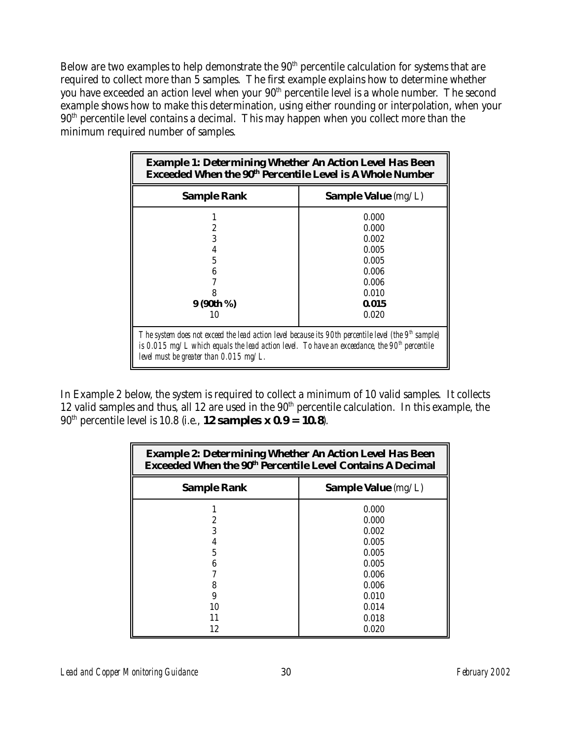Below are two examples to help demonstrate the 90th percentile calculation for systems that are required to collect more than 5 samples. The first example explains how to determine whether you have exceeded an action level when your 90th percentile level is a whole number. The second example shows how to make this determination, using either rounding or interpolation, when your 90th percentile level contains a decimal. This may happen when you collect more than the minimum required number of samples.

| **Example 1: Determining Whether An Action Level Has Been Exceeded When the 90th Percentile Level is A Whole Number** | |
|---|---|
| **Sample Rank** | **Sample Value** (mg/L) |
| 1 | 0.000 |
| 2 | 0.000 |
| 3 | 0.002 |
| 4 | 0.005 |
| 5 | 0.005 |
| 6 | 0.006 |
| 7 | 0.006 |
| 8 | 0.010 |
| **9 (90th %)** | **0.015** |
| 10 | 0.020 |
| *The system does not exceed the lead action level because its 90th percentile level (the 9th sample) is 0.015 mg/L which equals the lead action level. To have an exceedance, the 90th percentile level must be greater than 0.015 mg/L.* | |

In Example 2 below, the system is required to collect a minimum of 10 valid samples. It collects 12 valid samples and thus, all 12 are used in the 90th percentile calculation. In this example, the 90th percentile level is 10.8 (i.e., **12 samples x 0.9 = 10.8**).

| **Example 2: Determining Whether An Action Level Has Been Exceeded When the 90th Percentile Level Contains A Decimal** | |
|---|---|
| **Sample Rank** | **Sample Value** (mg/L) |
| 1 | 0.000 |
| 2 | 0.000 |
| 3 | 0.002 |
| 4 | 0.005 |
| 5 | 0.005 |
| 6 | 0.005 |
| 7 | 0.006 |
| 8 | 0.006 |
| 9 | 0.010 |
| 10 | 0.014 |
| 11 | 0.018 |
| 12 | 0.020 |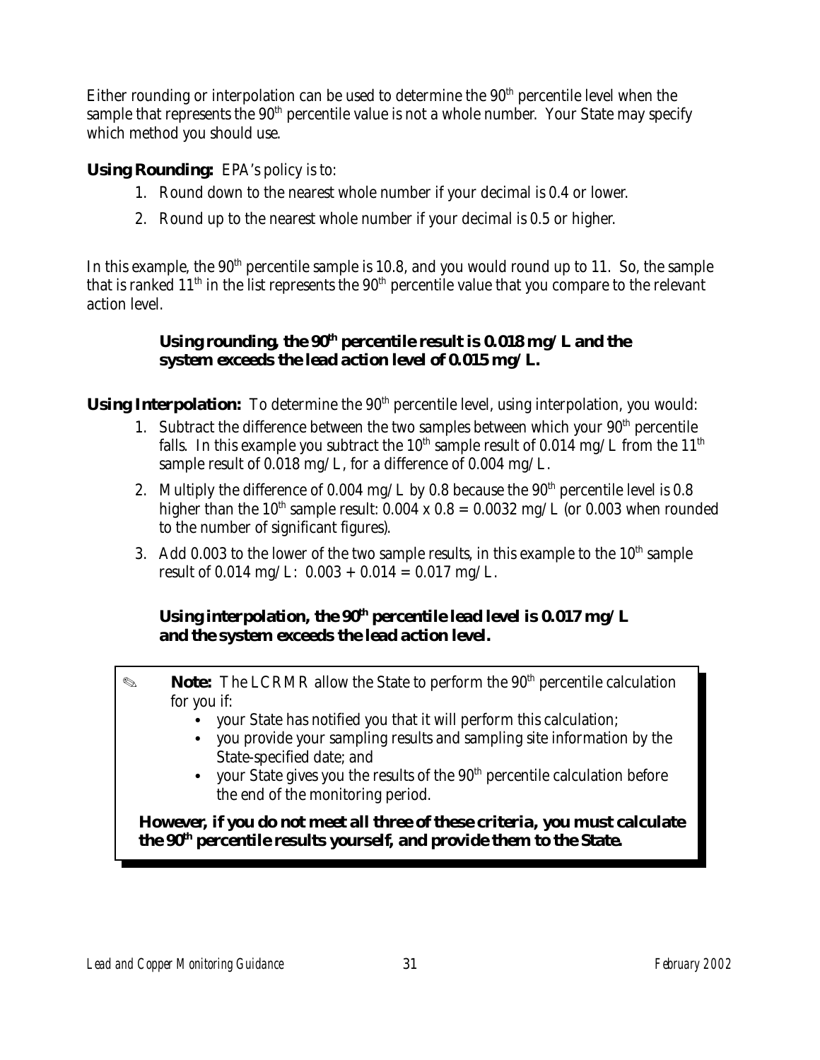Either rounding or interpolation can be used to determine the 90$^{th}$ percentile level when the sample that represents the 90$^{th}$ percentile value is not a whole number. Your State may specify which method you should use.

**Using Rounding:** EPA's policy is to:

1. Round down to the nearest whole number if your decimal is 0.4 or lower.
2. Round up to the nearest whole number if your decimal is 0.5 or higher.

In this example, the 90$^{th}$ percentile sample is 10.8, and you would round up to 11. So, the sample that is ranked 11$^{th}$ in the list represents the 90$^{th}$ percentile value that you compare to the relevant action level.

> **Using rounding, the 90$^{th}$ percentile result is 0.018 mg/L and the system exceeds the lead action level of 0.015 mg/L.**

**Using Interpolation:** To determine the 90$^{th}$ percentile level, using interpolation, you would:

1. Subtract the difference between the two samples between which your 90$^{th}$ percentile falls. In this example you subtract the 10$^{th}$ sample result of 0.014 mg/L from the 11$^{th}$ sample result of 0.018 mg/L, for a difference of 0.004 mg/L.
2. Multiply the difference of 0.004 mg/L by 0.8 because the 90$^{th}$ percentile level is 0.8 higher than the 10$^{th}$ sample result: 0.004 x 0.8 = 0.0032 mg/L (or 0.003 when rounded to the number of significant figures).
3. Add 0.003 to the lower of the two sample results, in this example to the 10$^{th}$ sample result of 0.014 mg/L: 0.003 + 0.014 = 0.017 mg/L.

> **Using interpolation, the 90$^{th}$ percentile lead level is 0.017 mg/L and the system exceeds the lead action level.**

> ✎ **Note:** The LCRMR allow the State to perform the 90$^{th}$ percentile calculation for you if:
>
> - your State has notified you that it will perform this calculation;
> - you provide your sampling results and sampling site information by the State-specified date; and
> - your State gives you the results of the 90$^{th}$ percentile calculation before the end of the monitoring period.
>
> **However, if you do not meet all three of these criteria, you must calculate the 90$^{th}$ percentile results yourself, and provide them to the State.**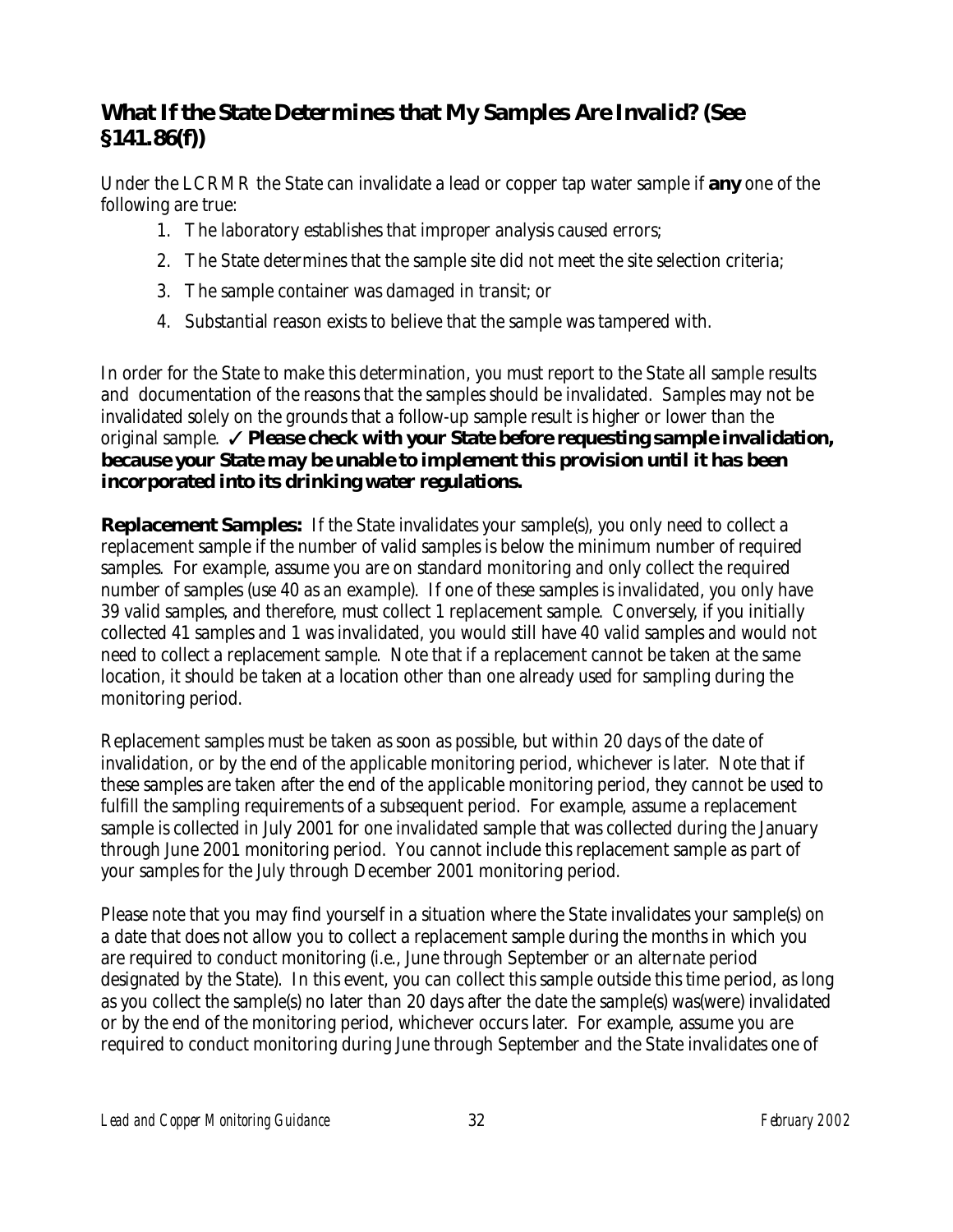## What If the State Determines that My Samples Are Invalid? (See §141.86(f))

Under the LCRMR the State can invalidate a lead or copper tap water sample if **any** one of the following are true:

1. The laboratory establishes that improper analysis caused errors;
2. The State determines that the sample site did not meet the site selection criteria;
3. The sample container was damaged in transit; or
4. Substantial reason exists to believe that the sample was tampered with.

In order for the State to make this determination, you must report to the State all sample results and documentation of the reasons that the samples should be invalidated. Samples may not be invalidated solely on the grounds that a follow-up sample result is higher or lower than the original sample. ✓ **Please check with your State before requesting sample invalidation, because your State may be unable to implement this provision until it has been incorporated into its drinking water regulations.**

**Replacement Samples:** If the State invalidates your sample(s), you only need to collect a replacement sample if the number of valid samples is below the minimum number of required samples. For example, assume you are on standard monitoring and only collect the required number of samples (use 40 as an example). If one of these samples is invalidated, you only have 39 valid samples, and therefore, must collect 1 replacement sample. Conversely, if you initially collected 41 samples and 1 was invalidated, you would still have 40 valid samples and would not need to collect a replacement sample. Note that if a replacement cannot be taken at the same location, it should be taken at a location other than one already used for sampling during the monitoring period.

Replacement samples must be taken as soon as possible, but within 20 days of the date of invalidation, or by the end of the applicable monitoring period, whichever is later. Note that if these samples are taken after the end of the applicable monitoring period, they cannot be used to fulfill the sampling requirements of a subsequent period. For example, assume a replacement sample is collected in July 2001 for one invalidated sample that was collected during the January through June 2001 monitoring period. You cannot include this replacement sample as part of your samples for the July through December 2001 monitoring period.

Please note that you may find yourself in a situation where the State invalidates your sample(s) on a date that does not allow you to collect a replacement sample during the months in which you are required to conduct monitoring (i.e., June through September or an alternate period designated by the State). In this event, you can collect this sample outside this time period, as long as you collect the sample(s) no later than 20 days after the date the sample(s) was(were) invalidated or by the end of the monitoring period, whichever occurs later. For example, assume you are required to conduct monitoring during June through September and the State invalidates one of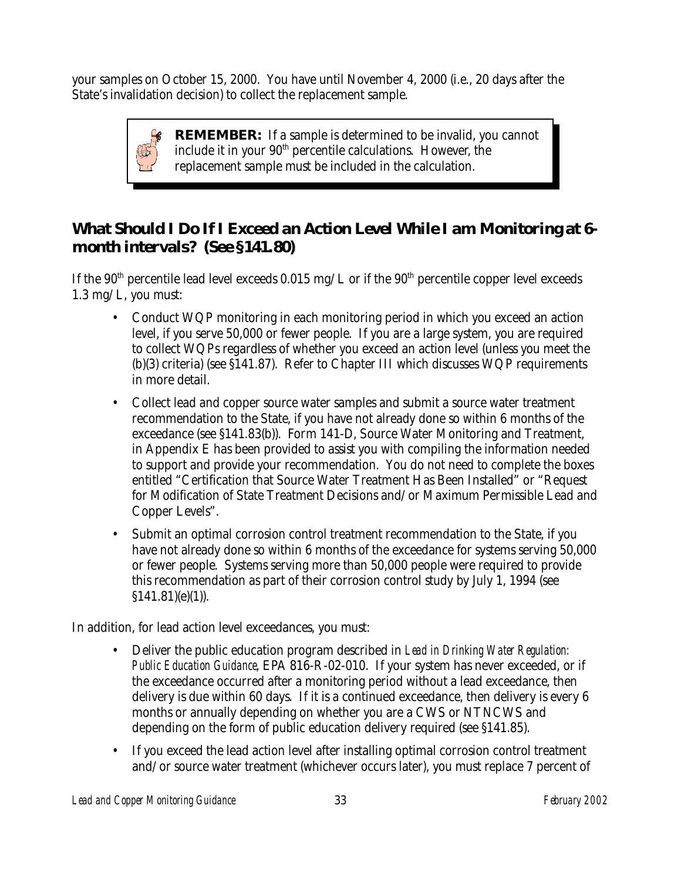your samples on October 15, 2000. You have until November 4, 2000 (i.e., 20 days after the State's invalidation decision) to collect the replacement sample.

> **REMEMBER:** If a sample is determined to be invalid, you cannot include it in your 90th percentile calculations. However, the replacement sample must be included in the calculation.

## What Should I Do If I Exceed an Action Level While I am Monitoring at 6-month intervals? (See §141.80)

If the 90th percentile lead level exceeds 0.015 mg/L or if the 90th percentile copper level exceeds 1.3 mg/L, you must:

- Conduct WQP monitoring in each monitoring period in which you exceed an action level, if you serve 50,000 or fewer people. If you are a large system, you are required to collect WQPs regardless of whether you exceed an action level (unless you meet the (b)(3) criteria) (see §141.87). Refer to Chapter III which discusses WQP requirements in more detail.
- Collect lead and copper source water samples and submit a source water treatment recommendation to the State, if you have not already done so within 6 months of the exceedance (see §141.83(b)). Form 141-D, Source Water Monitoring and Treatment, in Appendix E has been provided to assist you with compiling the information needed to support and provide your recommendation. You do not need to complete the boxes entitled "Certification that Source Water Treatment Has Been Installed" or "Request for Modification of State Treatment Decisions and/or Maximum Permissible Lead and Copper Levels".
- Submit an optimal corrosion control treatment recommendation to the State, if you have not already done so within 6 months of the exceedance for systems serving 50,000 or fewer people. Systems serving more than 50,000 people were required to provide this recommendation as part of their corrosion control study by July 1, 1994 (see §141.81)(e)(1)).

In addition, for lead action level exceedances, you must:

- Deliver the public education program described in *Lead in Drinking Water Regulation: Public Education Guidance*, EPA 816-R-02-010. If your system has never exceeded, or if the exceedance occurred after a monitoring period without a lead exceedance, then delivery is due within 60 days. If it is a continued exceedance, then delivery is every 6 months or annually depending on whether you are a CWS or NTNCWS and depending on the form of public education delivery required (see §141.85).
- If you exceed the lead action level after installing optimal corrosion control treatment and/or source water treatment (whichever occurs later), you must replace 7 percent of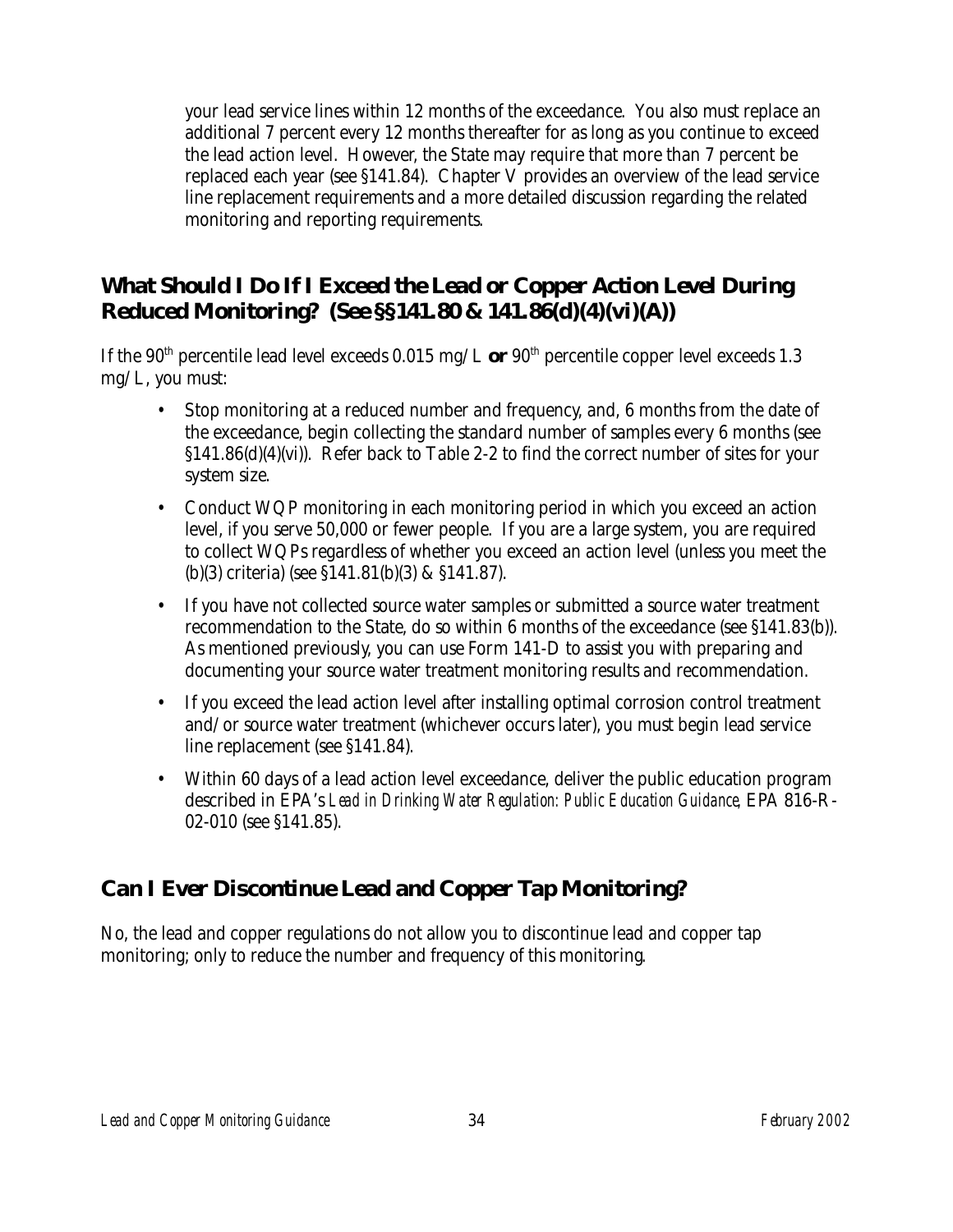your lead service lines within 12 months of the exceedance. You also must replace an additional 7 percent every 12 months thereafter for as long as you continue to exceed the lead action level. However, the State may require that more than 7 percent be replaced each year (see §141.84). Chapter V provides an overview of the lead service line replacement requirements and a more detailed discussion regarding the related monitoring and reporting requirements.

## What Should I Do If I Exceed the Lead or Copper Action Level During Reduced Monitoring? (See §§141.80 & 141.86(d)(4)(vi)(A))

If the 90th percentile lead level exceeds 0.015 mg/L **or** 90th percentile copper level exceeds 1.3 mg/L, you must:

- Stop monitoring at a reduced number and frequency, and, 6 months from the date of the exceedance, begin collecting the standard number of samples every 6 months (see §141.86(d)(4)(vi)). Refer back to Table 2-2 to find the correct number of sites for your system size.
- Conduct WQP monitoring in each monitoring period in which you exceed an action level, if you serve 50,000 or fewer people. If you are a large system, you are required to collect WQPs regardless of whether you exceed an action level (unless you meet the (b)(3) criteria) (see §141.81(b)(3) & §141.87).
- If you have not collected source water samples or submitted a source water treatment recommendation to the State, do so within 6 months of the exceedance (see §141.83(b)). As mentioned previously, you can use Form 141-D to assist you with preparing and documenting your source water treatment monitoring results and recommendation.
- If you exceed the lead action level after installing optimal corrosion control treatment and/or source water treatment (whichever occurs later), you must begin lead service line replacement (see §141.84).
- Within 60 days of a lead action level exceedance, deliver the public education program described in EPA's *Lead in Drinking Water Regulation: Public Education Guidance*, EPA 816-R-02-010 (see §141.85).

## Can I Ever Discontinue Lead and Copper Tap Monitoring?

No, the lead and copper regulations do not allow you to discontinue lead and copper tap monitoring; only to reduce the number and frequency of this monitoring.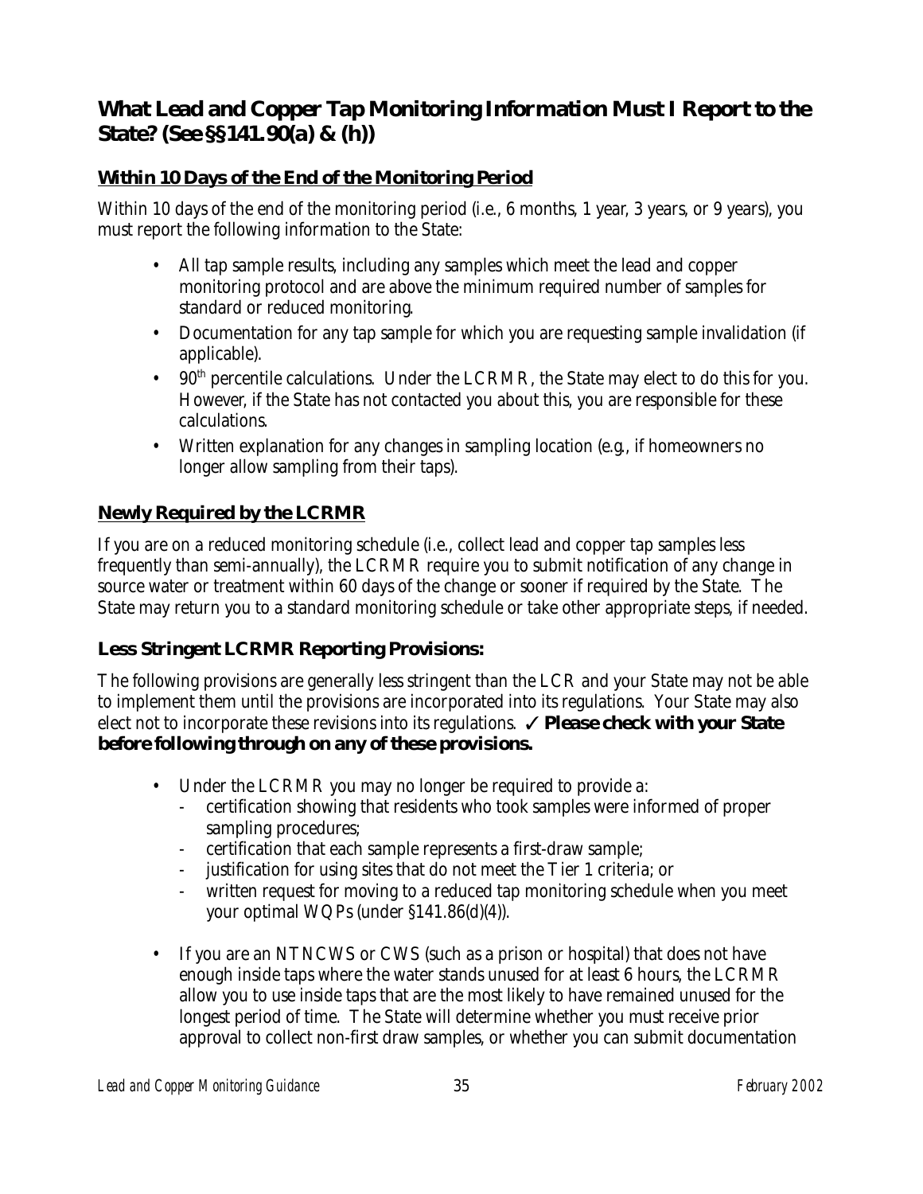## What Lead and Copper Tap Monitoring Information Must I Report to the State? (See §§141.90(a) & (h))

### Within 10 Days of the End of the Monitoring Period

Within 10 days of the end of the monitoring period (i.e., 6 months, 1 year, 3 years, or 9 years), you must report the following information to the State:

- All tap sample results, including any samples which meet the lead and copper monitoring protocol and are above the minimum required number of samples for standard or reduced monitoring.
- Documentation for any tap sample for which you are requesting sample invalidation (if applicable).
- 90th percentile calculations. Under the LCRMR, the State may elect to do this for you. However, if the State has not contacted you about this, you are responsible for these calculations.
- Written explanation for any changes in sampling location (e.g., if homeowners no longer allow sampling from their taps).

### Newly Required by the LCRMR

If you are on a reduced monitoring schedule (i.e., collect lead and copper tap samples less frequently than semi-annually), the LCRMR require you to submit notification of any change in source water or treatment within 60 days of the change or sooner if required by the State. The State may return you to a standard monitoring schedule or take other appropriate steps, if needed.

### Less Stringent LCRMR Reporting Provisions:

The following provisions are generally less stringent than the LCR and your State may not be able to implement them until the provisions are incorporated into its regulations. Your State may also elect not to incorporate these revisions into its regulations. ✓ **Please check with your State before following through on any of these provisions.**

- Under the LCRMR you may no longer be required to provide a:
  - certification showing that residents who took samples were informed of proper sampling procedures;
  - certification that each sample represents a first-draw sample;
  - justification for using sites that do not meet the Tier 1 criteria; or
  - written request for moving to a reduced tap monitoring schedule when you meet your optimal WQPs (under §141.86(d)(4)).

- If you are an NTNCWS or CWS (such as a prison or hospital) that does not have enough inside taps where the water stands unused for at least 6 hours, the LCRMR allow you to use inside taps that are the most likely to have remained unused for the longest period of time. The State will determine whether you must receive prior approval to collect non-first draw samples, or whether you can submit documentation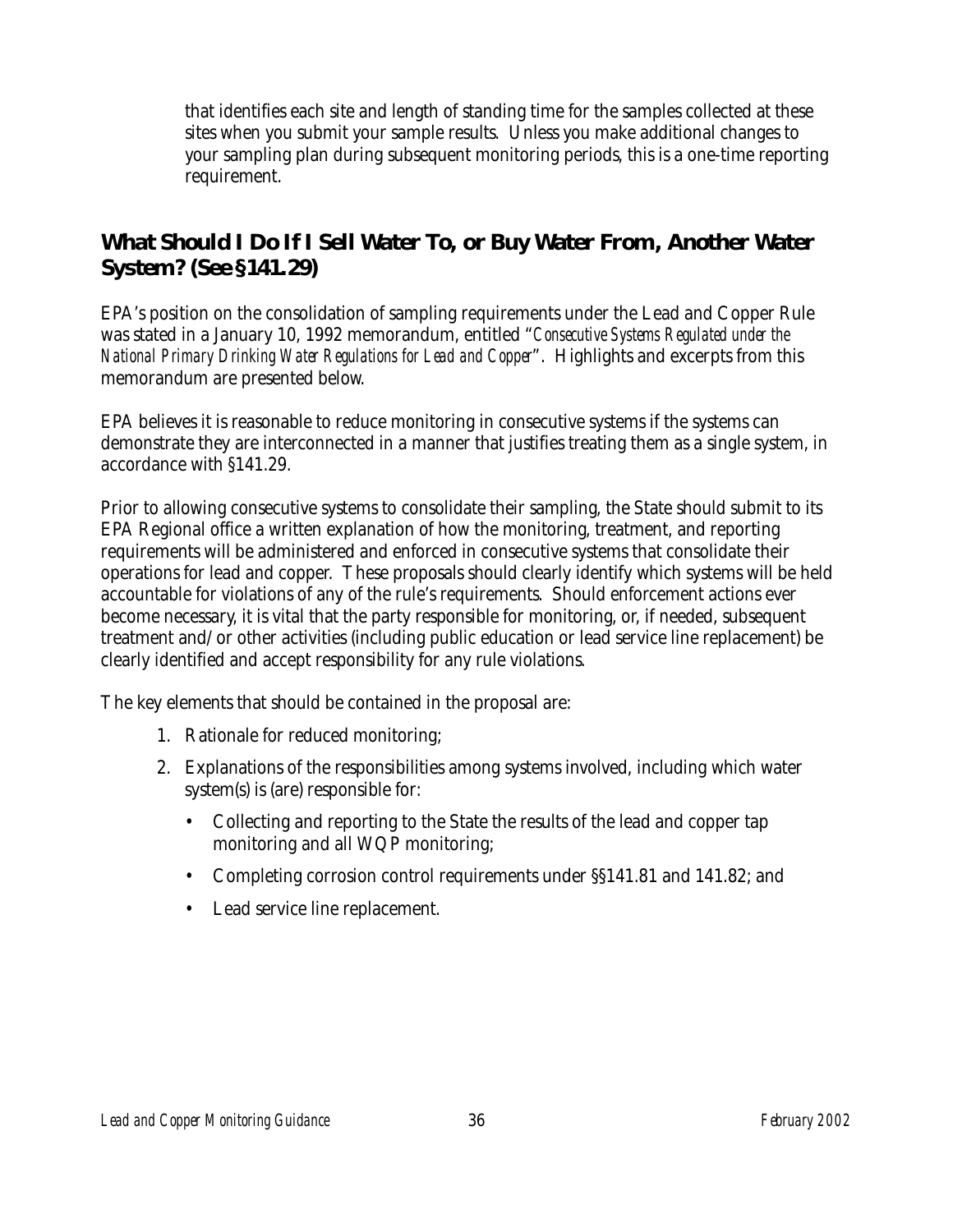that identifies each site and length of standing time for the samples collected at these sites when you submit your sample results. Unless you make additional changes to your sampling plan during subsequent monitoring periods, this is a one-time reporting requirement.

## What Should I Do If I Sell Water To, or Buy Water From, Another Water System? (See §141.29)

EPA's position on the consolidation of sampling requirements under the Lead and Copper Rule was stated in a January 10, 1992 memorandum, entitled "*Consecutive Systems Regulated under the National Primary Drinking Water Regulations for Lead and Copper*". Highlights and excerpts from this memorandum are presented below.

EPA believes it is reasonable to reduce monitoring in consecutive systems if the systems can demonstrate they are interconnected in a manner that justifies treating them as a single system, in accordance with §141.29.

Prior to allowing consecutive systems to consolidate their sampling, the State should submit to its EPA Regional office a written explanation of how the monitoring, treatment, and reporting requirements will be administered and enforced in consecutive systems that consolidate their operations for lead and copper. These proposals should clearly identify which systems will be held accountable for violations of any of the rule's requirements. Should enforcement actions ever become necessary, it is vital that the party responsible for monitoring, or, if needed, subsequent treatment and/or other activities (including public education or lead service line replacement) be clearly identified and accept responsibility for any rule violations.

The key elements that should be contained in the proposal are:

1. Rationale for reduced monitoring;
2. Explanations of the responsibilities among systems involved, including which water system(s) is (are) responsible for:
   - Collecting and reporting to the State the results of the lead and copper tap monitoring and all WQP monitoring;
   - Completing corrosion control requirements under §§141.81 and 141.82; and
   - Lead service line replacement.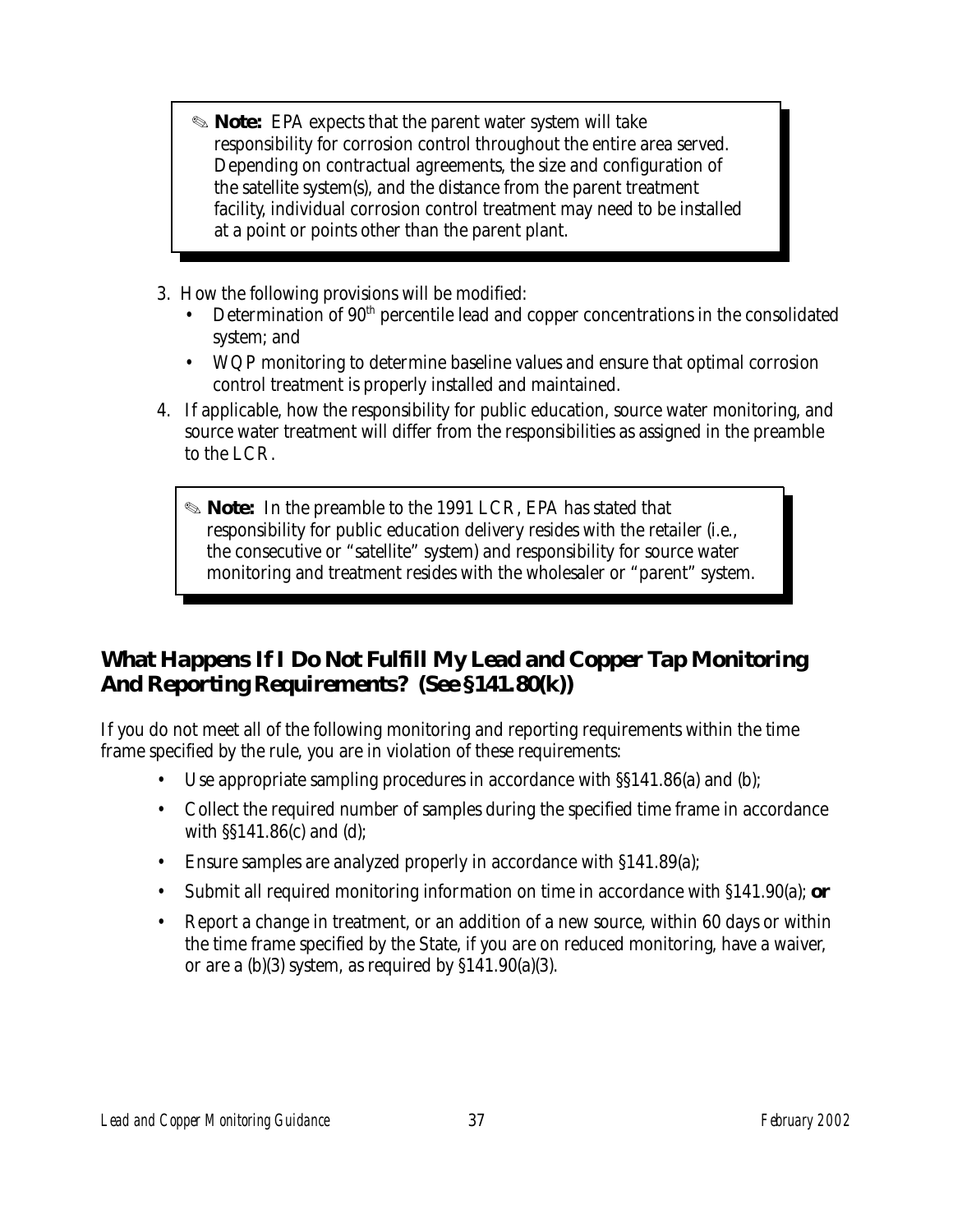> ✎ **Note:** EPA expects that the parent water system will take responsibility for corrosion control throughout the entire area served. Depending on contractual agreements, the size and configuration of the satellite system(s), and the distance from the parent treatment facility, individual corrosion control treatment may need to be installed at a point or points other than the parent plant.

3. How the following provisions will be modified:
   - Determination of 90th percentile lead and copper concentrations in the consolidated system; and
   - WQP monitoring to determine baseline values and ensure that optimal corrosion control treatment is properly installed and maintained.
4. If applicable, how the responsibility for public education, source water monitoring, and source water treatment will differ from the responsibilities as assigned in the preamble to the LCR.

> ✎ **Note:** In the preamble to the 1991 LCR, EPA has stated that responsibility for public education delivery resides with the retailer (i.e., the consecutive or "satellite" system) and responsibility for source water monitoring and treatment resides with the wholesaler or "parent" system.

## What Happens If I Do Not Fulfill My Lead and Copper Tap Monitoring And Reporting Requirements? (See §141.80(k))

If you do not meet all of the following monitoring and reporting requirements within the time frame specified by the rule, you are in violation of these requirements:

- Use appropriate sampling procedures in accordance with §§141.86(a) and (b);
- Collect the required number of samples during the specified time frame in accordance with §§141.86(c) and (d);
- Ensure samples are analyzed properly in accordance with §141.89(a);
- Submit all required monitoring information on time in accordance with §141.90(a); **or**
- Report a change in treatment, or an addition of a new source, within 60 days or within the time frame specified by the State, if you are on reduced monitoring, have a waiver, or are a (b)(3) system, as required by §141.90(a)(3).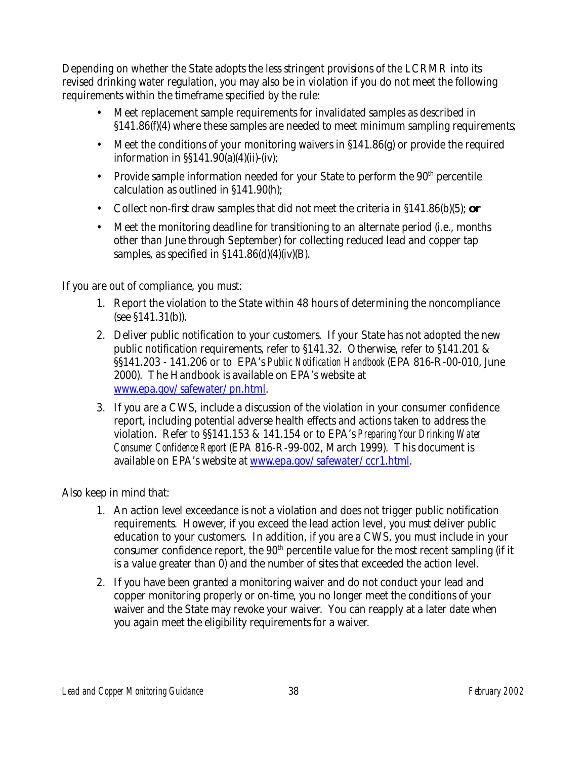Depending on whether the State adopts the less stringent provisions of the LCRMR into its revised drinking water regulation, you may also be in violation if you do not meet the following requirements within the timeframe specified by the rule:

- Meet replacement sample requirements for invalidated samples as described in §141.86(f)(4) where these samples are needed to meet minimum sampling requirements;
- Meet the conditions of your monitoring waivers in §141.86(g) or provide the required information in §§141.90(a)(4)(ii)-(iv);
- Provide sample information needed for your State to perform the 90th percentile calculation as outlined in §141.90(h);
- Collect non-first draw samples that did not meet the criteria in §141.86(b)(5); **or**
- Meet the monitoring deadline for transitioning to an alternate period (i.e., months other than June through September) for collecting reduced lead and copper tap samples, as specified in §141.86(d)(4)(iv)(B).

If you are out of compliance, you must:

1. Report the violation to the State within 48 hours of determining the noncompliance (see §141.31(b)).
2. Deliver public notification to your customers. If your State has not adopted the new public notification requirements, refer to §141.32. Otherwise, refer to §141.201 & §§141.203 - 141.206 or to EPA's *Public Notification Handbook* (EPA 816-R-00-010, June 2000). The Handbook is available on EPA's website at www.epa.gov/safewater/pn.html.
3. If you are a CWS, include a discussion of the violation in your consumer confidence report, including potential adverse health effects and actions taken to address the violation. Refer to §§141.153 & 141.154 or to EPA's *Preparing Your Drinking Water Consumer Confidence Report* (EPA 816-R-99-002, March 1999). This document is available on EPA's website at www.epa.gov/safewater/ccr1.html.

Also keep in mind that:

1. An action level exceedance is not a violation and does not trigger public notification requirements. However, if you exceed the lead action level, you must deliver public education to your customers. In addition, if you are a CWS, you must include in your consumer confidence report, the 90th percentile value for the most recent sampling (if it is a value greater than 0) and the number of sites that exceeded the action level.
2. If you have been granted a monitoring waiver and do not conduct your lead and copper monitoring properly or on-time, you no longer meet the conditions of your waiver and the State may revoke your waiver. You can reapply at a later date when you again meet the eligibility requirements for a waiver.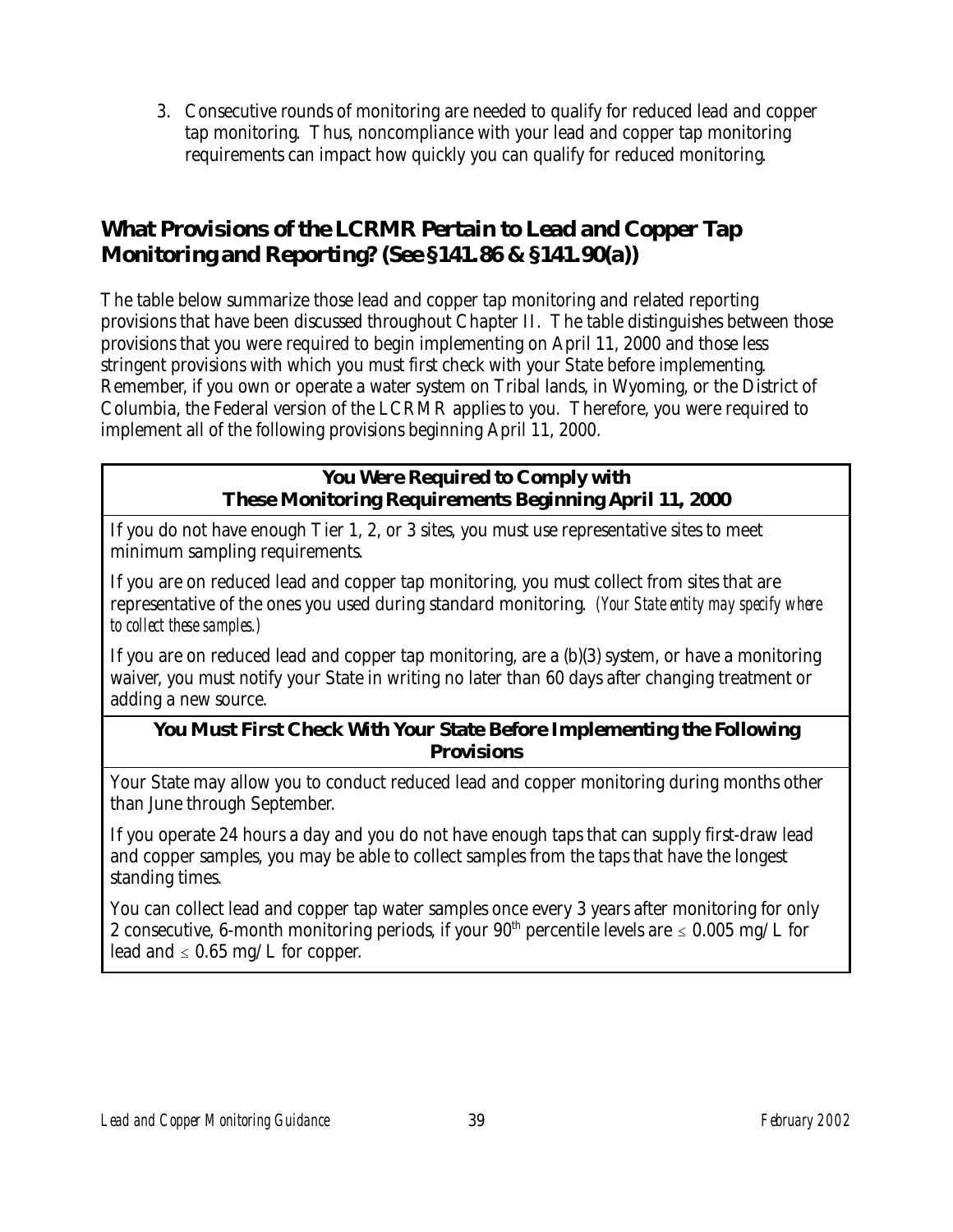3. Consecutive rounds of monitoring are needed to qualify for reduced lead and copper tap monitoring. Thus, noncompliance with your lead and copper tap monitoring requirements can impact how quickly you can qualify for reduced monitoring.

## What Provisions of the LCRMR Pertain to Lead and Copper Tap Monitoring and Reporting? (See §141.86 & §141.90(a))

The table below summarize those lead and copper tap monitoring and related reporting provisions that have been discussed throughout Chapter II. The table distinguishes between those provisions that you were required to begin implementing on April 11, 2000 and those less stringent provisions with which you must first check with your State before implementing. Remember, if you own or operate a water system on Tribal lands, in Wyoming, or the District of Columbia, the Federal version of the LCRMR applies to you. Therefore, you were required to implement all of the following provisions beginning April 11, 2000.

| **You Were Required to Comply with These Monitoring Requirements Beginning April 11, 2000** |
|---|
| If you do not have enough Tier 1, 2, or 3 sites, you must use representative sites to meet minimum sampling requirements. |
| If you are on reduced lead and copper tap monitoring, you must collect from sites that are representative of the ones you used during standard monitoring. *(Your State entity may specify where to collect these samples.)* |
| If you are on reduced lead and copper tap monitoring, are a (b)(3) system, or have a monitoring waiver, you must notify your State in writing no later than 60 days after changing treatment or adding a new source. |
| **You Must First Check With Your State Before Implementing the Following Provisions** |
| Your State may allow you to conduct reduced lead and copper monitoring during months other than June through September. |
| If you operate 24 hours a day and you do not have enough taps that can supply first-draw lead and copper samples, you may be able to collect samples from the taps that have the longest standing times. |
| You can collect lead and copper tap water samples once every 3 years after monitoring for only 2 consecutive, 6-month monitoring periods, if your 90th percentile levels are $\leq$ 0.005 mg/L for lead and $\leq$ 0.65 mg/L for copper. |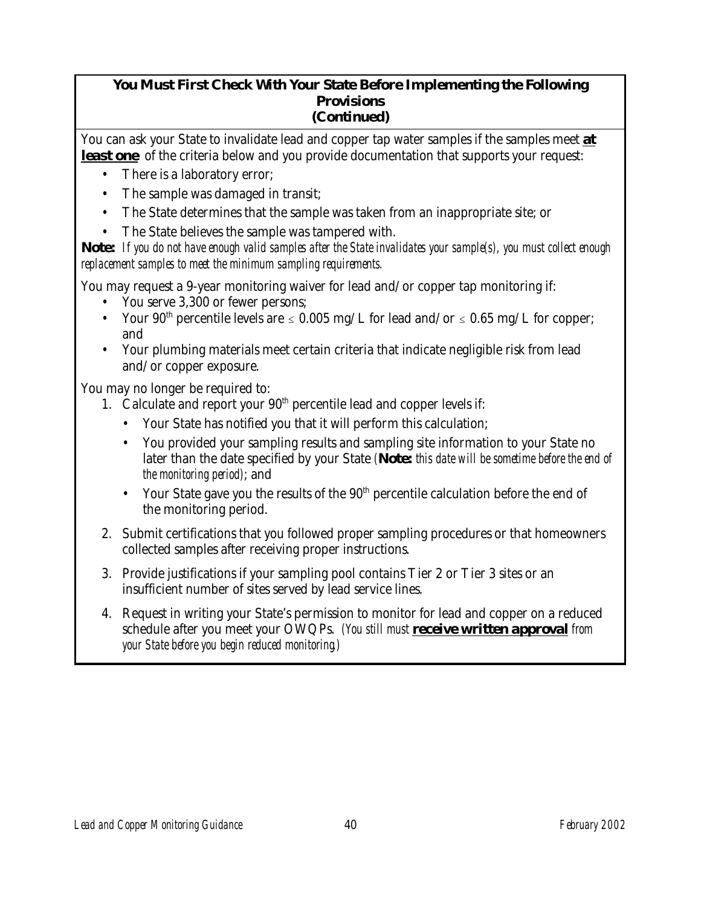**You Must First Check With Your State Before Implementing the Following Provisions (Continued)**

You can ask your State to invalidate lead and copper tap water samples if the samples meet **at least one** of the criteria below and you provide documentation that supports your request:

- There is a laboratory error;
- The sample was damaged in transit;
- The State determines that the sample was taken from an inappropriate site; or
- The State believes the sample was tampered with.

**Note:** *If you do not have enough valid samples after the State invalidates your sample(s), you must collect enough replacement samples to meet the minimum sampling requirements.*

You may request a 9-year monitoring waiver for lead and/or copper tap monitoring if:

- You serve 3,300 or fewer persons;
- Your 90th percentile levels are $\leq$ 0.005 mg/L for lead and/or $\leq$ 0.65 mg/L for copper; and
- Your plumbing materials meet certain criteria that indicate negligible risk from lead and/or copper exposure.

You may no longer be required to:

1. Calculate and report your 90th percentile lead and copper levels if:
   - Your State has notified you that it will perform this calculation;
   - You provided your sampling results and sampling site information to your State no later than the date specified by your State (**Note:** *this date will be sometime before the end of the monitoring period*); and
   - Your State gave you the results of the 90th percentile calculation before the end of the monitoring period.
2. Submit certifications that you followed proper sampling procedures or that homeowners collected samples after receiving proper instructions.
3. Provide justifications if your sampling pool contains Tier 2 or Tier 3 sites or an insufficient number of sites served by lead service lines.
4. Request in writing your State's permission to monitor for lead and copper on a reduced schedule after you meet your OWQPs. *(You still must* **receive written approval** *from your State before you begin reduced monitoring.)*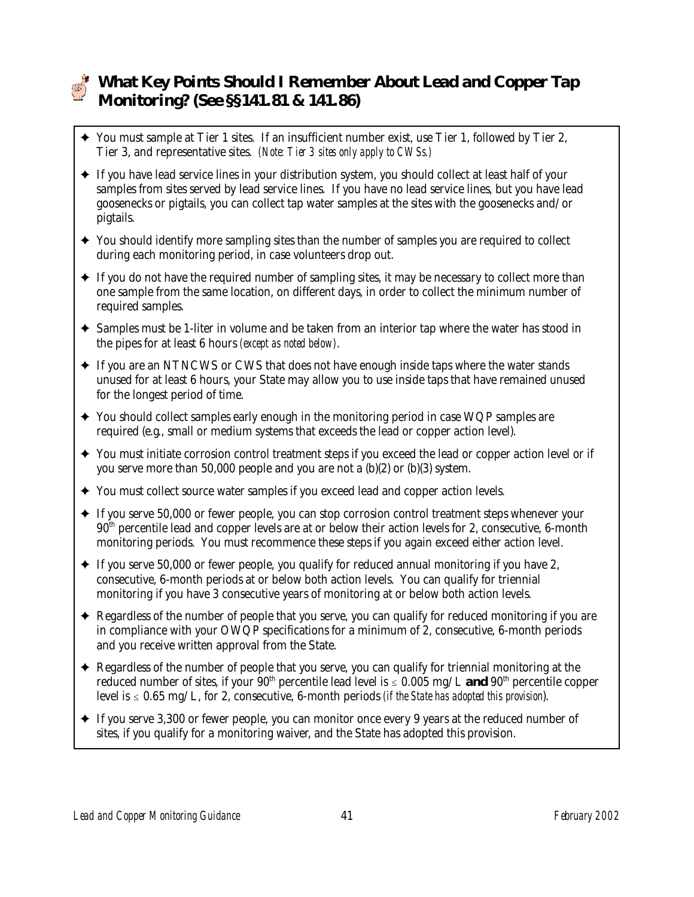## What Key Points Should I Remember About Lead and Copper Tap Monitoring? (See §§141.81 & 141.86)

- You must sample at Tier 1 sites. If an insufficient number exist, use Tier 1, followed by Tier 2, Tier 3, and representative sites. *(Note: Tier 3 sites only apply to CWSs.)*
- If you have lead service lines in your distribution system, you should collect at least half of your samples from sites served by lead service lines. If you have no lead service lines, but you have lead goosenecks or pigtails, you can collect tap water samples at the sites with the goosenecks and/or pigtails.
- You should identify more sampling sites than the number of samples you are required to collect during each monitoring period, in case volunteers drop out.
- If you do not have the required number of sampling sites, it may be necessary to collect more than one sample from the same location, on different days, in order to collect the minimum number of required samples.
- Samples must be 1-liter in volume and be taken from an interior tap where the water has stood in the pipes for at least 6 hours *(except as noted below)*.
- If you are an NTNCWS or CWS that does not have enough inside taps where the water stands unused for at least 6 hours, your State may allow you to use inside taps that have remained unused for the longest period of time.
- You should collect samples early enough in the monitoring period in case WQP samples are required (e.g., small or medium systems that exceeds the lead or copper action level).
- You must initiate corrosion control treatment steps if you exceed the lead or copper action level or if you serve more than 50,000 people and you are not a (b)(2) or (b)(3) system.
- You must collect source water samples if you exceed lead and copper action levels.
- If you serve 50,000 or fewer people, you can stop corrosion control treatment steps whenever your 90$^{th}$ percentile lead and copper levels are at or below their action levels for 2, consecutive, 6-month monitoring periods. You must recommence these steps if you again exceed either action level.
- If you serve 50,000 or fewer people, you qualify for reduced annual monitoring if you have 2, consecutive, 6-month periods at or below both action levels. You can qualify for triennial monitoring if you have 3 consecutive years of monitoring at or below both action levels.
- Regardless of the number of people that you serve, you can qualify for reduced monitoring if you are in compliance with your OWQP specifications for a minimum of 2, consecutive, 6-month periods and you receive written approval from the State.
- Regardless of the number of people that you serve, you can qualify for triennial monitoring at the reduced number of sites, if your 90$^{th}$ percentile lead level is $\leq$ 0.005 mg/L **and** 90$^{th}$ percentile copper level is $\leq$ 0.65 mg/L, for 2, consecutive, 6-month periods *(if the State has adopted this provision)*.
- If you serve 3,300 or fewer people, you can monitor once every 9 years at the reduced number of sites, if you qualify for a monitoring waiver, and the State has adopted this provision.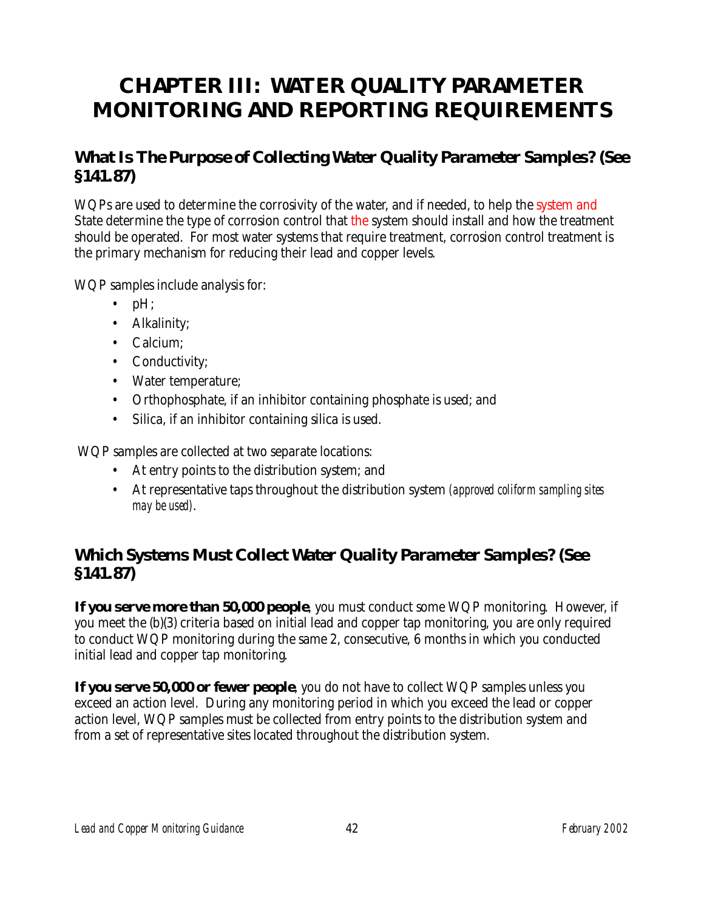# CHAPTER III: WATER QUALITY PARAMETER MONITORING AND REPORTING REQUIREMENTS

## What Is The Purpose of Collecting Water Quality Parameter Samples? (See §141.87)

WQPs are used to determine the corrosivity of the water, and if needed, to help the system and State determine the type of corrosion control that the system should install and how the treatment should be operated. For most water systems that require treatment, corrosion control treatment is the primary mechanism for reducing their lead and copper levels.

WQP samples include analysis for:

- pH;
- Alkalinity;
- Calcium;
- Conductivity;
- Water temperature;
- Orthophosphate, if an inhibitor containing phosphate is used; and
- Silica, if an inhibitor containing silica is used.

WQP samples are collected at two separate locations:

- At entry points to the distribution system; and
- At representative taps throughout the distribution system *(approved coliform sampling sites may be used).*

## Which Systems Must Collect Water Quality Parameter Samples? (See §141.87)

**If you serve more than 50,000 people**, you must conduct some WQP monitoring. However, if you meet the (b)(3) criteria based on initial lead and copper tap monitoring, you are only required to conduct WQP monitoring during the same 2, consecutive, 6 months in which you conducted initial lead and copper tap monitoring.

**If you serve 50,000 or fewer people**, you do not have to collect WQP samples unless you exceed an action level. During any monitoring period in which you exceed the lead or copper action level, WQP samples must be collected from entry points to the distribution system and from a set of representative sites located throughout the distribution system.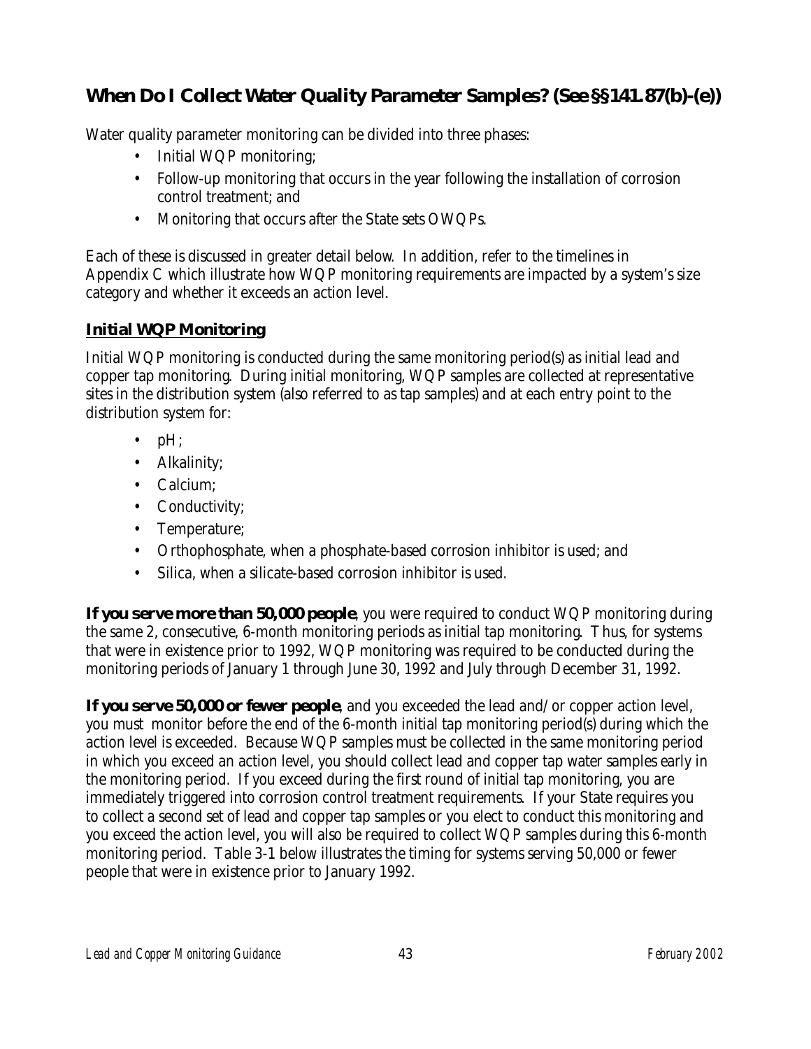## When Do I Collect Water Quality Parameter Samples? (See §§141.87(b)-(e))

Water quality parameter monitoring can be divided into three phases:

- Initial WQP monitoring;
- Follow-up monitoring that occurs in the year following the installation of corrosion control treatment; and
- Monitoring that occurs after the State sets OWQPs.

Each of these is discussed in greater detail below. In addition, refer to the timelines in Appendix C which illustrate how WQP monitoring requirements are impacted by a system's size category and whether it exceeds an action level.

### Initial WQP Monitoring

Initial WQP monitoring is conducted during the same monitoring period(s) as initial lead and copper tap monitoring. During initial monitoring, WQP samples are collected at representative sites in the distribution system (also referred to as tap samples) and at each entry point to the distribution system for:

- pH;
- Alkalinity;
- Calcium;
- Conductivity;
- Temperature;
- Orthophosphate, when a phosphate-based corrosion inhibitor is used; and
- Silica, when a silicate-based corrosion inhibitor is used.

**If you serve more than 50,000 people**, you were required to conduct WQP monitoring during the same 2, consecutive, 6-month monitoring periods as initial tap monitoring. Thus, for systems that were in existence prior to 1992, WQP monitoring was required to be conducted during the monitoring periods of January 1 through June 30, 1992 and July through December 31, 1992.

**If you serve 50,000 or fewer people**, and you exceeded the lead and/or copper action level, you must monitor before the end of the 6-month initial tap monitoring period(s) during which the action level is exceeded. Because WQP samples must be collected in the same monitoring period in which you exceed an action level, you should collect lead and copper tap water samples early in the monitoring period. If you exceed during the first round of initial tap monitoring, you are immediately triggered into corrosion control treatment requirements. If your State requires you to collect a second set of lead and copper tap samples or you elect to conduct this monitoring and you exceed the action level, you will also be required to collect WQP samples during this 6-month monitoring period. Table 3-1 below illustrates the timing for systems serving 50,000 or fewer people that were in existence prior to January 1992.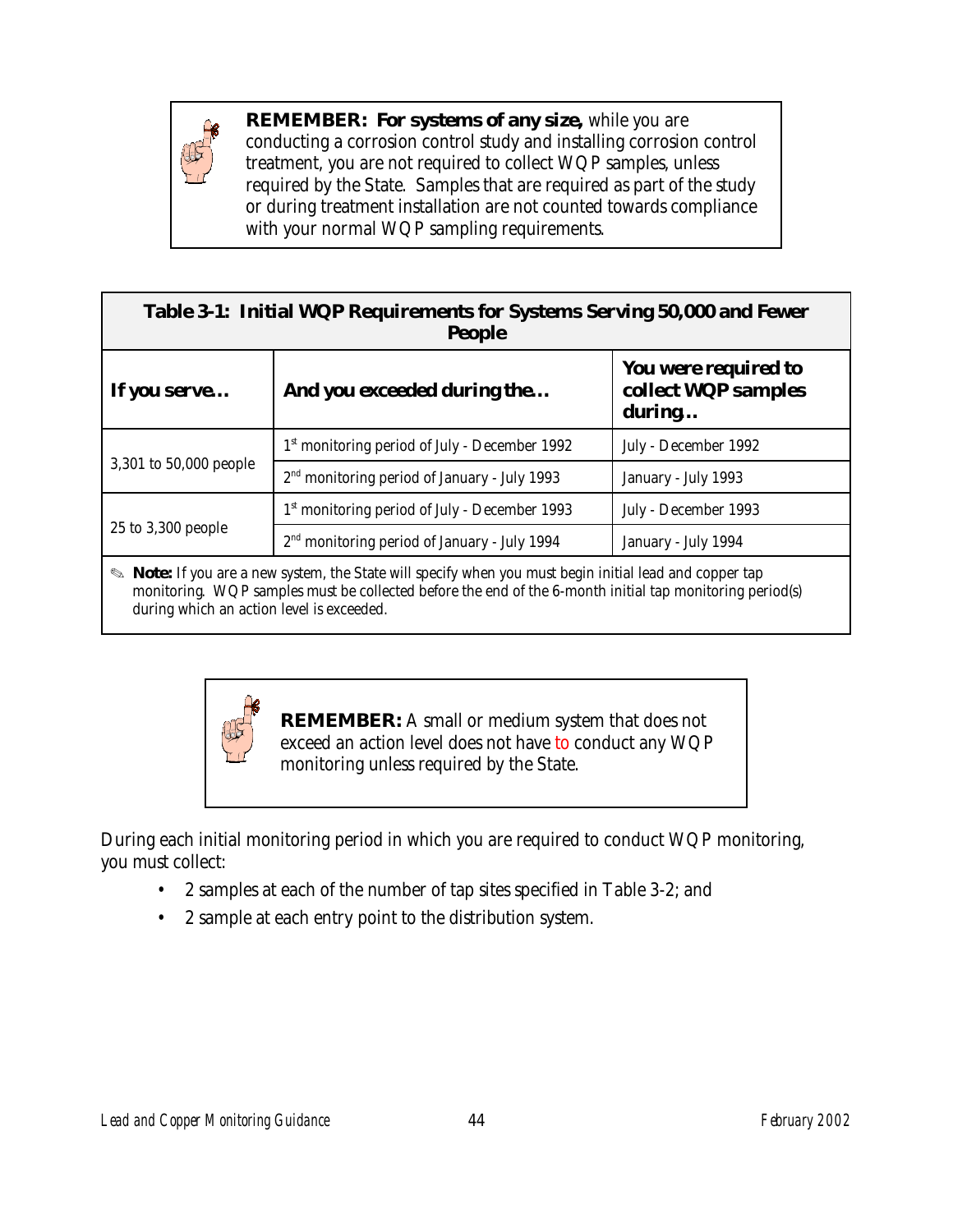> **REMEMBER: For systems of any size,** while you are conducting a corrosion control study and installing corrosion control treatment, you are not required to collect WQP samples, unless required by the State. Samples that are required as part of the study or during treatment installation are not counted towards compliance with your normal WQP sampling requirements.

**Table 3-1: Initial WQP Requirements for Systems Serving 50,000 and Fewer People**

| If you serve… | And you exceeded during the… | You were required to collect WQP samples during… |
|---|---|---|
| 3,301 to 50,000 people | 1st monitoring period of July - December 1992 | July - December 1992 |
| | 2nd monitoring period of January - July 1993 | January - July 1993 |
| 25 to 3,300 people | 1st monitoring period of July - December 1993 | July - December 1993 |
| | 2nd monitoring period of January - July 1994 | January - July 1994 |

✎ **Note:** If you are a new system, the State will specify when you must begin initial lead and copper tap monitoring. WQP samples must be collected before the end of the 6-month initial tap monitoring period(s) during which an action level is exceeded.

> **REMEMBER:** A small or medium system that does not exceed an action level does not have to conduct any WQP monitoring unless required by the State.

During each initial monitoring period in which you are required to conduct WQP monitoring, you must collect:

- 2 samples at each of the number of tap sites specified in Table 3-2; and
- 2 sample at each entry point to the distribution system.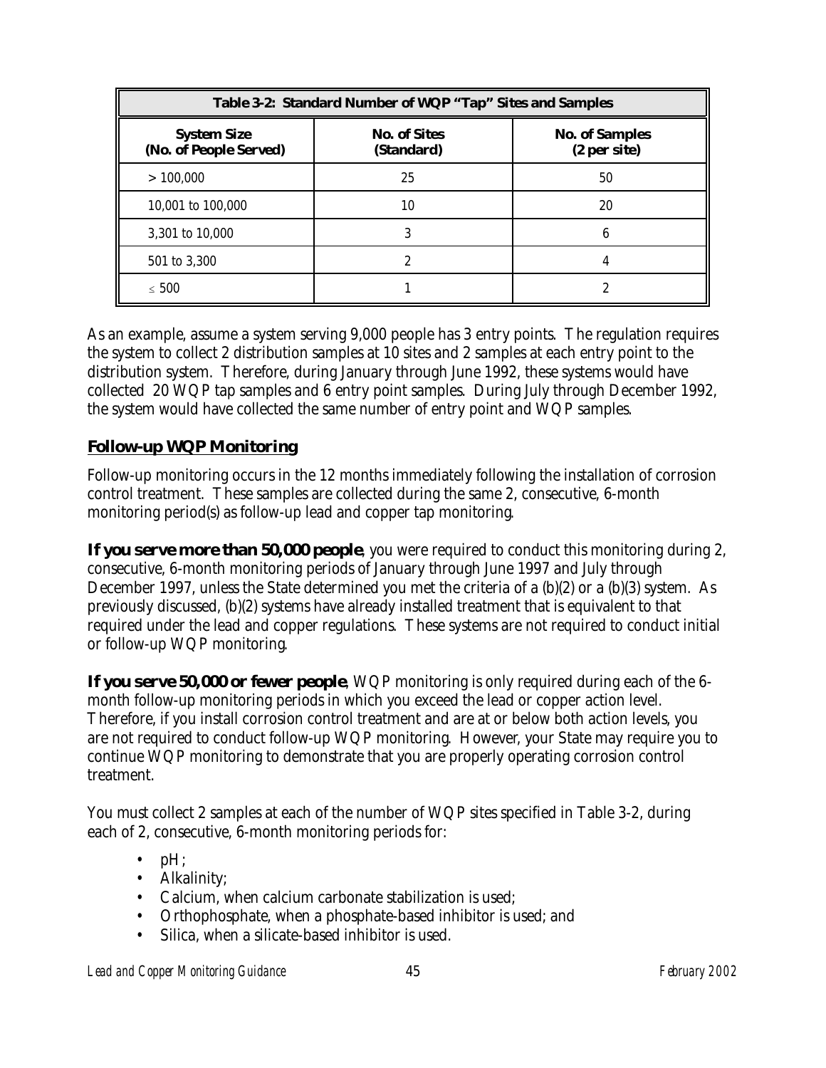| Table 3-2: Standard Number of WQP "Tap" Sites and Samples | | |
|---|---|---|
| **System Size (No. of People Served)** | **No. of Sites (Standard)** | **No. of Samples (2 per site)** |
| > 100,000 | 25 | 50 |
| 10,001 to 100,000 | 10 | 20 |
| 3,301 to 10,000 | 3 | 6 |
| 501 to 3,300 | 2 | 4 |
| ≤ 500 | 1 | 2 |

As an example, assume a system serving 9,000 people has 3 entry points. The regulation requires the system to collect 2 distribution samples at 10 sites and 2 samples at each entry point to the distribution system. Therefore, during January through June 1992, these systems would have collected 20 WQP tap samples and 6 entry point samples. During July through December 1992, the system would have collected the same number of entry point and WQP samples.

## Follow-up WQP Monitoring

Follow-up monitoring occurs in the 12 months immediately following the installation of corrosion control treatment. These samples are collected during the same 2, consecutive, 6-month monitoring period(s) as follow-up lead and copper tap monitoring.

**If you serve more than 50,000 people**, you were required to conduct this monitoring during 2, consecutive, 6-month monitoring periods of January through June 1997 and July through December 1997, unless the State determined you met the criteria of a (b)(2) or a (b)(3) system. As previously discussed, (b)(2) systems have already installed treatment that is equivalent to that required under the lead and copper regulations. These systems are not required to conduct initial or follow-up WQP monitoring.

**If you serve 50,000 or fewer people**, WQP monitoring is only required during each of the 6-month follow-up monitoring periods in which you exceed the lead or copper action level. Therefore, if you install corrosion control treatment and are at or below both action levels, you are not required to conduct follow-up WQP monitoring. However, your State may require you to continue WQP monitoring to demonstrate that you are properly operating corrosion control treatment.

You must collect 2 samples at each of the number of WQP sites specified in Table 3-2, during each of 2, consecutive, 6-month monitoring periods for:

- pH;
- Alkalinity;
- Calcium, when calcium carbonate stabilization is used;
- Orthophosphate, when a phosphate-based inhibitor is used; and
- Silica, when a silicate-based inhibitor is used.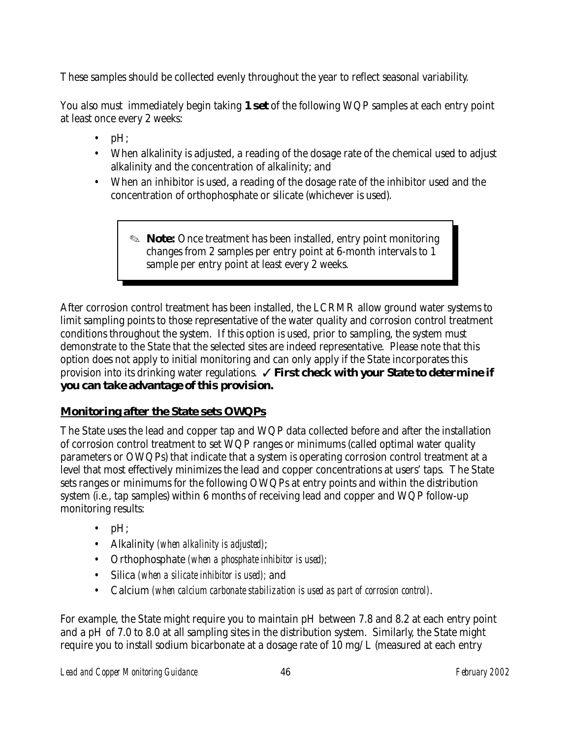These samples should be collected evenly throughout the year to reflect seasonal variability.

You also must immediately begin taking **1 set** of the following WQP samples at each entry point at least once every 2 weeks:

- pH;
- When alkalinity is adjusted, a reading of the dosage rate of the chemical used to adjust alkalinity and the concentration of alkalinity; and
- When an inhibitor is used, a reading of the dosage rate of the inhibitor used and the concentration of orthophosphate or silicate (whichever is used).

> ✎ **Note:** Once treatment has been installed, entry point monitoring changes from 2 samples per entry point at 6-month intervals to 1 sample per entry point at least every 2 weeks.

After corrosion control treatment has been installed, the LCRMR allow ground water systems to limit sampling points to those representative of the water quality and corrosion control treatment conditions throughout the system. If this option is used, prior to sampling, the system must demonstrate to the State that the selected sites are indeed representative. Please note that this option does not apply to initial monitoring and can only apply if the State incorporates this provision into its drinking water regulations. ✓ **First check with your State to determine if you can take advantage of this provision.**

## Monitoring after the State sets OWQPs

The State uses the lead and copper tap and WQP data collected before and after the installation of corrosion control treatment to set WQP ranges or minimums (called optimal water quality parameters or OWQPs) that indicate that a system is operating corrosion control treatment at a level that most effectively minimizes the lead and copper concentrations at users' taps. The State sets ranges or minimums for the following OWQPs at entry points and within the distribution system (i.e., tap samples) within 6 months of receiving lead and copper and WQP follow-up monitoring results:

- pH;
- Alkalinity *(when alkalinity is adjusted)*;
- Orthophosphate *(when a phosphate inhibitor is used)*;
- Silica *(when a silicate inhibitor is used)*; and
- Calcium *(when calcium carbonate stabilization is used as part of corrosion control)*.

For example, the State might require you to maintain pH between 7.8 and 8.2 at each entry point and a pH of 7.0 to 8.0 at all sampling sites in the distribution system. Similarly, the State might require you to install sodium bicarbonate at a dosage rate of 10 mg/L (measured at each entry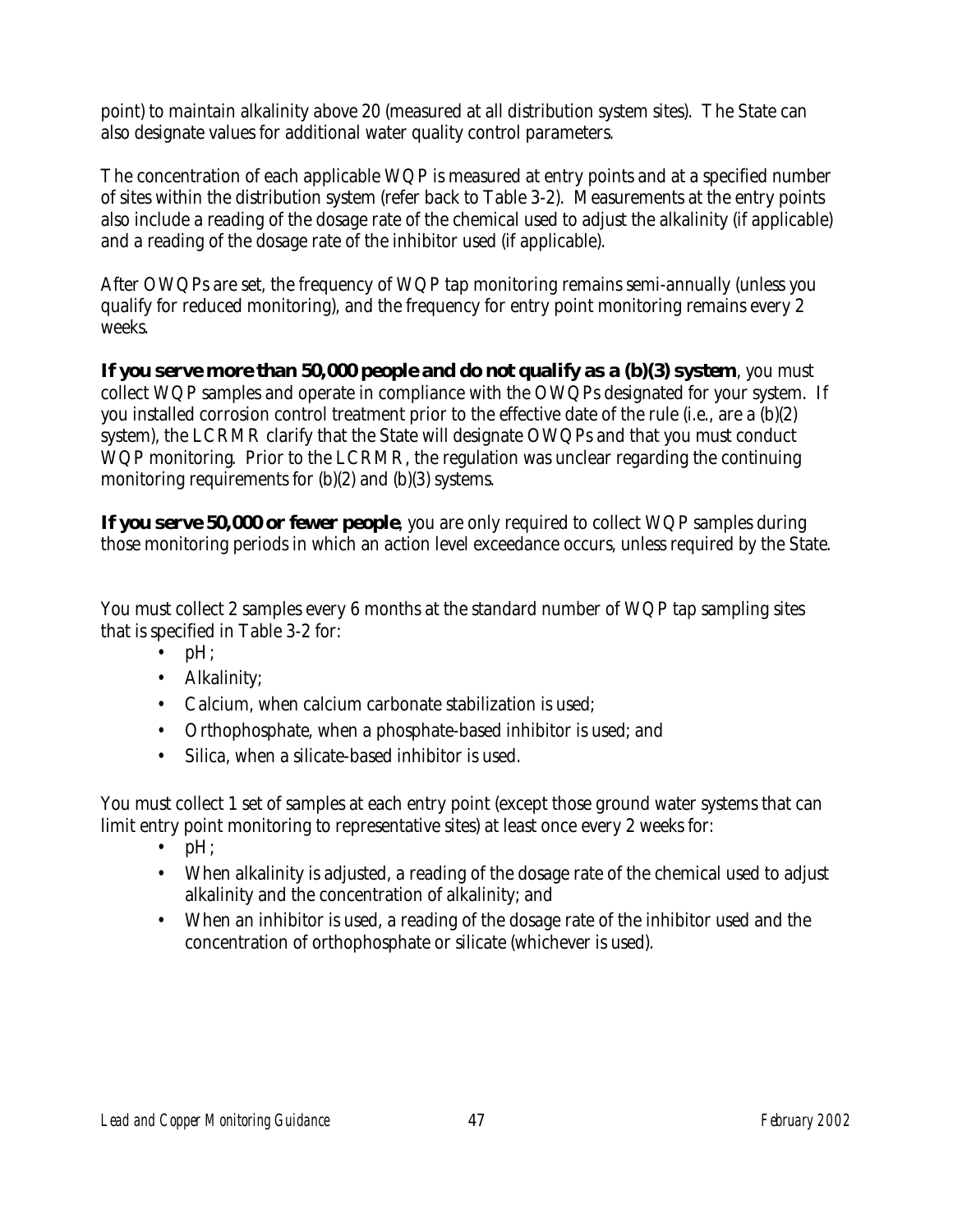point) to maintain alkalinity above 20 (measured at all distribution system sites). The State can also designate values for additional water quality control parameters.

The concentration of each applicable WQP is measured at entry points and at a specified number of sites within the distribution system (refer back to Table 3-2). Measurements at the entry points also include a reading of the dosage rate of the chemical used to adjust the alkalinity (if applicable) and a reading of the dosage rate of the inhibitor used (if applicable).

After OWQPs are set, the frequency of WQP tap monitoring remains semi-annually (unless you qualify for reduced monitoring), and the frequency for entry point monitoring remains every 2 weeks.

**If you serve more than 50,000 people and do not qualify as a (b)(3) system**, you must collect WQP samples and operate in compliance with the OWQPs designated for your system. If you installed corrosion control treatment prior to the effective date of the rule (i.e., are a (b)(2) system), the LCRMR clarify that the State will designate OWQPs and that you must conduct WQP monitoring. Prior to the LCRMR, the regulation was unclear regarding the continuing monitoring requirements for (b)(2) and (b)(3) systems.

**If you serve 50,000 or fewer people**, you are only required to collect WQP samples during those monitoring periods in which an action level exceedance occurs, unless required by the State.

You must collect 2 samples every 6 months at the standard number of WQP tap sampling sites that is specified in Table 3-2 for:

- pH;
- Alkalinity;
- Calcium, when calcium carbonate stabilization is used;
- Orthophosphate, when a phosphate-based inhibitor is used; and
- Silica, when a silicate-based inhibitor is used.

You must collect 1 set of samples at each entry point (except those ground water systems that can limit entry point monitoring to representative sites) at least once every 2 weeks for:

- pH;
- When alkalinity is adjusted, a reading of the dosage rate of the chemical used to adjust alkalinity and the concentration of alkalinity; and
- When an inhibitor is used, a reading of the dosage rate of the inhibitor used and the concentration of orthophosphate or silicate (whichever is used).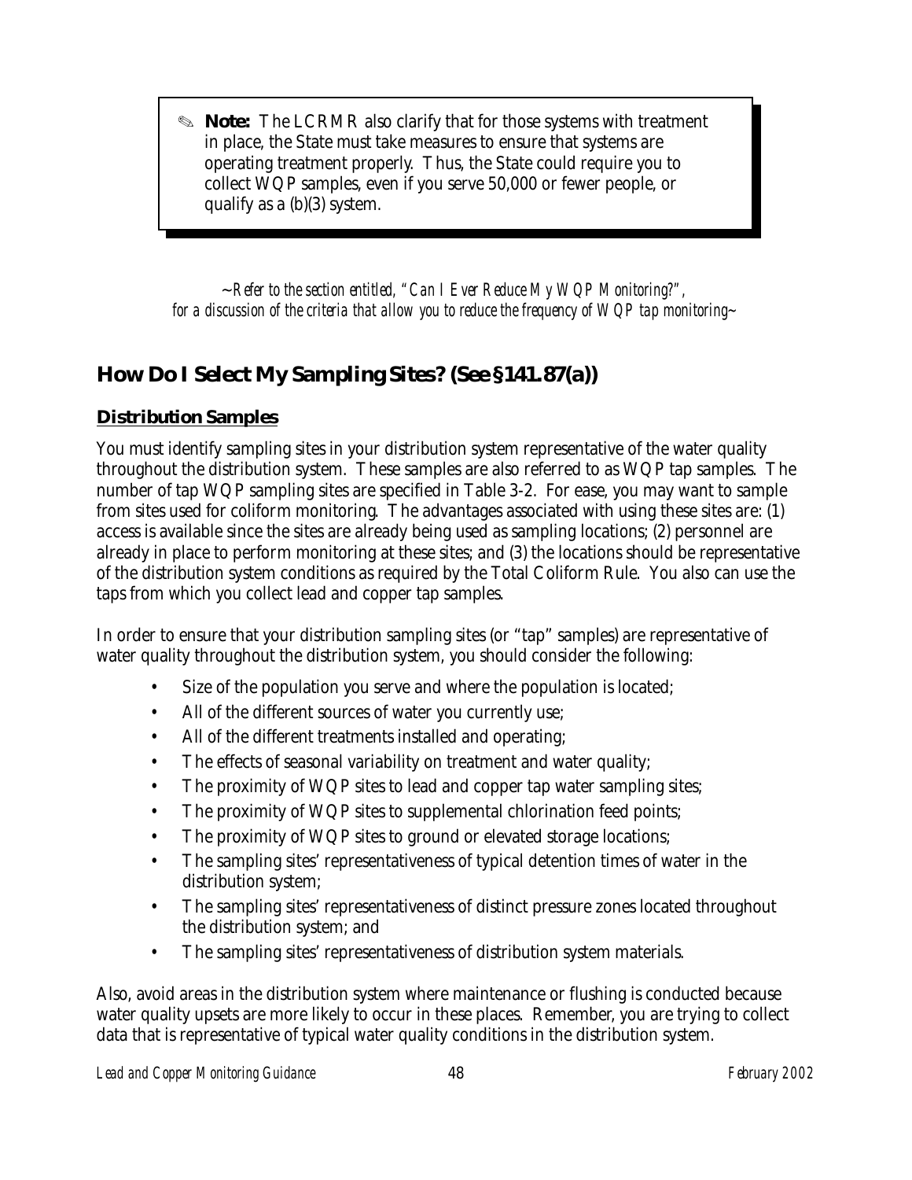> ✎ **Note:** The LCRMR also clarify that for those systems with treatment in place, the State must take measures to ensure that systems are operating treatment properly. Thus, the State could require you to collect WQP samples, even if you serve 50,000 or fewer people, or qualify as a (b)(3) system.

*~Refer to the section entitled, "Can I Ever Reduce My WQP Monitoring?", for a discussion of the criteria that allow you to reduce the frequency of WQP tap monitoring~*

## How Do I Select My Sampling Sites? (See §141.87(a))

### Distribution Samples

You must identify sampling sites in your distribution system representative of the water quality throughout the distribution system. These samples are also referred to as WQP tap samples. The number of tap WQP sampling sites are specified in Table 3-2. For ease, you may want to sample from sites used for coliform monitoring. The advantages associated with using these sites are: (1) access is available since the sites are already being used as sampling locations; (2) personnel are already in place to perform monitoring at these sites; and (3) the locations should be representative of the distribution system conditions as required by the Total Coliform Rule. You also can use the taps from which you collect lead and copper tap samples.

In order to ensure that your distribution sampling sites (or "tap" samples) are representative of water quality throughout the distribution system, you should consider the following:

- Size of the population you serve and where the population is located;
- All of the different sources of water you currently use;
- All of the different treatments installed and operating;
- The effects of seasonal variability on treatment and water quality;
- The proximity of WQP sites to lead and copper tap water sampling sites;
- The proximity of WQP sites to supplemental chlorination feed points;
- The proximity of WQP sites to ground or elevated storage locations;
- The sampling sites' representativeness of typical detention times of water in the distribution system;
- The sampling sites' representativeness of distinct pressure zones located throughout the distribution system; and
- The sampling sites' representativeness of distribution system materials.

Also, avoid areas in the distribution system where maintenance or flushing is conducted because water quality upsets are more likely to occur in these places. Remember, you are trying to collect data that is representative of typical water quality conditions in the distribution system.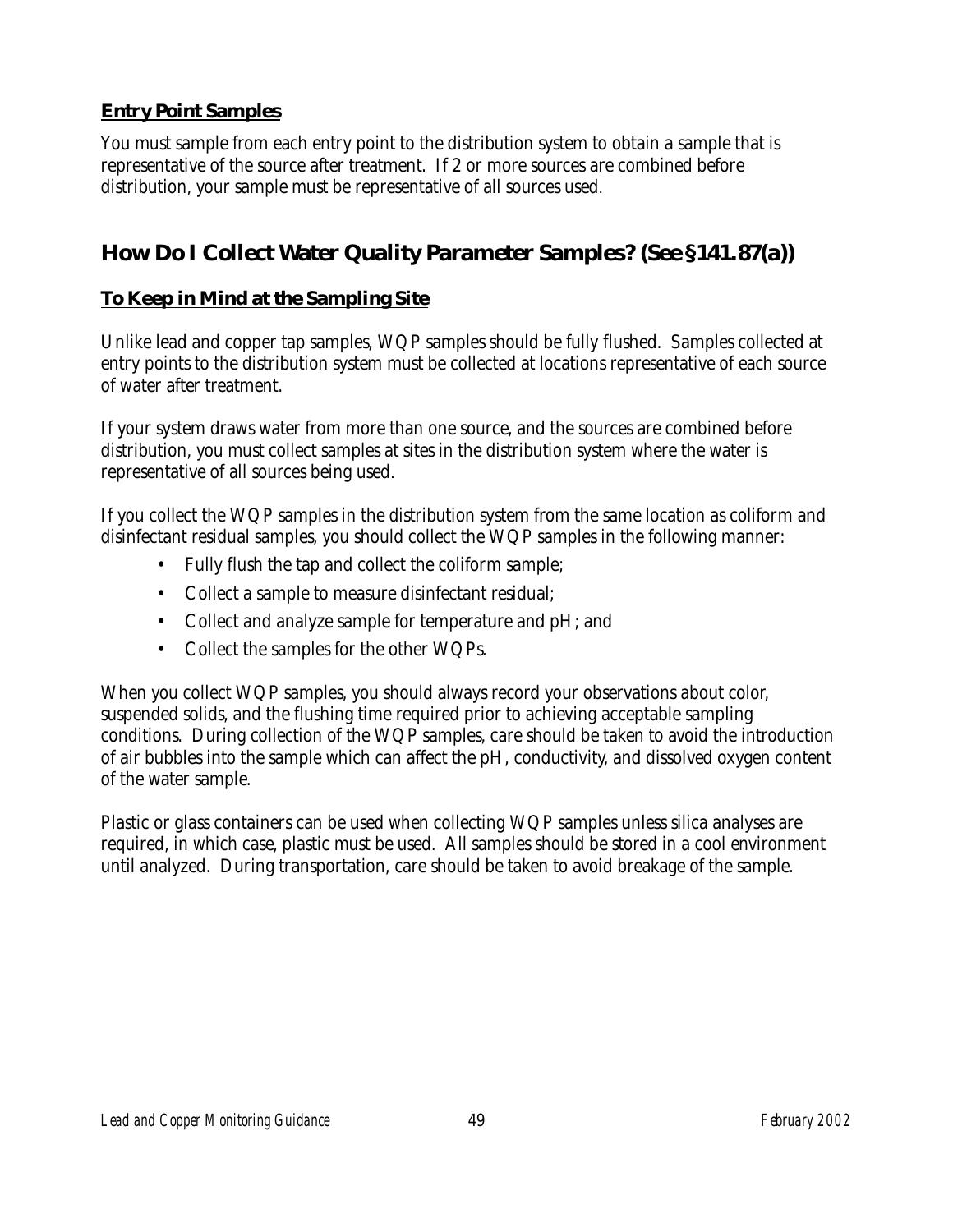### **Entry Point Samples**

You must sample from each entry point to the distribution system to obtain a sample that is representative of the source after treatment. If 2 or more sources are combined before distribution, your sample must be representative of all sources used.

## How Do I Collect Water Quality Parameter Samples? (See §141.87(a))

### **To Keep in Mind at the Sampling Site**

Unlike lead and copper tap samples, WQP samples should be fully flushed. Samples collected at entry points to the distribution system must be collected at locations representative of each source of water after treatment.

If your system draws water from more than one source, and the sources are combined before distribution, you must collect samples at sites in the distribution system where the water is representative of all sources being used.

If you collect the WQP samples in the distribution system from the same location as coliform and disinfectant residual samples, you should collect the WQP samples in the following manner:

- Fully flush the tap and collect the coliform sample;
- Collect a sample to measure disinfectant residual;
- Collect and analyze sample for temperature and pH; and
- Collect the samples for the other WQPs.

When you collect WQP samples, you should always record your observations about color, suspended solids, and the flushing time required prior to achieving acceptable sampling conditions. During collection of the WQP samples, care should be taken to avoid the introduction of air bubbles into the sample which can affect the pH, conductivity, and dissolved oxygen content of the water sample.

Plastic or glass containers can be used when collecting WQP samples unless silica analyses are required, in which case, plastic must be used. All samples should be stored in a cool environment until analyzed. During transportation, care should be taken to avoid breakage of the sample.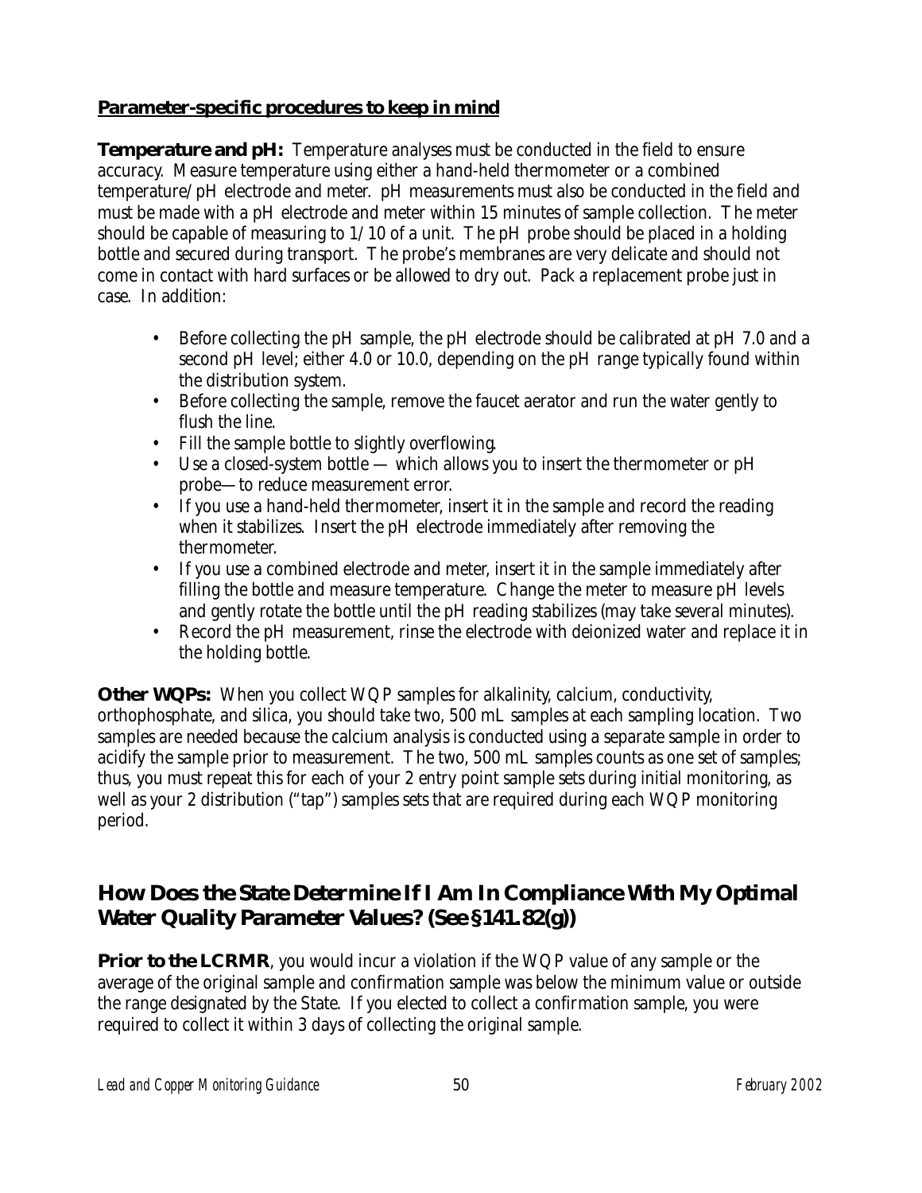**Parameter-specific procedures to keep in mind**

**Temperature and pH:** Temperature analyses must be conducted in the field to ensure accuracy. Measure temperature using either a hand-held thermometer or a combined temperature/pH electrode and meter. pH measurements must also be conducted in the field and must be made with a pH electrode and meter within 15 minutes of sample collection. The meter should be capable of measuring to 1/10 of a unit. The pH probe should be placed in a holding bottle and secured during transport. The probe's membranes are very delicate and should not come in contact with hard surfaces or be allowed to dry out. Pack a replacement probe just in case. In addition:

- Before collecting the pH sample, the pH electrode should be calibrated at pH 7.0 and a second pH level; either 4.0 or 10.0, depending on the pH range typically found within the distribution system.
- Before collecting the sample, remove the faucet aerator and run the water gently to flush the line.
- Fill the sample bottle to slightly overflowing.
- Use a closed-system bottle — which allows you to insert the thermometer or pH probe—to reduce measurement error.
- If you use a hand-held thermometer, insert it in the sample and record the reading when it stabilizes. Insert the pH electrode immediately after removing the thermometer.
- If you use a combined electrode and meter, insert it in the sample immediately after filling the bottle and measure temperature. Change the meter to measure pH levels and gently rotate the bottle until the pH reading stabilizes (may take several minutes).
- Record the pH measurement, rinse the electrode with deionized water and replace it in the holding bottle.

**Other WQPs:** When you collect WQP samples for alkalinity, calcium, conductivity, orthophosphate, and silica, you should take two, 500 mL samples at each sampling location. Two samples are needed because the calcium analysis is conducted using a separate sample in order to acidify the sample prior to measurement. The two, 500 mL samples counts as one set of samples; thus, you must repeat this for each of your 2 entry point sample sets during initial monitoring, as well as your 2 distribution ("tap") samples sets that are required during each WQP monitoring period.

## How Does the State Determine If I Am In Compliance With My Optimal Water Quality Parameter Values? (See §141.82(g))

**Prior to the LCRMR**, you would incur a violation if the WQP value of any sample or the average of the original sample and confirmation sample was below the minimum value or outside the range designated by the State. If you elected to collect a confirmation sample, you were required to collect it within 3 days of collecting the original sample.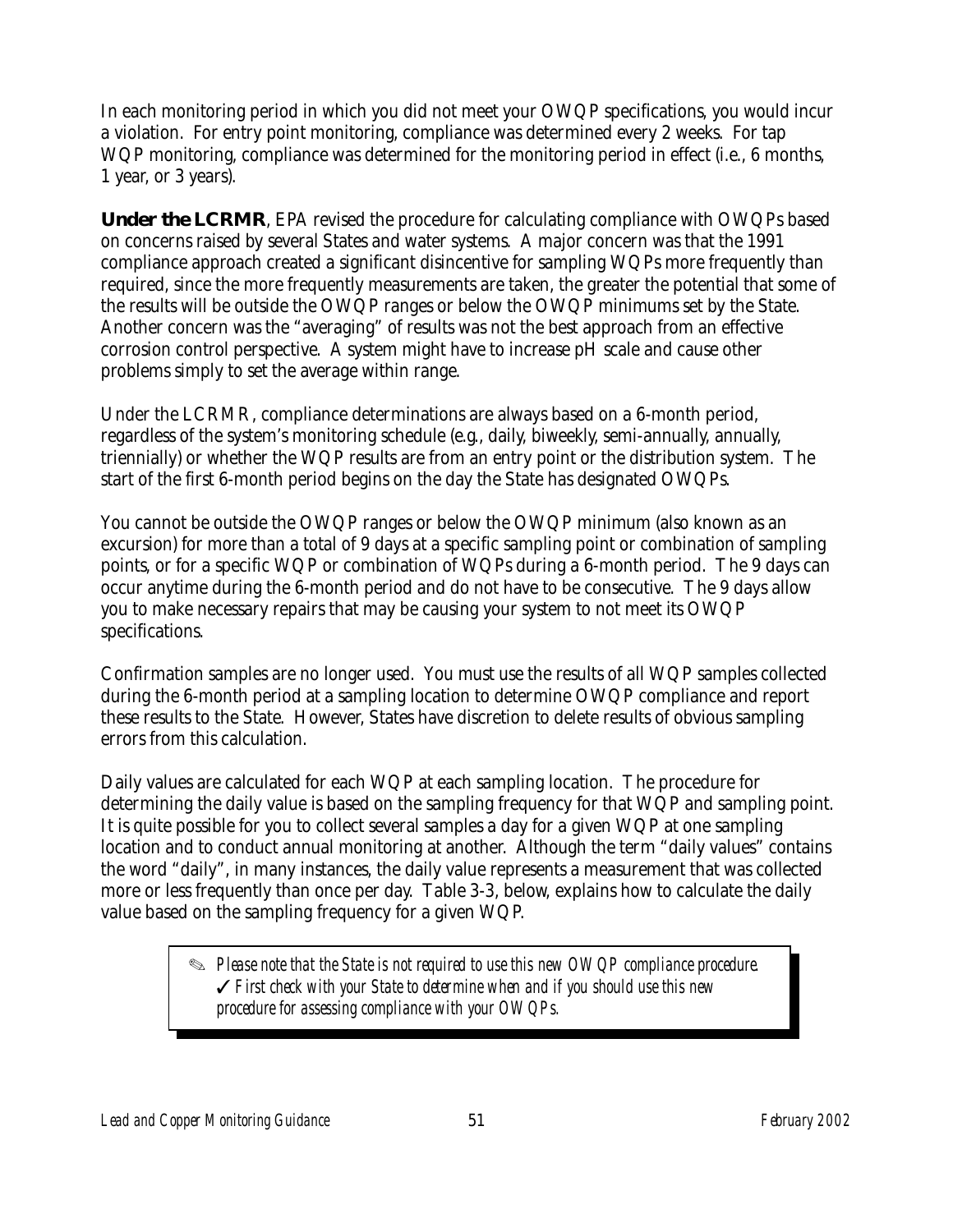In each monitoring period in which you did not meet your OWQP specifications, you would incur a violation. For entry point monitoring, compliance was determined every 2 weeks. For tap WQP monitoring, compliance was determined for the monitoring period in effect (i.e., 6 months, 1 year, or 3 years).

**Under the LCRMR**, EPA revised the procedure for calculating compliance with OWQPs based on concerns raised by several States and water systems. A major concern was that the 1991 compliance approach created a significant disincentive for sampling WQPs more frequently than required, since the more frequently measurements are taken, the greater the potential that some of the results will be outside the OWQP ranges or below the OWQP minimums set by the State. Another concern was the "averaging" of results was not the best approach from an effective corrosion control perspective. A system might have to increase pH scale and cause other problems simply to set the average within range.

Under the LCRMR, compliance determinations are always based on a 6-month period, regardless of the system's monitoring schedule (e.g., daily, biweekly, semi-annually, annually, triennially) or whether the WQP results are from an entry point or the distribution system. The start of the first 6-month period begins on the day the State has designated OWQPs.

You cannot be outside the OWQP ranges or below the OWQP minimum (also known as an excursion) for more than a total of 9 days at a specific sampling point or combination of sampling points, or for a specific WQP or combination of WQPs during a 6-month period. The 9 days can occur anytime during the 6-month period and do not have to be consecutive. The 9 days allow you to make necessary repairs that may be causing your system to not meet its OWQP specifications.

Confirmation samples are no longer used. You must use the results of all WQP samples collected during the 6-month period at a sampling location to determine OWQP compliance and report these results to the State. However, States have discretion to delete results of obvious sampling errors from this calculation.

Daily values are calculated for each WQP at each sampling location. The procedure for determining the daily value is based on the sampling frequency for that WQP and sampling point. It is quite possible for you to collect several samples a day for a given WQP at one sampling location and to conduct annual monitoring at another. Although the term "daily values" contains the word "daily", in many instances, the daily value represents a measurement that was collected more or less frequently than once per day. Table 3-3, below, explains how to calculate the daily value based on the sampling frequency for a given WQP.

> ✎ *Please note that the State is not required to use this new OWQP compliance procedure.*
> ✓ *First check with your State to determine when and if you should use this new procedure for assessing compliance with your OWQPs.*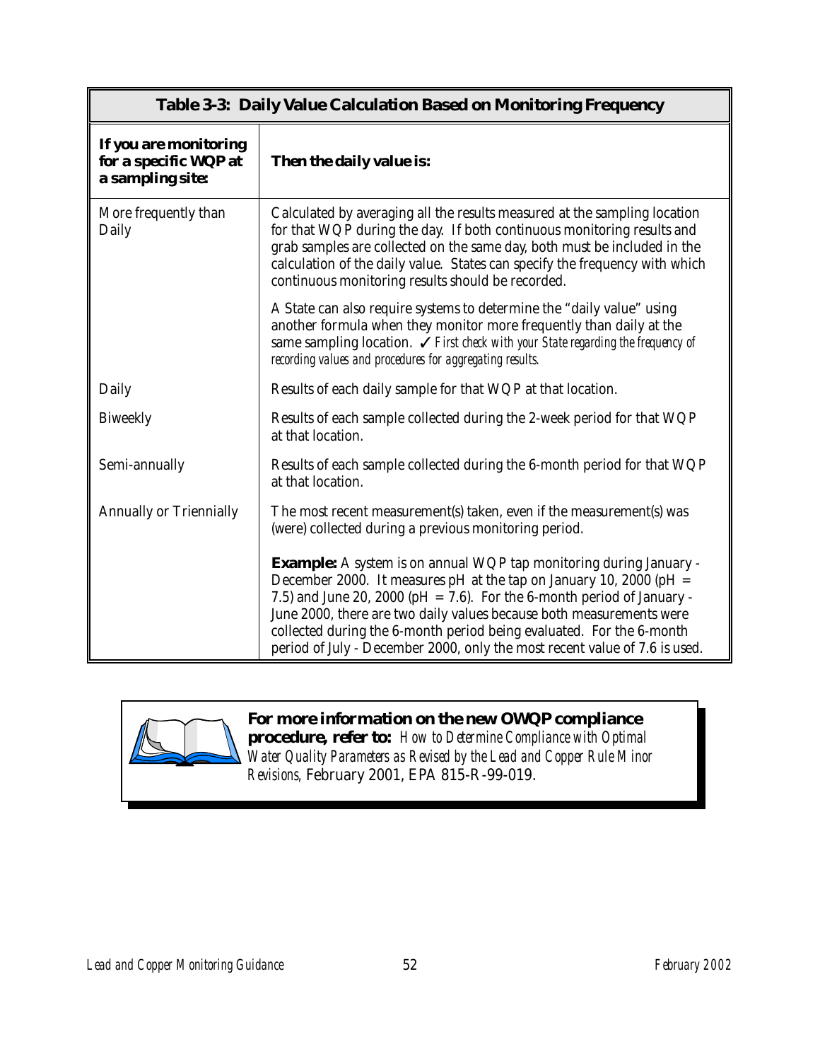| **Table 3-3: Daily Value Calculation Based on Monitoring Frequency** | |
|---|---|
| **If you are monitoring for a specific WQP at a sampling site:** | **Then the daily value is:** |
| More frequently than Daily | Calculated by averaging all the results measured at the sampling location for that WQP during the day. If both continuous monitoring results and grab samples are collected on the same day, both must be included in the calculation of the daily value. States can specify the frequency with which continuous monitoring results should be recorded.<br><br>A State can also require systems to determine the "daily value" using another formula when they monitor more frequently than daily at the same sampling location. ✓ *First check with your State regarding the frequency of recording values and procedures for aggregating results.* |
| Daily | Results of each daily sample for that WQP at that location. |
| Biweekly | Results of each sample collected during the 2-week period for that WQP at that location. |
| Semi-annually | Results of each sample collected during the 6-month period for that WQP at that location. |
| Annually or Triennially | The most recent measurement(s) taken, even if the measurement(s) was (were) collected during a previous monitoring period.<br><br>**Example:** A system is on annual WQP tap monitoring during January - December 2000. It measures pH at the tap on January 10, 2000 (pH = 7.5) and June 20, 2000 (pH = 7.6). For the 6-month period of January - June 2000, there are two daily values because both measurements were collected during the 6-month period being evaluated. For the 6-month period of July - December 2000, only the most recent value of 7.6 is used. |

**For more information on the new OWQP compliance procedure, refer to:** *How to Determine Compliance with Optimal Water Quality Parameters as Revised by the Lead and Copper Rule Minor Revisions,* February 2001, EPA 815-R-99-019.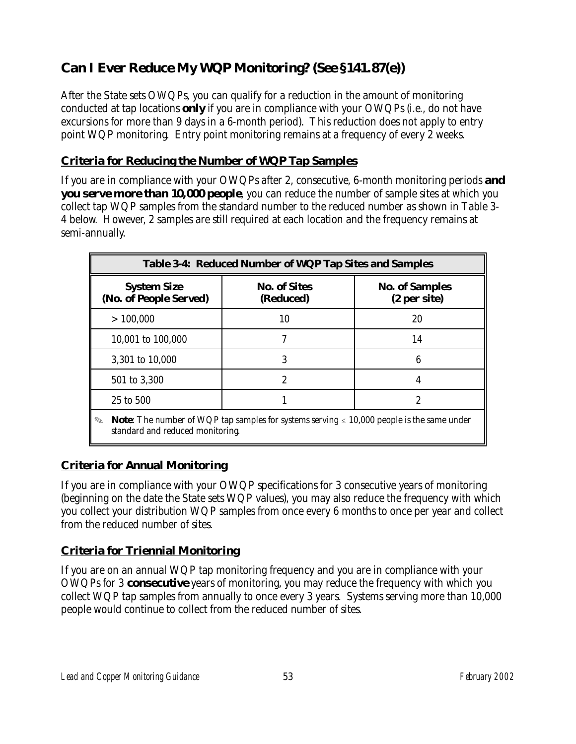## Can I Ever Reduce My WQP Monitoring? (See §141.87(e))

After the State sets OWQPs, you can qualify for a reduction in the amount of monitoring conducted at tap locations **only** if you are in compliance with your OWQPs (i.e., do not have excursions for more than 9 days in a 6-month period). This reduction does not apply to entry point WQP monitoring. Entry point monitoring remains at a frequency of every 2 weeks.

### Criteria for Reducing the Number of WQP Tap Samples

If you are in compliance with your OWQPs after 2, consecutive, 6-month monitoring periods **and you serve more than 10,000 people**, you can reduce the number of sample sites at which you collect tap WQP samples from the standard number to the reduced number as shown in Table 3-4 below. However, 2 samples are still required at each location and the frequency remains at semi-annually.

| Table 3-4: Reduced Number of WQP Tap Sites and Samples | | |
|---|---|---|
| **System Size (No. of People Served)** | **No. of Sites (Reduced)** | **No. of Samples (2 per site)** |
| > 100,000 | 10 | 20 |
| 10,001 to 100,000 | 7 | 14 |
| 3,301 to 10,000 | 3 | 6 |
| 501 to 3,300 | 2 | 4 |
| 25 to 500 | 1 | 2 |

✎ **Note**: The number of WQP tap samples for systems serving ≤ 10,000 people is the same under standard and reduced monitoring.

### Criteria for Annual Monitoring

If you are in compliance with your OWQP specifications for 3 consecutive years of monitoring (beginning on the date the State sets WQP values), you may also reduce the frequency with which you collect your distribution WQP samples from once every 6 months to once per year and collect from the reduced number of sites.

### Criteria for Triennial Monitoring

If you are on an annual WQP tap monitoring frequency and you are in compliance with your OWQPs for 3 **consecutive** years of monitoring, you may reduce the frequency with which you collect WQP tap samples from annually to once every 3 years. Systems serving more than 10,000 people would continue to collect from the reduced number of sites.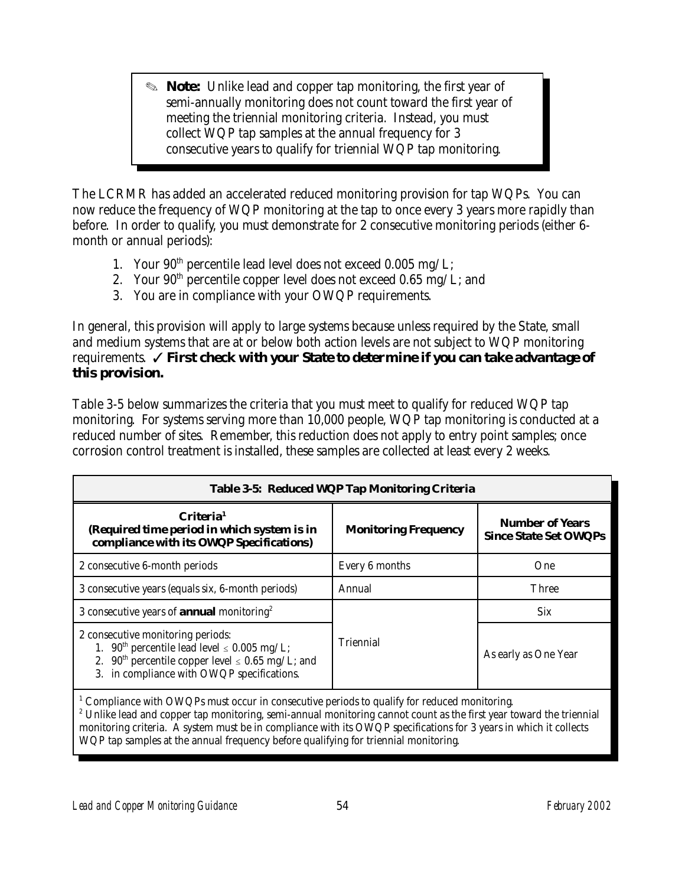> ✎ **Note:** Unlike lead and copper tap monitoring, the first year of semi-annually monitoring does not count toward the first year of meeting the triennial monitoring criteria. Instead, you must collect WQP tap samples at the annual frequency for 3 consecutive years to qualify for triennial WQP tap monitoring.

The LCRMR has added an accelerated reduced monitoring provision for tap WQPs. You can now reduce the frequency of WQP monitoring at the tap to once every 3 years more rapidly than before. In order to qualify, you must demonstrate for 2 consecutive monitoring periods (either 6-month or annual periods):

1. Your 90th percentile lead level does not exceed 0.005 mg/L;
2. Your 90th percentile copper level does not exceed 0.65 mg/L; and
3. You are in compliance with your OWQP requirements.

In general, this provision will apply to large systems because unless required by the State, small and medium systems that are at or below both action levels are not subject to WQP monitoring requirements. ✓ **First check with your State to determine if you can take advantage of this provision.**

Table 3-5 below summarizes the criteria that you must meet to qualify for reduced WQP tap monitoring. For systems serving more than 10,000 people, WQP tap monitoring is conducted at a reduced number of sites. Remember, this reduction does not apply to entry point samples; once corrosion control treatment is installed, these samples are collected at least every 2 weeks.

**Table 3-5: Reduced WQP Tap Monitoring Criteria**

| Criteria[1] (Required time period in which system is in compliance with its OWQP Specifications) | Monitoring Frequency | Number of Years Since State Set OWQPs |
|---|---|---|
| 2 consecutive 6-month periods | Every 6 months | One |
| 3 consecutive years (equals six, 6-month periods) | Annual | Three |
| 3 consecutive years of **annual** monitoring[2] | Triennial | Six |
| 2 consecutive monitoring periods: 1. 90th percentile lead level ≤ 0.005 mg/L; 2. 90th percentile copper level ≤ 0.65 mg/L; and 3. in compliance with OWQP specifications. | Triennial | As early as One Year |

[1] Compliance with OWQPs must occur in consecutive periods to qualify for reduced monitoring.
[2] Unlike lead and copper tap monitoring, semi-annual monitoring cannot count as the first year toward the triennial monitoring criteria. A system must be in compliance with its OWQP specifications for 3 years in which it collects WQP tap samples at the annual frequency before qualifying for triennial monitoring.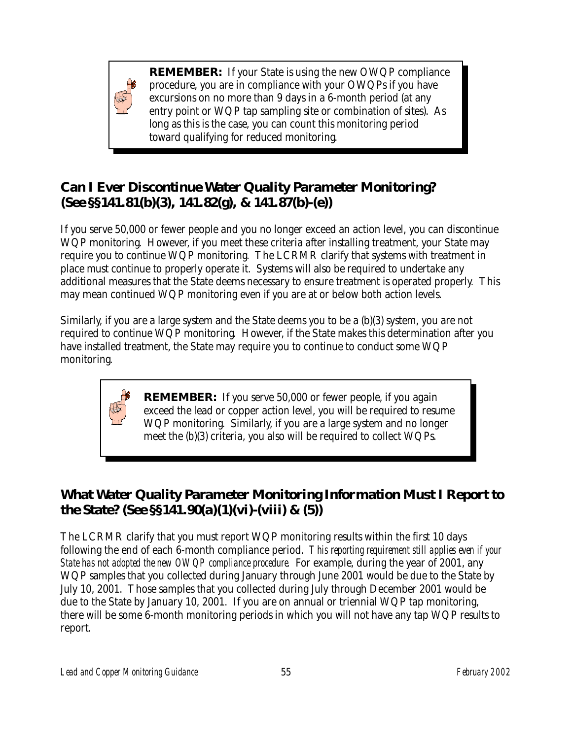> **REMEMBER:** If your State is using the new OWQP compliance procedure, you are in compliance with your OWQPs if you have excursions on no more than 9 days in a 6-month period (at any entry point or WQP tap sampling site or combination of sites). As long as this is the case, you can count this monitoring period toward qualifying for reduced monitoring.

## Can I Ever Discontinue Water Quality Parameter Monitoring? (See §§141.81(b)(3), 141.82(g), & 141.87(b)-(e))

If you serve 50,000 or fewer people and you no longer exceed an action level, you can discontinue WQP monitoring. However, if you meet these criteria after installing treatment, your State may require you to continue WQP monitoring. The LCRMR clarify that systems with treatment in place must continue to properly operate it. Systems will also be required to undertake any additional measures that the State deems necessary to ensure treatment is operated properly. This may mean continued WQP monitoring even if you are at or below both action levels.

Similarly, if you are a large system and the State deems you to be a (b)(3) system, you are not required to continue WQP monitoring. However, if the State makes this determination after you have installed treatment, the State may require you to continue to conduct some WQP monitoring.

> **REMEMBER:** If you serve 50,000 or fewer people, if you again exceed the lead or copper action level, you will be required to resume WQP monitoring. Similarly, if you are a large system and no longer meet the (b)(3) criteria, you also will be required to collect WQPs.

## What Water Quality Parameter Monitoring Information Must I Report to the State? (See §§141.90(a)(1)(vi)-(viii) & (5))

The LCRMR clarify that you must report WQP monitoring results within the first 10 days following the end of each 6-month compliance period. *This reporting requirement still applies even if your State has not adopted the new OWQP compliance procedure.* For example, during the year of 2001, any WQP samples that you collected during January through June 2001 would be due to the State by July 10, 2001. Those samples that you collected during July through December 2001 would be due to the State by January 10, 2001. If you are on annual or triennial WQP tap monitoring, there will be some 6-month monitoring periods in which you will not have any tap WQP results to report.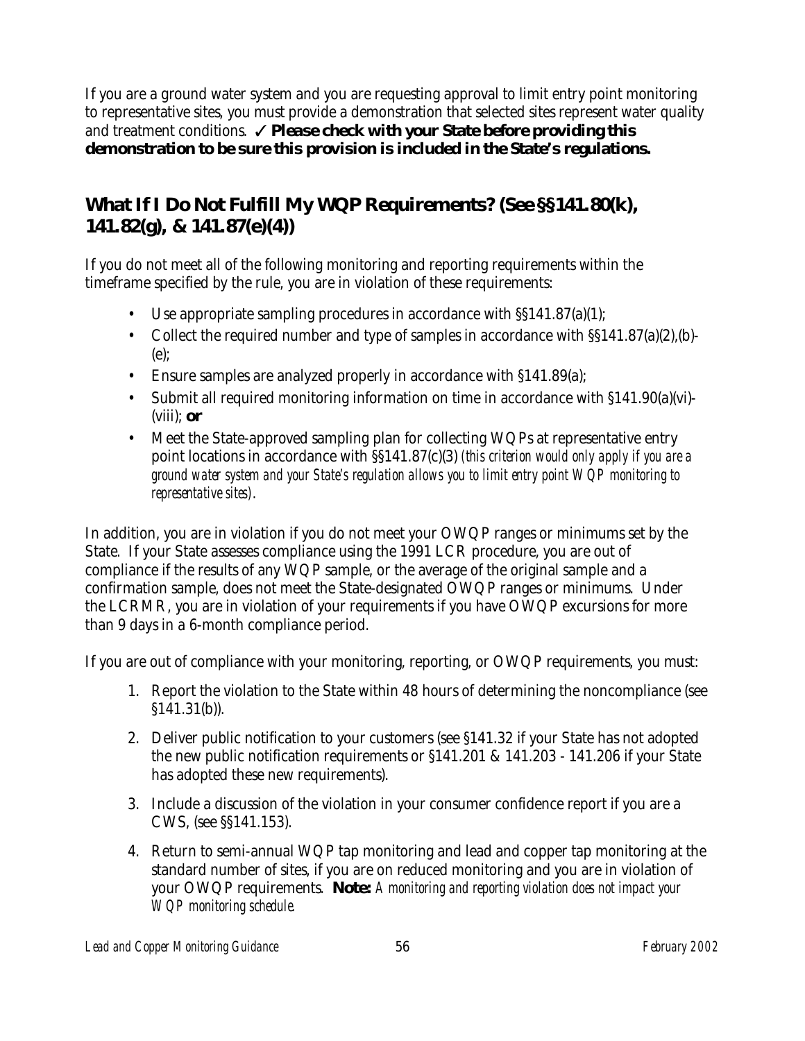If you are a ground water system and you are requesting approval to limit entry point monitoring to representative sites, you must provide a demonstration that selected sites represent water quality and treatment conditions. ✓ **Please check with your State before providing this demonstration to be sure this provision is included in the State's regulations.**

## What If I Do Not Fulfill My WQP Requirements? (See §§141.80(k), 141.82(g), & 141.87(e)(4))

If you do not meet all of the following monitoring and reporting requirements within the timeframe specified by the rule, you are in violation of these requirements:

- Use appropriate sampling procedures in accordance with §§141.87(a)(1);
- Collect the required number and type of samples in accordance with §§141.87(a)(2),(b)-(e);
- Ensure samples are analyzed properly in accordance with §141.89(a);
- Submit all required monitoring information on time in accordance with §141.90(a)(vi)-(viii); **or**
- Meet the State-approved sampling plan for collecting WQPs at representative entry point locations in accordance with §§141.87(c)(3) *(this criterion would only apply if you are a ground water system and your State's regulation allows you to limit entry point WQP monitoring to representative sites)*.

In addition, you are in violation if you do not meet your OWQP ranges or minimums set by the State. If your State assesses compliance using the 1991 LCR procedure, you are out of compliance if the results of any WQP sample, or the average of the original sample and a confirmation sample, does not meet the State-designated OWQP ranges or minimums. Under the LCRMR, you are in violation of your requirements if you have OWQP excursions for more than 9 days in a 6-month compliance period.

If you are out of compliance with your monitoring, reporting, or OWQP requirements, you must:

1. Report the violation to the State within 48 hours of determining the noncompliance (see §141.31(b)).
2. Deliver public notification to your customers (see §141.32 if your State has not adopted the new public notification requirements or §141.201 & 141.203 - 141.206 if your State has adopted these new requirements).
3. Include a discussion of the violation in your consumer confidence report if you are a CWS, (see §§141.153).
4. Return to semi-annual WQP tap monitoring and lead and copper tap monitoring at the standard number of sites, if you are on reduced monitoring and you are in violation of your OWQP requirements. **Note:** *A monitoring and reporting violation does not impact your WQP monitoring schedule.*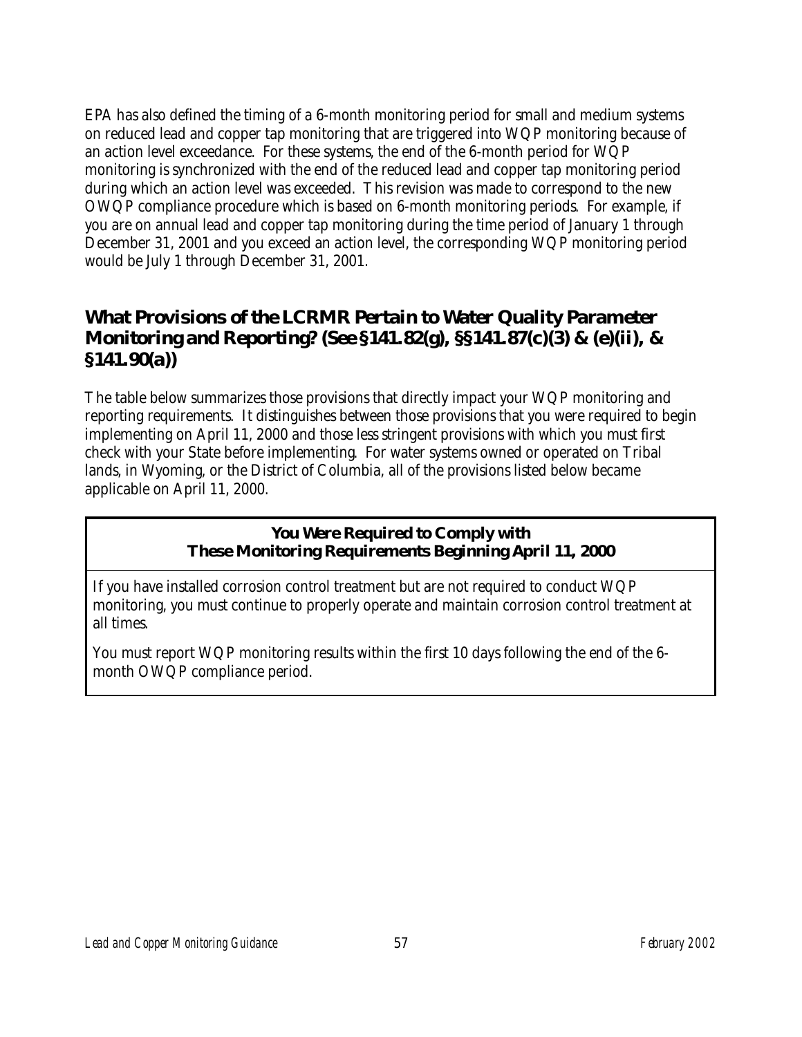EPA has also defined the timing of a 6-month monitoring period for small and medium systems on reduced lead and copper tap monitoring that are triggered into WQP monitoring because of an action level exceedance. For these systems, the end of the 6-month period for WQP monitoring is synchronized with the end of the reduced lead and copper tap monitoring period during which an action level was exceeded. This revision was made to correspond to the new OWQP compliance procedure which is based on 6-month monitoring periods. For example, if you are on annual lead and copper tap monitoring during the time period of January 1 through December 31, 2001 and you exceed an action level, the corresponding WQP monitoring period would be July 1 through December 31, 2001.

## What Provisions of the LCRMR Pertain to Water Quality Parameter Monitoring and Reporting? (See §141.82(g), §§141.87(c)(3) & (e)(ii), & §141.90(a))

The table below summarizes those provisions that directly impact your WQP monitoring and reporting requirements. It distinguishes between those provisions that you were required to begin implementing on April 11, 2000 and those less stringent provisions with which you must first check with your State before implementing. For water systems owned or operated on Tribal lands, in Wyoming, or the District of Columbia, all of the provisions listed below became applicable on April 11, 2000.

| **You Were Required to Comply with These Monitoring Requirements Beginning April 11, 2000** |
|---|
| If you have installed corrosion control treatment but are not required to conduct WQP monitoring, you must continue to properly operate and maintain corrosion control treatment at all times.<br><br>You must report WQP monitoring results within the first 10 days following the end of the 6-month OWQP compliance period. |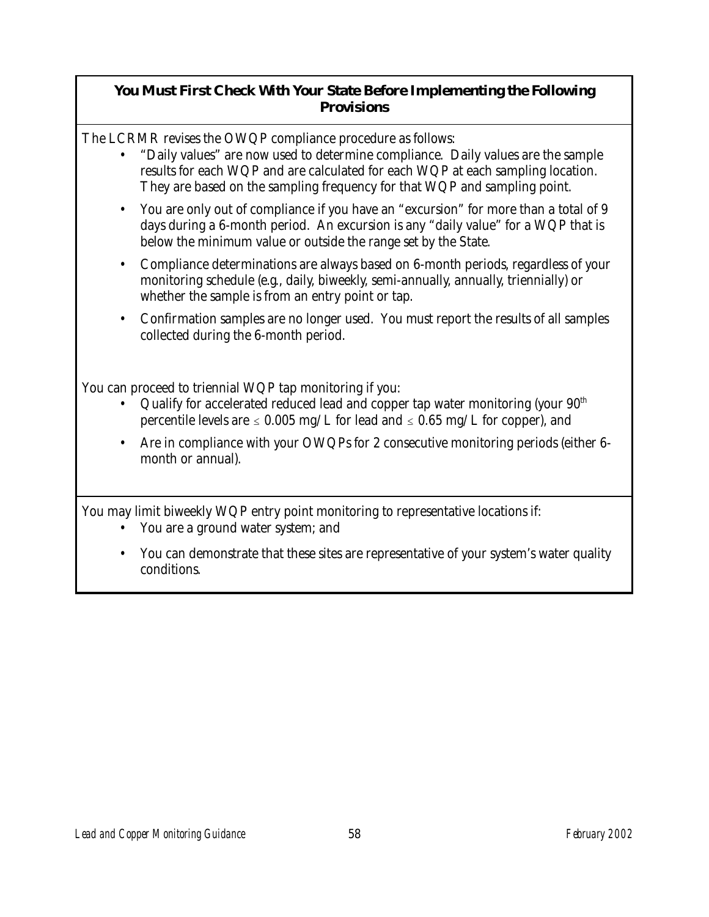**You Must First Check With Your State Before Implementing the Following Provisions**

The LCRMR revises the OWQP compliance procedure as follows:

- "Daily values" are now used to determine compliance. Daily values are the sample results for each WQP and are calculated for each WQP at each sampling location. They are based on the sampling frequency for that WQP and sampling point.
- You are only out of compliance if you have an "excursion" for more than a total of 9 days during a 6-month period. An excursion is any "daily value" for a WQP that is below the minimum value or outside the range set by the State.
- Compliance determinations are always based on 6-month periods, regardless of your monitoring schedule (e.g., daily, biweekly, semi-annually, annually, triennially) or whether the sample is from an entry point or tap.
- Confirmation samples are no longer used. You must report the results of all samples collected during the 6-month period.

You can proceed to triennial WQP tap monitoring if you:

- Qualify for accelerated reduced lead and copper tap water monitoring (your 90th percentile levels are $\leq$ 0.005 mg/L for lead and $\leq$ 0.65 mg/L for copper), and
- Are in compliance with your OWQPs for 2 consecutive monitoring periods (either 6-month or annual).

You may limit biweekly WQP entry point monitoring to representative locations if:

- You are a ground water system; and
- You can demonstrate that these sites are representative of your system's water quality conditions.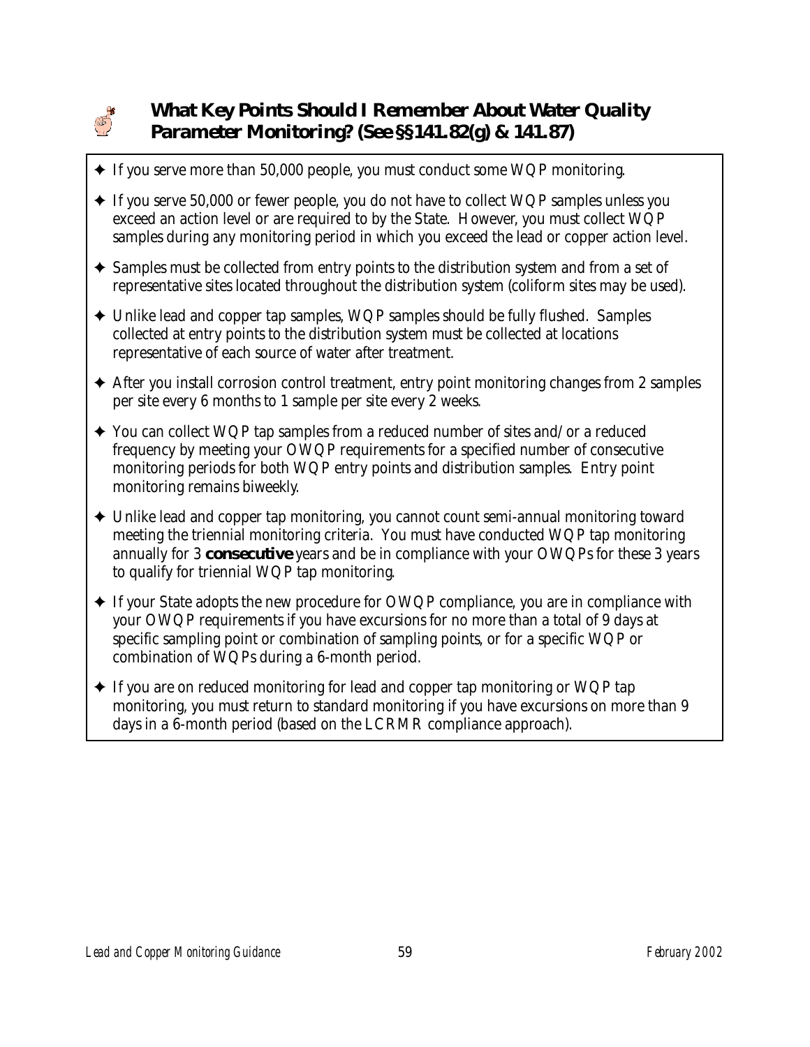## What Key Points Should I Remember About Water Quality Parameter Monitoring? (See §§141.82(g) & 141.87)

- ✦ If you serve more than 50,000 people, you must conduct some WQP monitoring.
- ✦ If you serve 50,000 or fewer people, you do not have to collect WQP samples unless you exceed an action level or are required to by the State. However, you must collect WQP samples during any monitoring period in which you exceed the lead or copper action level.
- ✦ Samples must be collected from entry points to the distribution system and from a set of representative sites located throughout the distribution system (coliform sites may be used).
- ✦ Unlike lead and copper tap samples, WQP samples should be fully flushed. Samples collected at entry points to the distribution system must be collected at locations representative of each source of water after treatment.
- ✦ After you install corrosion control treatment, entry point monitoring changes from 2 samples per site every 6 months to 1 sample per site every 2 weeks.
- ✦ You can collect WQP tap samples from a reduced number of sites and/or a reduced frequency by meeting your OWQP requirements for a specified number of consecutive monitoring periods for both WQP entry points and distribution samples. Entry point monitoring remains biweekly.
- ✦ Unlike lead and copper tap monitoring, you cannot count semi-annual monitoring toward meeting the triennial monitoring criteria. You must have conducted WQP tap monitoring annually for 3 **consecutive** years and be in compliance with your OWQPs for these 3 years to qualify for triennial WQP tap monitoring.
- ✦ If your State adopts the new procedure for OWQP compliance, you are in compliance with your OWQP requirements if you have excursions for no more than a total of 9 days at specific sampling point or combination of sampling points, or for a specific WQP or combination of WQPs during a 6-month period.
- ✦ If you are on reduced monitoring for lead and copper tap monitoring or WQP tap monitoring, you must return to standard monitoring if you have excursions on more than 9 days in a 6-month period (based on the LCRMR compliance approach).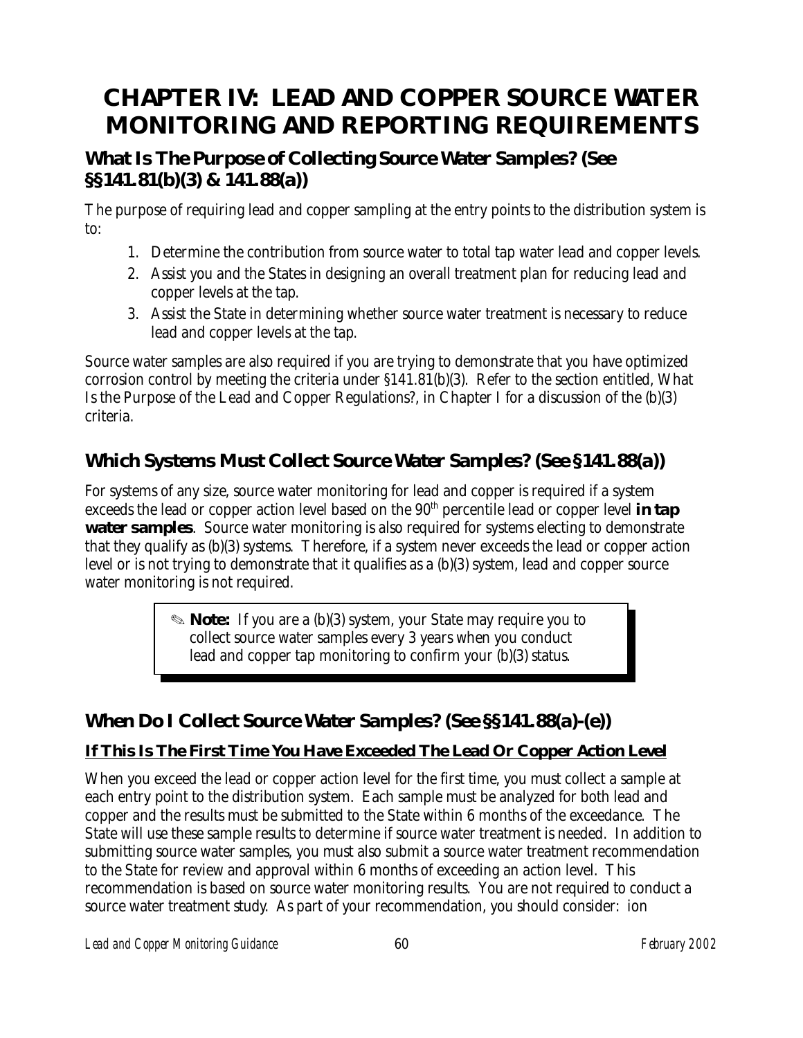# CHAPTER IV: LEAD AND COPPER SOURCE WATER MONITORING AND REPORTING REQUIREMENTS

## What Is The Purpose of Collecting Source Water Samples? (See §§141.81(b)(3) & 141.88(a))

The purpose of requiring lead and copper sampling at the entry points to the distribution system is to:

1. Determine the contribution from source water to total tap water lead and copper levels.
2. Assist you and the States in designing an overall treatment plan for reducing lead and copper levels at the tap.
3. Assist the State in determining whether source water treatment is necessary to reduce lead and copper levels at the tap.

Source water samples are also required if you are trying to demonstrate that you have optimized corrosion control by meeting the criteria under §141.81(b)(3). Refer to the section entitled, What Is the Purpose of the Lead and Copper Regulations?, in Chapter I for a discussion of the (b)(3) criteria.

## Which Systems Must Collect Source Water Samples? (See §141.88(a))

For systems of any size, source water monitoring for lead and copper is required if a system exceeds the lead or copper action level based on the 90th percentile lead or copper level **in tap water samples**. Source water monitoring is also required for systems electing to demonstrate that they qualify as (b)(3) systems. Therefore, if a system never exceeds the lead or copper action level or is not trying to demonstrate that it qualifies as a (b)(3) system, lead and copper source water monitoring is not required.

> ✎ **Note:** If you are a (b)(3) system, your State may require you to collect source water samples every 3 years when you conduct lead and copper tap monitoring to confirm your (b)(3) status.

## When Do I Collect Source Water Samples? (See §§141.88(a)-(e))

### If This Is The First Time You Have Exceeded The Lead Or Copper Action Level

When you exceed the lead or copper action level for the first time, you must collect a sample at each entry point to the distribution system. Each sample must be analyzed for both lead and copper and the results must be submitted to the State within 6 months of the exceedance. The State will use these sample results to determine if source water treatment is needed. In addition to submitting source water samples, you must also submit a source water treatment recommendation to the State for review and approval within 6 months of exceeding an action level. This recommendation is based on source water monitoring results. You are not required to conduct a source water treatment study. As part of your recommendation, you should consider: ion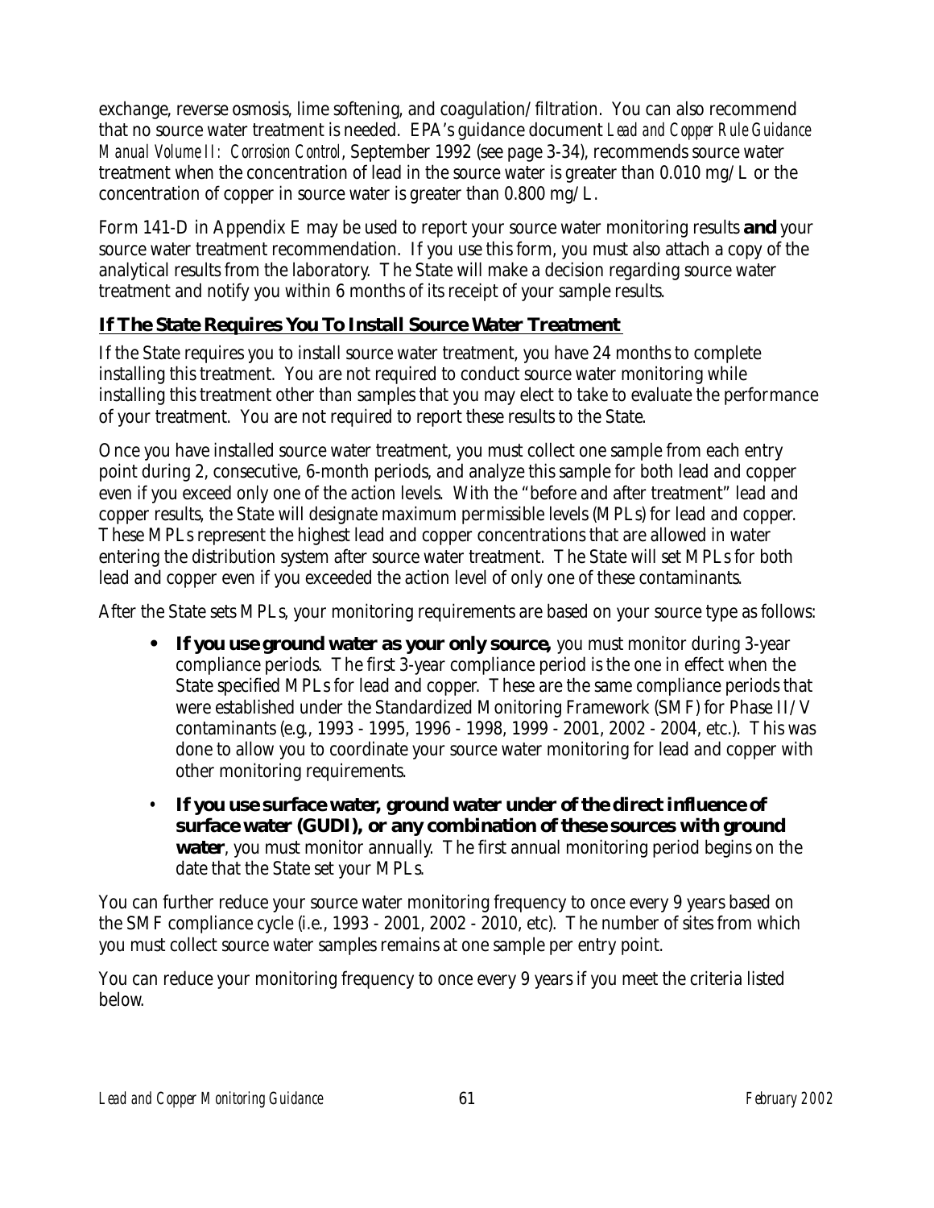exchange, reverse osmosis, lime softening, and coagulation/filtration. You can also recommend that no source water treatment is needed. EPA's guidance document *Lead and Copper Rule Guidance Manual Volume II: Corrosion Control*, September 1992 (see page 3-34), recommends source water treatment when the concentration of lead in the source water is greater than 0.010 mg/L or the concentration of copper in source water is greater than 0.800 mg/L.

Form 141-D in Appendix E may be used to report your source water monitoring results **and** your source water treatment recommendation. If you use this form, you must also attach a copy of the analytical results from the laboratory. The State will make a decision regarding source water treatment and notify you within 6 months of its receipt of your sample results.

### If The State Requires You To Install Source Water Treatment

If the State requires you to install source water treatment, you have 24 months to complete installing this treatment. You are not required to conduct source water monitoring while installing this treatment other than samples that you may elect to take to evaluate the performance of your treatment. You are not required to report these results to the State.

Once you have installed source water treatment, you must collect one sample from each entry point during 2, consecutive, 6-month periods, and analyze this sample for both lead and copper even if you exceed only one of the action levels. With the "before and after treatment" lead and copper results, the State will designate maximum permissible levels (MPLs) for lead and copper. These MPLs represent the highest lead and copper concentrations that are allowed in water entering the distribution system after source water treatment. The State will set MPLs for both lead and copper even if you exceeded the action level of only one of these contaminants.

After the State sets MPLs, your monitoring requirements are based on your source type as follows:

- **If you use ground water as your only source,** you must monitor during 3-year compliance periods. The first 3-year compliance period is the one in effect when the State specified MPLs for lead and copper. These are the same compliance periods that were established under the Standardized Monitoring Framework (SMF) for Phase II/V contaminants (e.g., 1993 - 1995, 1996 - 1998, 1999 - 2001, 2002 - 2004, etc.). This was done to allow you to coordinate your source water monitoring for lead and copper with other monitoring requirements.
- **If you use surface water, ground water under of the direct influence of surface water (GUDI), or any combination of these sources with ground water**, you must monitor annually. The first annual monitoring period begins on the date that the State set your MPLs.

You can further reduce your source water monitoring frequency to once every 9 years based on the SMF compliance cycle (i.e., 1993 - 2001, 2002 - 2010, etc). The number of sites from which you must collect source water samples remains at one sample per entry point.

You can reduce your monitoring frequency to once every 9 years if you meet the criteria listed below.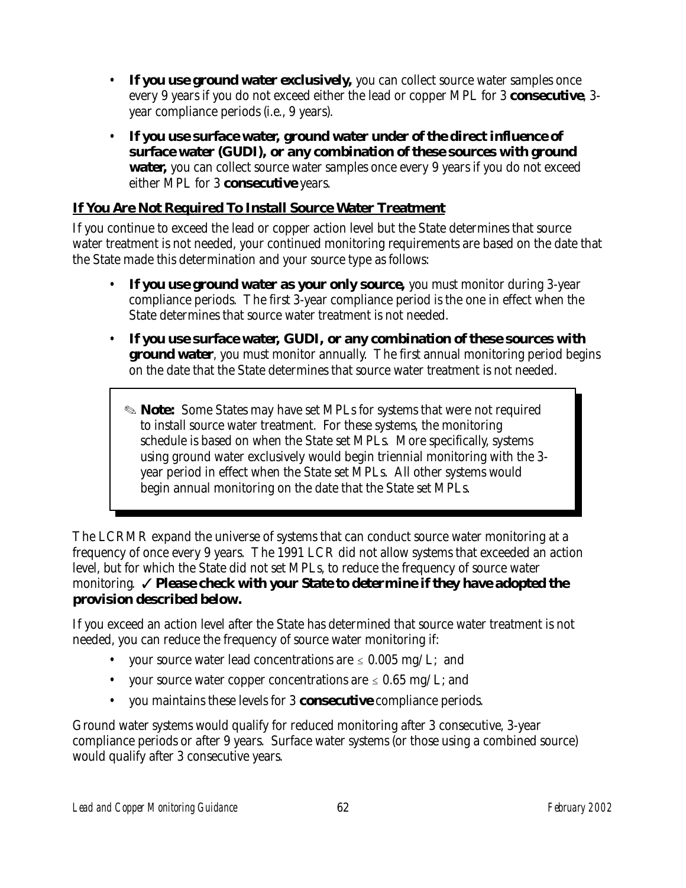- **If you use ground water exclusively,** you can collect source water samples once every 9 years if you do not exceed either the lead or copper MPL for 3 **consecutive**, 3-year compliance periods (i.e., 9 years).
- **If you use surface water, ground water under of the direct influence of surface water (GUDI), or any combination of these sources with ground water,** you can collect source water samples once every 9 years if you do not exceed either MPL for 3 **consecutive** years.

### If You Are Not Required To Install Source Water Treatment

If you continue to exceed the lead or copper action level but the State determines that source water treatment is not needed, your continued monitoring requirements are based on the date that the State made this determination and your source type as follows:

- **If you use ground water as your only source,** you must monitor during 3-year compliance periods. The first 3-year compliance period is the one in effect when the State determines that source water treatment is not needed.
- **If you use surface water, GUDI, or any combination of these sources with ground water**, you must monitor annually. The first annual monitoring period begins on the date that the State determines that source water treatment is not needed.

> ✎ **Note:** Some States may have set MPLs for systems that were not required to install source water treatment. For these systems, the monitoring schedule is based on when the State set MPLs. More specifically, systems using ground water exclusively would begin triennial monitoring with the 3-year period in effect when the State set MPLs. All other systems would begin annual monitoring on the date that the State set MPLs.

The LCRMR expand the universe of systems that can conduct source water monitoring at a frequency of once every 9 years. The 1991 LCR did not allow systems that exceeded an action level, but for which the State did not set MPLs, to reduce the frequency of source water monitoring. ✓ **Please check with your State to determine if they have adopted the provision described below.**

If you exceed an action level after the State has determined that source water treatment is not needed, you can reduce the frequency of source water monitoring if:

- your source water lead concentrations are ≤ 0.005 mg/L; and
- your source water copper concentrations are ≤ 0.65 mg/L; and
- you maintains these levels for 3 **consecutive** compliance periods.

Ground water systems would qualify for reduced monitoring after 3 consecutive, 3-year compliance periods or after 9 years. Surface water systems (or those using a combined source) would qualify after 3 consecutive years.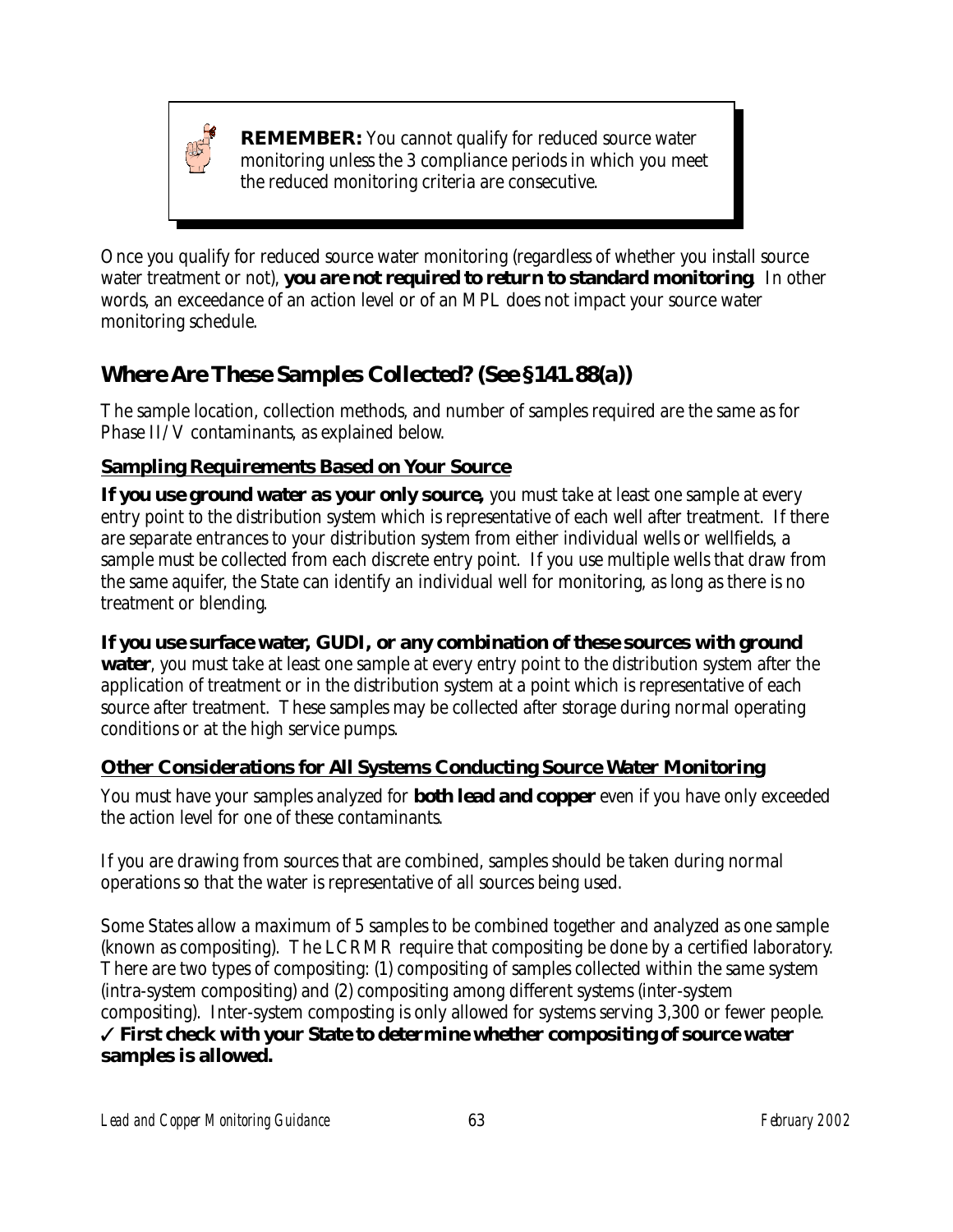> **REMEMBER:** You cannot qualify for reduced source water monitoring unless the 3 compliance periods in which you meet the reduced monitoring criteria are consecutive.

Once you qualify for reduced source water monitoring (regardless of whether you install source water treatment or not), **you are not required to return to standard monitoring**. In other words, an exceedance of an action level or of an MPL does not impact your source water monitoring schedule.

## Where Are These Samples Collected? (See §141.88(a))

The sample location, collection methods, and number of samples required are the same as for Phase II/V contaminants, as explained below.

### Sampling Requirements Based on Your Source

**If you use ground water as your only source,** you must take at least one sample at every entry point to the distribution system which is representative of each well after treatment. If there are separate entrances to your distribution system from either individual wells or wellfields, a sample must be collected from each discrete entry point. If you use multiple wells that draw from the same aquifer, the State can identify an individual well for monitoring, as long as there is no treatment or blending.

**If you use surface water, GUDI, or any combination of these sources with ground water**, you must take at least one sample at every entry point to the distribution system after the application of treatment or in the distribution system at a point which is representative of each source after treatment. These samples may be collected after storage during normal operating conditions or at the high service pumps.

### Other Considerations for All Systems Conducting Source Water Monitoring

You must have your samples analyzed for **both lead and copper** even if you have only exceeded the action level for one of these contaminants.

If you are drawing from sources that are combined, samples should be taken during normal operations so that the water is representative of all sources being used.

Some States allow a maximum of 5 samples to be combined together and analyzed as one sample (known as compositing). The LCRMR require that compositing be done by a certified laboratory. There are two types of compositing: (1) compositing of samples collected within the same system (intra-system compositing) and (2) compositing among different systems (inter-system compositing). Inter-system composting is only allowed for systems serving 3,300 or fewer people.
✓ **First check with your State to determine whether compositing of source water samples is allowed.**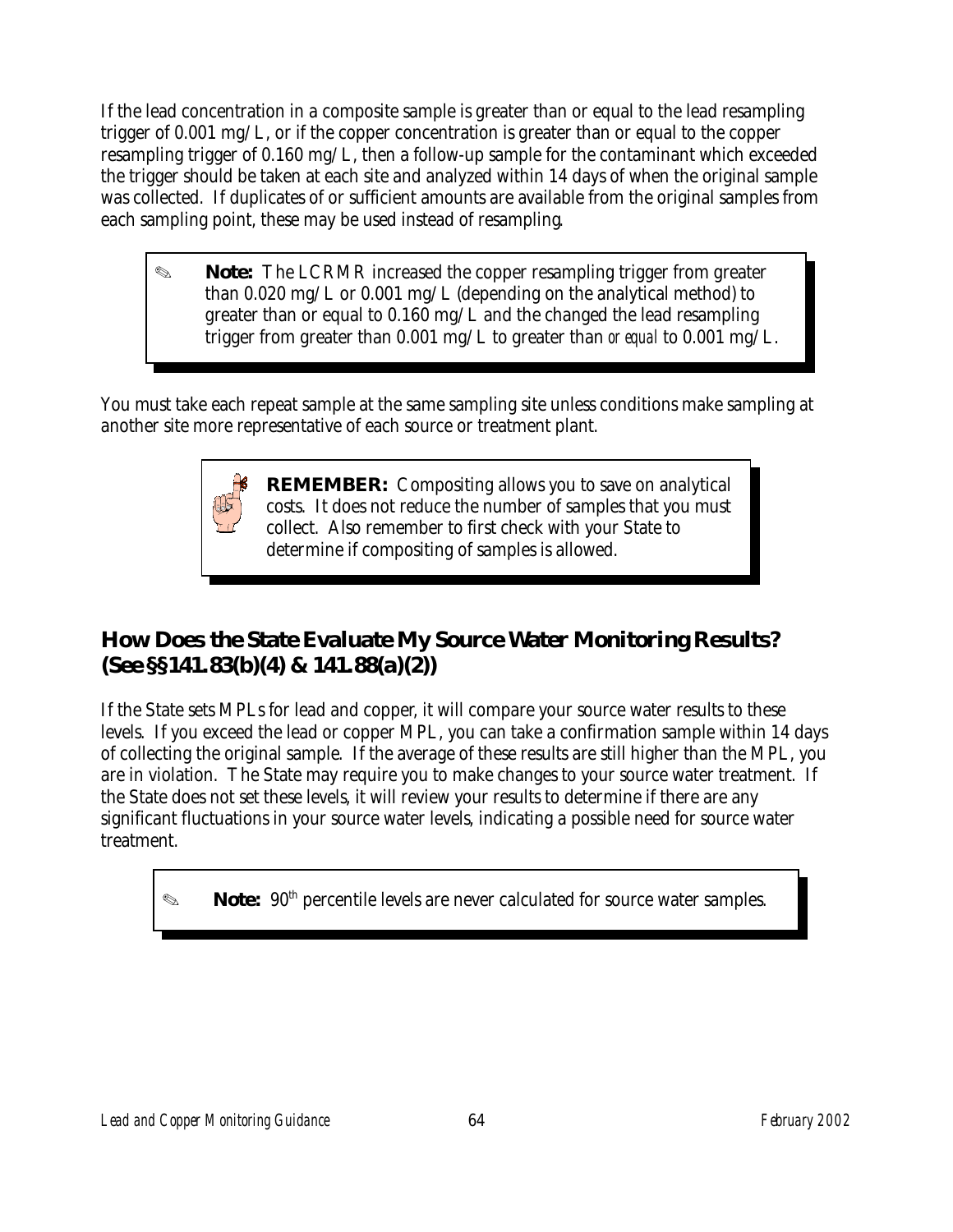If the lead concentration in a composite sample is greater than or equal to the lead resampling trigger of 0.001 mg/L, or if the copper concentration is greater than or equal to the copper resampling trigger of 0.160 mg/L, then a follow-up sample for the contaminant which exceeded the trigger should be taken at each site and analyzed within 14 days of when the original sample was collected. If duplicates of or sufficient amounts are available from the original samples from each sampling point, these may be used instead of resampling.

> ✎ **Note:** The LCRMR increased the copper resampling trigger from greater than 0.020 mg/L or 0.001 mg/L (depending on the analytical method) to greater than or equal to 0.160 mg/L and the changed the lead resampling trigger from greater than 0.001 mg/L to greater than *or equal* to 0.001 mg/L.

You must take each repeat sample at the same sampling site unless conditions make sampling at another site more representative of each source or treatment plant.

> **REMEMBER:** Compositing allows you to save on analytical costs. It does not reduce the number of samples that you must collect. Also remember to first check with your State to determine if compositing of samples is allowed.

## How Does the State Evaluate My Source Water Monitoring Results? (See §§141.83(b)(4) & 141.88(a)(2))

If the State sets MPLs for lead and copper, it will compare your source water results to these levels. If you exceed the lead or copper MPL, you can take a confirmation sample within 14 days of collecting the original sample. If the average of these results are still higher than the MPL, you are in violation. The State may require you to make changes to your source water treatment. If the State does not set these levels, it will review your results to determine if there are any significant fluctuations in your source water levels, indicating a possible need for source water treatment.

> ✎ **Note:** 90th percentile levels are never calculated for source water samples.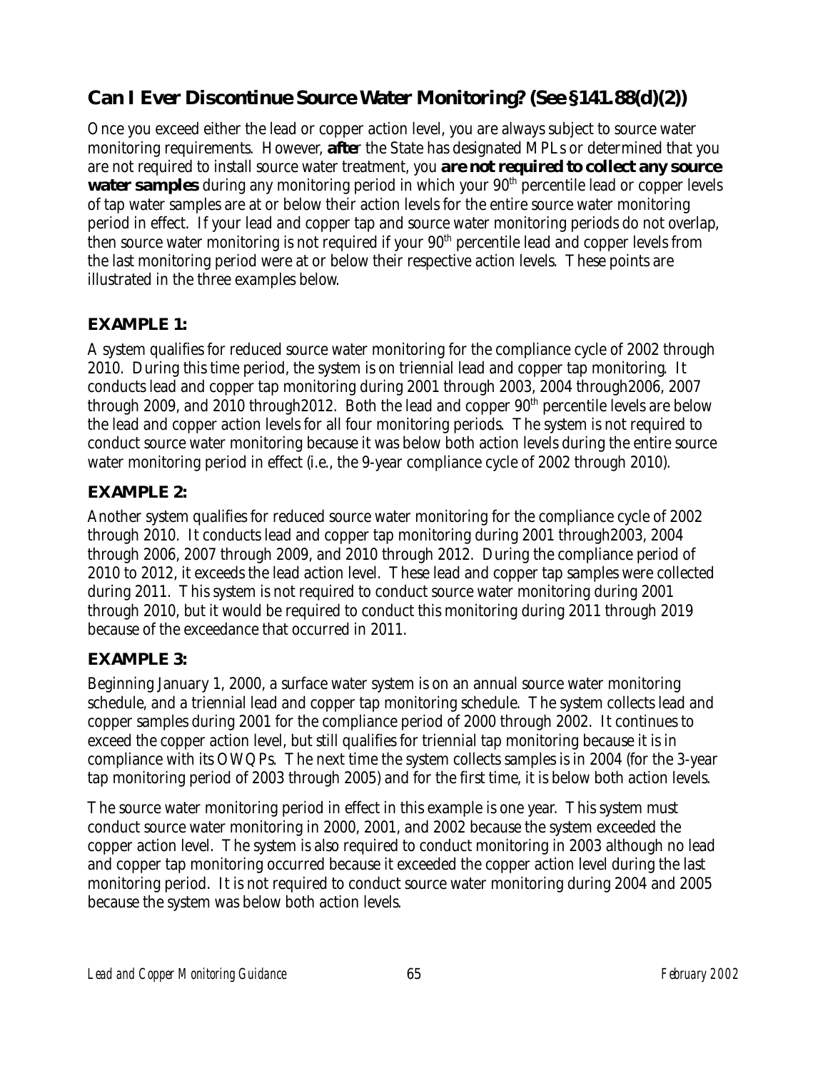## Can I Ever Discontinue Source Water Monitoring? (See §141.88(d)(2))

Once you exceed either the lead or copper action level, you are always subject to source water monitoring requirements. However, **after** the State has designated MPLs or determined that you are not required to install source water treatment, you **are not required to collect any source water samples** during any monitoring period in which your 90th percentile lead or copper levels of tap water samples are at or below their action levels for the entire source water monitoring period in effect. If your lead and copper tap and source water monitoring periods do not overlap, then source water monitoring is not required if your 90th percentile lead and copper levels from the last monitoring period were at or below their respective action levels. These points are illustrated in the three examples below.

### EXAMPLE 1:

A system qualifies for reduced source water monitoring for the compliance cycle of 2002 through 2010. During this time period, the system is on triennial lead and copper tap monitoring. It conducts lead and copper tap monitoring during 2001 through 2003, 2004 through2006, 2007 through 2009, and 2010 through2012. Both the lead and copper 90th percentile levels are below the lead and copper action levels for all four monitoring periods. The system is not required to conduct source water monitoring because it was below both action levels during the entire source water monitoring period in effect (i.e., the 9-year compliance cycle of 2002 through 2010).

### EXAMPLE 2:

Another system qualifies for reduced source water monitoring for the compliance cycle of 2002 through 2010. It conducts lead and copper tap monitoring during 2001 through2003, 2004 through 2006, 2007 through 2009, and 2010 through 2012. During the compliance period of 2010 to 2012, it exceeds the lead action level. These lead and copper tap samples were collected during 2011. This system is not required to conduct source water monitoring during 2001 through 2010, but it would be required to conduct this monitoring during 2011 through 2019 because of the exceedance that occurred in 2011.

### EXAMPLE 3:

Beginning January 1, 2000, a surface water system is on an annual source water monitoring schedule, and a triennial lead and copper tap monitoring schedule. The system collects lead and copper samples during 2001 for the compliance period of 2000 through 2002. It continues to exceed the copper action level, but still qualifies for triennial tap monitoring because it is in compliance with its OWQPs. The next time the system collects samples is in 2004 (for the 3-year tap monitoring period of 2003 through 2005) and for the first time, it is below both action levels.

The source water monitoring period in effect in this example is one year. This system must conduct source water monitoring in 2000, 2001, and 2002 because the system exceeded the copper action level. The system is also required to conduct monitoring in 2003 although no lead and copper tap monitoring occurred because it exceeded the copper action level during the last monitoring period. It is not required to conduct source water monitoring during 2004 and 2005 because the system was below both action levels.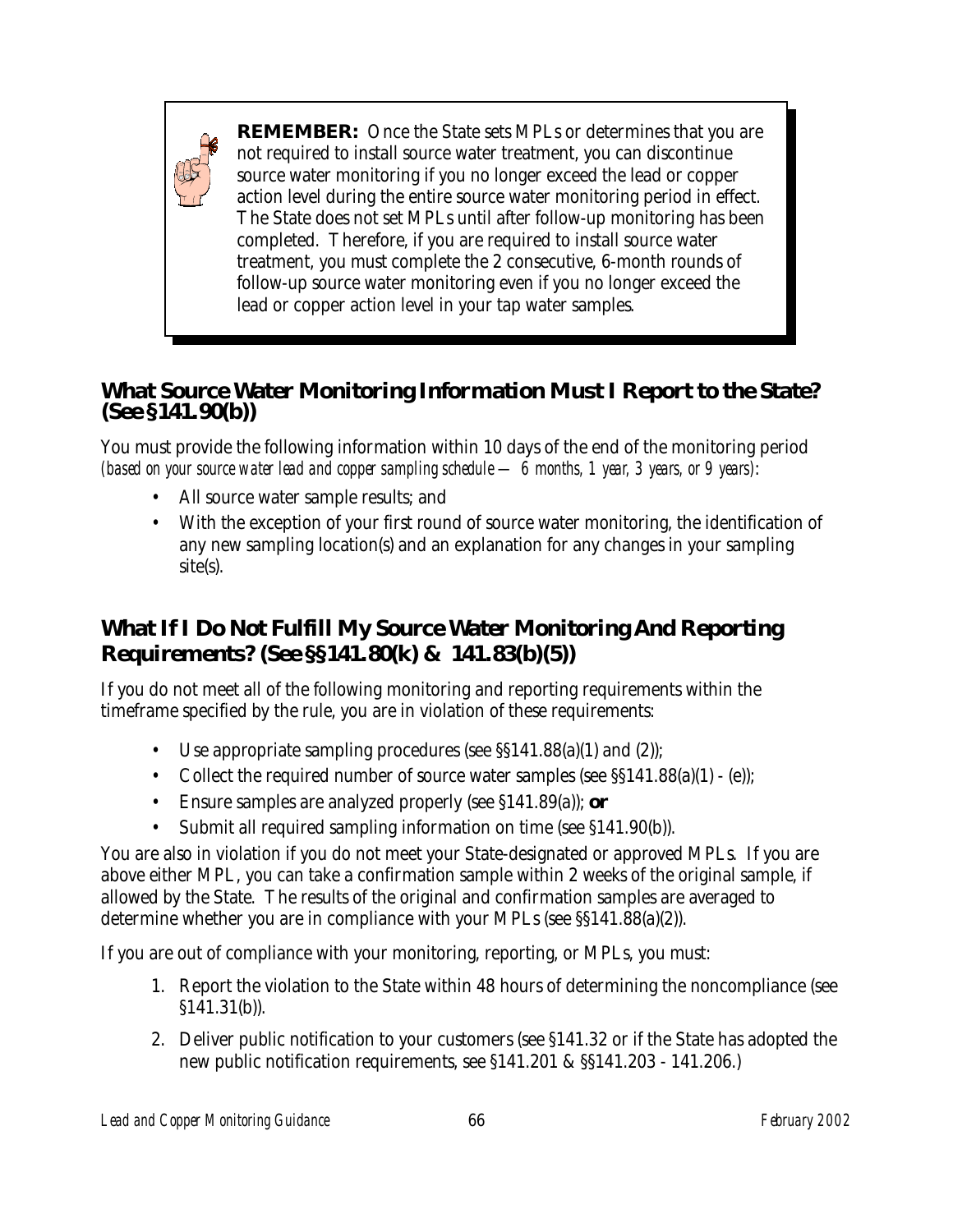> **REMEMBER:** Once the State sets MPLs or determines that you are not required to install source water treatment, you can discontinue source water monitoring if you no longer exceed the lead or copper action level during the entire source water monitoring period in effect. The State does not set MPLs until after follow-up monitoring has been completed. Therefore, if you are required to install source water treatment, you must complete the 2 consecutive, 6-month rounds of follow-up source water monitoring even if you no longer exceed the lead or copper action level in your tap water samples.

## What Source Water Monitoring Information Must I Report to the State? (See §141.90(b))

You must provide the following information within 10 days of the end of the monitoring period *(based on your source water lead and copper sampling schedule — 6 months, 1 year, 3 years, or 9 years)*:

- All source water sample results; and
- With the exception of your first round of source water monitoring, the identification of any new sampling location(s) and an explanation for any changes in your sampling site(s).

## What If I Do Not Fulfill My Source Water Monitoring And Reporting Requirements? (See §§141.80(k) & 141.83(b)(5))

If you do not meet all of the following monitoring and reporting requirements within the timeframe specified by the rule, you are in violation of these requirements:

- Use appropriate sampling procedures (see §§141.88(a)(1) and (2));
- Collect the required number of source water samples (see §§141.88(a)(1) - (e));
- Ensure samples are analyzed properly (see §141.89(a)); **or**
- Submit all required sampling information on time (see §141.90(b)).

You are also in violation if you do not meet your State-designated or approved MPLs. If you are above either MPL, you can take a confirmation sample within 2 weeks of the original sample, if allowed by the State. The results of the original and confirmation samples are averaged to determine whether you are in compliance with your MPLs (see §§141.88(a)(2)).

If you are out of compliance with your monitoring, reporting, or MPLs, you must:

1. Report the violation to the State within 48 hours of determining the noncompliance (see §141.31(b)).
2. Deliver public notification to your customers (see §141.32 or if the State has adopted the new public notification requirements, see §141.201 & §§141.203 - 141.206.)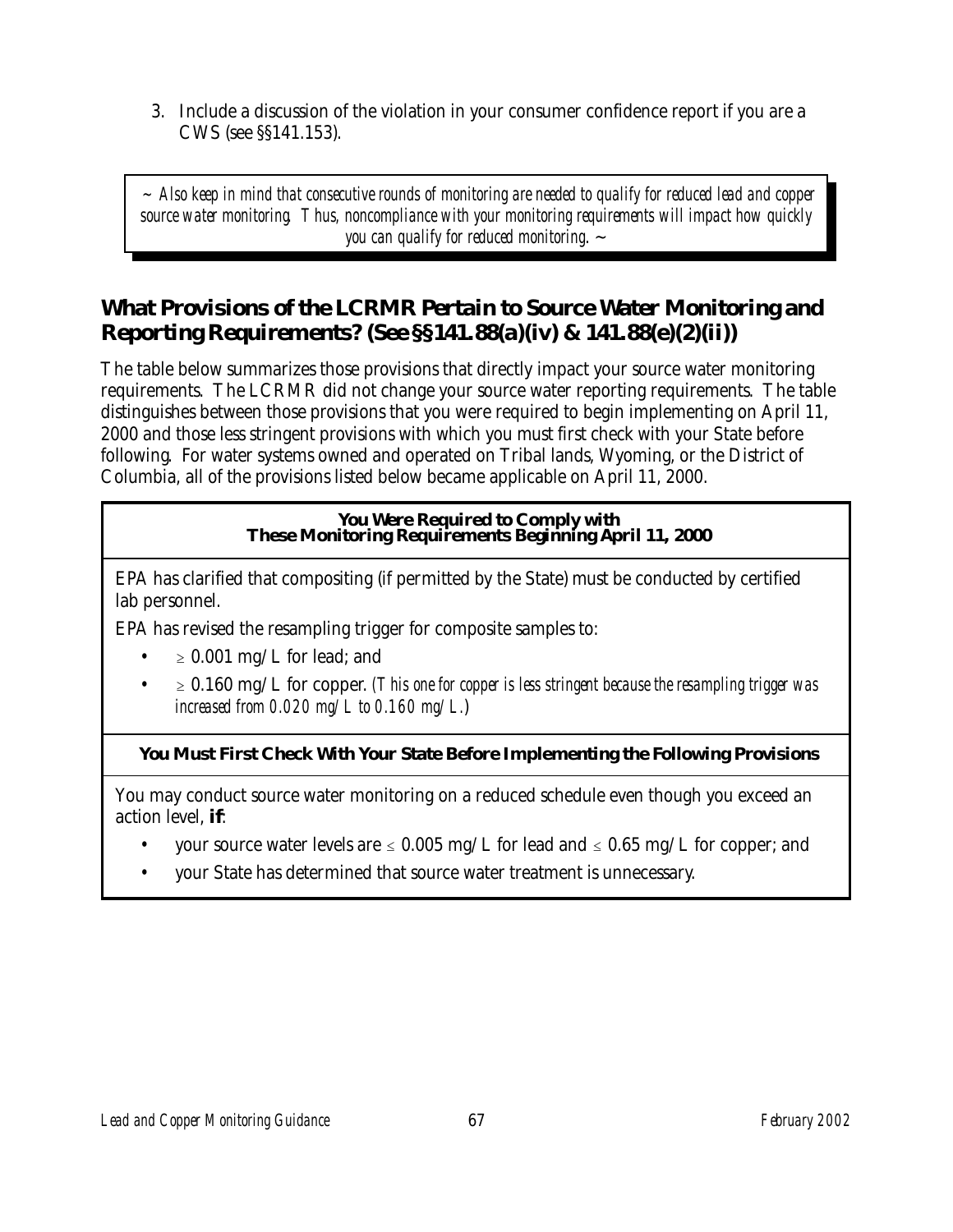3. Include a discussion of the violation in your consumer confidence report if you are a CWS (see §§141.153).

> *~ Also keep in mind that consecutive rounds of monitoring are needed to qualify for reduced lead and copper source water monitoring. Thus, noncompliance with your monitoring requirements will impact how quickly you can qualify for reduced monitoring. ~*

## What Provisions of the LCRMR Pertain to Source Water Monitoring and Reporting Requirements? (See §§141.88(a)(iv) & 141.88(e)(2)(ii))

The table below summarizes those provisions that directly impact your source water monitoring requirements. The LCRMR did not change your source water reporting requirements. The table distinguishes between those provisions that you were required to begin implementing on April 11, 2000 and those less stringent provisions with which you must first check with your State before following. For water systems owned and operated on Tribal lands, Wyoming, or the District of Columbia, all of the provisions listed below became applicable on April 11, 2000.

| **You Were Required to Comply with These Monitoring Requirements Beginning April 11, 2000** |
|---|
| EPA has clarified that compositing (if permitted by the State) must be conducted by certified lab personnel.<br>EPA has revised the resampling trigger for composite samples to:<br>• $\geq$ 0.001 mg/L for lead; and<br>• $\geq$ 0.160 mg/L for copper. *(This one for copper is less stringent because the resampling trigger was increased from 0.020 mg/L to 0.160 mg/L.)* |
| **You Must First Check With Your State Before Implementing the Following Provisions** |
| You may conduct source water monitoring on a reduced schedule even though you exceed an action level, **if**:<br>• your source water levels are $\leq$ 0.005 mg/L for lead and $\leq$ 0.65 mg/L for copper; and<br>• your State has determined that source water treatment is unnecessary. |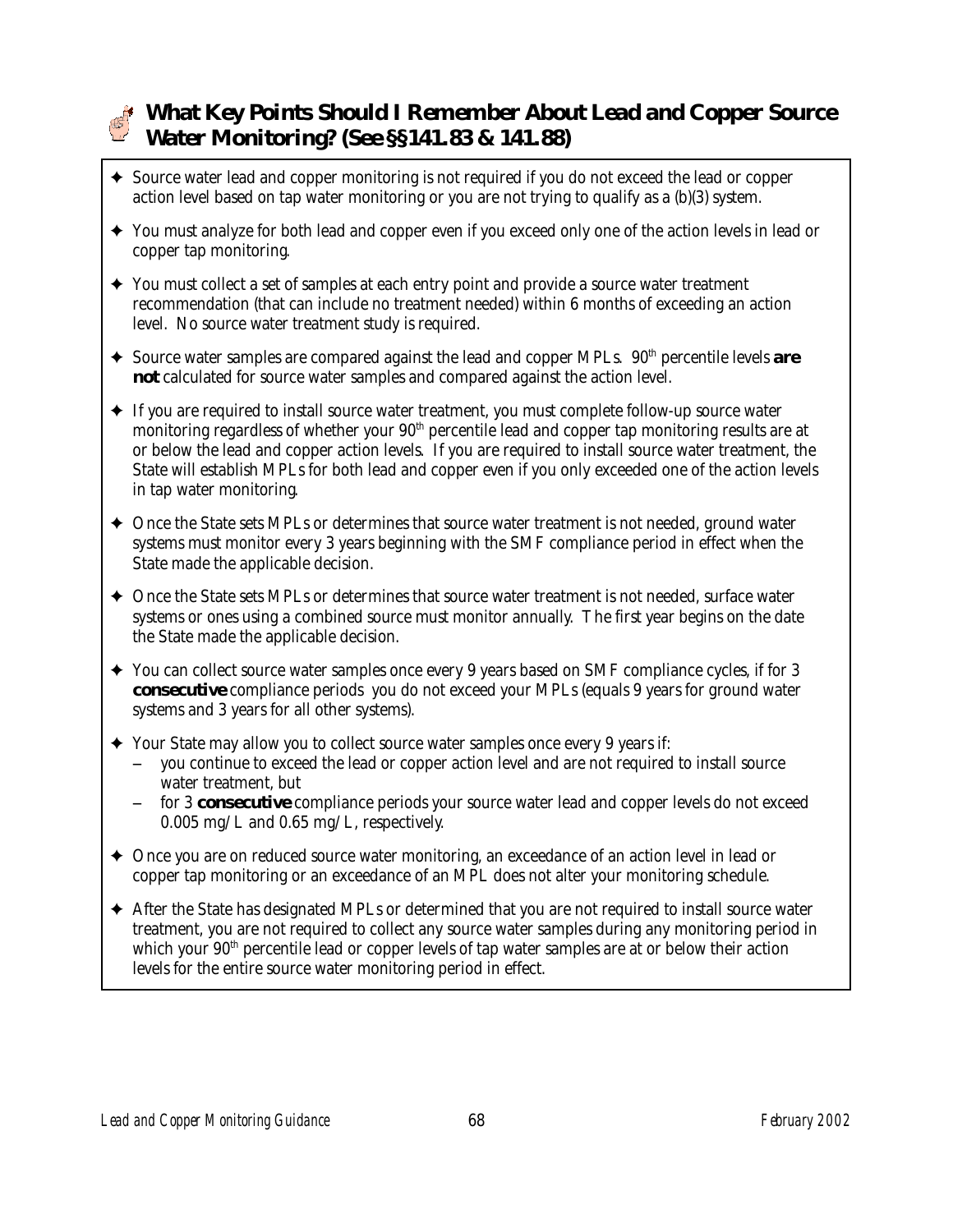## What Key Points Should I Remember About Lead and Copper Source Water Monitoring? (See §§141.83 & 141.88)

- Source water lead and copper monitoring is not required if you do not exceed the lead or copper action level based on tap water monitoring or you are not trying to qualify as a (b)(3) system.
- You must analyze for both lead and copper even if you exceed only one of the action levels in lead or copper tap monitoring.
- You must collect a set of samples at each entry point and provide a source water treatment recommendation (that can include no treatment needed) within 6 months of exceeding an action level. No source water treatment study is required.
- Source water samples are compared against the lead and copper MPLs. 90th percentile levels **are not** calculated for source water samples and compared against the action level.
- If you are required to install source water treatment, you must complete follow-up source water monitoring regardless of whether your 90th percentile lead and copper tap monitoring results are at or below the lead and copper action levels. If you are required to install source water treatment, the State will establish MPLs for both lead and copper even if you only exceeded one of the action levels in tap water monitoring.
- Once the State sets MPLs or determines that source water treatment is not needed, ground water systems must monitor every 3 years beginning with the SMF compliance period in effect when the State made the applicable decision.
- Once the State sets MPLs or determines that source water treatment is not needed, surface water systems or ones using a combined source must monitor annually. The first year begins on the date the State made the applicable decision.
- You can collect source water samples once every 9 years based on SMF compliance cycles, if for 3 **consecutive** compliance periods you do not exceed your MPLs (equals 9 years for ground water systems and 3 years for all other systems).
- Your State may allow you to collect source water samples once every 9 years if:
  - you continue to exceed the lead or copper action level and are not required to install source water treatment, but
  - for 3 **consecutive** compliance periods your source water lead and copper levels do not exceed 0.005 mg/L and 0.65 mg/L, respectively.
- Once you are on reduced source water monitoring, an exceedance of an action level in lead or copper tap monitoring or an exceedance of an MPL does not alter your monitoring schedule.
- After the State has designated MPLs or determined that you are not required to install source water treatment, you are not required to collect any source water samples during any monitoring period in which your 90th percentile lead or copper levels of tap water samples are at or below their action levels for the entire source water monitoring period in effect.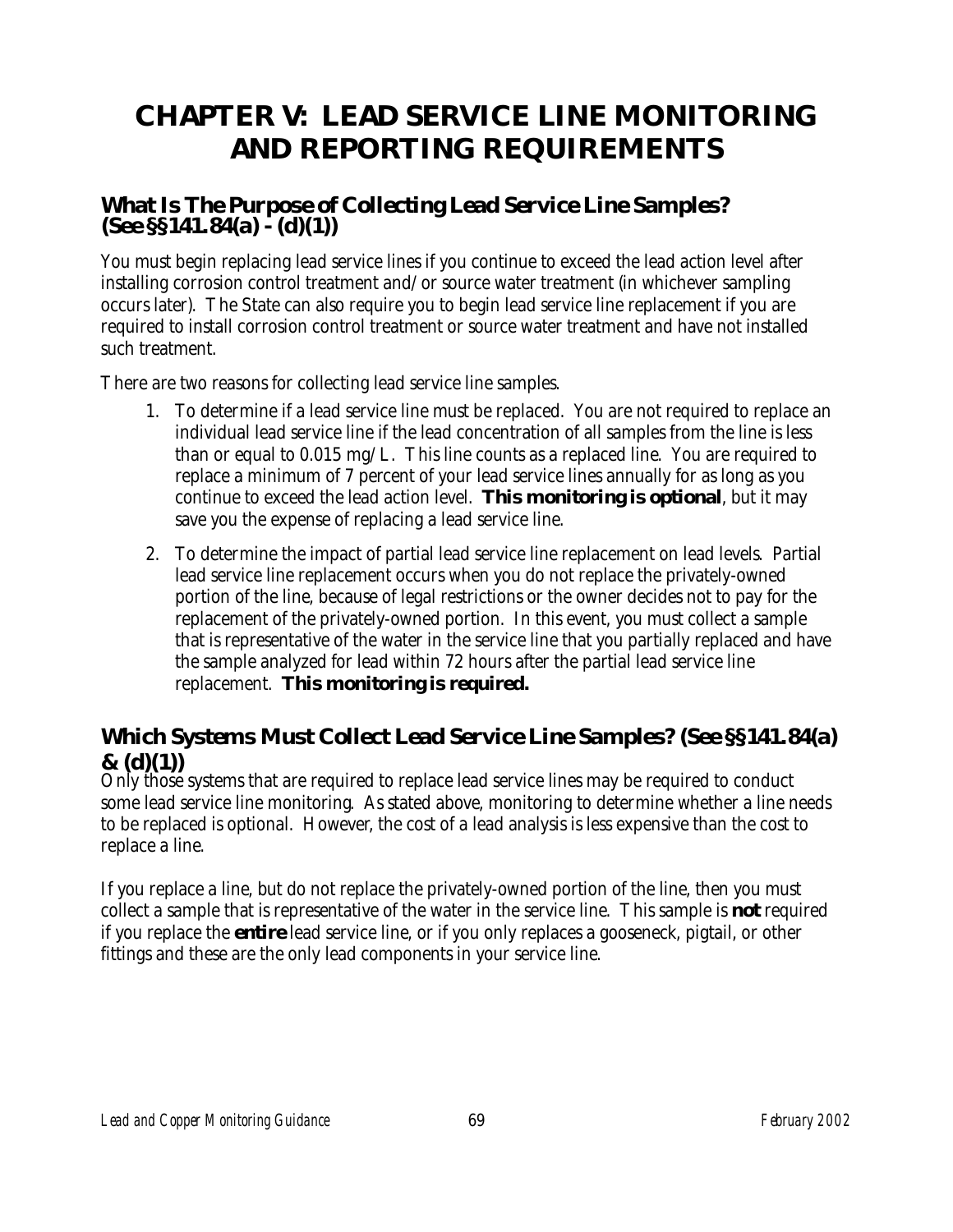# CHAPTER V: LEAD SERVICE LINE MONITORING AND REPORTING REQUIREMENTS

## What Is The Purpose of Collecting Lead Service Line Samples? (See §§141.84(a) - (d)(1))

You must begin replacing lead service lines if you continue to exceed the lead action level after installing corrosion control treatment and/or source water treatment (in whichever sampling occurs later). The State can also require you to begin lead service line replacement if you are required to install corrosion control treatment or source water treatment and have not installed such treatment.

There are two reasons for collecting lead service line samples.

1. To determine if a lead service line must be replaced. You are not required to replace an individual lead service line if the lead concentration of all samples from the line is less than or equal to 0.015 mg/L. This line counts as a replaced line. You are required to replace a minimum of 7 percent of your lead service lines annually for as long as you continue to exceed the lead action level. **This monitoring is optional**, but it may save you the expense of replacing a lead service line.

2. To determine the impact of partial lead service line replacement on lead levels. Partial lead service line replacement occurs when you do not replace the privately-owned portion of the line, because of legal restrictions or the owner decides not to pay for the replacement of the privately-owned portion. In this event, you must collect a sample that is representative of the water in the service line that you partially replaced and have the sample analyzed for lead within 72 hours after the partial lead service line replacement. **This monitoring is required.**

## Which Systems Must Collect Lead Service Line Samples? (See §§141.84(a) & (d)(1))

Only those systems that are required to replace lead service lines may be required to conduct some lead service line monitoring. As stated above, monitoring to determine whether a line needs to be replaced is optional. However, the cost of a lead analysis is less expensive than the cost to replace a line.

If you replace a line, but do not replace the privately-owned portion of the line, then you must collect a sample that is representative of the water in the service line. This sample is **not** required if you replace the **entire** lead service line, or if you only replaces a gooseneck, pigtail, or other fittings and these are the only lead components in your service line.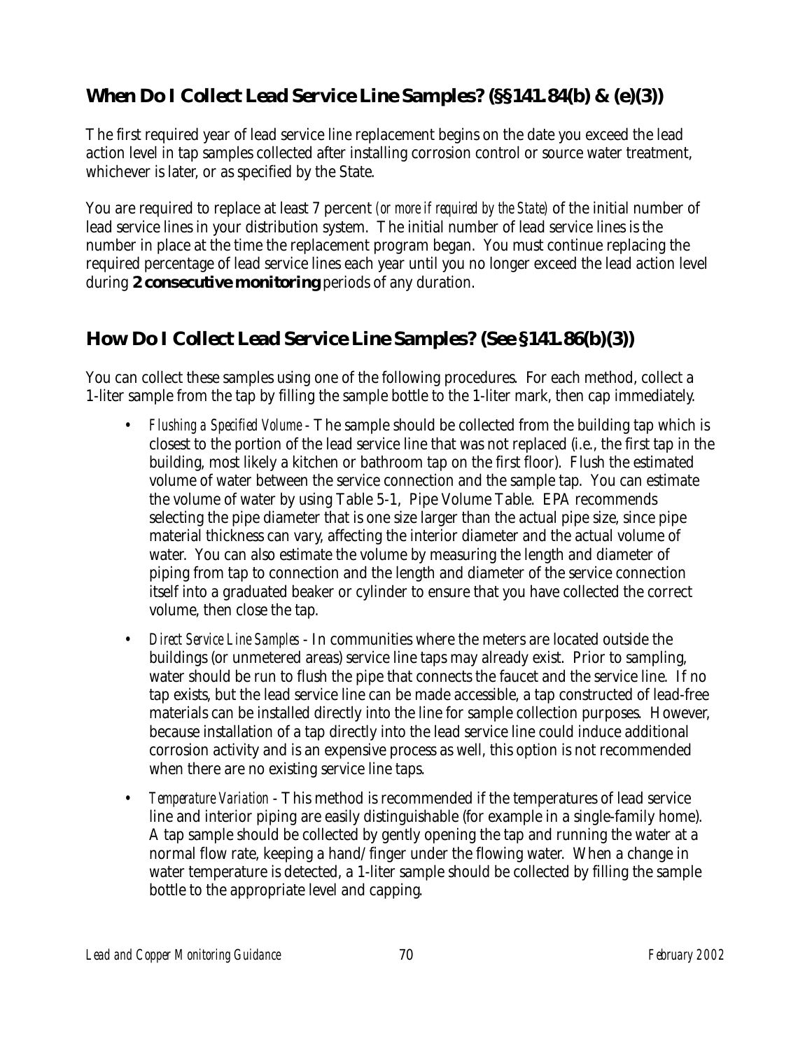## When Do I Collect Lead Service Line Samples? (§§141.84(b) & (e)(3))

The first required year of lead service line replacement begins on the date you exceed the lead action level in tap samples collected after installing corrosion control or source water treatment, whichever is later, or as specified by the State.

You are required to replace at least 7 percent *(or more if required by the State)* of the initial number of lead service lines in your distribution system. The initial number of lead service lines is the number in place at the time the replacement program began. You must continue replacing the required percentage of lead service lines each year until you no longer exceed the lead action level during **2 consecutive monitoring** periods of any duration.

## How Do I Collect Lead Service Line Samples? (See §141.86(b)(3))

You can collect these samples using one of the following procedures. For each method, collect a 1-liter sample from the tap by filling the sample bottle to the 1-liter mark, then cap immediately.

- *Flushing a Specified Volume* - The sample should be collected from the building tap which is closest to the portion of the lead service line that was not replaced (i.e., the first tap in the building, most likely a kitchen or bathroom tap on the first floor). Flush the estimated volume of water between the service connection and the sample tap. You can estimate the volume of water by using Table 5-1, Pipe Volume Table. EPA recommends selecting the pipe diameter that is one size larger than the actual pipe size, since pipe material thickness can vary, affecting the interior diameter and the actual volume of water. You can also estimate the volume by measuring the length and diameter of piping from tap to connection and the length and diameter of the service connection itself into a graduated beaker or cylinder to ensure that you have collected the correct volume, then close the tap.
- *Direct Service Line Samples* - In communities where the meters are located outside the buildings (or unmetered areas) service line taps may already exist. Prior to sampling, water should be run to flush the pipe that connects the faucet and the service line. If no tap exists, but the lead service line can be made accessible, a tap constructed of lead-free materials can be installed directly into the line for sample collection purposes. However, because installation of a tap directly into the lead service line could induce additional corrosion activity and is an expensive process as well, this option is not recommended when there are no existing service line taps.
- *Temperature Variation* - This method is recommended if the temperatures of lead service line and interior piping are easily distinguishable (for example in a single-family home). A tap sample should be collected by gently opening the tap and running the water at a normal flow rate, keeping a hand/finger under the flowing water. When a change in water temperature is detected, a 1-liter sample should be collected by filling the sample bottle to the appropriate level and capping.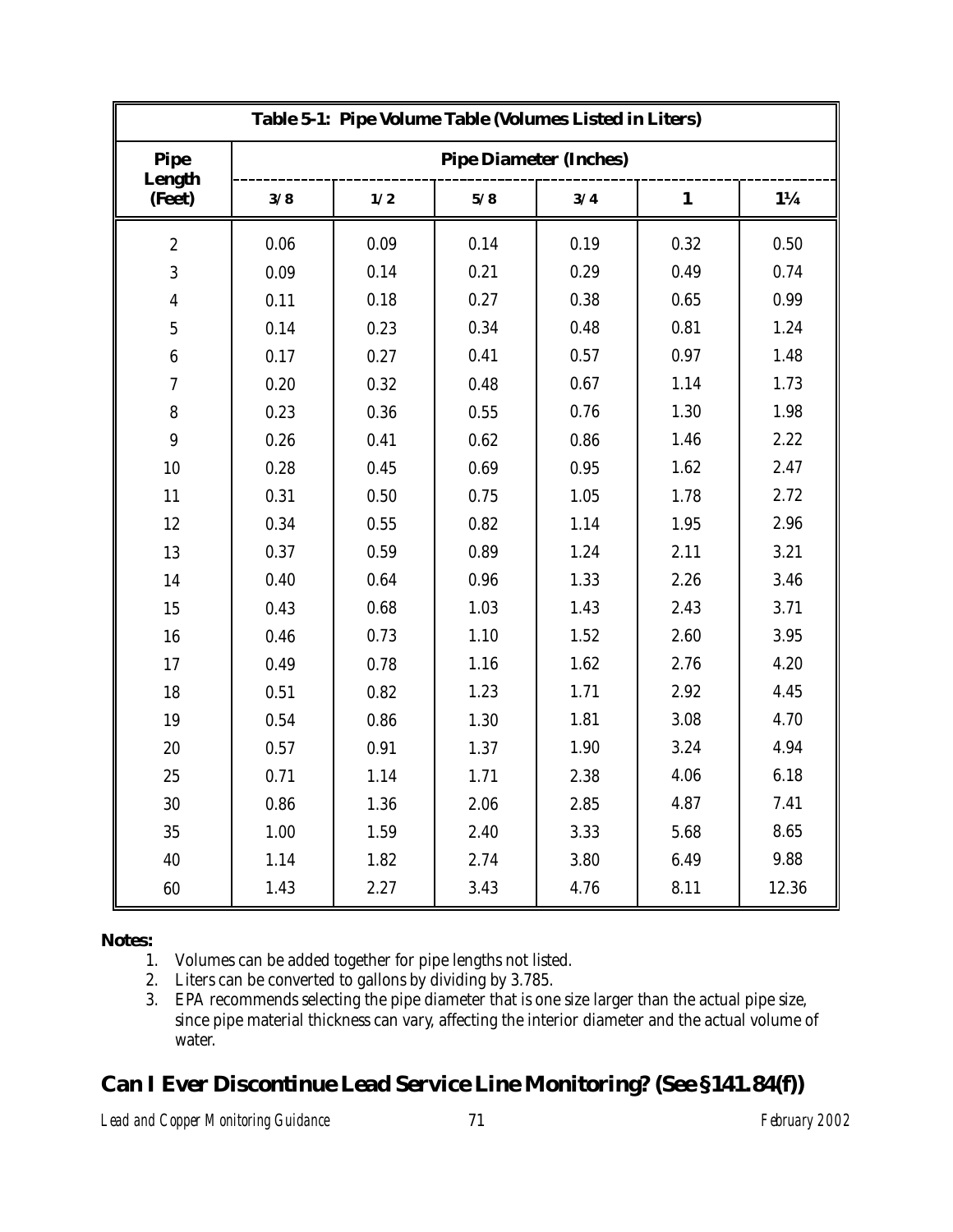| Table 5-1: Pipe Volume Table (Volumes Listed in Liters) | | | | | | |
|---|---|---|---|---|---|---|
| Pipe Length (Feet) | Pipe Diameter (Inches) | | | | | |
| | 3/8 | 1/2 | 5/8 | 3/4 | 1 | 1¼ |
| 2 | 0.06 | 0.09 | 0.14 | 0.19 | 0.32 | 0.50 |
| 3 | 0.09 | 0.14 | 0.21 | 0.29 | 0.49 | 0.74 |
| 4 | 0.11 | 0.18 | 0.27 | 0.38 | 0.65 | 0.99 |
| 5 | 0.14 | 0.23 | 0.34 | 0.48 | 0.81 | 1.24 |
| 6 | 0.17 | 0.27 | 0.41 | 0.57 | 0.97 | 1.48 |
| 7 | 0.20 | 0.32 | 0.48 | 0.67 | 1.14 | 1.73 |
| 8 | 0.23 | 0.36 | 0.55 | 0.76 | 1.30 | 1.98 |
| 9 | 0.26 | 0.41 | 0.62 | 0.86 | 1.46 | 2.22 |
| 10 | 0.28 | 0.45 | 0.69 | 0.95 | 1.62 | 2.47 |
| 11 | 0.31 | 0.50 | 0.75 | 1.05 | 1.78 | 2.72 |
| 12 | 0.34 | 0.55 | 0.82 | 1.14 | 1.95 | 2.96 |
| 13 | 0.37 | 0.59 | 0.89 | 1.24 | 2.11 | 3.21 |
| 14 | 0.40 | 0.64 | 0.96 | 1.33 | 2.26 | 3.46 |
| 15 | 0.43 | 0.68 | 1.03 | 1.43 | 2.43 | 3.71 |
| 16 | 0.46 | 0.73 | 1.10 | 1.52 | 2.60 | 3.95 |
| 17 | 0.49 | 0.78 | 1.16 | 1.62 | 2.76 | 4.20 |
| 18 | 0.51 | 0.82 | 1.23 | 1.71 | 2.92 | 4.45 |
| 19 | 0.54 | 0.86 | 1.30 | 1.81 | 3.08 | 4.70 |
| 20 | 0.57 | 0.91 | 1.37 | 1.90 | 3.24 | 4.94 |
| 25 | 0.71 | 1.14 | 1.71 | 2.38 | 4.06 | 6.18 |
| 30 | 0.86 | 1.36 | 2.06 | 2.85 | 4.87 | 7.41 |
| 35 | 1.00 | 1.59 | 2.40 | 3.33 | 5.68 | 8.65 |
| 40 | 1.14 | 1.82 | 2.74 | 3.80 | 6.49 | 9.88 |
| 60 | 1.43 | 2.27 | 3.43 | 4.76 | 8.11 | 12.36 |

**Notes:**

1. Volumes can be added together for pipe lengths not listed.
2. Liters can be converted to gallons by dividing by 3.785.
3. EPA recommends selecting the pipe diameter that is one size larger than the actual pipe size, since pipe material thickness can vary, affecting the interior diameter and the actual volume of water.

## Can I Ever Discontinue Lead Service Line Monitoring? (See §141.84(f))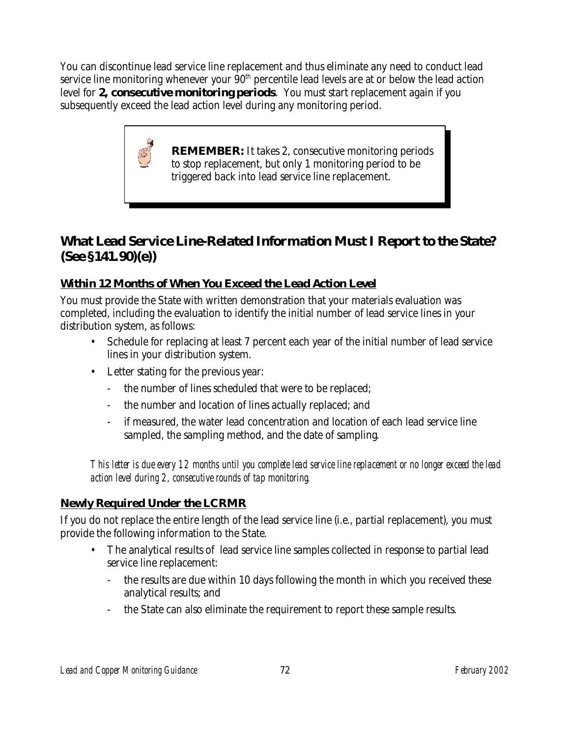You can discontinue lead service line replacement and thus eliminate any need to conduct lead service line monitoring whenever your 90[th] percentile lead levels are at or below the lead action level for **2, consecutive monitoring periods**. You must start replacement again if you subsequently exceed the lead action level during any monitoring period.

> **REMEMBER:** It takes 2, consecutive monitoring periods to stop replacement, but only 1 monitoring period to be triggered back into lead service line replacement.

## What Lead Service Line-Related Information Must I Report to the State? (See §141.90)(e))

### Within 12 Months of When You Exceed the Lead Action Level

You must provide the State with written demonstration that your materials evaluation was completed, including the evaluation to identify the initial number of lead service lines in your distribution system, as follows:

- Schedule for replacing at least 7 percent each year of the initial number of lead service lines in your distribution system.
- Letter stating for the previous year:
  - the number of lines scheduled that were to be replaced;
  - the number and location of lines actually replaced; and
  - if measured, the water lead concentration and location of each lead service line sampled, the sampling method, and the date of sampling.

*This letter is due every 12 months until you complete lead service line replacement or no longer exceed the lead action level during 2, consecutive rounds of tap monitoring.*

### Newly Required Under the LCRMR

If you do not replace the entire length of the lead service line (i.e., partial replacement), you must provide the following information to the State.

- The analytical results of lead service line samples collected in response to partial lead service line replacement:
  - the results are due within 10 days following the month in which you received these analytical results; and
  - the State can also eliminate the requirement to report these sample results.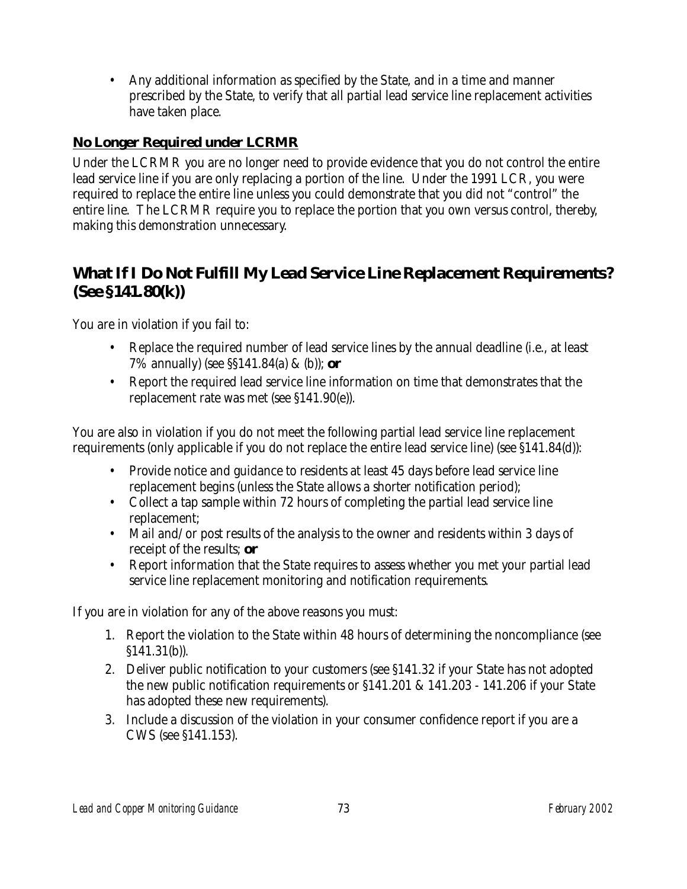- Any additional information as specified by the State, and in a time and manner prescribed by the State, to verify that all partial lead service line replacement activities have taken place.

### No Longer Required under LCRMR

Under the LCRMR you are no longer need to provide evidence that you do not control the entire lead service line if you are only replacing a portion of the line. Under the 1991 LCR, you were required to replace the entire line unless you could demonstrate that you did not "control" the entire line. The LCRMR require you to replace the portion that you own versus control, thereby, making this demonstration unnecessary.

## What If I Do Not Fulfill My Lead Service Line Replacement Requirements? (See §141.80(k))

You are in violation if you fail to:

- Replace the required number of lead service lines by the annual deadline (i.e., at least 7% annually) (see §§141.84(a) & (b)); **or**
- Report the required lead service line information on time that demonstrates that the replacement rate was met (see §141.90(e)).

You are also in violation if you do not meet the following partial lead service line replacement requirements (only applicable if you do not replace the entire lead service line) (see §141.84(d)):

- Provide notice and guidance to residents at least 45 days before lead service line replacement begins (unless the State allows a shorter notification period);
- Collect a tap sample within 72 hours of completing the partial lead service line replacement;
- Mail and/or post results of the analysis to the owner and residents within 3 days of receipt of the results; **or**
- Report information that the State requires to assess whether you met your partial lead service line replacement monitoring and notification requirements.

If you are in violation for any of the above reasons you must:

1. Report the violation to the State within 48 hours of determining the noncompliance (see §141.31(b)).
2. Deliver public notification to your customers (see §141.32 if your State has not adopted the new public notification requirements or §141.201 & 141.203 - 141.206 if your State has adopted these new requirements).
3. Include a discussion of the violation in your consumer confidence report if you are a CWS (see §141.153).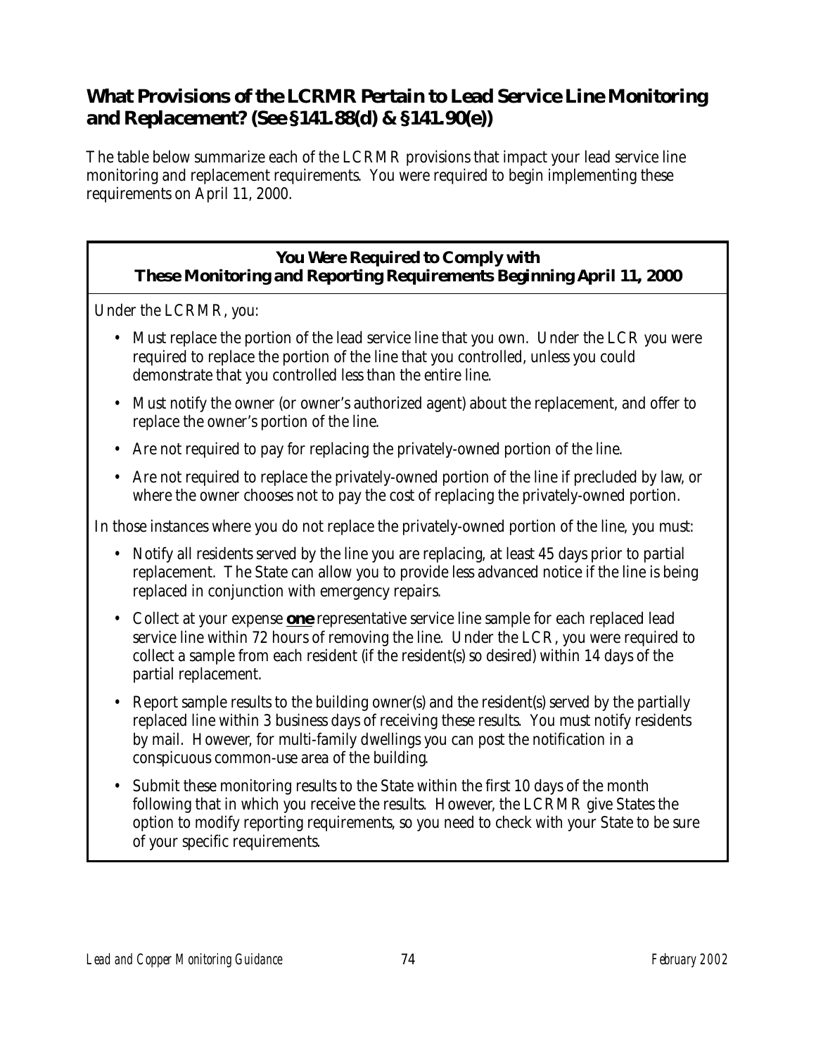## What Provisions of the LCRMR Pertain to Lead Service Line Monitoring and Replacement? (See §141.88(d) & §141.90(e))

The table below summarize each of the LCRMR provisions that impact your lead service line monitoring and replacement requirements. You were required to begin implementing these requirements on April 11, 2000.

**You Were Required to Comply with These Monitoring and Reporting Requirements Beginning April 11, 2000**

Under the LCRMR, you:

- Must replace the portion of the lead service line that you own. Under the LCR you were required to replace the portion of the line that you controlled, unless you could demonstrate that you controlled less than the entire line.
- Must notify the owner (or owner's authorized agent) about the replacement, and offer to replace the owner's portion of the line.
- Are not required to pay for replacing the privately-owned portion of the line.
- Are not required to replace the privately-owned portion of the line if precluded by law, or where the owner chooses not to pay the cost of replacing the privately-owned portion.

In those instances where you do not replace the privately-owned portion of the line, you must:

- Notify all residents served by the line you are replacing, at least 45 days prior to partial replacement. The State can allow you to provide less advanced notice if the line is being replaced in conjunction with emergency repairs.
- Collect at your expense ***one*** representative service line sample for each replaced lead service line within 72 hours of removing the line. Under the LCR, you were required to collect a sample from each resident (if the resident(s) so desired) within 14 days of the partial replacement.
- Report sample results to the building owner(s) and the resident(s) served by the partially replaced line within 3 business days of receiving these results. You must notify residents by mail. However, for multi-family dwellings you can post the notification in a conspicuous common-use area of the building.
- Submit these monitoring results to the State within the first 10 days of the month following that in which you receive the results. However, the LCRMR give States the option to modify reporting requirements, so you need to check with your State to be sure of your specific requirements.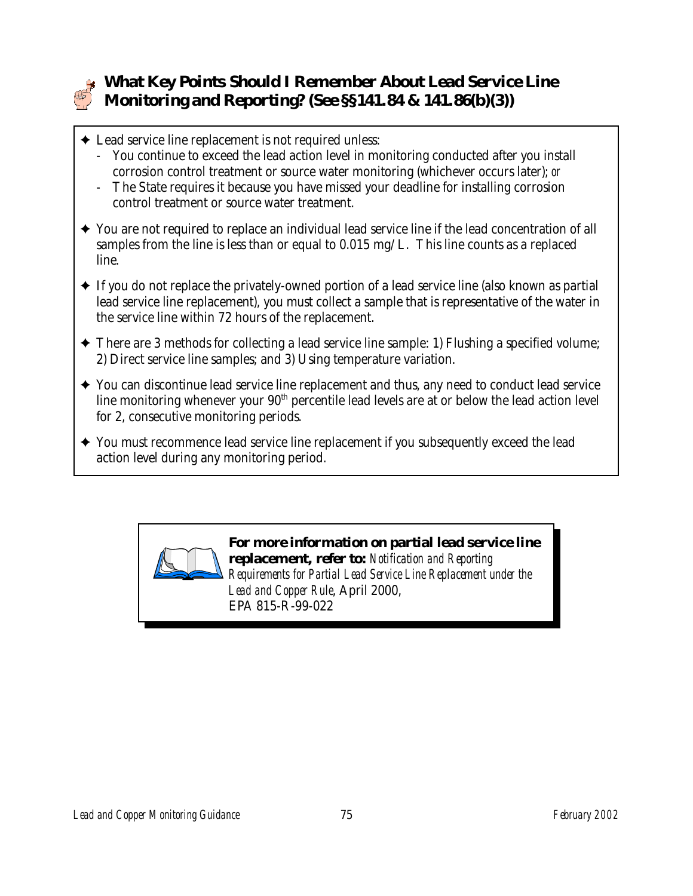## What Key Points Should I Remember About Lead Service Line Monitoring and Reporting? (See §§141.84 & 141.86(b)(3))

- Lead service line replacement is not required unless:
  - You continue to exceed the lead action level in monitoring conducted after you install corrosion control treatment or source water monitoring (whichever occurs later); *or*
  - The State requires it because you have missed your deadline for installing corrosion control treatment or source water treatment.
- You are not required to replace an individual lead service line if the lead concentration of all samples from the line is less than or equal to 0.015 mg/L. This line counts as a replaced line.
- If you do not replace the privately-owned portion of a lead service line (also known as partial lead service line replacement), you must collect a sample that is representative of the water in the service line within 72 hours of the replacement.
- There are 3 methods for collecting a lead service line sample: 1) Flushing a specified volume; 2) Direct service line samples; and 3) Using temperature variation.
- You can discontinue lead service line replacement and thus, any need to conduct lead service line monitoring whenever your 90th percentile lead levels are at or below the lead action level for 2, consecutive monitoring periods.
- You must recommence lead service line replacement if you subsequently exceed the lead action level during any monitoring period.

**For more information on partial lead service line replacement, refer to:** *Notification and Reporting Requirements for Partial Lead Service Line Replacement under the Lead and Copper Rule*, April 2000, EPA 815-R-99-022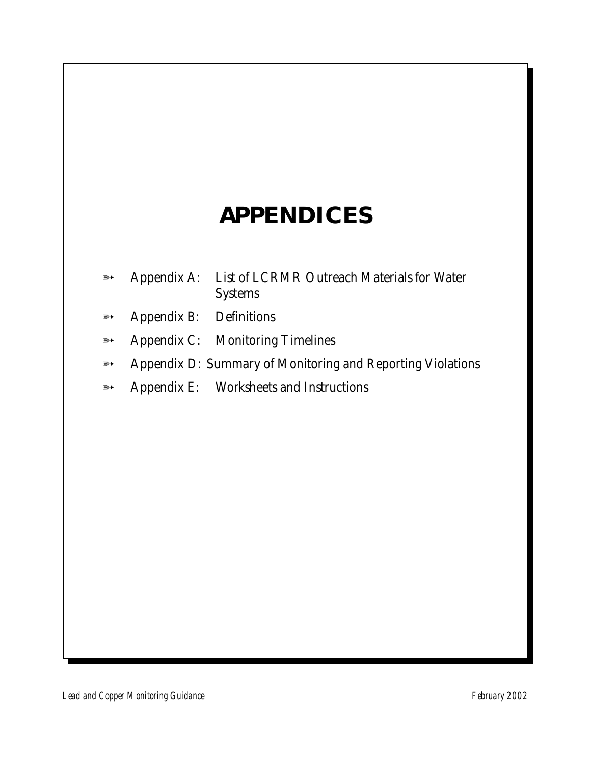# APPENDICES

- Appendix A: List of LCRMR Outreach Materials for Water Systems
- Appendix B: Definitions
- Appendix C: Monitoring Timelines
- Appendix D: Summary of Monitoring and Reporting Violations
- Appendix E: Worksheets and Instructions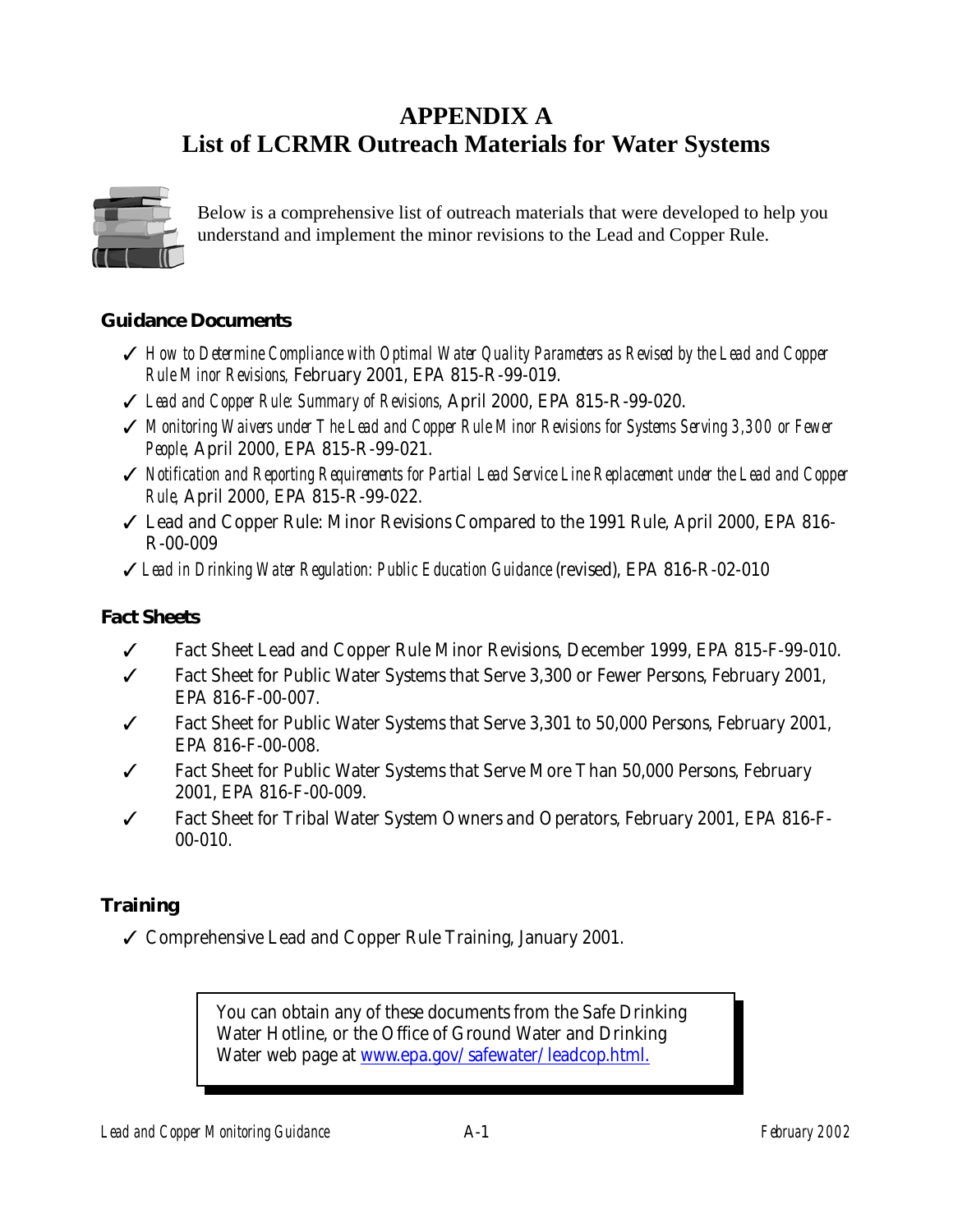# APPENDIX A
# List of LCRMR Outreach Materials for Water Systems

Below is a comprehensive list of outreach materials that were developed to help you understand and implement the minor revisions to the Lead and Copper Rule.

## Guidance Documents

- ✓ *How to Determine Compliance with Optimal Water Quality Parameters as Revised by the Lead and Copper Rule Minor Revisions,* February 2001, EPA 815-R-99-019.
- ✓ *Lead and Copper Rule: Summary of Revisions,* April 2000, EPA 815-R-99-020.
- ✓ *Monitoring Waivers under The Lead and Copper Rule Minor Revisions for Systems Serving 3,300 or Fewer People*, April 2000, EPA 815-R-99-021.
- ✓ *Notification and Reporting Requirements for Partial Lead Service Line Replacement under the Lead and Copper Rule*, April 2000, EPA 815-R-99-022.
- ✓ Lead and Copper Rule: Minor Revisions Compared to the 1991 Rule, April 2000, EPA 816-R-00-009
- ✓ *Lead in Drinking Water Regulation: Public Education Guidance* (revised), EPA 816-R-02-010

## Fact Sheets

- ✓ Fact Sheet Lead and Copper Rule Minor Revisions, December 1999, EPA 815-F-99-010.
- ✓ Fact Sheet for Public Water Systems that Serve 3,300 or Fewer Persons, February 2001, EPA 816-F-00-007.
- ✓ Fact Sheet for Public Water Systems that Serve 3,301 to 50,000 Persons, February 2001, EPA 816-F-00-008.
- ✓ Fact Sheet for Public Water Systems that Serve More Than 50,000 Persons, February 2001, EPA 816-F-00-009.
- ✓ Fact Sheet for Tribal Water System Owners and Operators, February 2001, EPA 816-F-00-010.

## Training

- ✓ Comprehensive Lead and Copper Rule Training, January 2001.

> You can obtain any of these documents from the Safe Drinking Water Hotline, or the Office of Ground Water and Drinking Water web page at www.epa.gov/safewater/leadcop.html.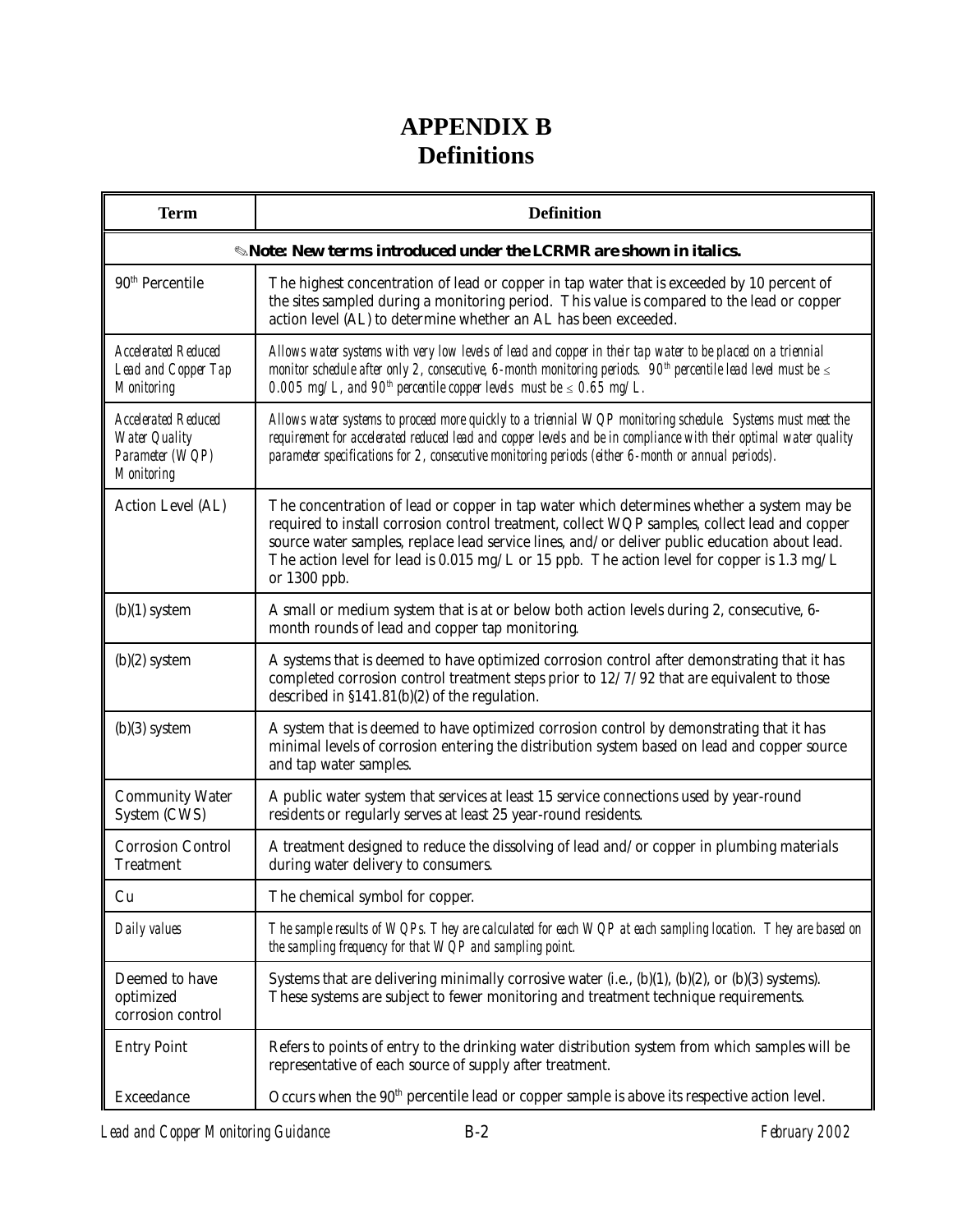# APPENDIX B
# Definitions

| Term | Definition |
|---|---|
| ✎**Note: New terms introduced under the LCRMR are shown in italics.** | |
| 90th Percentile | The highest concentration of lead or copper in tap water that is exceeded by 10 percent of the sites sampled during a monitoring period. This value is compared to the lead or copper action level (AL) to determine whether an AL has been exceeded. |
| *Accelerated Reduced Lead and Copper Tap Monitoring* | *Allows water systems with very low levels of lead and copper in their tap water to be placed on a triennial monitor schedule after only 2, consecutive, 6-month monitoring periods. 90th percentile lead level must be ≤ 0.005 mg/L, and 90th percentile copper levels must be ≤ 0.65 mg/L.* |
| *Accelerated Reduced Water Quality Parameter (WQP) Monitoring* | *Allows water systems to proceed more quickly to a triennial WQP monitoring schedule. Systems must meet the requirement for accelerated reduced lead and copper levels and be in compliance with their optimal water quality parameter specifications for 2, consecutive monitoring periods (either 6-month or annual periods).* |
| Action Level (AL) | The concentration of lead or copper in tap water which determines whether a system may be required to install corrosion control treatment, collect WQP samples, collect lead and copper source water samples, replace lead service lines, and/or deliver public education about lead. The action level for lead is 0.015 mg/L or 15 ppb. The action level for copper is 1.3 mg/L or 1300 ppb. |
| (b)(1) system | A small or medium system that is at or below both action levels during 2, consecutive, 6-month rounds of lead and copper tap monitoring. |
| (b)(2) system | A systems that is deemed to have optimized corrosion control after demonstrating that it has completed corrosion control treatment steps prior to 12/7/92 that are equivalent to those described in §141.81(b)(2) of the regulation. |
| (b)(3) system | A system that is deemed to have optimized corrosion control by demonstrating that it has minimal levels of corrosion entering the distribution system based on lead and copper source and tap water samples. |
| Community Water System (CWS) | A public water system that services at least 15 service connections used by year-round residents or regularly serves at least 25 year-round residents. |
| Corrosion Control Treatment | A treatment designed to reduce the dissolving of lead and/or copper in plumbing materials during water delivery to consumers. |
| Cu | The chemical symbol for copper. |
| *Daily values* | *The sample results of WQPs. They are calculated for each WQP at each sampling location. They are based on the sampling frequency for that WQP and sampling point.* |
| Deemed to have optimized corrosion control | Systems that are delivering minimally corrosive water (i.e., (b)(1), (b)(2), or (b)(3) systems). These systems are subject to fewer monitoring and treatment technique requirements. |
| Entry Point | Refers to points of entry to the drinking water distribution system from which samples will be representative of each source of supply after treatment. |
| Exceedance | Occurs when the 90th percentile lead or copper sample is above its respective action level. |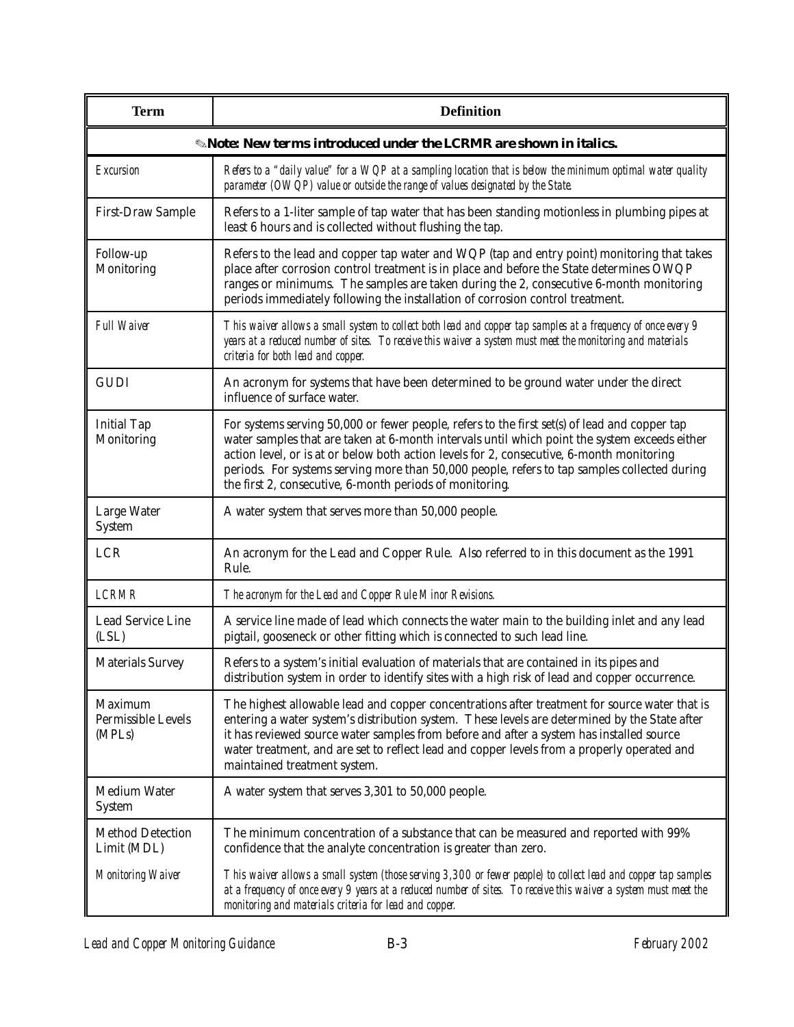| Term | Definition |
| --- | --- |
| ✎**Note: New terms introduced under the LCRMR are shown in italics.** | |
| *Excursion* | *Refers to a "daily value" for a WQP at a sampling location that is below the minimum optimal water quality parameter (OWQP) value or outside the range of values designated by the State.* |
| First-Draw Sample | Refers to a 1-liter sample of tap water that has been standing motionless in plumbing pipes at least 6 hours and is collected without flushing the tap. |
| Follow-up Monitoring | Refers to the lead and copper tap water and WQP (tap and entry point) monitoring that takes place after corrosion control treatment is in place and before the State determines OWQP ranges or minimums. The samples are taken during the 2, consecutive 6-month monitoring periods immediately following the installation of corrosion control treatment. |
| *Full Waiver* | *This waiver allows a small system to collect both lead and copper tap samples at a frequency of once every 9 years at a reduced number of sites. To receive this waiver a system must meet the monitoring and materials criteria for both lead and copper.* |
| GUDI | An acronym for systems that have been determined to be ground water under the direct influence of surface water. |
| Initial Tap Monitoring | For systems serving 50,000 or fewer people, refers to the first set(s) of lead and copper tap water samples that are taken at 6-month intervals until which point the system exceeds either action level, or is at or below both action levels for 2, consecutive, 6-month monitoring periods. For systems serving more than 50,000 people, refers to tap samples collected during the first 2, consecutive, 6-month periods of monitoring. |
| Large Water System | A water system that serves more than 50,000 people. |
| LCR | An acronym for the Lead and Copper Rule. Also referred to in this document as the 1991 Rule. |
| *LCRMR* | *The acronym for the Lead and Copper Rule Minor Revisions.* |
| Lead Service Line (LSL) | A service line made of lead which connects the water main to the building inlet and any lead pigtail, gooseneck or other fitting which is connected to such lead line. |
| Materials Survey | Refers to a system's initial evaluation of materials that are contained in its pipes and distribution system in order to identify sites with a high risk of lead and copper occurrence. |
| Maximum Permissible Levels (MPLs) | The highest allowable lead and copper concentrations after treatment for source water that is entering a water system's distribution system. These levels are determined by the State after it has reviewed source water samples from before and after a system has installed source water treatment, and are set to reflect lead and copper levels from a properly operated and maintained treatment system. |
| Medium Water System | A water system that serves 3,301 to 50,000 people. |
| Method Detection Limit (MDL) | The minimum concentration of a substance that can be measured and reported with 99% confidence that the analyte concentration is greater than zero. |
| *Monitoring Waiver* | *This waiver allows a small system (those serving 3,300 or fewer people) to collect lead and copper tap samples at a frequency of once every 9 years at a reduced number of sites. To receive this waiver a system must meet the monitoring and materials criteria for lead and copper.* |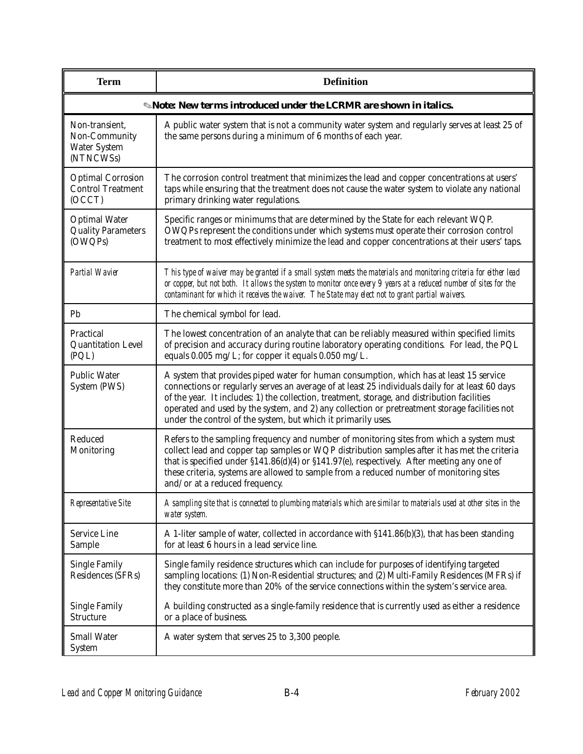| Term | Definition |
|---|---|
| ✎**Note: New terms introduced under the LCRMR are shown in italics.** | |
| Non-transient, Non-Community Water System (NTNCWSs) | A public water system that is not a community water system and regularly serves at least 25 of the same persons during a minimum of 6 months of each year. |
| Optimal Corrosion Control Treatment (OCCT) | The corrosion control treatment that minimizes the lead and copper concentrations at users' taps while ensuring that the treatment does not cause the water system to violate any national primary drinking water regulations. |
| Optimal Water Quality Parameters (OWQPs) | Specific ranges or minimums that are determined by the State for each relevant WQP. OWQPs represent the conditions under which systems must operate their corrosion control treatment to most effectively minimize the lead and copper concentrations at their users' taps. |
| *Partial Wavier* | *This type of waiver may be granted if a small system meets the materials and monitoring criteria for either lead or copper, but not both. It allows the system to monitor once every 9 years at a reduced number of sites for the contaminant for which it receives the waiver. The State may elect not to grant partial waivers.* |
| Pb | The chemical symbol for lead. |
| Practical Quantitation Level (PQL) | The lowest concentration of an analyte that can be reliably measured within specified limits of precision and accuracy during routine laboratory operating conditions. For lead, the PQL equals 0.005 mg/L; for copper it equals 0.050 mg/L. |
| Public Water System (PWS) | A system that provides piped water for human consumption, which has at least 15 service connections or regularly serves an average of at least 25 individuals daily for at least 60 days of the year. It includes: 1) the collection, treatment, storage, and distribution facilities operated and used by the system, and 2) any collection or pretreatment storage facilities not under the control of the system, but which it primarily uses. |
| Reduced Monitoring | Refers to the sampling frequency and number of monitoring sites from which a system must collect lead and copper tap samples or WQP distribution samples after it has met the criteria that is specified under §141.86(d)(4) or §141.97(e), respectively. After meeting any one of these criteria, systems are allowed to sample from a reduced number of monitoring sites and/or at a reduced frequency. |
| *Representative Site* | *A sampling site that is connected to plumbing materials which are similar to materials used at other sites in the water system.* |
| Service Line Sample | A 1-liter sample of water, collected in accordance with §141.86(b)(3), that has been standing for at least 6 hours in a lead service line. |
| Single Family Residences (SFRs) | Single family residence structures which can include for purposes of identifying targeted sampling locations: (1) Non-Residential structures; and (2) Multi-Family Residences (MFRs) if they constitute more than 20% of the service connections within the system's service area. |
| Single Family Structure | A building constructed as a single-family residence that is currently used as either a residence or a place of business. |
| Small Water System | A water system that serves 25 to 3,300 people. |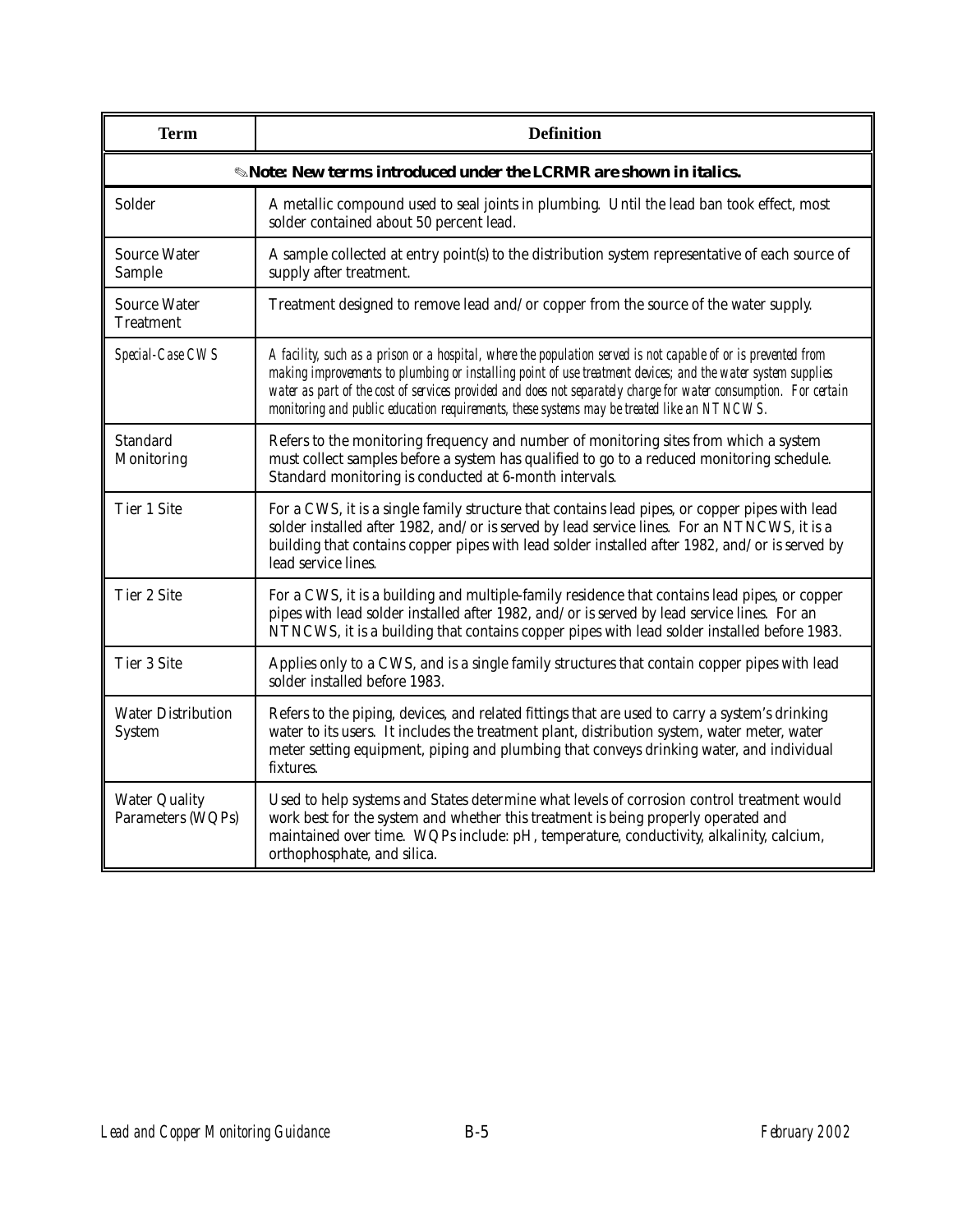| Term | Definition |
|---|---|
| ✎**Note: New terms introduced under the LCRMR are shown in italics.** | |
| Solder | A metallic compound used to seal joints in plumbing. Until the lead ban took effect, most solder contained about 50 percent lead. |
| Source Water Sample | A sample collected at entry point(s) to the distribution system representative of each source of supply after treatment. |
| Source Water Treatment | Treatment designed to remove lead and/or copper from the source of the water supply. |
| *Special-Case CWS* | *A facility, such as a prison or a hospital, where the population served is not capable of or is prevented from making improvements to plumbing or installing point of use treatment devices; and the water system supplies water as part of the cost of services provided and does not separately charge for water consumption. For certain monitoring and public education requirements, these systems may be treated like an NTNCWS.* |
| Standard Monitoring | Refers to the monitoring frequency and number of monitoring sites from which a system must collect samples before a system has qualified to go to a reduced monitoring schedule. Standard monitoring is conducted at 6-month intervals. |
| Tier 1 Site | For a CWS, it is a single family structure that contains lead pipes, or copper pipes with lead solder installed after 1982, and/or is served by lead service lines. For an NTNCWS, it is a building that contains copper pipes with lead solder installed after 1982, and/or is served by lead service lines. |
| Tier 2 Site | For a CWS, it is a building and multiple-family residence that contains lead pipes, or copper pipes with lead solder installed after 1982, and/or is served by lead service lines. For an NTNCWS, it is a building that contains copper pipes with lead solder installed before 1983. |
| Tier 3 Site | Applies only to a CWS, and is a single family structures that contain copper pipes with lead solder installed before 1983. |
| Water Distribution System | Refers to the piping, devices, and related fittings that are used to carry a system's drinking water to its users. It includes the treatment plant, distribution system, water meter, water meter setting equipment, piping and plumbing that conveys drinking water, and individual fixtures. |
| Water Quality Parameters (WQPs) | Used to help systems and States determine what levels of corrosion control treatment would work best for the system and whether this treatment is being properly operated and maintained over time. WQPs include: pH, temperature, conductivity, alkalinity, calcium, orthophosphate, and silica. |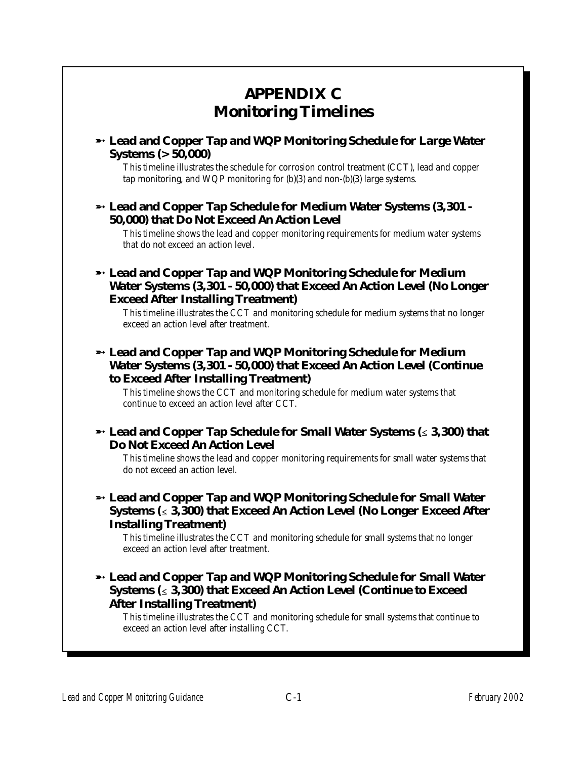# APPENDIX C
# Monitoring Timelines

- **Lead and Copper Tap and WQP Monitoring Schedule for Large Water Systems (> 50,000)**

  This timeline illustrates the schedule for corrosion control treatment (CCT), lead and copper tap monitoring, and WQP monitoring for (b)(3) and non-(b)(3) large systems.

- **Lead and Copper Tap Schedule for Medium Water Systems (3,301 - 50,000) that Do Not Exceed An Action Level**

  This timeline shows the lead and copper monitoring requirements for medium water systems that do not exceed an action level.

- **Lead and Copper Tap and WQP Monitoring Schedule for Medium Water Systems (3,301 - 50,000) that Exceed An Action Level (No Longer Exceed After Installing Treatment)**

  This timeline illustrates the CCT and monitoring schedule for medium systems that no longer exceed an action level after treatment.

- **Lead and Copper Tap and WQP Monitoring Schedule for Medium Water Systems (3,301 - 50,000) that Exceed An Action Level (Continue to Exceed After Installing Treatment)**

  This timeline shows the CCT and monitoring schedule for medium water systems that continue to exceed an action level after CCT.

- **Lead and Copper Tap Schedule for Small Water Systems (≤ 3,300) that Do Not Exceed An Action Level**

  This timeline shows the lead and copper monitoring requirements for small water systems that do not exceed an action level.

- **Lead and Copper Tap and WQP Monitoring Schedule for Small Water Systems (≤ 3,300) that Exceed An Action Level (No Longer Exceed After Installing Treatment)**

  This timeline illustrates the CCT and monitoring schedule for small systems that no longer exceed an action level after treatment.

- **Lead and Copper Tap and WQP Monitoring Schedule for Small Water Systems (≤ 3,300) that Exceed An Action Level (Continue to Exceed After Installing Treatment)**

  This timeline illustrates the CCT and monitoring schedule for small systems that continue to exceed an action level after installing CCT.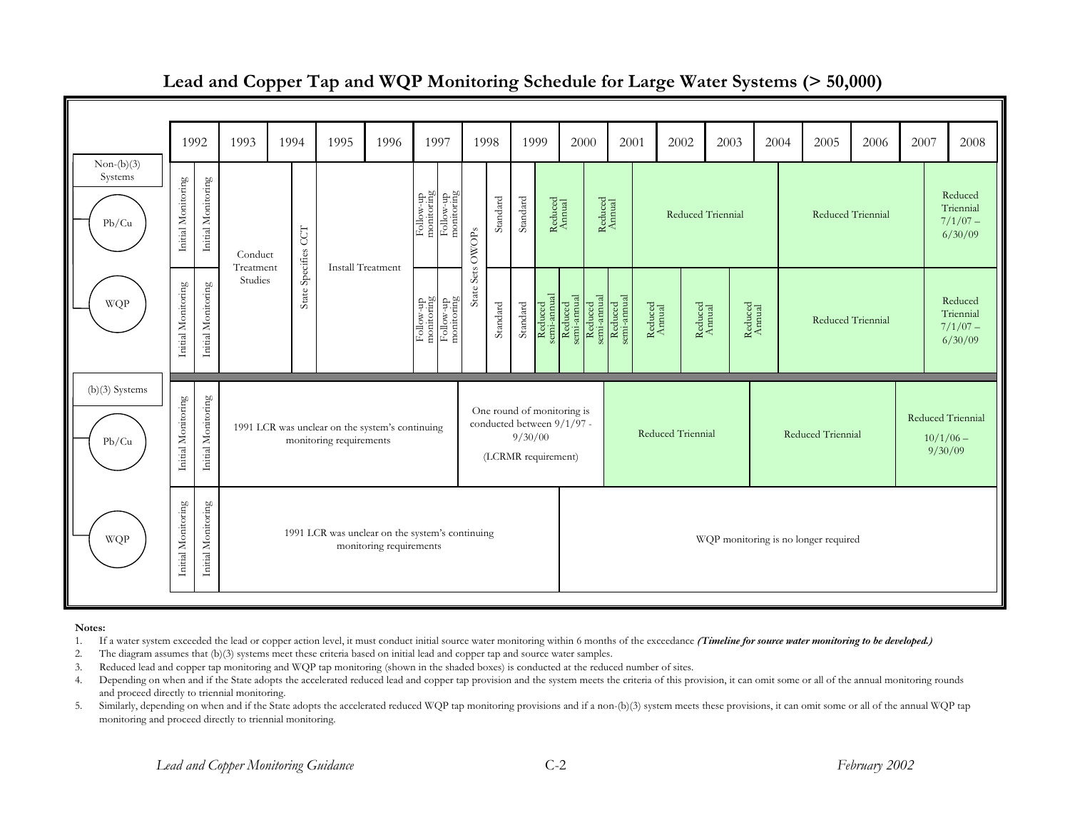## Lead and Copper Tap and WQP Monitoring Schedule for Large Water Systems (> 50,000)

| | 1992 | | 1993 | 1994 | | 1995 | 1996 | 1997 | | 1998 | | 1999 | | 2000 | | 2001 | | 2002 | 2003 | 2004 | 2005 | 2006 | 2007 | 2008 |
|---|---|---|---|---|---|---|---|---|---|---|---|---|---|---|---|---|---|---|---|---|---|---|---|---|
| **Non-(b)(3) Systems** – Pb/Cu | Initial Monitoring | Initial Monitoring | Conduct Treatment Studies | | State Specifies CCT | Install Treatment | | Follow-up monitoring | Follow-up monitoring | State Sets OWQPs | Standard | Standard | Reduced Annual | | Reduced Annual | | Reduced Triennial | | | | Reduced Triennial | | | Reduced Triennial 7/1/07 – 6/30/09 | |
| **Non-(b)(3) Systems** – WQP | Initial Monitoring | Initial Monitoring | Conduct Treatment Studies | | State Specifies CCT | Install Treatment | | Follow-up monitoring | Follow-up monitoring | State Sets OWQPs | Standard | Standard | Reduced semi-annual | Reduced semi-annual | Reduced semi-annual | Reduced semi-annual | Reduced Annual | | Reduced Annual | Reduced Annual | Reduced Triennial | | | Reduced Triennial 7/1/07 – 6/30/09 | |
| **(b)(3) Systems** – Pb/Cu | Initial Monitoring | Initial Monitoring | 1991 LCR was unclear on the system's continuing monitoring requirements | | | | | | | One round of monitoring is conducted between 9/1/97 - 9/30/00 (LCRMR requirement) | | | | | | | Reduced Triennial | | | | Reduced Triennial | | | Reduced Triennial 10/1/06 – 9/30/09 | |
| **(b)(3) Systems** – WQP | Initial Monitoring | Initial Monitoring | 1991 LCR was unclear on the system's continuing monitoring requirements | | | | | | | | | | | WQP monitoring is no longer required | | | | | | | | | | | |

**Notes:**

1. If a water system exceeded the lead or copper action level, it must conduct initial source water monitoring within 6 months of the exceedance ***(Timeline for source water monitoring to be developed.)***
2. The diagram assumes that (b)(3) systems meet these criteria based on initial lead and copper tap and source water samples.
3. Reduced lead and copper tap monitoring and WQP tap monitoring (shown in the shaded boxes) is conducted at the reduced number of sites.
4. Depending on when and if the State adopts the accelerated reduced lead and copper tap provision and the system meets the criteria of this provision, it can omit some or all of the annual monitoring rounds and proceed directly to triennial monitoring.
5. Similarly, depending on when and if the State adopts the accelerated reduced WQP tap monitoring provisions and if a non-(b)(3) system meets these provisions, it can omit some or all of the annual WQP tap monitoring and proceed directly to triennial monitoring.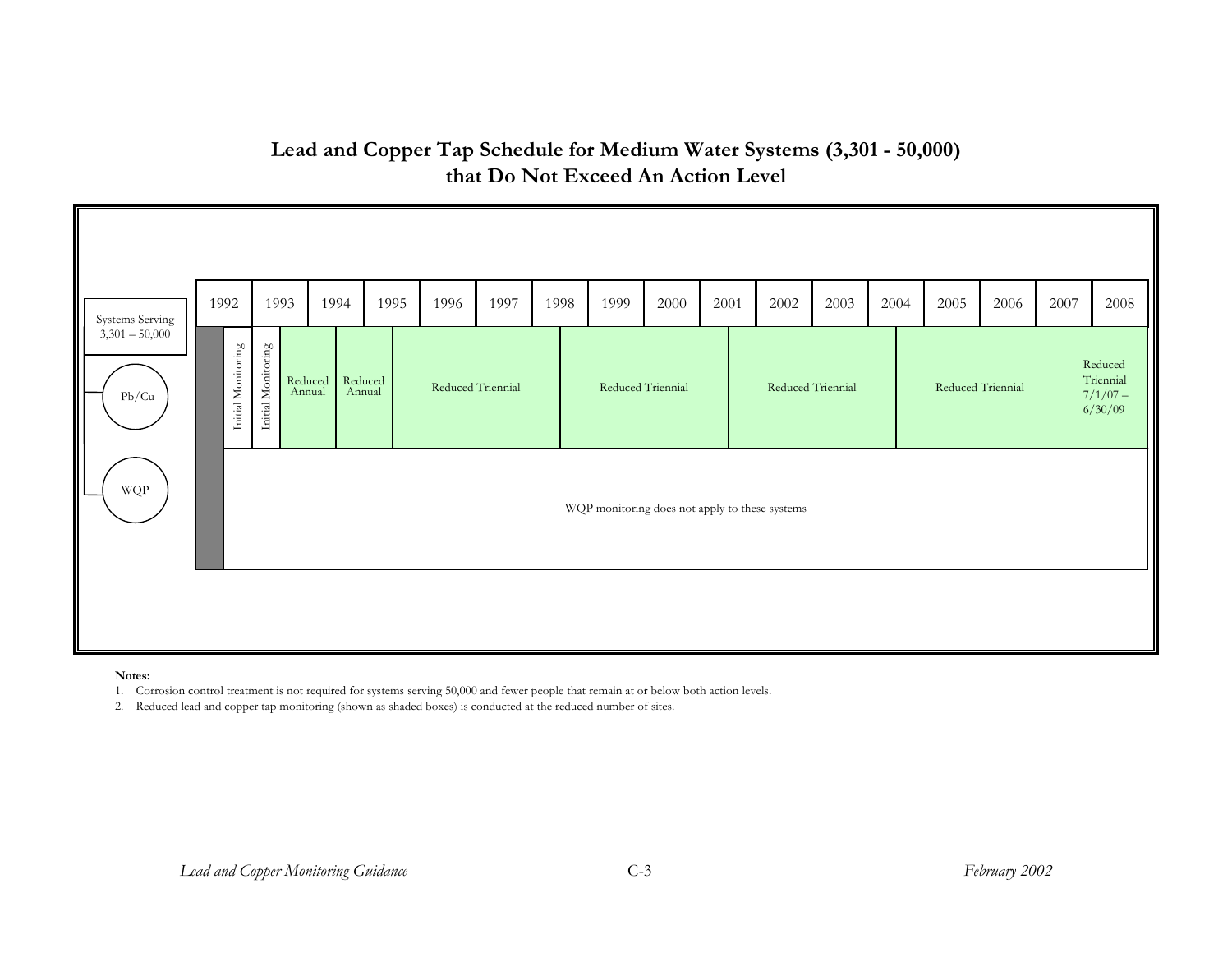## Lead and Copper Tap Schedule for Medium Water Systems (3,301 - 50,000) that Do Not Exceed An Action Level

| Systems Serving 3,301 – 50,000 | 1992 | 1993 | 1994 | 1995 | 1996 | 1997 | 1998 | 1999 | 2000 | 2001 | 2002 | 2003 | 2004 | 2005 | 2006 | 2007 | 2008 |
|---|---|---|---|---|---|---|---|---|---|---|---|---|---|---|---|---|---|
| Pb/Cu | Initial Monitoring | Initial Monitoring | Reduced Annual | Reduced Annual | Reduced Triennial | | | Reduced Triennial | | | Reduced Triennial | | | Reduced Triennial | | | Reduced Triennial 7/1/07 – 6/30/09 |
| WQP | WQP monitoring does not apply to these systems | | | | | | | | | | | | | | | | |

**Notes:**

1. Corrosion control treatment is not required for systems serving 50,000 and fewer people that remain at or below both action levels.
2. Reduced lead and copper tap monitoring (shown as shaded boxes) is conducted at the reduced number of sites.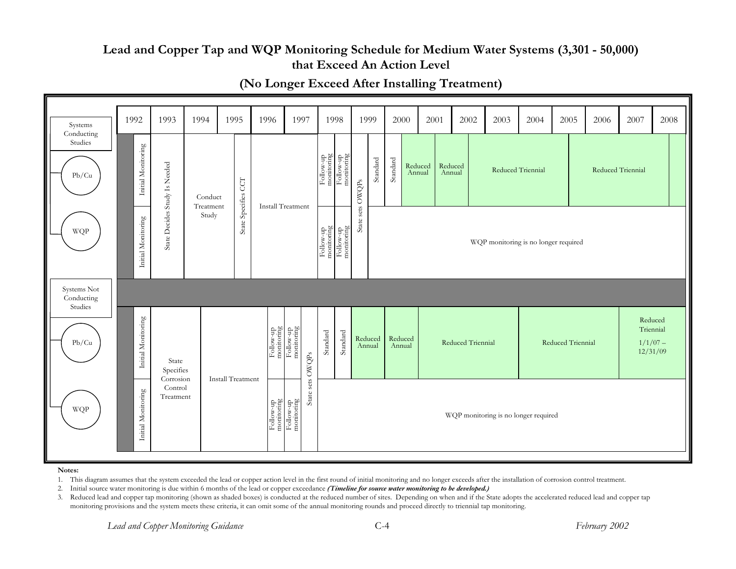# Lead and Copper Tap and WQP Monitoring Schedule for Medium Water Systems (3,301 - 50,000) that Exceed An Action Level

## (No Longer Exceed After Installing Treatment)

**Systems Conducting Studies**

| | 1992 | 1993 | 1994 | 1995 | 1996 | 1997 | 1998 | | 1999 | | 2000 | 2001 | 2002 | 2003 | 2004 | 2005 | 2006 | 2007 | 2008 |
|---|---|---|---|---|---|---|---|---|---|---|---|---|---|---|---|---|---|---|---|
| Pb/Cu | Initial Monitoring | State Decides Study Is Needed | Conduct Treatment Study | State Specifies CCT | Install Treatment | | Follow-up monitoring | Follow-up monitoring | State sets OWQPs | Standard | Standard | Reduced Annual | Reduced Annual | Reduced Triennial | | | Reduced Triennial | | |
| WQP | Initial Monitoring | State Decides Study Is Needed | Conduct Treatment Study | State Specifies CCT | Install Treatment | | Follow-up monitoring | Follow-up monitoring | State sets OWQPs | WQP monitoring is no longer required | | | | | | | | | |

**Systems Not Conducting Studies**

| | 1992 | 1993 | 1994 | 1995 | 1996 | | | 1997 | 1998 | 1999 | 2000 | 2001 | 2002 | 2003 | 2004 | 2005 | 2006 | 2007 | 2008 |
|---|---|---|---|---|---|---|---|---|---|---|---|---|---|---|---|---|---|---|---|
| Pb/Cu | Initial Monitoring | State Specifies Corrosion Control Treatment | Install Treatment | | Follow-up monitoring | Follow-up monitoring | State sets OWQPs | Standard | Standard | Reduced Annual | Reduced Annual | Reduced Triennial | | | Reduced Triennial | | | Reduced Triennial 1/1/07 – 12/31/09 | |
| WQP | Initial Monitoring | State Specifies Corrosion Control Treatment | Install Treatment | | Follow-up monitoring | Follow-up monitoring | State sets OWQPs | WQP monitoring is no longer required | | | | | | | | | | | |

**Notes:**

1. This diagram assumes that the system exceeded the lead or copper action level in the first round of initial monitoring and no longer exceeds after the installation of corrosion control treatment.
2. Initial source water monitoring is due within 6 months of the lead or copper exceedance ***(Timeline for source water monitoring to be developed.)***
3. Reduced lead and copper tap monitoring (shown as shaded boxes) is conducted at the reduced number of sites. Depending on when and if the State adopts the accelerated reduced lead and copper tap monitoring provisions and the system meets these criteria, it can omit some of the annual monitoring rounds and proceed directly to triennial tap monitoring.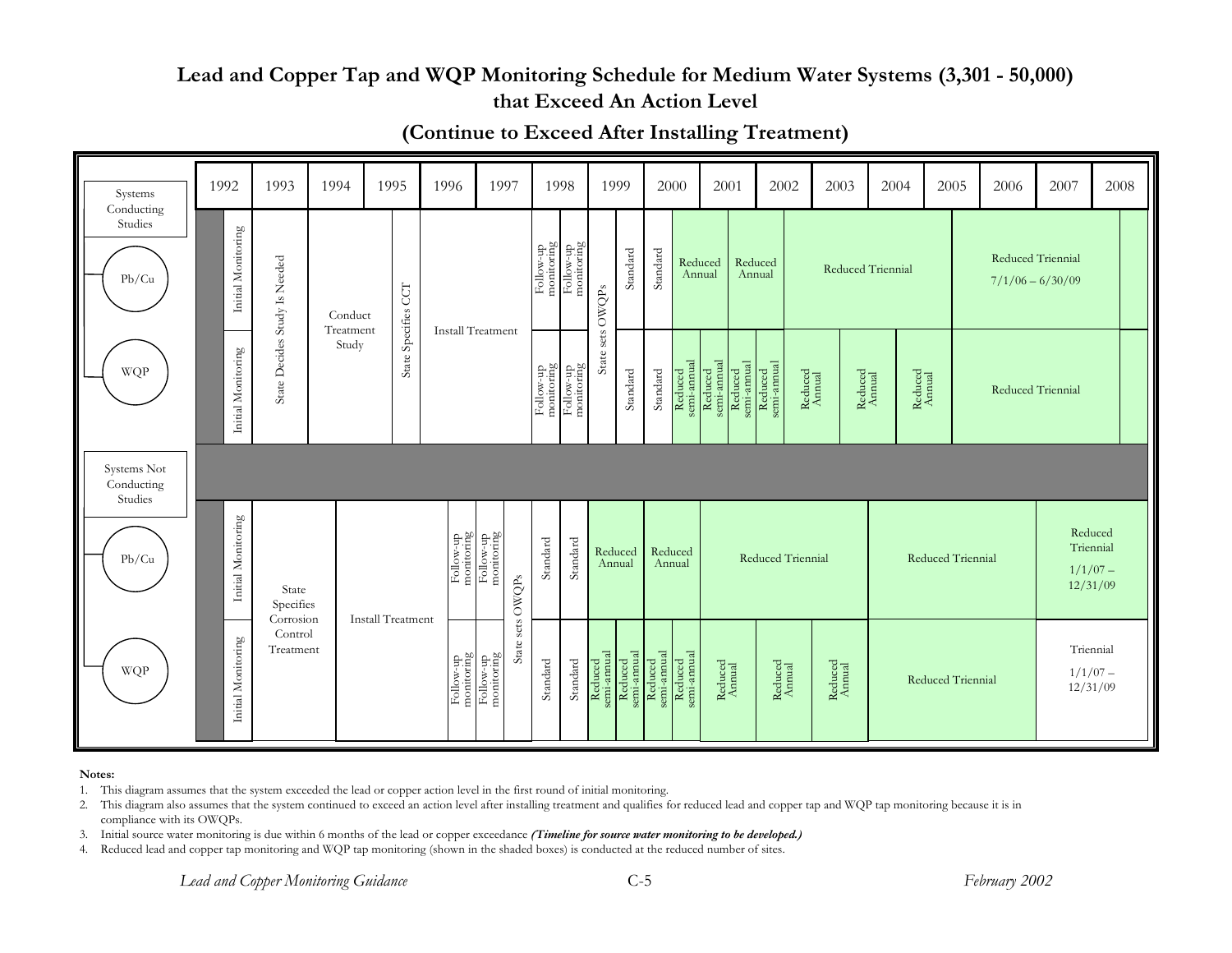## Lead and Copper Tap and WQP Monitoring Schedule for Medium Water Systems (3,301 - 50,000) that Exceed An Action Level

### (Continue to Exceed After Installing Treatment)

**Systems Conducting Studies**

| | 1992 | 1993 | 1994 | 1995 | 1996 | 1997 | 1998 | | 1999 | | 2000 | | 2001 | | 2002 | 2003 | 2004 | 2005 | 2006 | 2007 | 2008 |
|---|---|---|---|---|---|---|---|---|---|---|---|---|---|---|---|---|---|---|---|---|---|
| Pb/Cu | Initial Monitoring | State Decides Study Is Needed | Conduct Treatment Study | State Specifies CCT | Install Treatment | | Follow-up monitoring | Follow-up monitoring | State sets OWQPs | Standard | Standard | Reduced Annual | | Reduced Annual | | Reduced Triennial | | | Reduced Triennial 7/1/06 – 6/30/09 | | |
| WQP | Initial Monitoring | State Decides Study Is Needed | Conduct Treatment Study | State Specifies CCT | Install Treatment | | Follow-up monitoring | Follow-up monitoring | State sets OWQPs | Standard | Standard | Reduced semi-annual | Reduced semi-annual | Reduced semi-annual | Reduced semi-annual | Reduced Annual | Reduced Annual | Reduced Annual | Reduced Triennial | | |

**Systems Not Conducting Studies**

| | 1992 | 1993 | 1994 | 1995 | 1996 | | 1997 | 1998 | | 1999 | | 2000 | | 2001 | 2002 | 2003 | 2004 | 2005 | 2006 | 2007 | 2008 |
|---|---|---|---|---|---|---|---|---|---|---|---|---|---|---|---|---|---|---|---|---|---|
| Pb/Cu | Initial Monitoring | State Specifies Corrosion Control Treatment | Install Treatment | | Follow-up monitoring | Follow-up monitoring | State sets OWQPs | Standard | Standard | Reduced Annual | | Reduced Annual | | Reduced Triennial | | | Reduced Triennial | | | Reduced Triennial 1/1/07 – 12/31/09 | |
| WQP | Initial Monitoring | State Specifies Corrosion Control Treatment | Install Treatment | | Follow-up monitoring | Follow-up monitoring | State sets OWQPs | Standard | Standard | Reduced semi-annual | Reduced semi-annual | Reduced semi-annual | Reduced semi-annual | Reduced Annual | Reduced Annual | Reduced Annual | Reduced Triennial | | | Triennial 1/1/07 – 12/31/09 | |

**Notes:**

1. This diagram assumes that the system exceeded the lead or copper action level in the first round of initial monitoring.
2. This diagram also assumes that the system continued to exceed an action level after installing treatment and qualifies for reduced lead and copper tap and WQP tap monitoring because it is in compliance with its OWQPs.
3. Initial source water monitoring is due within 6 months of the lead or copper exceedance ***(Timeline for source water monitoring to be developed.)***
4. Reduced lead and copper tap monitoring and WQP tap monitoring (shown in the shaded boxes) is conducted at the reduced number of sites.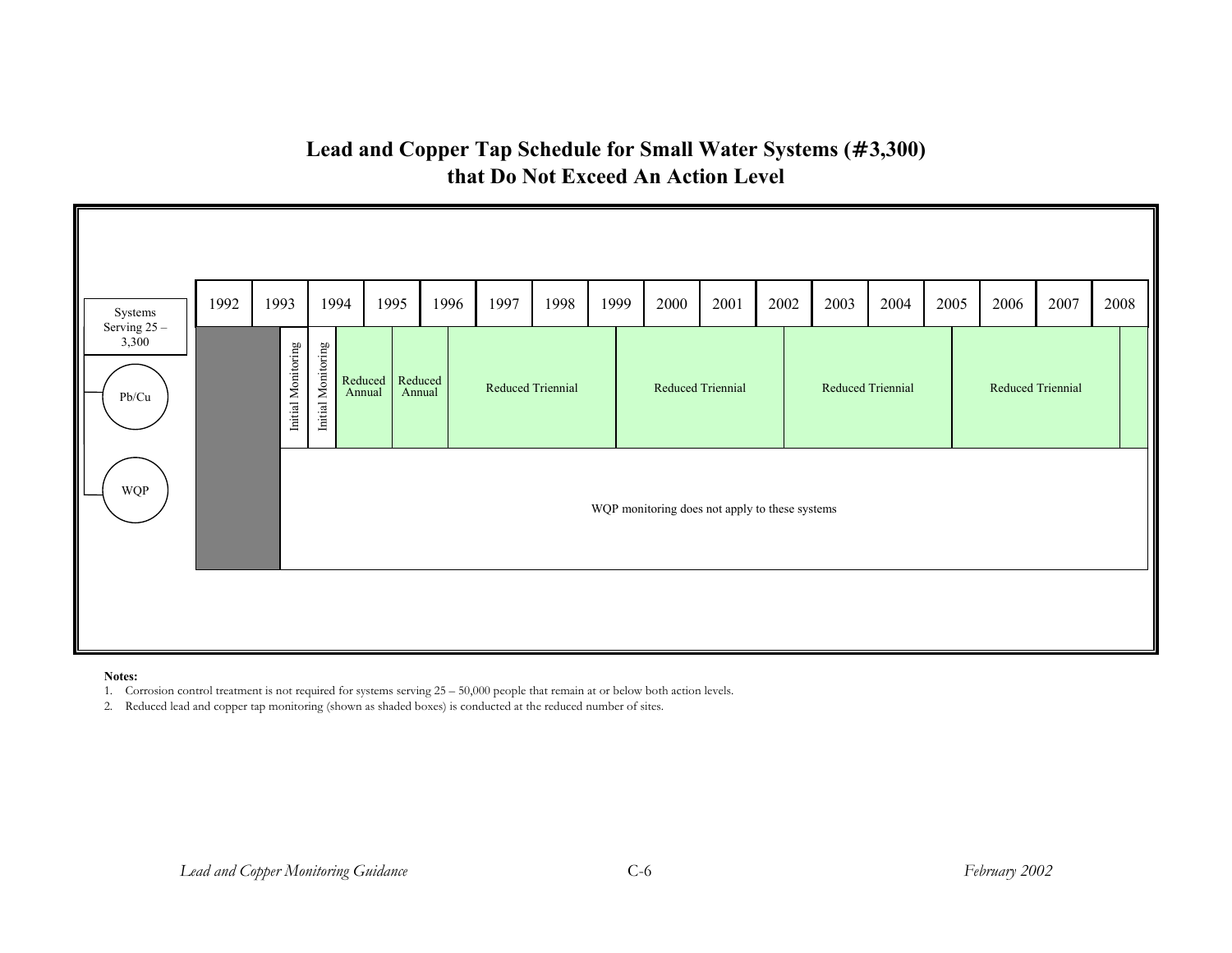# Lead and Copper Tap Schedule for Small Water Systems (≤3,300) that Do Not Exceed An Action Level

| Systems Serving 25 – 3,300 | 1992 | 1993 | 1994 | 1995 | 1996 | 1997 | 1998 | 1999 | 2000 | 2001 | 2002 | 2003 | 2004 | 2005 | 2006 | 2007 | 2008 |
|---|---|---|---|---|---|---|---|---|---|---|---|---|---|---|---|---|---|
| Pb/Cu | | Initial Monitoring / Initial Monitoring | Reduced Annual | Reduced Annual | Reduced Triennial | | | Reduced Triennial | | | Reduced Triennial | | | Reduced Triennial | | | |
| WQP | | WQP monitoring does not apply to these systems | | | | | | | | | | | | | | | |

**Notes:**

1. Corrosion control treatment is not required for systems serving 25 – 50,000 people that remain at or below both action levels.
2. Reduced lead and copper tap monitoring (shown as shaded boxes) is conducted at the reduced number of sites.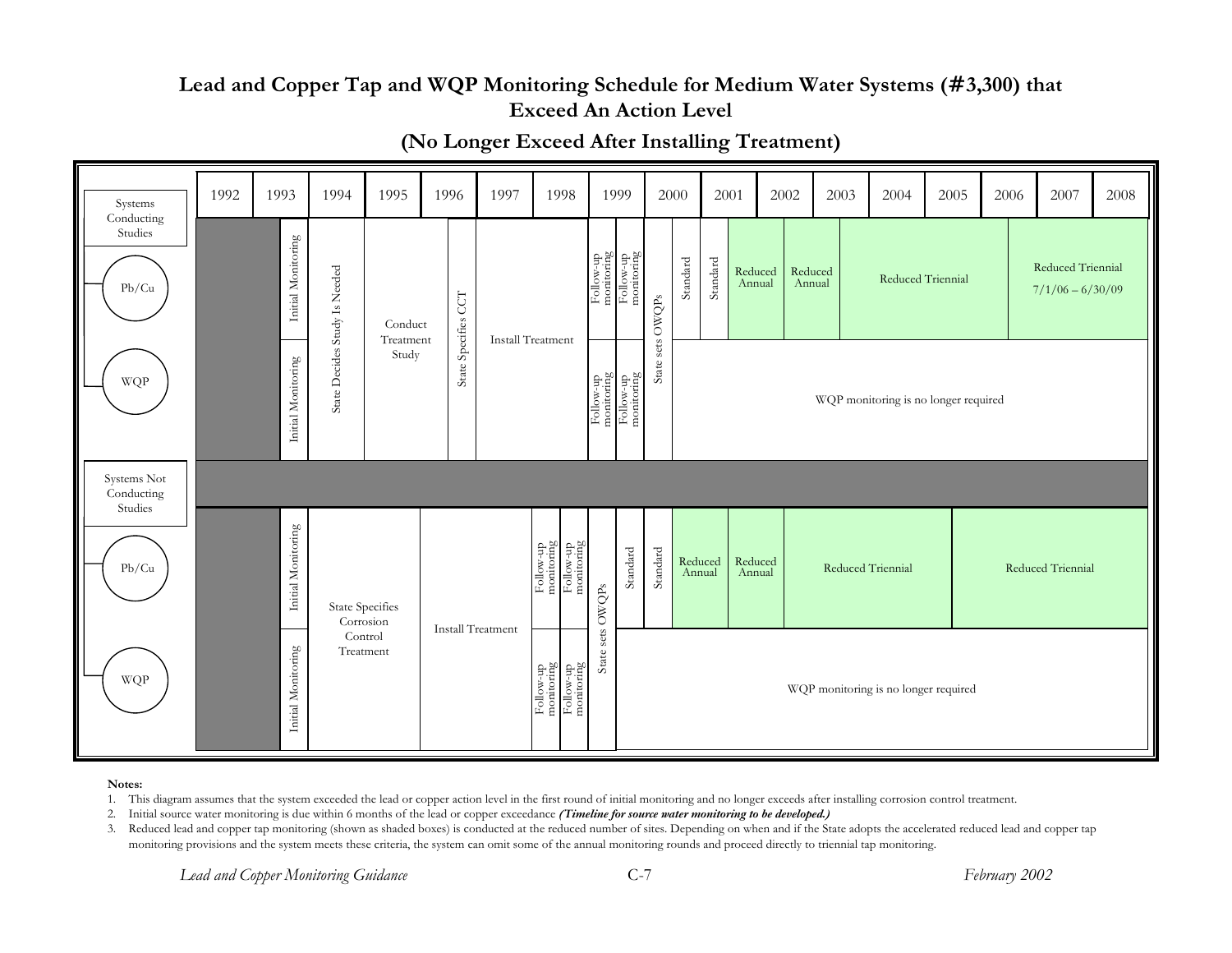## Lead and Copper Tap and WQP Monitoring Schedule for Medium Water Systems (#3,300) that Exceed An Action Level

## (No Longer Exceed After Installing Treatment)

**Systems Conducting Studies**

| | 1992 | 1993 | 1994 | 1995 | 1996 | 1997 | 1998 | 1999 | | 2000 | | 2001 | 2002 | 2003 | 2004 | 2005 | 2006 | 2007 | 2008 |
|---|---|---|---|---|---|---|---|---|---|---|---|---|---|---|---|---|---|---|---|
| Pb/Cu | | Initial Monitoring | State Decides Study Is Needed | Conduct Treatment Study | State Specifies CCT | Install Treatment | | Follow-up monitoring | Follow-up monitoring | State sets OWQPs | Standard | Standard | Reduced Annual | Reduced Annual | Reduced Triennial | | | Reduced Triennial 7/1/06 – 6/30/09 | |
| WQP | | Initial Monitoring | State Decides Study Is Needed | Conduct Treatment Study | State Specifies CCT | Install Treatment | | Follow-up monitoring | Follow-up monitoring | State sets OWQPs | WQP monitoring is no longer required | | | | | | | | |

**Systems Not Conducting Studies**

| | 1992 | 1993 | 1994 | 1995 | 1996 | 1997 | 1998 | | 1999 | 2000 | | 2001 | 2002 | 2003 | 2004 | 2005 | 2006 | 2007 | 2008 |
|---|---|---|---|---|---|---|---|---|---|---|---|---|---|---|---|---|---|---|---|
| Pb/Cu | | Initial Monitoring | State Specifies Corrosion Control Treatment | | Install Treatment | | Follow-up monitoring | Follow-up monitoring | State sets OWQPs | Standard | Standard | Reduced Annual | Reduced Annual | Reduced Triennial | | | Reduced Triennial | | |
| WQP | | Initial Monitoring | State Specifies Corrosion Control Treatment | | Install Treatment | | Follow-up monitoring | Follow-up monitoring | State sets OWQPs | WQP monitoring is no longer required | | | | | | | | | |

**Notes:**

1. This diagram assumes that the system exceeded the lead or copper action level in the first round of initial monitoring and no longer exceeds after installing corrosion control treatment.
2. Initial source water monitoring is due within 6 months of the lead or copper exceedance ***(Timeline for source water monitoring to be developed.)***
3. Reduced lead and copper tap monitoring (shown as shaded boxes) is conducted at the reduced number of sites. Depending on when and if the State adopts the accelerated reduced lead and copper tap monitoring provisions and the system meets these criteria, the system can omit some of the annual monitoring rounds and proceed directly to triennial tap monitoring.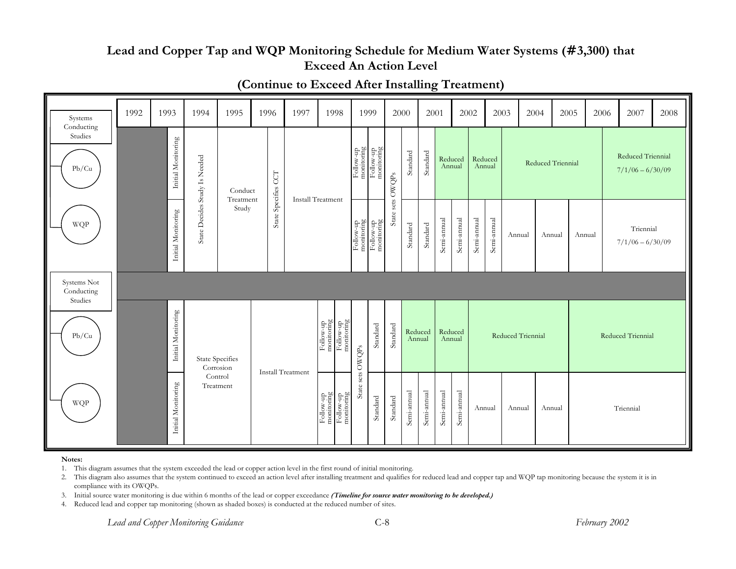## Lead and Copper Tap and WQP Monitoring Schedule for Medium Water Systems (#3,300) that Exceed An Action Level

### (Continue to Exceed After Installing Treatment)

**Systems Conducting Studies**

| | 1992 | 1993 | 1994 | 1995 | 1996 | 1997 | 1998 | 1999 | 2000 | 2001 | 2002 | 2003 | 2004 | 2005 | 2006 | 2007 | 2008 |
|---|---|---|---|---|---|---|---|---|---|---|---|---|---|---|---|---|---|
| Pb/Cu | | Initial Monitoring | State Decides Study Is Needed | Conduct Treatment Study | State Specifies CCT | Install Treatment | | Follow-up monitoring; Follow-up monitoring | State sets OWQPs; Standard | Standard; Reduced Annual | Reduced Annual | Reduced Annual | Reduced Triennial | Reduced Triennial | | Reduced Triennial 7/1/06 – 6/30/09 | |
| WQP | | Initial Monitoring | State Decides Study Is Needed | Conduct Treatment Study | State Specifies CCT | Install Treatment | | Follow-up monitoring; Follow-up monitoring | State sets OWQPs; Standard | Standard; Semi-annual | Semi-annual; Semi-annual | Semi-annual | Annual | Annual | Annual | Triennial 7/1/06 – 6/30/09 | |

**Systems Not Conducting Studies**

| | 1992 | 1993 | 1994 | 1995 | 1996 | 1997 | 1998 | 1999 | 2000 | 2001 | 2002 | 2003 | 2004 | 2005 | 2006 | 2007 | 2008 |
|---|---|---|---|---|---|---|---|---|---|---|---|---|---|---|---|---|---|
| Pb/Cu | | Initial Monitoring | State Specifies Corrosion Control Treatment | | Install Treatment | | Follow-up monitoring; Follow-up monitoring | State sets OWQPs; Standard | Standard; Reduced Annual | Reduced Annual | Reduced Triennial | | | Reduced Triennial | | | |
| WQP | | Initial Monitoring | State Specifies Corrosion Control Treatment | | Install Treatment | | Follow-up monitoring; Follow-up monitoring | State sets OWQPs; Standard | Standard; Semi-annual | Semi-annual; Semi-annual | Semi-annual; Annual | Annual | Annual | Triennial | | | |

**Notes:**

1. This diagram assumes that the system exceeded the lead or copper action level in the first round of initial monitoring.
2. This diagram also assumes that the system continued to exceed an action level after installing treatment and qualifies for reduced lead and copper tap and WQP tap monitoring because the system it is in compliance with its OWQPs.
3. Initial source water monitoring is due within 6 months of the lead or copper exceedance ***(Timeline for source water monitoring to be developed.)***
4. Reduced lead and copper tap monitoring (shown as shaded boxes) is conducted at the reduced number of sites.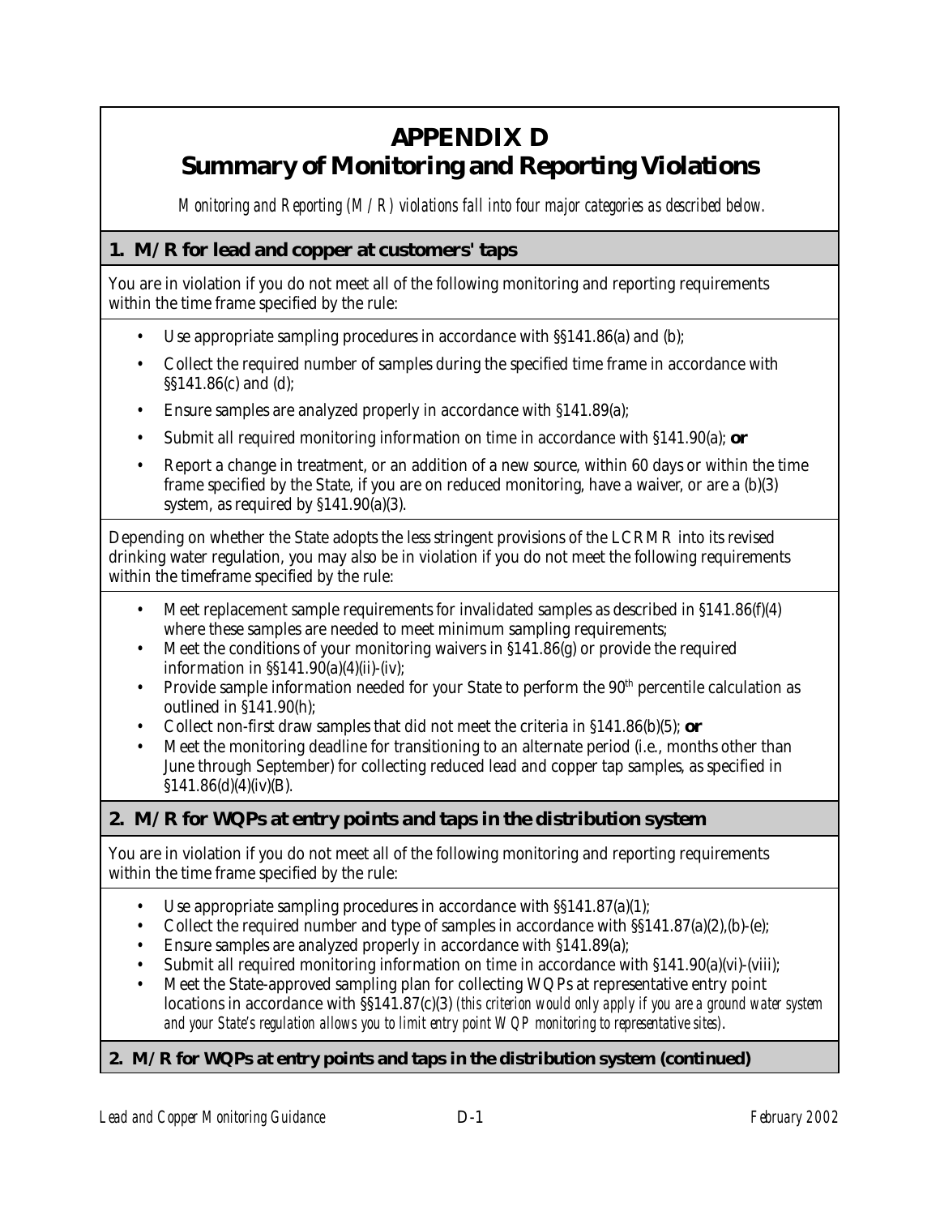# APPENDIX D
# Summary of Monitoring and Reporting Violations

*Monitoring and Reporting (M/R) violations fall into four major categories as described below.*

## 1. M/R for lead and copper at customers' taps

You are in violation if you do not meet all of the following monitoring and reporting requirements within the time frame specified by the rule:

- Use appropriate sampling procedures in accordance with §§141.86(a) and (b);
- Collect the required number of samples during the specified time frame in accordance with §§141.86(c) and (d);
- Ensure samples are analyzed properly in accordance with §141.89(a);
- Submit all required monitoring information on time in accordance with §141.90(a); **or**
- Report a change in treatment, or an addition of a new source, within 60 days or within the time frame specified by the State, if you are on reduced monitoring, have a waiver, or are a (b)(3) system, as required by §141.90(a)(3).

Depending on whether the State adopts the less stringent provisions of the LCRMR into its revised drinking water regulation, you may also be in violation if you do not meet the following requirements within the timeframe specified by the rule:

- Meet replacement sample requirements for invalidated samples as described in §141.86(f)(4) where these samples are needed to meet minimum sampling requirements;
- Meet the conditions of your monitoring waivers in §141.86(g) or provide the required information in §§141.90(a)(4)(ii)-(iv);
- Provide sample information needed for your State to perform the 90th percentile calculation as outlined in §141.90(h);
- Collect non-first draw samples that did not meet the criteria in §141.86(b)(5); **or**
- Meet the monitoring deadline for transitioning to an alternate period (i.e., months other than June through September) for collecting reduced lead and copper tap samples, as specified in §141.86(d)(4)(iv)(B).

## 2. M/R for WQPs at entry points and taps in the distribution system

You are in violation if you do not meet all of the following monitoring and reporting requirements within the time frame specified by the rule:

- Use appropriate sampling procedures in accordance with §§141.87(a)(1);
- Collect the required number and type of samples in accordance with §§141.87(a)(2),(b)-(e);
- Ensure samples are analyzed properly in accordance with §141.89(a);
- Submit all required monitoring information on time in accordance with §141.90(a)(vi)-(viii);
- Meet the State-approved sampling plan for collecting WQPs at representative entry point locations in accordance with §§141.87(c)(3) *(this criterion would only apply if you are a ground water system and your State's regulation allows you to limit entry point WQP monitoring to representative sites)*.

## 2. M/R for WQPs at entry points and taps in the distribution system (continued)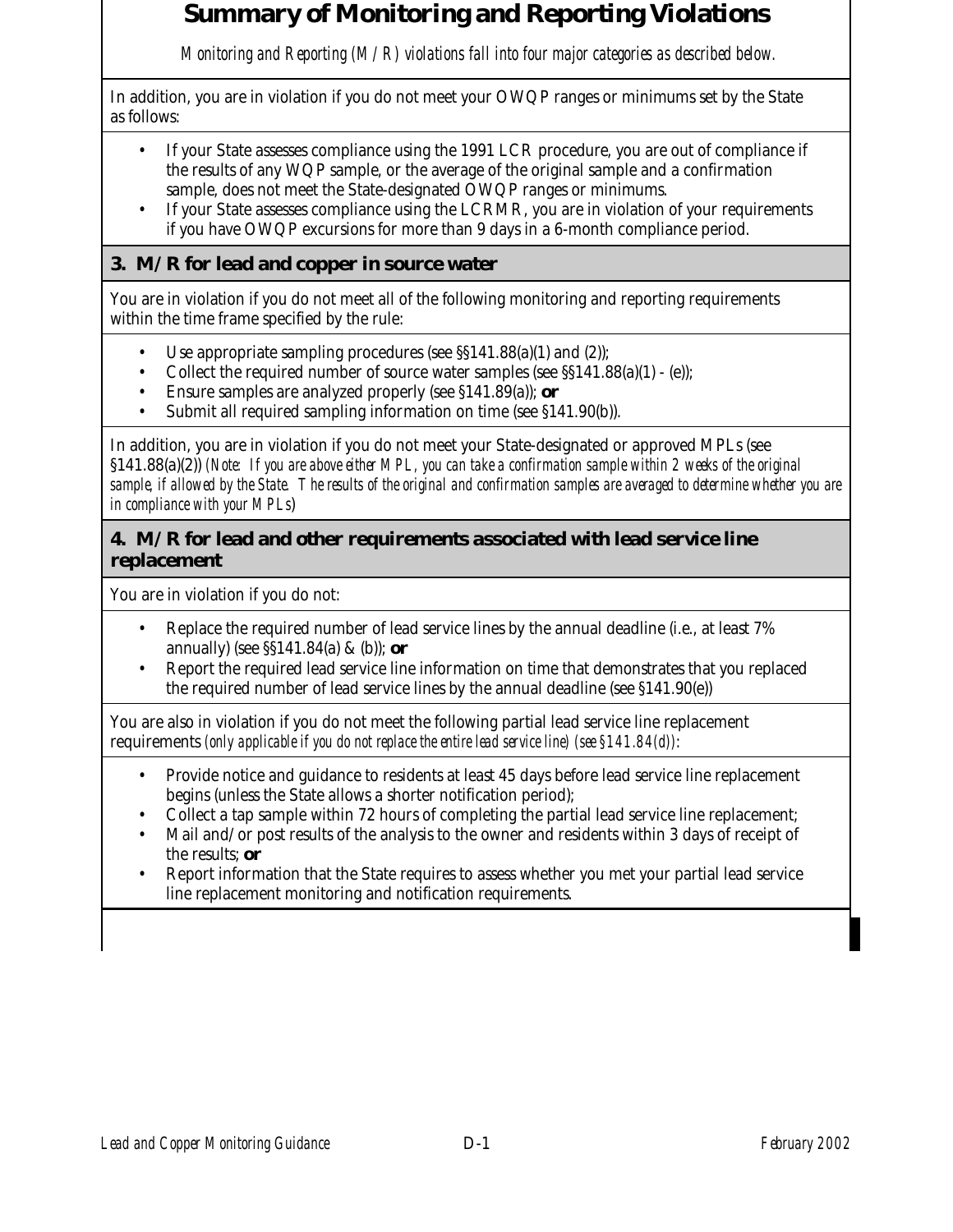# Summary of Monitoring and Reporting Violations

*Monitoring and Reporting (M/R) violations fall into four major categories as described below.*

In addition, you are in violation if you do not meet your OWQP ranges or minimums set by the State as follows:

- If your State assesses compliance using the 1991 LCR procedure, you are out of compliance if the results of any WQP sample, or the average of the original sample and a confirmation sample, does not meet the State-designated OWQP ranges or minimums.
- If your State assesses compliance using the LCRMR, you are in violation of your requirements if you have OWQP excursions for more than 9 days in a 6-month compliance period.

## 3. M/R for lead and copper in source water

You are in violation if you do not meet all of the following monitoring and reporting requirements within the time frame specified by the rule:

- Use appropriate sampling procedures (see §§141.88(a)(1) and (2));
- Collect the required number of source water samples (see §§141.88(a)(1) - (e));
- Ensure samples are analyzed properly (see §141.89(a)); **or**
- Submit all required sampling information on time (see §141.90(b)).

In addition, you are in violation if you do not meet your State-designated or approved MPLs (see §141.88(a)(2)) *(Note: If you are above either MPL, you can take a confirmation sample within 2 weeks of the original sample, if allowed by the State. The results of the original and confirmation samples are averaged to determine whether you are in compliance with your MPLs)*

## 4. M/R for lead and other requirements associated with lead service line replacement

You are in violation if you do not:

- Replace the required number of lead service lines by the annual deadline (i.e., at least 7% annually) (see §§141.84(a) & (b)); **or**
- Report the required lead service line information on time that demonstrates that you replaced the required number of lead service lines by the annual deadline (see §141.90(e))

You are also in violation if you do not meet the following partial lead service line replacement requirements *(only applicable if you do not replace the entire lead service line) (see §141.84(d))*:

- Provide notice and guidance to residents at least 45 days before lead service line replacement begins (unless the State allows a shorter notification period);
- Collect a tap sample within 72 hours of completing the partial lead service line replacement;
- Mail and/or post results of the analysis to the owner and residents within 3 days of receipt of the results; **or**
- Report information that the State requires to assess whether you met your partial lead service line replacement monitoring and notification requirements.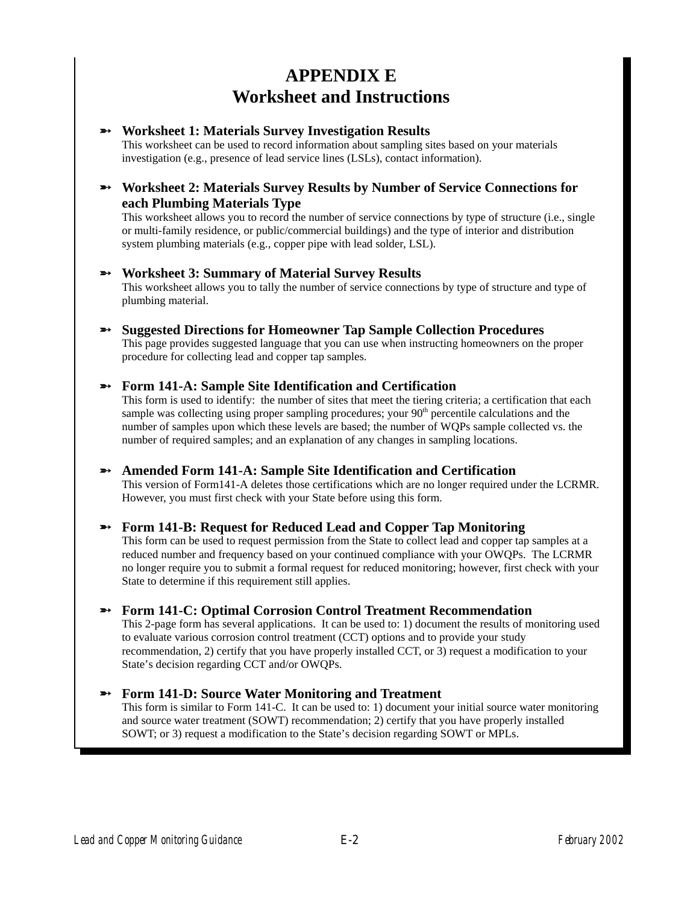# APPENDIX E
# Worksheet and Instructions

- **Worksheet 1: Materials Survey Investigation Results**
  This worksheet can be used to record information about sampling sites based on your materials investigation (e.g., presence of lead service lines (LSLs), contact information).

- **Worksheet 2: Materials Survey Results by Number of Service Connections for each Plumbing Materials Type**
  This worksheet allows you to record the number of service connections by type of structure (i.e., single or multi-family residence, or public/commercial buildings) and the type of interior and distribution system plumbing materials (e.g., copper pipe with lead solder, LSL).

- **Worksheet 3: Summary of Material Survey Results**
  This worksheet allows you to tally the number of service connections by type of structure and type of plumbing material.

- **Suggested Directions for Homeowner Tap Sample Collection Procedures**
  This page provides suggested language that you can use when instructing homeowners on the proper procedure for collecting lead and copper tap samples.

- **Form 141-A: Sample Site Identification and Certification**
  This form is used to identify: the number of sites that meet the tiering criteria; a certification that each sample was collecting using proper sampling procedures; your 90th percentile calculations and the number of samples upon which these levels are based; the number of WQPs sample collected vs. the number of required samples; and an explanation of any changes in sampling locations.

- **Amended Form 141-A: Sample Site Identification and Certification**
  This version of Form141-A deletes those certifications which are no longer required under the LCRMR. However, you must first check with your State before using this form.

- **Form 141-B: Request for Reduced Lead and Copper Tap Monitoring**
  This form can be used to request permission from the State to collect lead and copper tap samples at a reduced number and frequency based on your continued compliance with your OWQPs. The LCRMR no longer require you to submit a formal request for reduced monitoring; however, first check with your State to determine if this requirement still applies.

- **Form 141-C: Optimal Corrosion Control Treatment Recommendation**
  This 2-page form has several applications. It can be used to: 1) document the results of monitoring used to evaluate various corrosion control treatment (CCT) options and to provide your study recommendation, 2) certify that you have properly installed CCT, or 3) request a modification to your State's decision regarding CCT and/or OWQPs.

- **Form 141-D: Source Water Monitoring and Treatment**
  This form is similar to Form 141-C. It can be used to: 1) document your initial source water monitoring and source water treatment (SOWT) recommendation; 2) certify that you have properly installed SOWT; or 3) request a modification to the State's decision regarding SOWT or MPLs.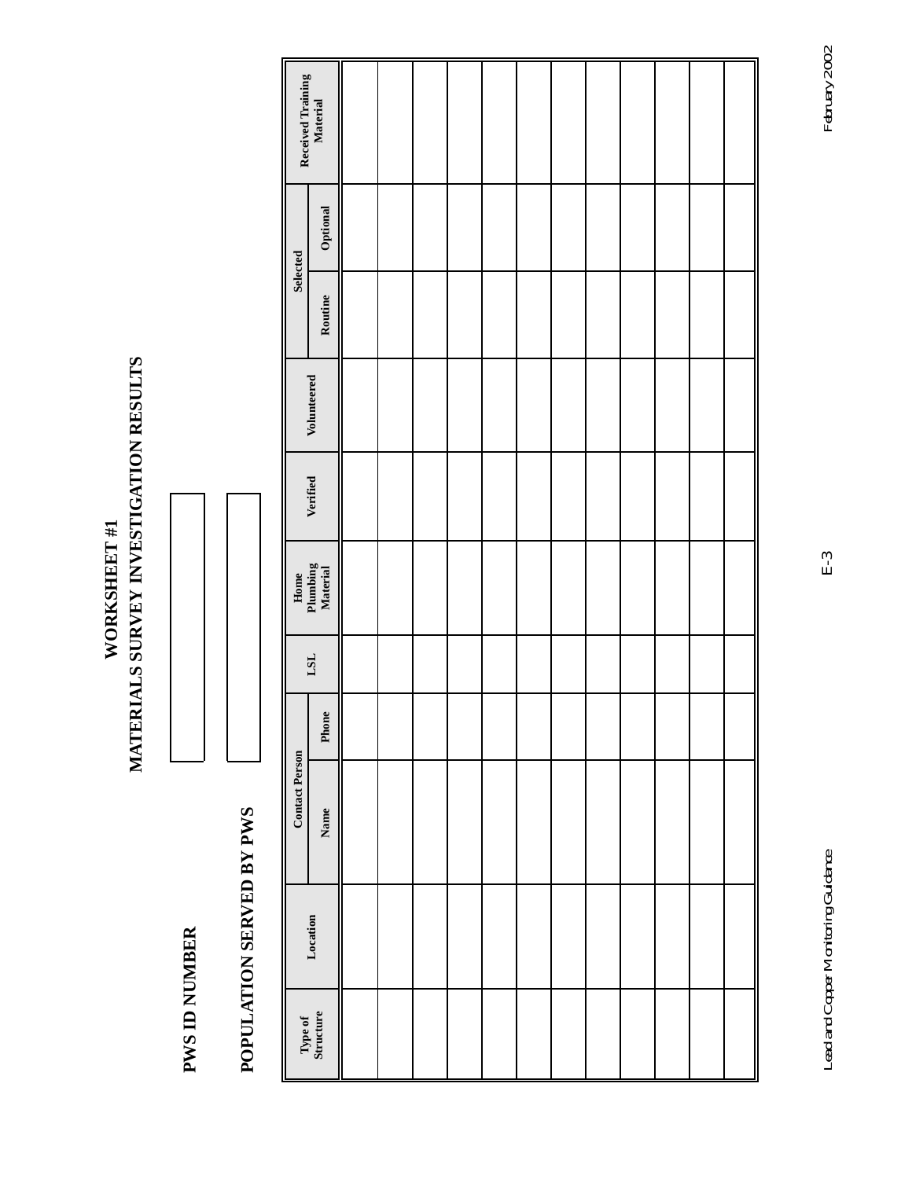# WORKSHEET #1
## MATERIALS SURVEY INVESTIGATION RESULTS

**PWS ID NUMBER**

**POPULATION SERVED BY PWS**

| Type of Structure | Location | Contact Person | | LSL | Home Plumbing Material | Verified | Volunteered | Selected | | Received Training Material |
|---|---|---|---|---|---|---|---|---|---|---|
| | | Name | Phone | | | | | Routine | Optional | |
| | | | | | | | | | | |
| | | | | | | | | | | |
| | | | | | | | | | | |
| | | | | | | | | | | |
| | | | | | | | | | | |
| | | | | | | | | | | |
| | | | | | | | | | | |
| | | | | | | | | | | |
| | | | | | | | | | | |
| | | | | | | | | | | |
| | | | | | | | | | | |
| | | | | | | | | | | |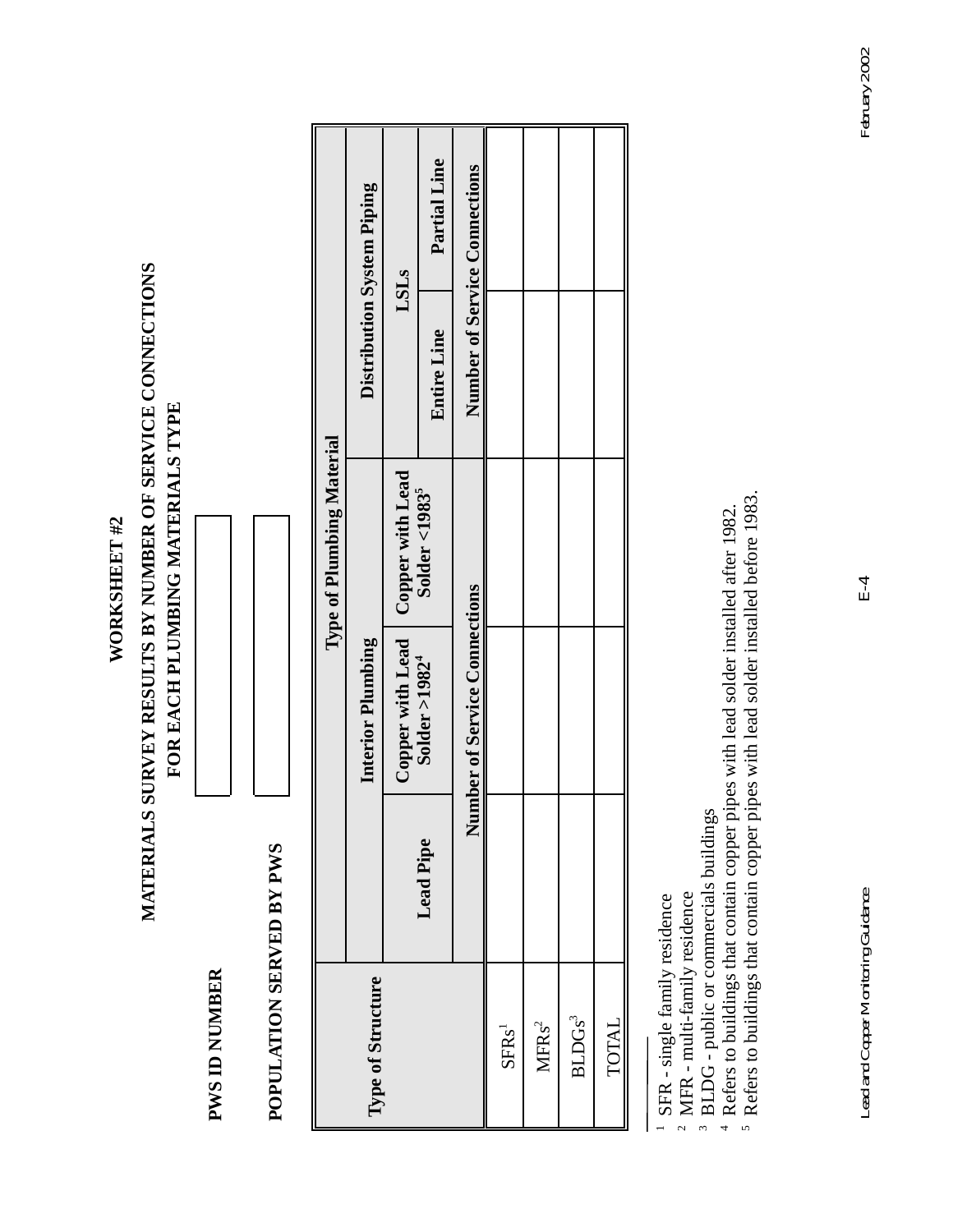# WORKSHEET #2

## MATERIALS SURVEY RESULTS BY NUMBER OF SERVICE CONNECTIONS FOR EACH PLUMBING MATERIALS TYPE

**PWS ID NUMBER**

**POPULATION SERVED BY PWS**

| Type of Structure | Type of Plumbing Material | | | | |
|---|---|---|---|---|---|
| | Interior Plumbing | | | Distribution System Piping | |
| | Lead Pipe | Copper with Lead Solder >1982[4] | Copper with Lead Solder <1983[5] | LSLs | |
| | | | | Entire Line | Partial Line |
| | Number of Service Connections | | | Number of Service Connections | |
| SFRs[1] | | | | | |
| MFRs[2] | | | | | |
| BLDGs[3] | | | | | |
| TOTAL | | | | | |

[1] SFR - single family residence
[2] MFR - multi-family residence
[3] BLDG - public or commercials buildings
[4] Refers to buildings that contain copper pipes with lead solder installed after 1982.
[5] Refers to buildings that contain copper pipes with lead solder installed before 1983.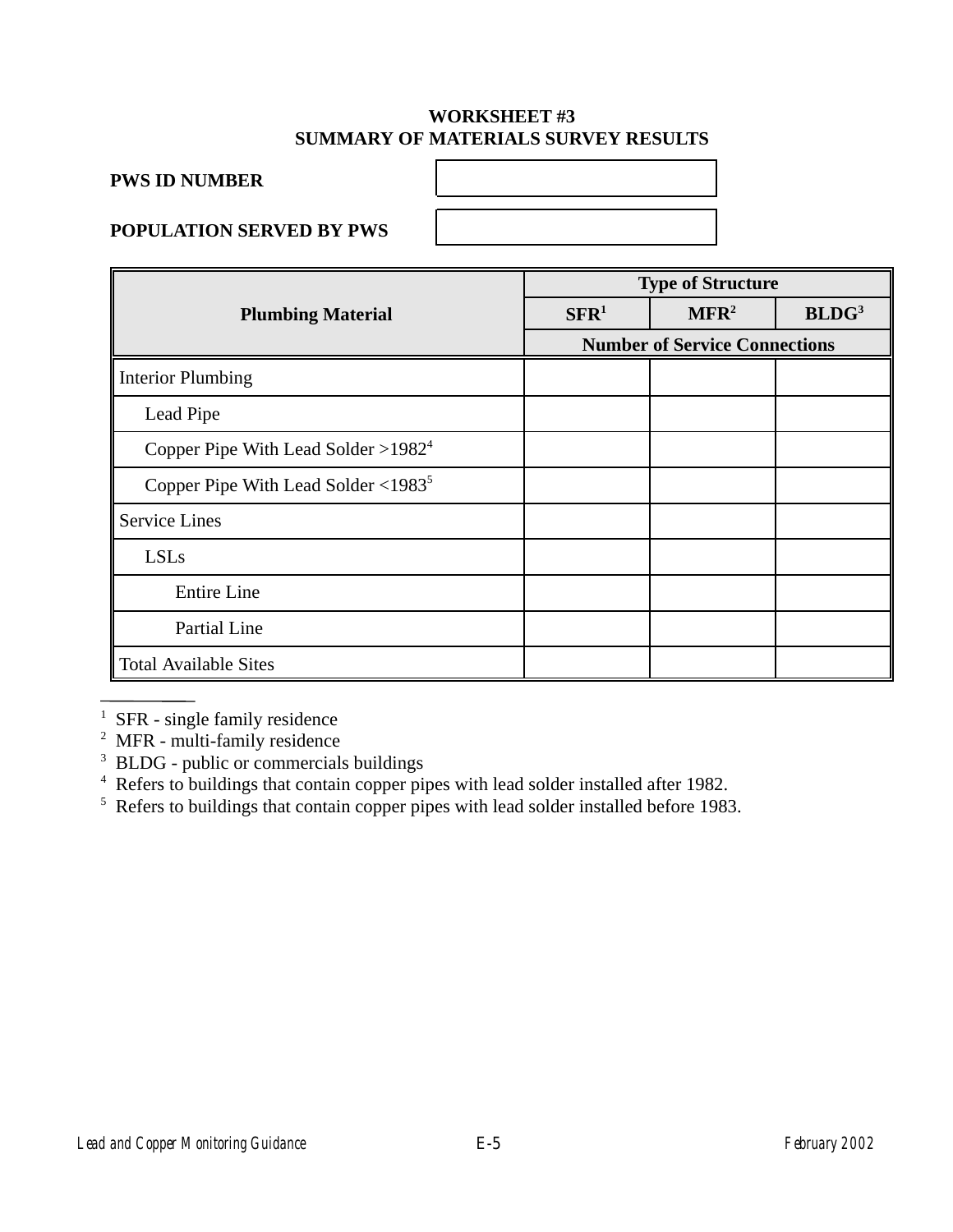## WORKSHEET #3
## SUMMARY OF MATERIALS SURVEY RESULTS

**PWS ID NUMBER**

**POPULATION SERVED BY PWS**

| Plumbing Material | Type of Structure | | |
|---|---|---|---|
| | SFR[1] | MFR[2] | BLDG[3] |
| | Number of Service Connections | | |
| Interior Plumbing | | | |
| Lead Pipe | | | |
| Copper Pipe With Lead Solder >1982[4] | | | |
| Copper Pipe With Lead Solder <1983[5] | | | |
| Service Lines | | | |
| LSLs | | | |
| Entire Line | | | |
| Partial Line | | | |
| Total Available Sites | | | |

1 SFR - single family residence
2 MFR - multi-family residence
3 BLDG - public or commercials buildings
4 Refers to buildings that contain copper pipes with lead solder installed after 1982.
5 Refers to buildings that contain copper pipes with lead solder installed before 1983.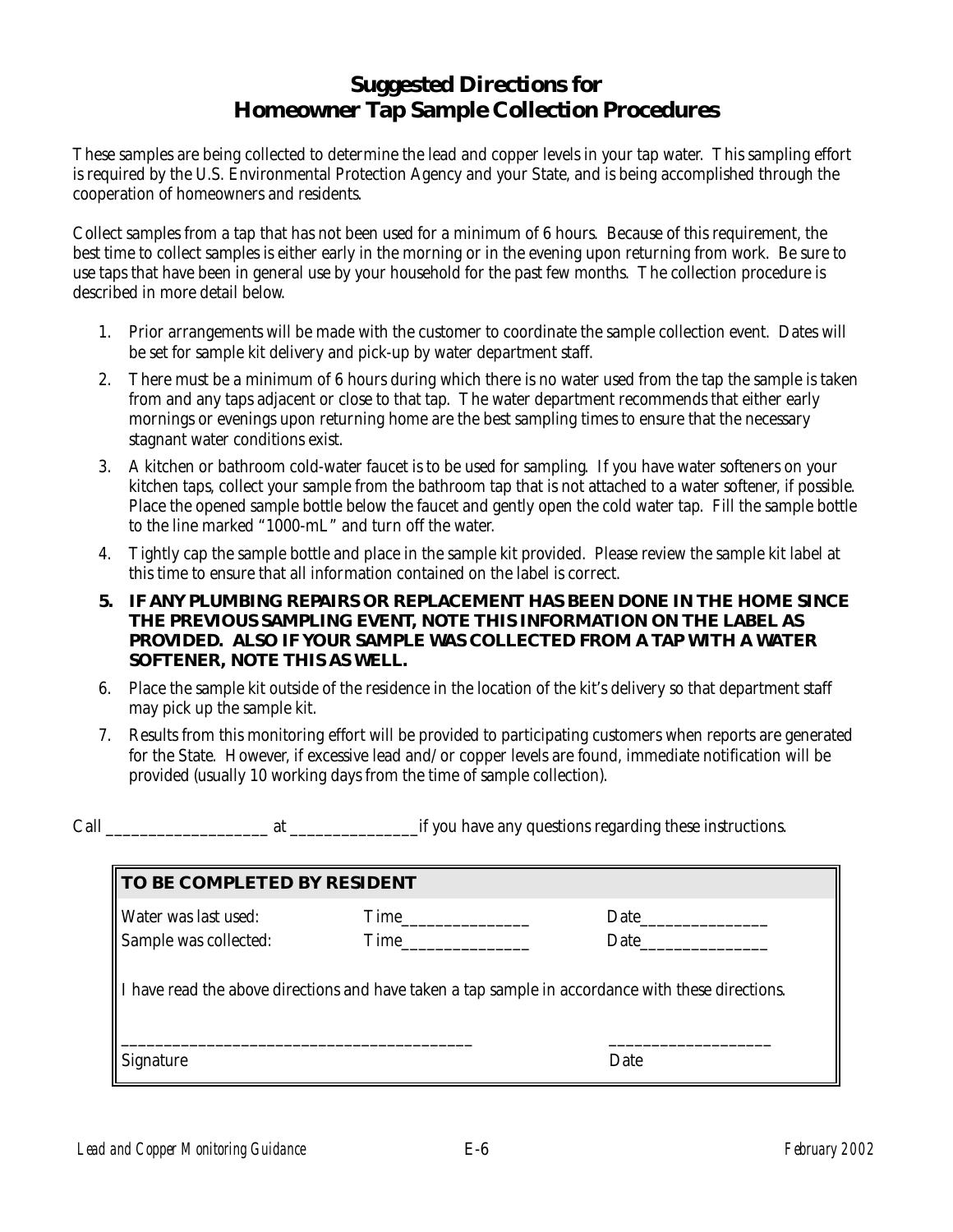# Suggested Directions for Homeowner Tap Sample Collection Procedures

These samples are being collected to determine the lead and copper levels in your tap water. This sampling effort is required by the U.S. Environmental Protection Agency and your State, and is being accomplished through the cooperation of homeowners and residents.

Collect samples from a tap that has not been used for a minimum of 6 hours. Because of this requirement, the best time to collect samples is either early in the morning or in the evening upon returning from work. Be sure to use taps that have been in general use by your household for the past few months. The collection procedure is described in more detail below.

1. Prior arrangements will be made with the customer to coordinate the sample collection event. Dates will be set for sample kit delivery and pick-up by water department staff.
2. There must be a minimum of 6 hours during which there is no water used from the tap the sample is taken from and any taps adjacent or close to that tap. The water department recommends that either early mornings or evenings upon returning home are the best sampling times to ensure that the necessary stagnant water conditions exist.
3. A kitchen or bathroom cold-water faucet is to be used for sampling. If you have water softeners on your kitchen taps, collect your sample from the bathroom tap that is not attached to a water softener, if possible. Place the opened sample bottle below the faucet and gently open the cold water tap. Fill the sample bottle to the line marked "1000-mL" and turn off the water.
4. Tightly cap the sample bottle and place in the sample kit provided. Please review the sample kit label at this time to ensure that all information contained on the label is correct.
5. **IF ANY PLUMBING REPAIRS OR REPLACEMENT HAS BEEN DONE IN THE HOME SINCE THE PREVIOUS SAMPLING EVENT, NOTE THIS INFORMATION ON THE LABEL AS PROVIDED. ALSO IF YOUR SAMPLE WAS COLLECTED FROM A TAP WITH A WATER SOFTENER, NOTE THIS AS WELL.**
6. Place the sample kit outside of the residence in the location of the kit's delivery so that department staff may pick up the sample kit.
7. Results from this monitoring effort will be provided to participating customers when reports are generated for the State. However, if excessive lead and/or copper levels are found, immediate notification will be provided (usually 10 working days from the time of sample collection).

Call ___________________ at _______________ if you have any questions regarding these instructions.

| **TO BE COMPLETED BY RESIDENT** | | |
|---|---|---|
| Water was last used: | Time_______________ | Date_______________ |
| Sample was collected: | Time_______________ | Date_______________ |

I have read the above directions and have taken a tap sample in accordance with these directions.

_________________________________________ &nbsp;&nbsp;&nbsp;&nbsp; ___________________

Signature &nbsp;&nbsp;&nbsp;&nbsp; Date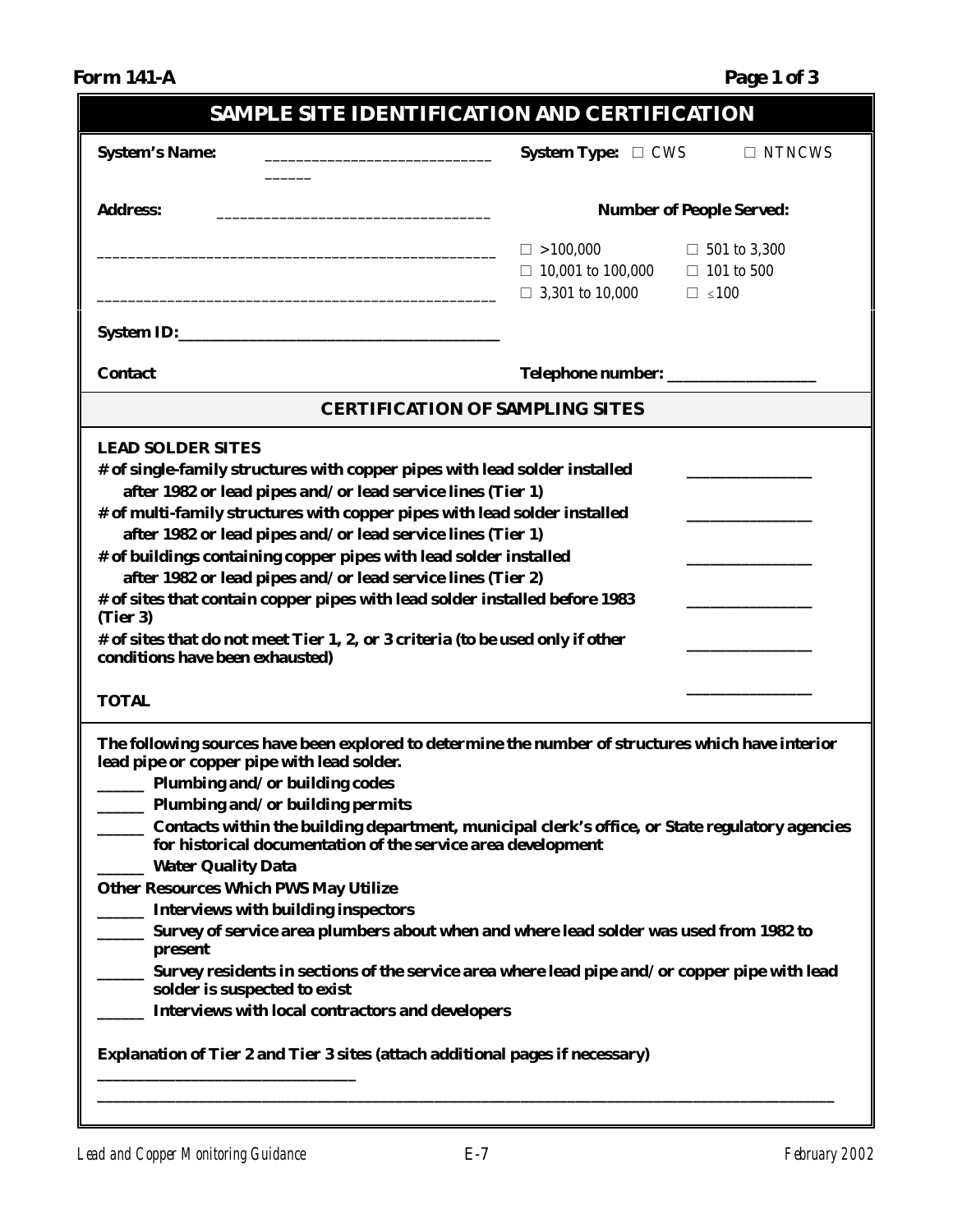**Form 141-A**

# SAMPLE SITE IDENTIFICATION AND CERTIFICATION

**System's Name:** ______________________________ **System Type:** ☐ CWS ☐ NTNCWS

**Address:** ___________________________________ **Number of People Served:**

___________________________________________________ ☐ >100,000 ☐ 501 to 3,300

☐ 10,001 to 100,000 ☐ 101 to 500

___________________________________________________ ☐ 3,301 to 10,000 ☐ ≤100

**System ID:**_________________________________________

**Contact** **Telephone number:** ___________________

## CERTIFICATION OF SAMPLING SITES

**LEAD SOLDER SITES**

| | |
|---|---|
| **# of single-family structures with copper pipes with lead solder installed after 1982 or lead pipes and/or lead service lines (Tier 1)** | ________________ |
| **# of multi-family structures with copper pipes with lead solder installed after 1982 or lead pipes and/or lead service lines (Tier 1)** | ________________ |
| **# of buildings containing copper pipes with lead solder installed after 1982 or lead pipes and/or lead service lines (Tier 2)** | ________________ |
| **# of sites that contain copper pipes with lead solder installed before 1983 (Tier 3)** | ________________ |
| **# of sites that do not meet Tier 1, 2, or 3 criteria (to be used only if other conditions have been exhausted)** | ________________ |
| **TOTAL** | ________________ |

**The following sources have been explored to determine the number of structures which have interior lead pipe or copper pipe with lead solder.**

______ **Plumbing and/or building codes**

______ **Plumbing and/or building permits**

______ **Contacts within the building department, municipal clerk's office, or State regulatory agencies for historical documentation of the service area development**

______ **Water Quality Data**

**Other Resources Which PWS May Utilize**

______ **Interviews with building inspectors**

______ **Survey of service area plumbers about when and where lead solder was used from 1982 to present**

______ **Survey residents in sections of the service area where lead pipe and/or copper pipe with lead solder is suspected to exist**

______ **Interviews with local contractors and developers**

**Explanation of Tier 2 and Tier 3 sites (attach additional pages if necessary)**

_________________________________

___________________________________________________________________________________________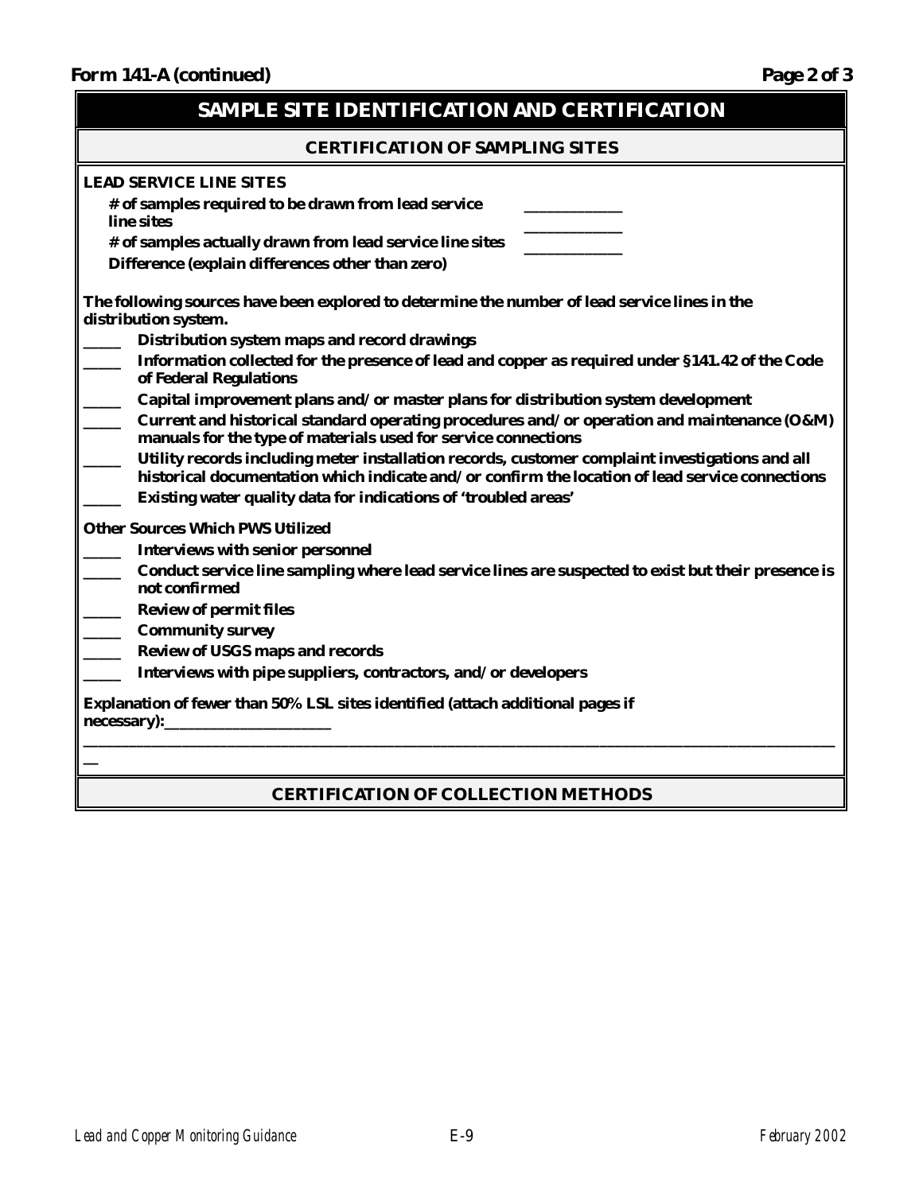**Form 141-A (continued)**

## SAMPLE SITE IDENTIFICATION AND CERTIFICATION

### CERTIFICATION OF SAMPLING SITES

**LEAD SERVICE LINE SITES**

**# of samples required to be drawn from lead service line sites** ____________

**# of samples actually drawn from lead service line sites** ____________

**Difference (explain differences other than zero)** ____________

**The following sources have been explored to determine the number of lead service lines in the distribution system.**

_____ **Distribution system maps and record drawings**

_____ **Information collected for the presence of lead and copper as required under §141.42 of the Code of Federal Regulations**

_____ **Capital improvement plans and/or master plans for distribution system development**

_____ **Current and historical standard operating procedures and/or operation and maintenance (O&M) manuals for the type of materials used for service connections**

_____ **Utility records including meter installation records, customer complaint investigations and all historical documentation which indicate and/or confirm the location of lead service connections**

_____ **Existing water quality data for indications of 'troubled areas'**

**Other Sources Which PWS Utilized**

_____ **Interviews with senior personnel**

_____ **Conduct service line sampling where lead service lines are suspected to exist but their presence is not confirmed**

_____ **Review of permit files**

_____ **Community survey**

_____ **Review of USGS maps and records**

_____ **Interviews with pipe suppliers, contractors, and/or developers**

**Explanation of fewer than 50% LSL sites identified (attach additional pages if necessary):**______________________

____________________________________________________________________________________________________

### CERTIFICATION OF COLLECTION METHODS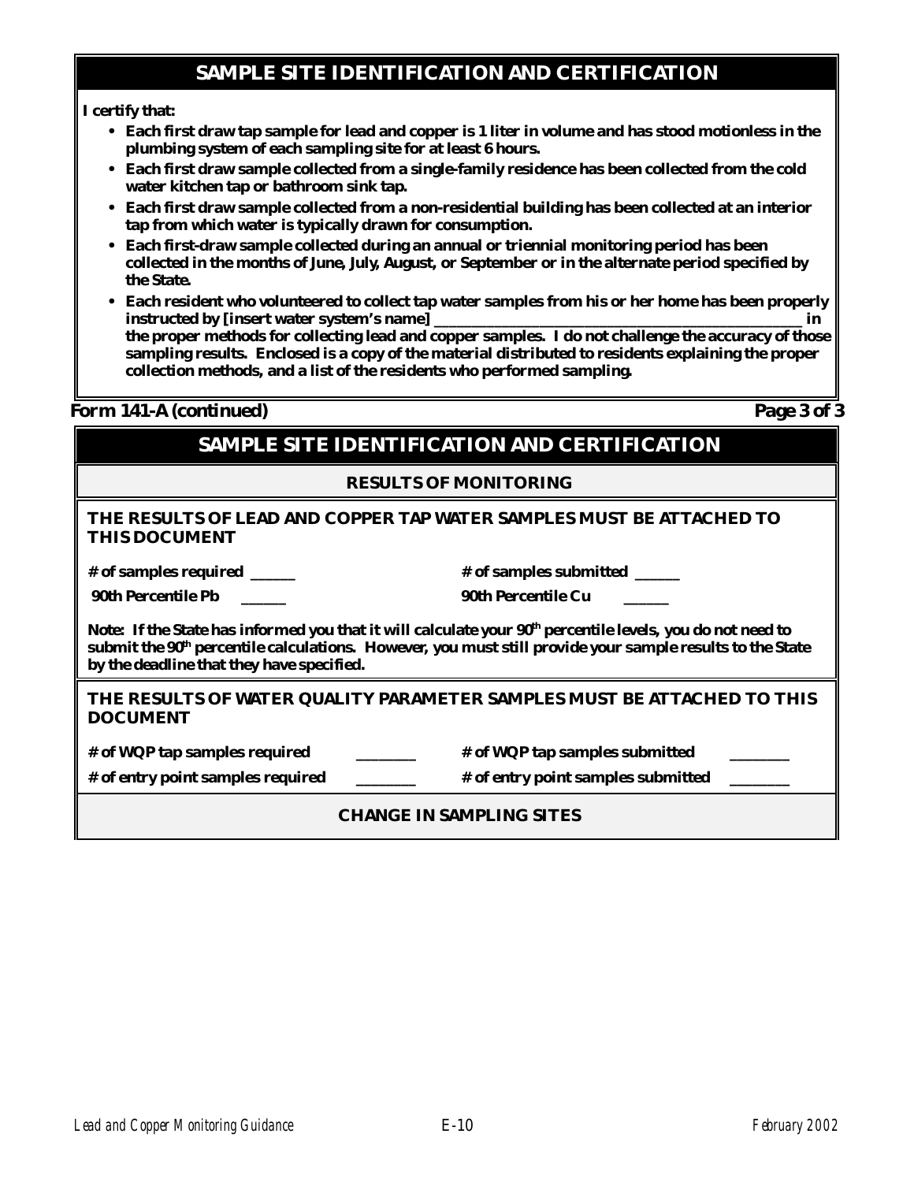## SAMPLE SITE IDENTIFICATION AND CERTIFICATION

**I certify that:**

- **Each first draw tap sample for lead and copper is 1 liter in volume and has stood motionless in the plumbing system of each sampling site for at least 6 hours.**
- **Each first draw sample collected from a single-family residence has been collected from the cold water kitchen tap or bathroom sink tap.**
- **Each first draw sample collected from a non-residential building has been collected at an interior tap from which water is typically drawn for consumption.**
- **Each first-draw sample collected during an annual or triennial monitoring period has been collected in the months of June, July, August, or September or in the alternate period specified by the State.**
- **Each resident who volunteered to collect tap water samples from his or her home has been properly instructed by [insert water system's name] ____________________________________________ in the proper methods for collecting lead and copper samples. I do not challenge the accuracy of those sampling results. Enclosed is a copy of the material distributed to residents explaining the proper collection methods, and a list of the residents who performed sampling.**

***Form 141-A (continued)*** ***Page 3 of 3***

## SAMPLE SITE IDENTIFICATION AND CERTIFICATION

### RESULTS OF MONITORING

**THE RESULTS OF LEAD AND COPPER TAP WATER SAMPLES MUST BE ATTACHED TO THIS DOCUMENT**

**# of samples required ______** **# of samples submitted ______**

**90th Percentile Pb ______** **90th Percentile Cu ______**

**Note: If the State has informed you that it will calculate your 90th percentile levels, you do not need to submit the 90th percentile calculations. However, you must still provide your sample results to the State by the deadline that they have specified.**

**THE RESULTS OF WATER QUALITY PARAMETER SAMPLES MUST BE ATTACHED TO THIS DOCUMENT**

**# of WQP tap samples required ________** **# of WQP tap samples submitted ________**

**# of entry point samples required ________** **# of entry point samples submitted ________**

### CHANGE IN SAMPLING SITES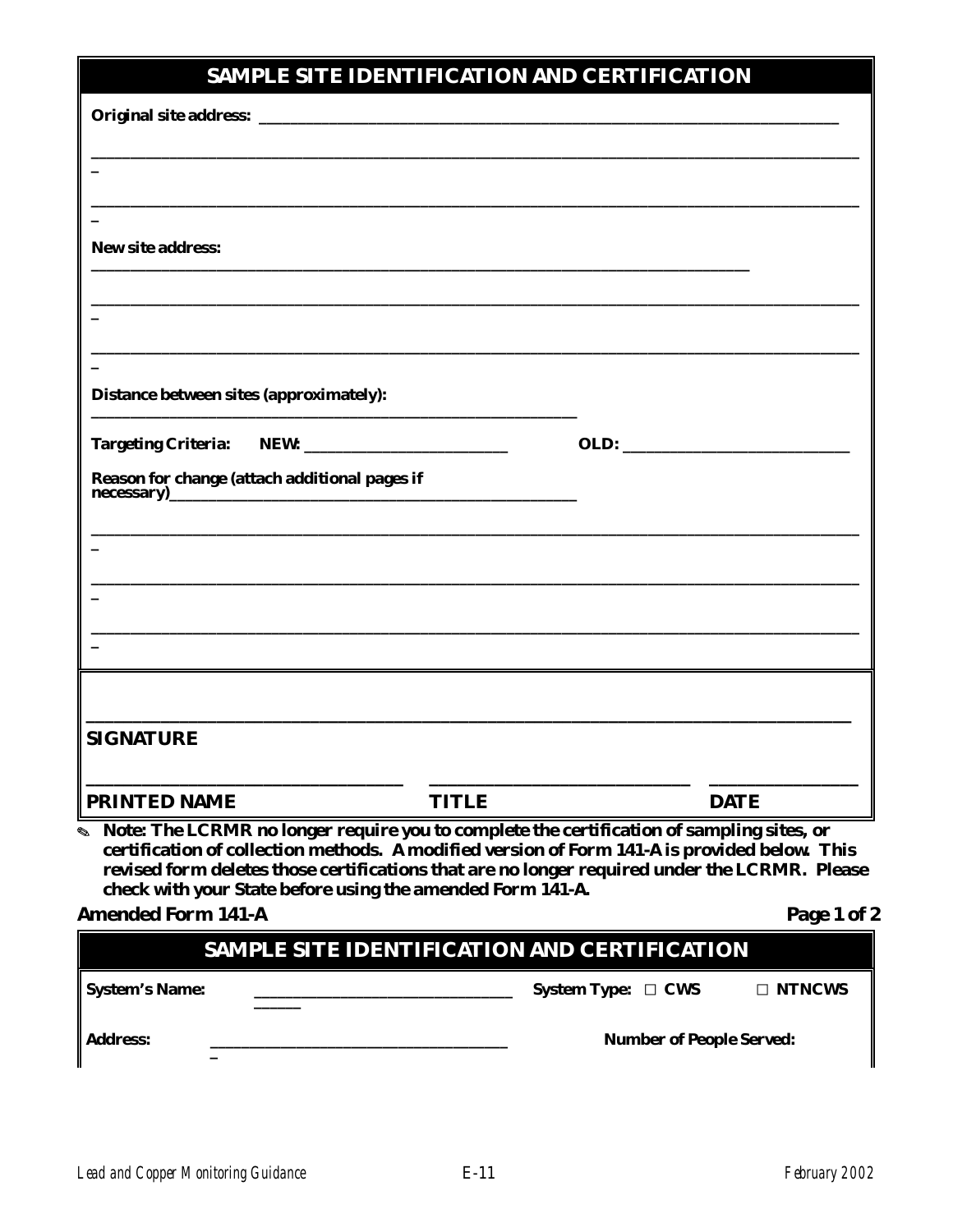## SAMPLE SITE IDENTIFICATION AND CERTIFICATION

**Original site address:** ______________________________________________________________

________________________________________________________________________________

________________________________________________________________________________

**New site address:**
______________________________________________________________________

________________________________________________________________________________

________________________________________________________________________________

***Distance between sites (approximately):***
______________________________________________

***Targeting Criteria:*** ***NEW:*** ____________________ ***OLD:*** ______________________

***Reason for change (attach additional pages if necessary)***_________________________________

________________________________________________________________________________

________________________________________________________________________________

________________________________________________________________________________

________________________________________________________________________________

**SIGNATURE**

______________________________ ________________________ ______________

**PRINTED NAME** **TITLE** **DATE**

✎ ***Note: The LCRMR no longer require you to complete the certification of sampling sites, or certification of collection methods. A modified version of Form 141-A is provided below. This revised form deletes those certifications that are no longer required under the LCRMR. Please check with your State before using the amended Form 141-A.***

***Amended Form 141-A*** ***Page 1 of 2***

## SAMPLE SITE IDENTIFICATION AND CERTIFICATION

**System's Name:** ______________________________ **System Type:** ☐ **CWS** ☐ **NTNCWS**

**Address:** ______________________________ **Number of People Served:**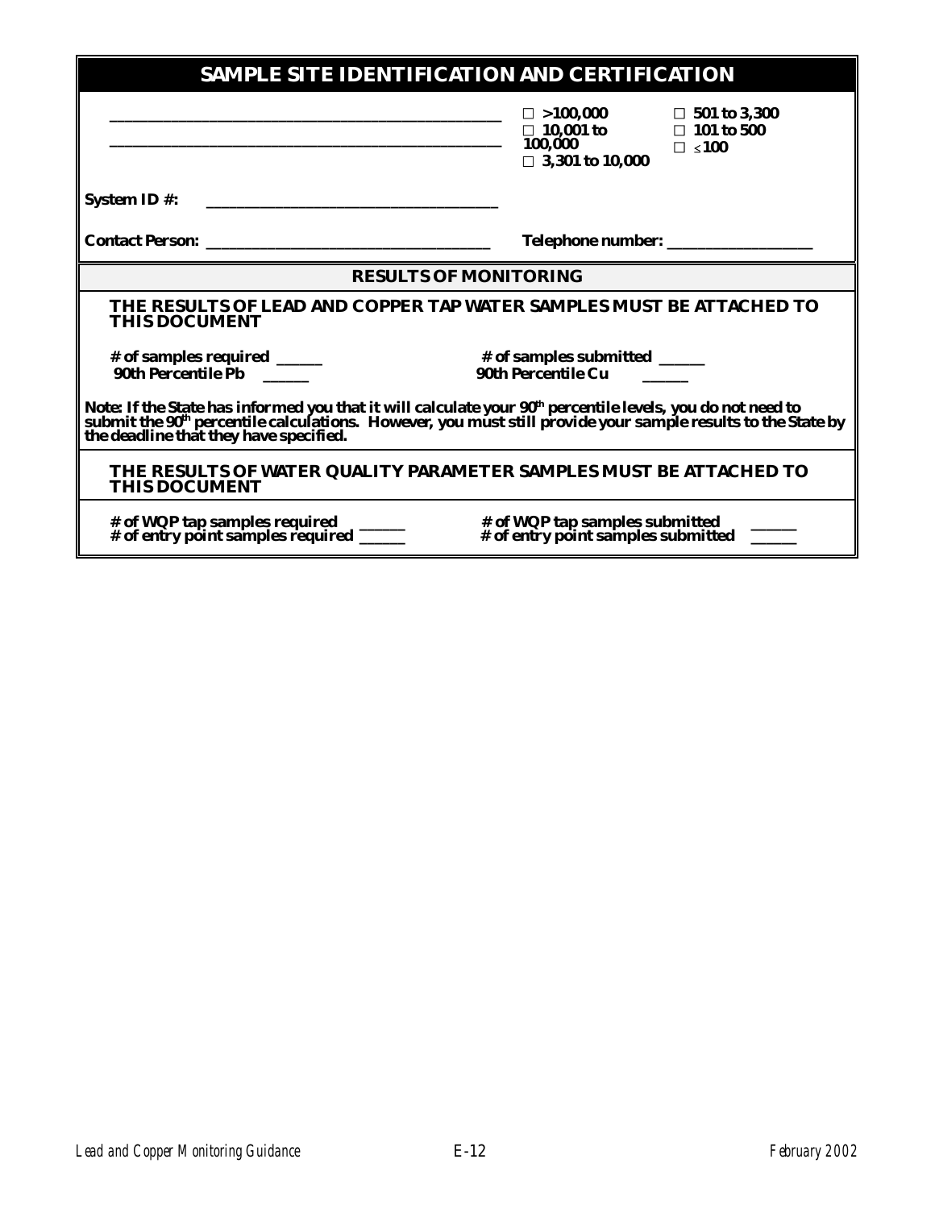## SAMPLE SITE IDENTIFICATION AND CERTIFICATION

\_\_\_\_\_\_\_\_\_\_\_\_\_\_\_\_\_\_\_\_\_\_\_\_\_\_\_\_\_\_\_\_\_\_\_\_\_\_\_\_\_\_\_\_\_\_\_\_

\_\_\_\_\_\_\_\_\_\_\_\_\_\_\_\_\_\_\_\_\_\_\_\_\_\_\_\_\_\_\_\_\_\_\_\_\_\_\_\_\_\_\_\_\_\_\_\_

- □ >100,000
- □ 10,001 to 100,000
- □ 3,301 to 10,000
- □ 501 to 3,300
- □ 101 to 500
- □ ≤100

**System ID #:** \_\_\_\_\_\_\_\_\_\_\_\_\_\_\_\_\_\_\_\_\_\_\_\_\_\_\_\_\_\_\_\_\_\_\_\_\_\_

**Contact Person:** \_\_\_\_\_\_\_\_\_\_\_\_\_\_\_\_\_\_\_\_\_\_\_\_\_\_\_\_\_\_\_\_\_\_\_\_\_\_ **Telephone number:** \_\_\_\_\_\_\_\_\_\_\_\_\_\_\_\_\_\_\_\_

### RESULTS OF MONITORING

**THE RESULTS OF LEAD AND COPPER TAP WATER SAMPLES MUST BE ATTACHED TO THIS DOCUMENT**

**# of samples required** \_\_\_\_\_\_ **# of samples submitted** \_\_\_\_\_\_

**90th Percentile Pb** \_\_\_\_\_\_ **90th Percentile Cu** \_\_\_\_\_\_

**Note: If the State has informed you that it will calculate your 90th percentile levels, you do not need to submit the 90th percentile calculations. However, you must still provide your sample results to the State by the deadline that they have specified.**

**THE RESULTS OF WATER QUALITY PARAMETER SAMPLES MUST BE ATTACHED TO THIS DOCUMENT**

**# of WQP tap samples required** \_\_\_\_\_\_ **# of WQP tap samples submitted** \_\_\_\_\_\_

**# of entry point samples required** \_\_\_\_\_\_ **# of entry point samples submitted** \_\_\_\_\_\_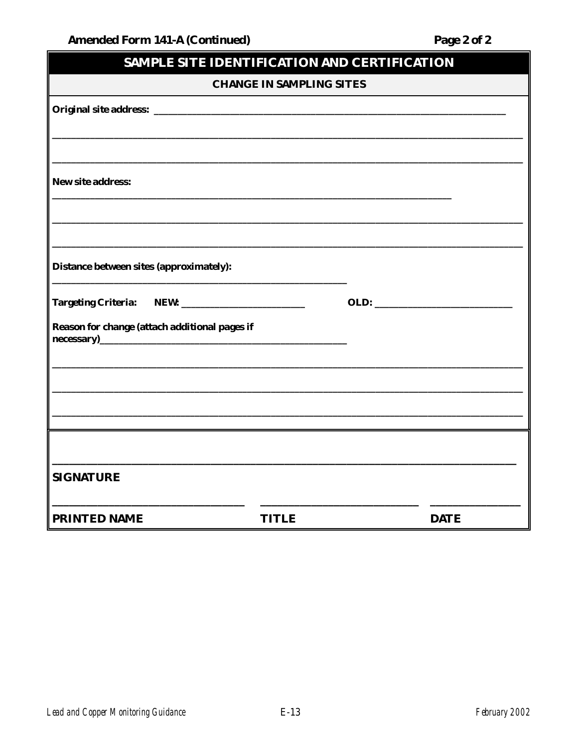**Amended Form 141-A (Continued)** **Page 2 of 2**

## SAMPLE SITE IDENTIFICATION AND CERTIFICATION

### CHANGE IN SAMPLING SITES

**Original site address:** ____________________________________________

____________________________________________

____________________________________________

**New site address:**

____________________________________________

____________________________________________

____________________________________________

**Distance between sites (approximately):**

____________________________________________

**Targeting Criteria:** **NEW:** ______________________ **OLD:** ______________________

**Reason for change (attach additional pages if necessary)**______________________________

____________________________________________

____________________________________________

____________________________________________

____________________________________________

**SIGNATURE**

______________________ ______________________ ______________________

**PRINTED NAME** **TITLE** **DATE**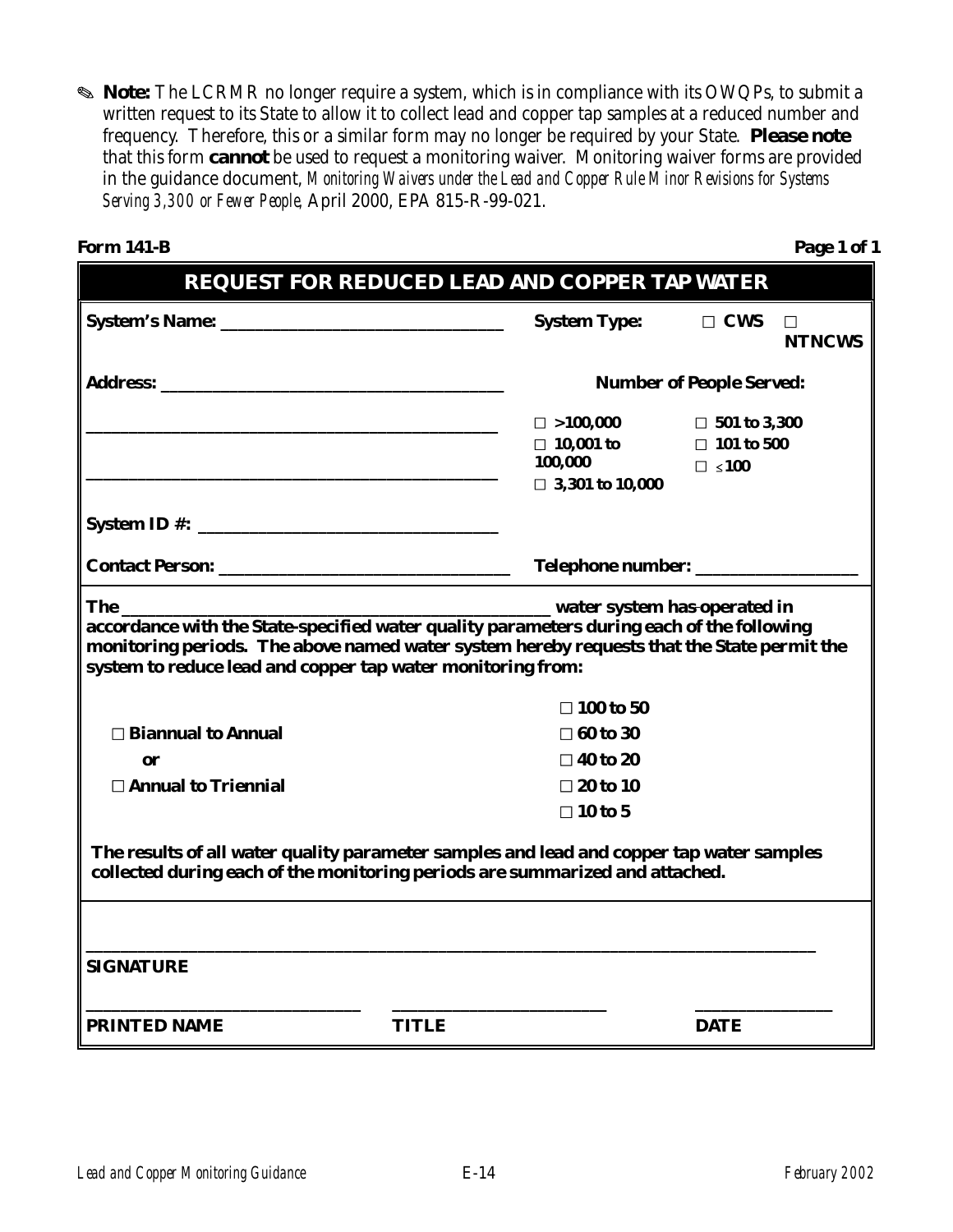✎ **Note:** The LCRMR no longer require a system, which is in compliance with its OWQPs, to submit a written request to its State to allow it to collect lead and copper tap samples at a reduced number and frequency. Therefore, this or a similar form may no longer be required by your State. **Please note** that this form **cannot** be used to request a monitoring waiver. Monitoring waiver forms are provided in the guidance document, *Monitoring Waivers under the Lead and Copper Rule Minor Revisions for Systems Serving 3,300 or Fewer People*, April 2000, EPA 815-R-99-021.

**Form 141-B** **Page 1 of 1**

## REQUEST FOR REDUCED LEAD AND COPPER TAP WATER

**System's Name:** ________________________________

**System Type:** □ CWS □ NTNCWS

**Address:** ________________________________________

________________________________________________

________________________________________________

**Number of People Served:**

□ >100,000
□ 10,001 to 100,000
□ 3,301 to 10,000
□ 501 to 3,300
□ 101 to 500
□ ≤100

**System ID #:** __________________________________

**Contact Person:** ________________________________

**Telephone number:** ___________________

**The ________________________________________________ water system has operated in accordance with the State-specified water quality parameters during each of the following monitoring periods. The above named water system hereby requests that the State permit the system to reduce lead and copper tap water monitoring from:**

□ **Biannual to Annual**

**or**

□ **Annual to Triennial**

□ **100 to 50**
□ **60 to 30**
□ **40 to 20**
□ **20 to 10**
□ **10 to 5**

**The results of all water quality parameter samples and lead and copper tap water samples collected during each of the monitoring periods are summarized and attached.**

________________________________________________________________________________

**SIGNATURE**

______________________________ ________________________ ________________

**PRINTED NAME** **TITLE** **DATE**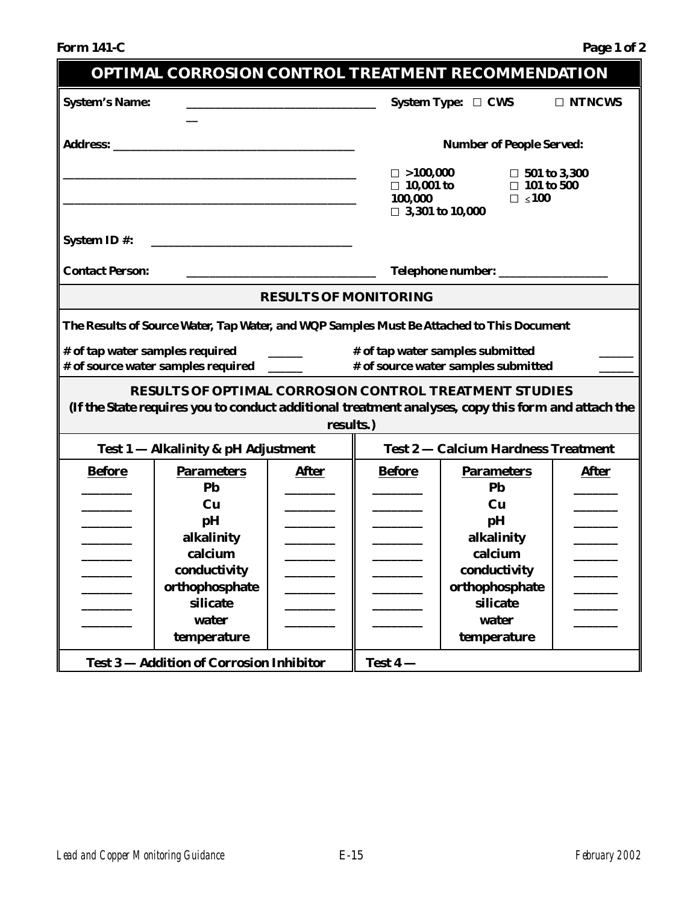**Form 141-C**

# OPTIMAL CORROSION CONTROL TREATMENT RECOMMENDATION

**System's Name:** ________________________________ **System Type:** ☐ CWS ☐ NTNCWS

**Address:** ________________________________________

________________________________________________

________________________________________________

**Number of People Served:**

☐ >100,000
☐ 10,001 to 100,000
☐ 3,301 to 10,000
☐ 501 to 3,300
☐ 101 to 500
☐ ≤100

**System ID #:** ________________________________

**Contact Person:** ________________________________ **Telephone number:** __________________

## RESULTS OF MONITORING

**The Results of Source Water, Tap Water, and WQP Samples Must Be Attached to This Document**

**# of tap water samples required** ______ **# of tap water samples submitted** ______

**# of source water samples required** ______ **# of source water samples submitted** ______

## RESULTS OF OPTIMAL CORROSION CONTROL TREATMENT STUDIES

**(If the State requires you to conduct additional treatment analyses, copy this form and attach the results.)**

| Test 1 — Alkalinity & pH Adjustment | | | Test 2 — Calcium Hardness Treatment | | |
|---|---|---|---|---|---|
| **Before** | **Parameters** | **After** | **Before** | **Parameters** | **After** |
| ________ | Pb | ________ | ________ | Pb | ________ |
| ________ | Cu | ________ | ________ | Cu | ________ |
| ________ | pH | ________ | ________ | pH | ________ |
| ________ | alkalinity | ________ | ________ | alkalinity | ________ |
| ________ | calcium | ________ | ________ | calcium | ________ |
| ________ | conductivity | ________ | ________ | conductivity | ________ |
| ________ | orthophosphate | ________ | ________ | orthophosphate | ________ |
| ________ | silicate | ________ | ________ | silicate | ________ |
| ________ | water temperature | ________ | ________ | water temperature | ________ |

| Test 3 — Addition of Corrosion Inhibitor | Test 4 — |
|---|---|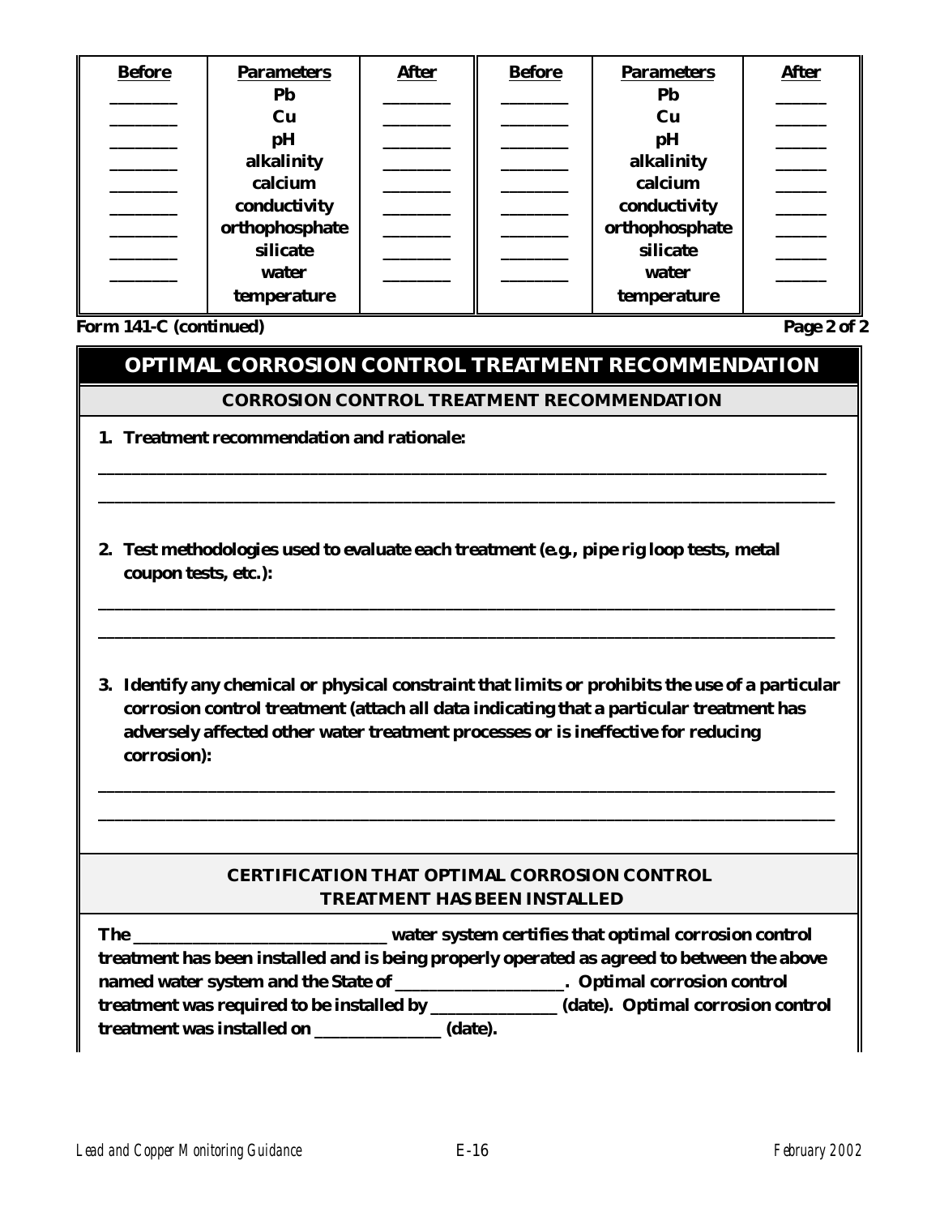| Before | Parameters | After | Before | Parameters | After |
|---|---|---|---|---|---|
| _______ | Pb | _______ | _______ | Pb | ______ |
| _______ | Cu | _______ | _______ | Cu | ______ |
| _______ | pH | _______ | _______ | pH | ______ |
| _______ | alkalinity | _______ | _______ | alkalinity | ______ |
| _______ | calcium | _______ | _______ | calcium | ______ |
| _______ | conductivity | _______ | _______ | conductivity | ______ |
| _______ | orthophosphate | _______ | _______ | orthophosphate | ______ |
| _______ | silicate | _______ | _______ | silicate | ______ |
| _______ | water temperature | _______ | _______ | water temperature | ______ |

**Form 141-C (continued)** **Page 2 of 2**

## OPTIMAL CORROSION CONTROL TREATMENT RECOMMENDATION

### CORROSION CONTROL TREATMENT RECOMMENDATION

**1. Treatment recommendation and rationale:**

________________________________________________________________________________

________________________________________________________________________________

**2. Test methodologies used to evaluate each treatment (e.g., pipe rig loop tests, metal coupon tests, etc.):**

________________________________________________________________________________

________________________________________________________________________________

**3. Identify any chemical or physical constraint that limits or prohibits the use of a particular corrosion control treatment (attach all data indicating that a particular treatment has adversely affected other water treatment processes or is ineffective for reducing corrosion):**

________________________________________________________________________________

________________________________________________________________________________

### CERTIFICATION THAT OPTIMAL CORROSION CONTROL TREATMENT HAS BEEN INSTALLED

**The ____________________________ water system certifies that optimal corrosion control treatment has been installed and is being properly operated as agreed to between the above named water system and the State of ___________________. Optimal corrosion control treatment was required to be installed by ______________ (date). Optimal corrosion control treatment was installed on ______________ (date).**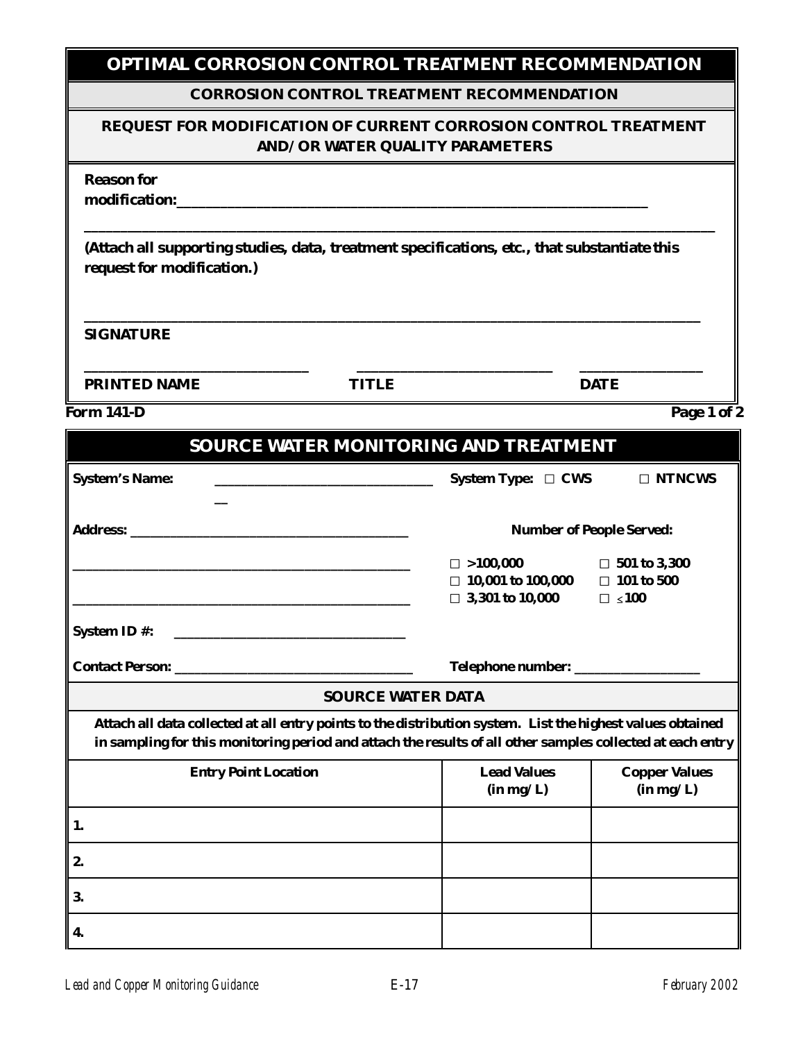# OPTIMAL CORROSION CONTROL TREATMENT RECOMMENDATION

## CORROSION CONTROL TREATMENT RECOMMENDATION

## REQUEST FOR MODIFICATION OF CURRENT CORROSION CONTROL TREATMENT AND/OR WATER QUALITY PARAMETERS

**Reason for modification:**_______________________________________________________________________

_______________________________________________________________________________________

**(Attach all supporting studies, data, treatment specifications, etc., that substantiate this request for modification.)**

_______________________________________________________________________________________

**SIGNATURE**

______________________________ ______________________________ ________________

**PRINTED NAME** **TITLE** **DATE**

**Form 141-D** **Page 1 of 2**

# SOURCE WATER MONITORING AND TREATMENT

**System's Name:** ________________________________ **System Type:** □ **CWS** □ **NTNCWS**

**Address:** __________________________________________

_____________________________________________________

_____________________________________________________

**Number of People Served:**

□ **>100,000** □ **501 to 3,300**
□ **10,001 to 100,000** □ **101 to 500**
□ **3,301 to 10,000** □ **≤100**

**System ID #:** ________________________________

**Contact Person:** __________________________________ **Telephone number:** __________________

## SOURCE WATER DATA

**Attach all data collected at all entry points to the distribution system. List the highest values obtained in sampling for this monitoring period and attach the results of all other samples collected at each entry**

| Entry Point Location | Lead Values (in mg/L) | Copper Values (in mg/L) |
|---|---|---|
| 1. | | |
| 2. | | |
| 3. | | |
| 4. | | |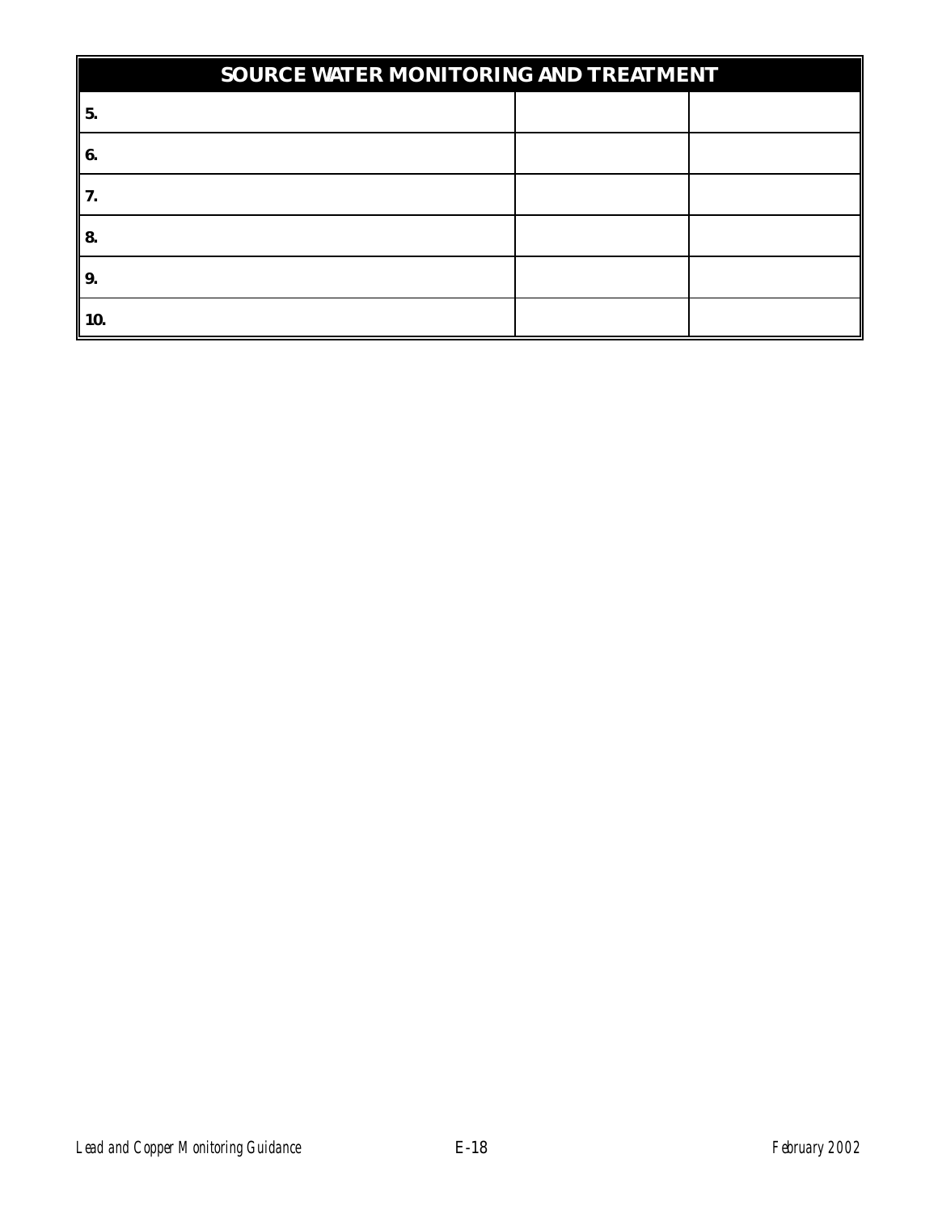| SOURCE WATER MONITORING AND TREATMENT | | |
|---|---|---|
| **5.** | | |
| **6.** | | |
| **7.** | | |
| **8.** | | |
| **9.** | | |
| **10.** | | |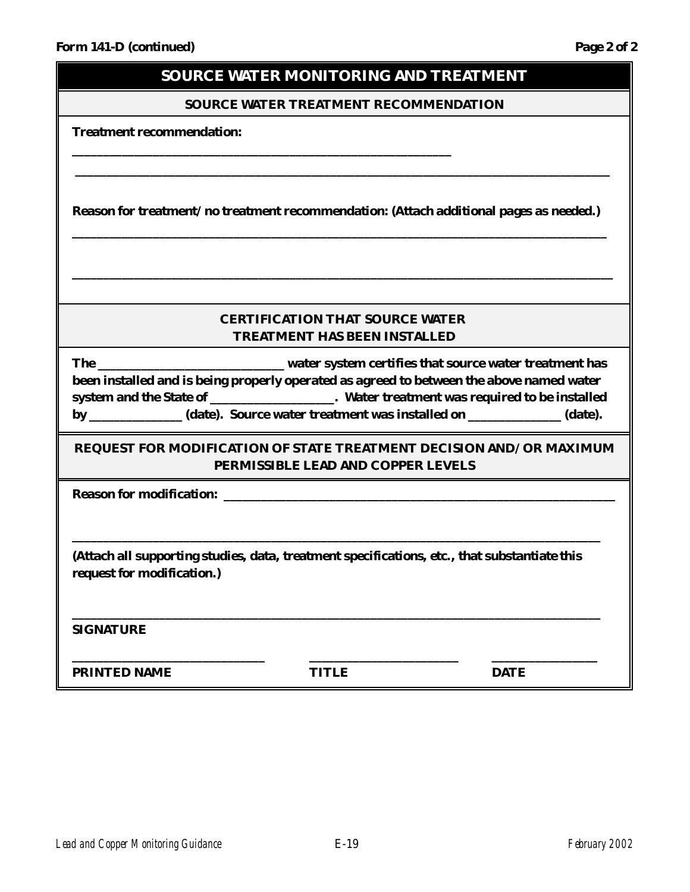**Form 141-D (continued)**

## SOURCE WATER MONITORING AND TREATMENT

### SOURCE WATER TREATMENT RECOMMENDATION

**Treatment recommendation:**

______________________________________________________________

______________________________________________________________

**Reason for treatment/no treatment recommendation: (Attach additional pages as needed.)**

______________________________________________________________

______________________________________________________________

### CERTIFICATION THAT SOURCE WATER TREATMENT HAS BEEN INSTALLED

**The ______________________________ water system certifies that source water treatment has been installed and is being properly operated as agreed to between the above named water system and the State of ____________________. Water treatment was required to be installed by _______________ (date). Source water treatment was installed on _______________ (date).**

### REQUEST FOR MODIFICATION OF STATE TREATMENT DECISION AND/OR MAXIMUM PERMISSIBLE LEAD AND COPPER LEVELS

**Reason for modification:** ______________________________________________________________

______________________________________________________________

***(Attach all supporting studies, data, treatment specifications, etc., that substantiate this request for modification.)***

______________________________________________________________

**SIGNATURE**

| | | |
|---|---|---|
| ______________________________ | ________________________ | ________________ |
| **PRINTED NAME** | **TITLE** | **DATE** |